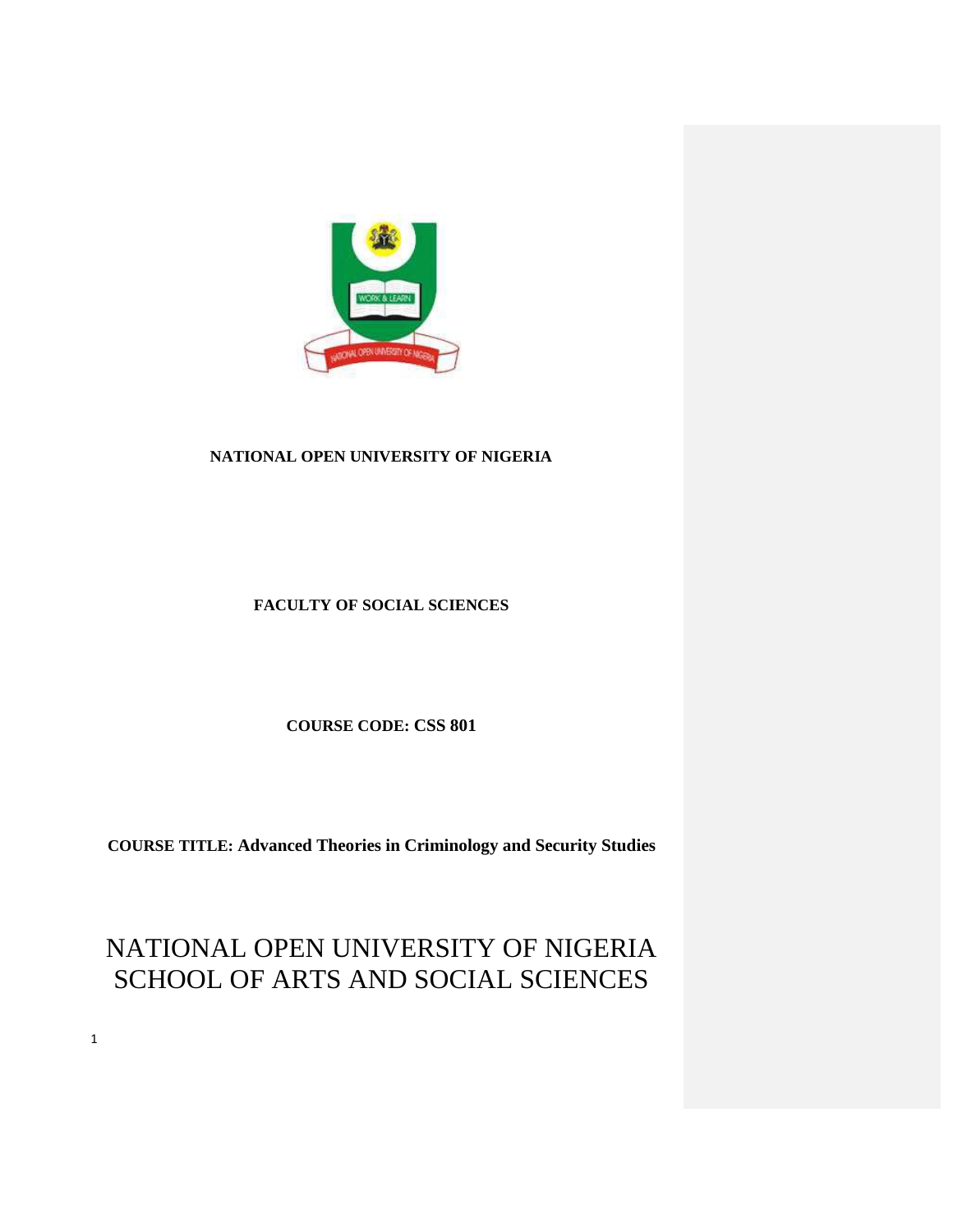**NATIONAL OPEN UNIVERSITY OF NIGERIA**

**FACULTY OF SOCIAL SCIENCES**

**COURSE CODE: CSS 801**

**COURSE TITLE: Advanced Theories in Criminology and Security Studies**

# NATIONAL OPEN UNIVERSITY OF NIGERIA
# SCHOOL OF ARTS AND SOCIAL SCIENCES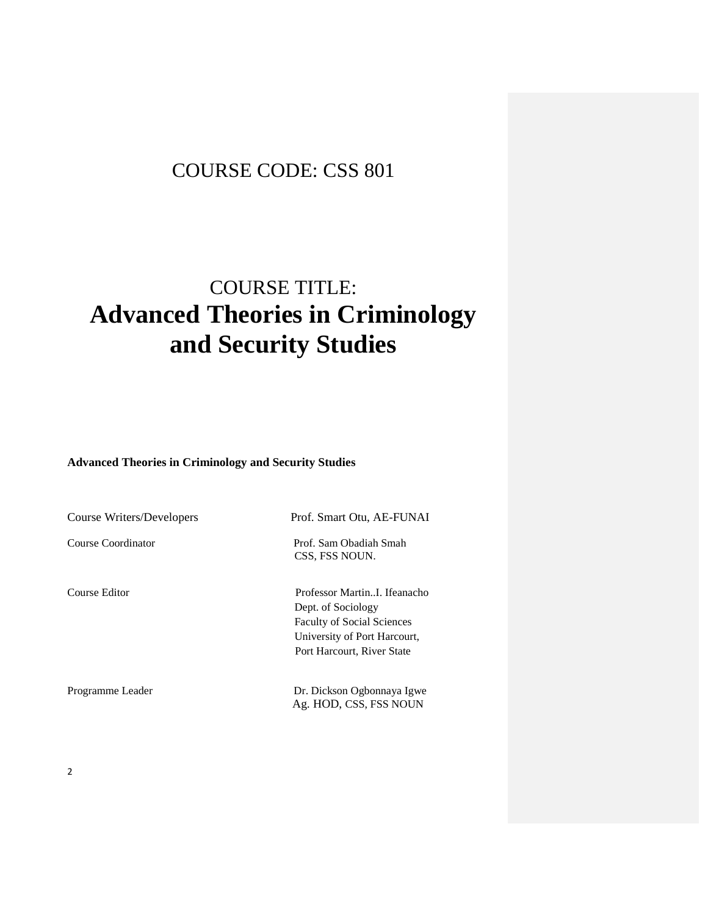# COURSE CODE: CSS 801

# COURSE TITLE:
# Advanced Theories in Criminology and Security Studies

**Advanced Theories in Criminology and Security Studies**

| | |
|---|---|
| Course Writers/Developers | Prof. Smart Otu, AE-FUNAI |
| Course Coordinator | Prof. Sam Obadiah Smah<br>CSS, FSS NOUN. |
| Course Editor | Professor Martin..I. Ifeanacho<br>Dept. of Sociology<br>Faculty of Social Sciences<br>University of Port Harcourt,<br>Port Harcourt, River State |
| Programme Leader | Dr. Dickson Ogbonnaya Igwe<br>Ag. HOD, CSS, FSS NOUN |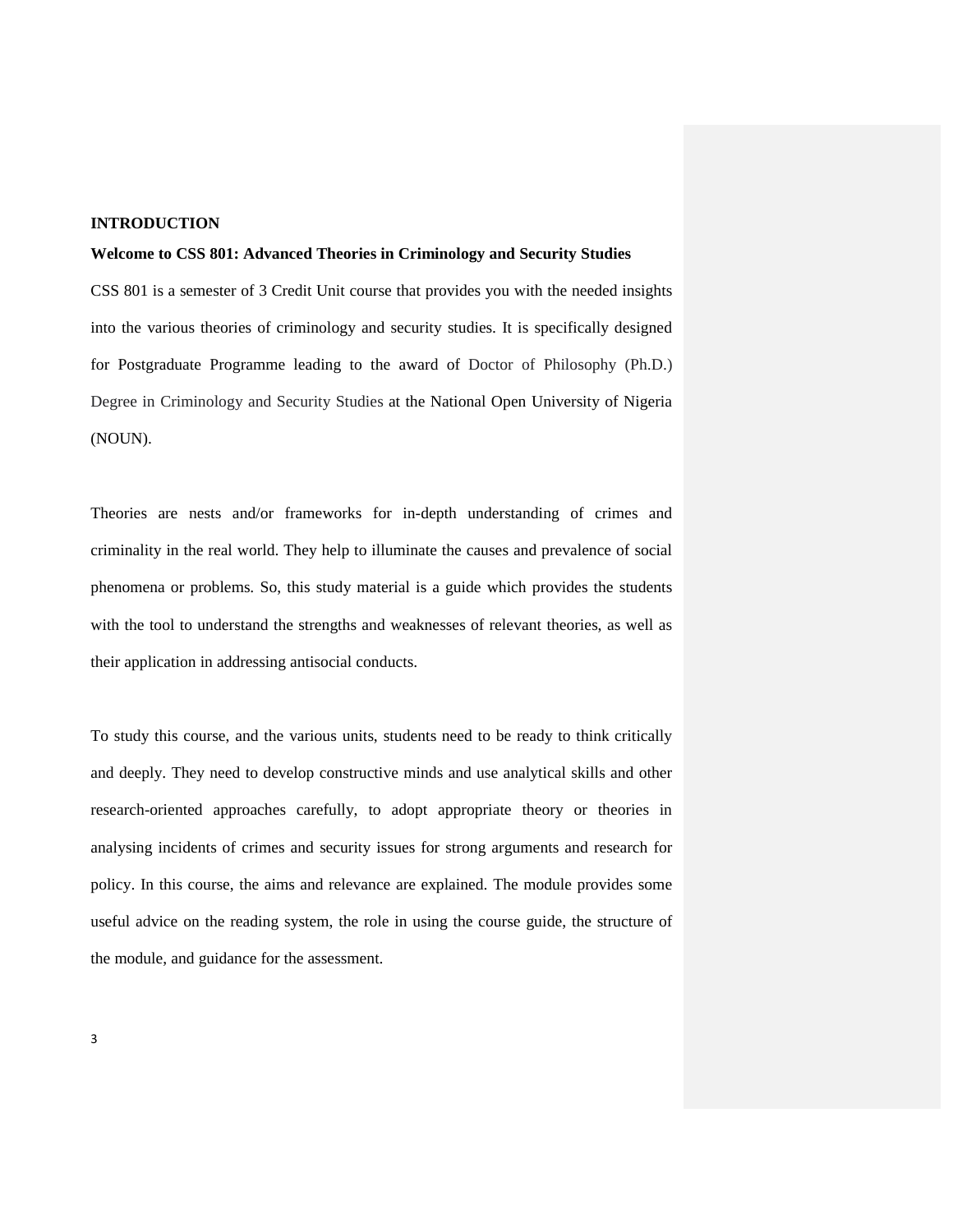## INTRODUCTION

**Welcome to CSS 801: Advanced Theories in Criminology and Security Studies**

CSS 801 is a semester of 3 Credit Unit course that provides you with the needed insights into the various theories of criminology and security studies. It is specifically designed for Postgraduate Programme leading to the award of Doctor of Philosophy (Ph.D.) Degree in Criminology and Security Studies at the National Open University of Nigeria (NOUN).

Theories are nests and/or frameworks for in-depth understanding of crimes and criminality in the real world. They help to illuminate the causes and prevalence of social phenomena or problems. So, this study material is a guide which provides the students with the tool to understand the strengths and weaknesses of relevant theories, as well as their application in addressing antisocial conducts.

To study this course, and the various units, students need to be ready to think critically and deeply. They need to develop constructive minds and use analytical skills and other research-oriented approaches carefully, to adopt appropriate theory or theories in analysing incidents of crimes and security issues for strong arguments and research for policy. In this course, the aims and relevance are explained. The module provides some useful advice on the reading system, the role in using the course guide, the structure of the module, and guidance for the assessment.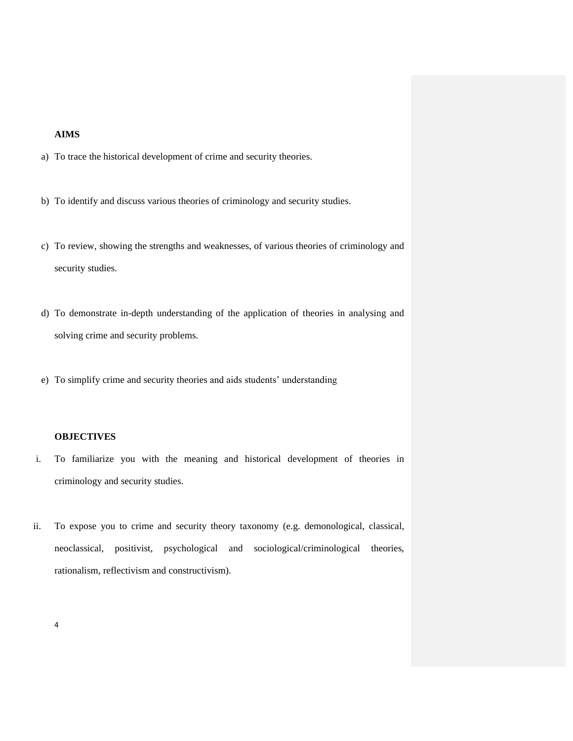**AIMS**

a) To trace the historical development of crime and security theories.

b) To identify and discuss various theories of criminology and security studies.

c) To review, showing the strengths and weaknesses, of various theories of criminology and security studies.

d) To demonstrate in-depth understanding of the application of theories in analysing and solving crime and security problems.

e) To simplify crime and security theories and aids students' understanding

**OBJECTIVES**

i. To familiarize you with the meaning and historical development of theories in criminology and security studies.

ii. To expose you to crime and security theory taxonomy (e.g. demonological, classical, neoclassical, positivist, psychological and sociological/criminological theories, rationalism, reflectivism and constructivism).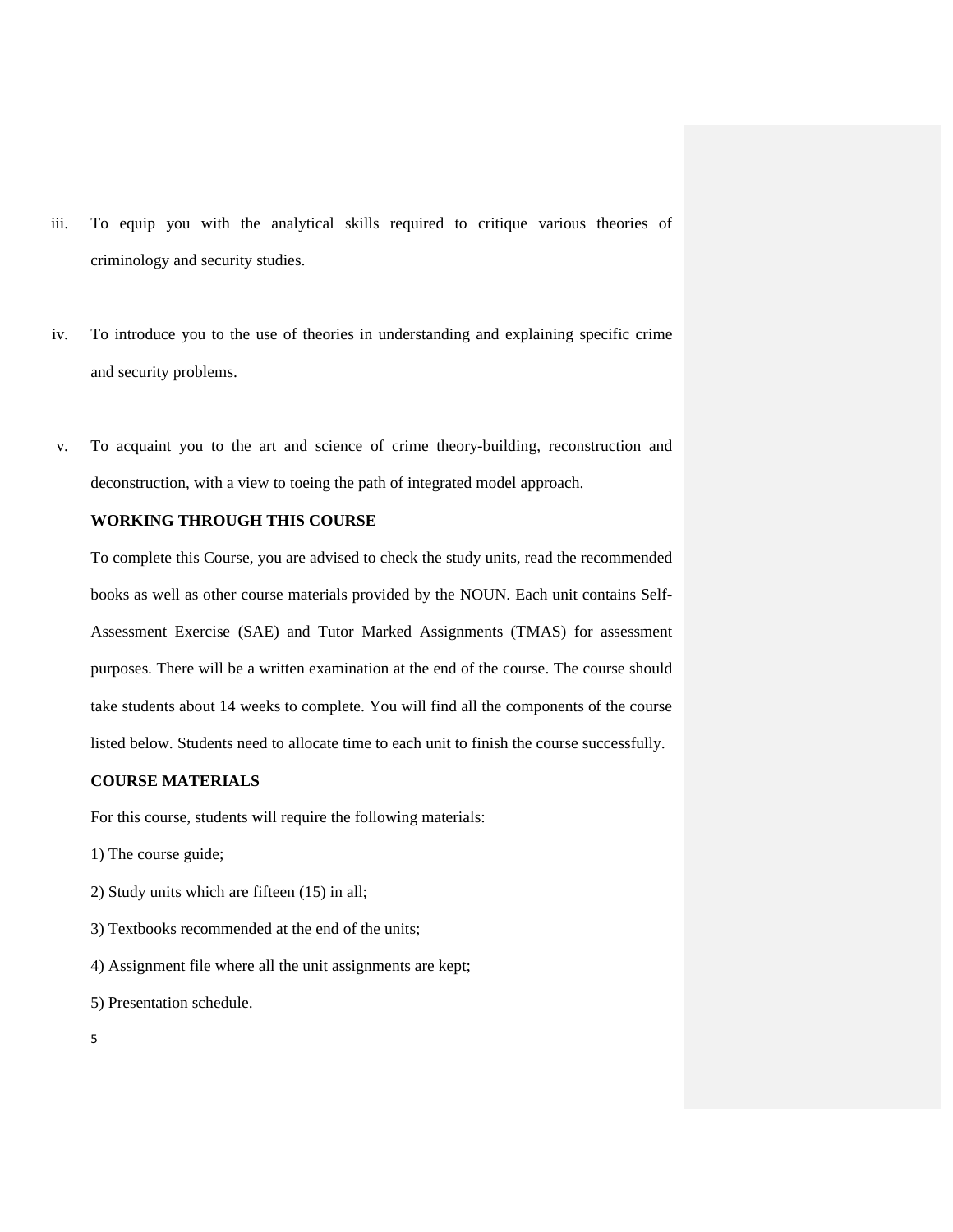iii. To equip you with the analytical skills required to critique various theories of criminology and security studies.

iv. To introduce you to the use of theories in understanding and explaining specific crime and security problems.

v. To acquaint you to the art and science of crime theory-building, reconstruction and deconstruction, with a view to toeing the path of integrated model approach.

**WORKING THROUGH THIS COURSE**

To complete this Course, you are advised to check the study units, read the recommended books as well as other course materials provided by the NOUN. Each unit contains Self-Assessment Exercise (SAE) and Tutor Marked Assignments (TMAS) for assessment purposes. There will be a written examination at the end of the course. The course should take students about 14 weeks to complete. You will find all the components of the course listed below. Students need to allocate time to each unit to finish the course successfully.

**COURSE MATERIALS**

For this course, students will require the following materials:

1) The course guide;

2) Study units which are fifteen (15) in all;

3) Textbooks recommended at the end of the units;

4) Assignment file where all the unit assignments are kept;

5) Presentation schedule.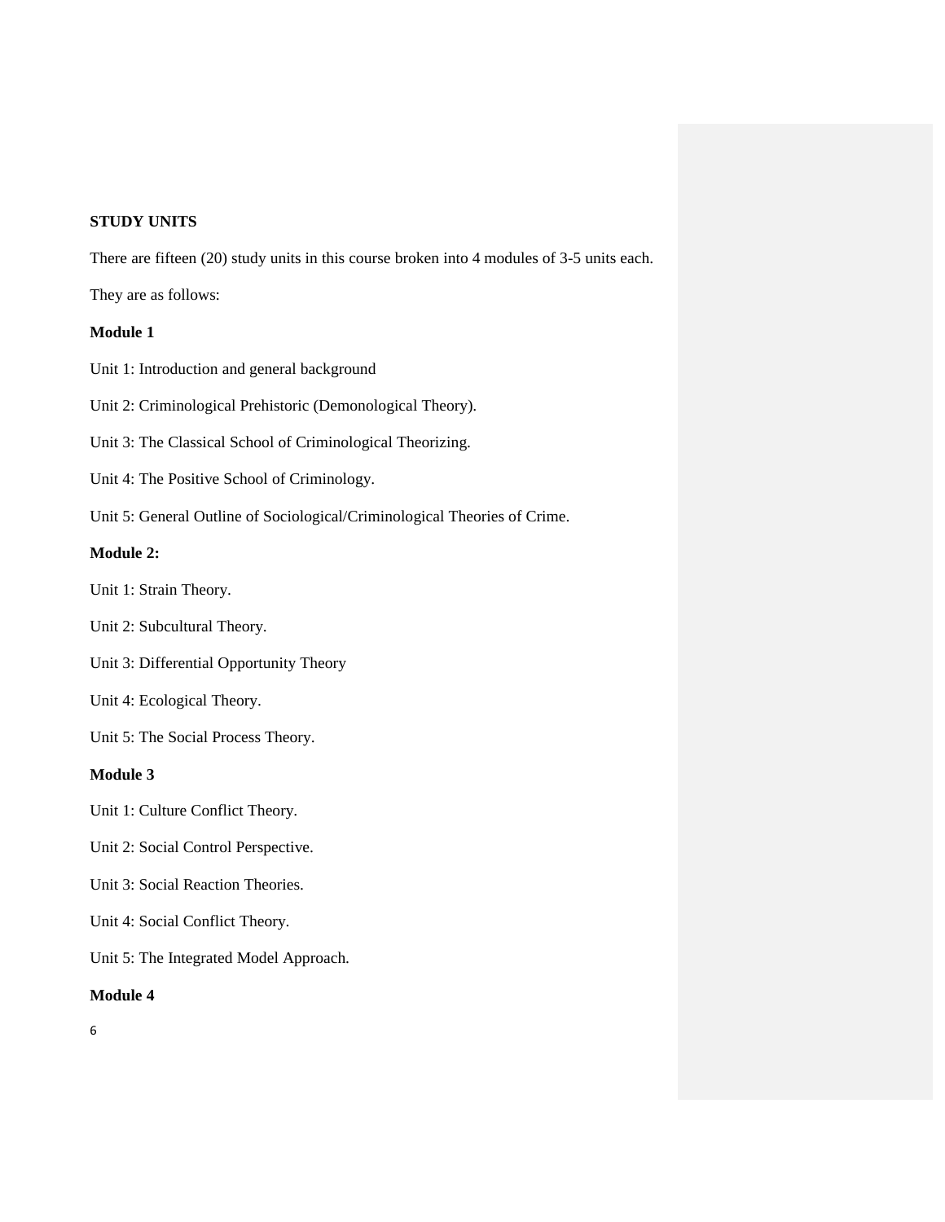**STUDY UNITS**

There are fifteen (20) study units in this course broken into 4 modules of 3-5 units each.

They are as follows:

**Module 1**

Unit 1: Introduction and general background

Unit 2: Criminological Prehistoric (Demonological Theory).

Unit 3: The Classical School of Criminological Theorizing.

Unit 4: The Positive School of Criminology.

Unit 5: General Outline of Sociological/Criminological Theories of Crime.

**Module 2:**

Unit 1: Strain Theory.

Unit 2: Subcultural Theory.

Unit 3: Differential Opportunity Theory

Unit 4: Ecological Theory.

Unit 5: The Social Process Theory.

**Module 3**

Unit 1: Culture Conflict Theory.

Unit 2: Social Control Perspective.

Unit 3: Social Reaction Theories.

Unit 4: Social Conflict Theory.

Unit 5: The Integrated Model Approach.

**Module 4**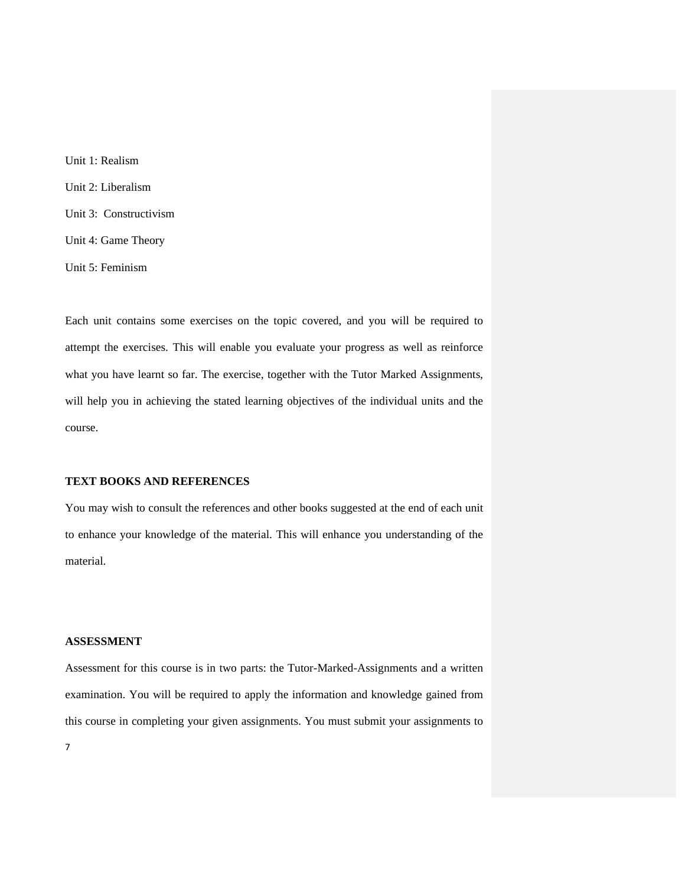Unit 1: Realism

Unit 2: Liberalism

Unit 3: Constructivism

Unit 4: Game Theory

Unit 5: Feminism

Each unit contains some exercises on the topic covered, and you will be required to attempt the exercises. This will enable you evaluate your progress as well as reinforce what you have learnt so far. The exercise, together with the Tutor Marked Assignments, will help you in achieving the stated learning objectives of the individual units and the course.

**TEXT BOOKS AND REFERENCES**

You may wish to consult the references and other books suggested at the end of each unit to enhance your knowledge of the material. This will enhance you understanding of the material.

**ASSESSMENT**

Assessment for this course is in two parts: the Tutor-Marked-Assignments and a written examination. You will be required to apply the information and knowledge gained from this course in completing your given assignments. You must submit your assignments to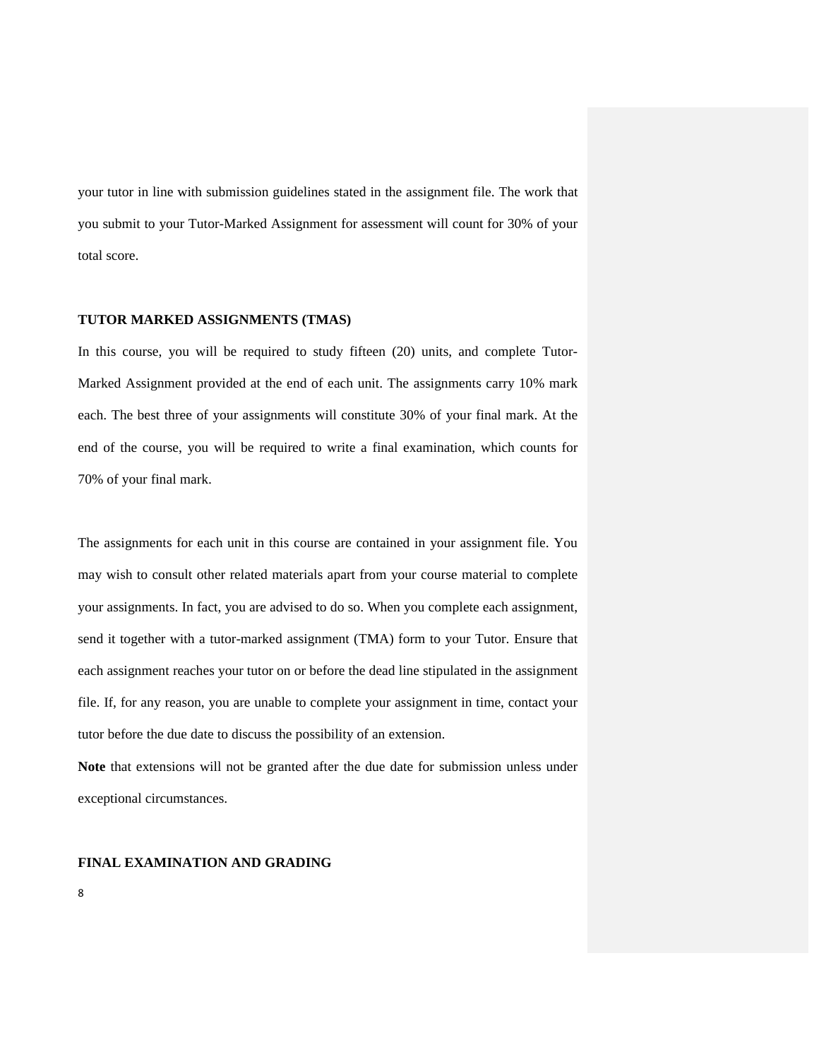your tutor in line with submission guidelines stated in the assignment file. The work that you submit to your Tutor-Marked Assignment for assessment will count for 30% of your total score.

**TUTOR MARKED ASSIGNMENTS (TMAS)**

In this course, you will be required to study fifteen (20) units, and complete Tutor-Marked Assignment provided at the end of each unit. The assignments carry 10% mark each. The best three of your assignments will constitute 30% of your final mark. At the end of the course, you will be required to write a final examination, which counts for 70% of your final mark.

The assignments for each unit in this course are contained in your assignment file. You may wish to consult other related materials apart from your course material to complete your assignments. In fact, you are advised to do so. When you complete each assignment, send it together with a tutor-marked assignment (TMA) form to your Tutor. Ensure that each assignment reaches your tutor on or before the dead line stipulated in the assignment file. If, for any reason, you are unable to complete your assignment in time, contact your tutor before the due date to discuss the possibility of an extension.

**Note** that extensions will not be granted after the due date for submission unless under exceptional circumstances.

**FINAL EXAMINATION AND GRADING**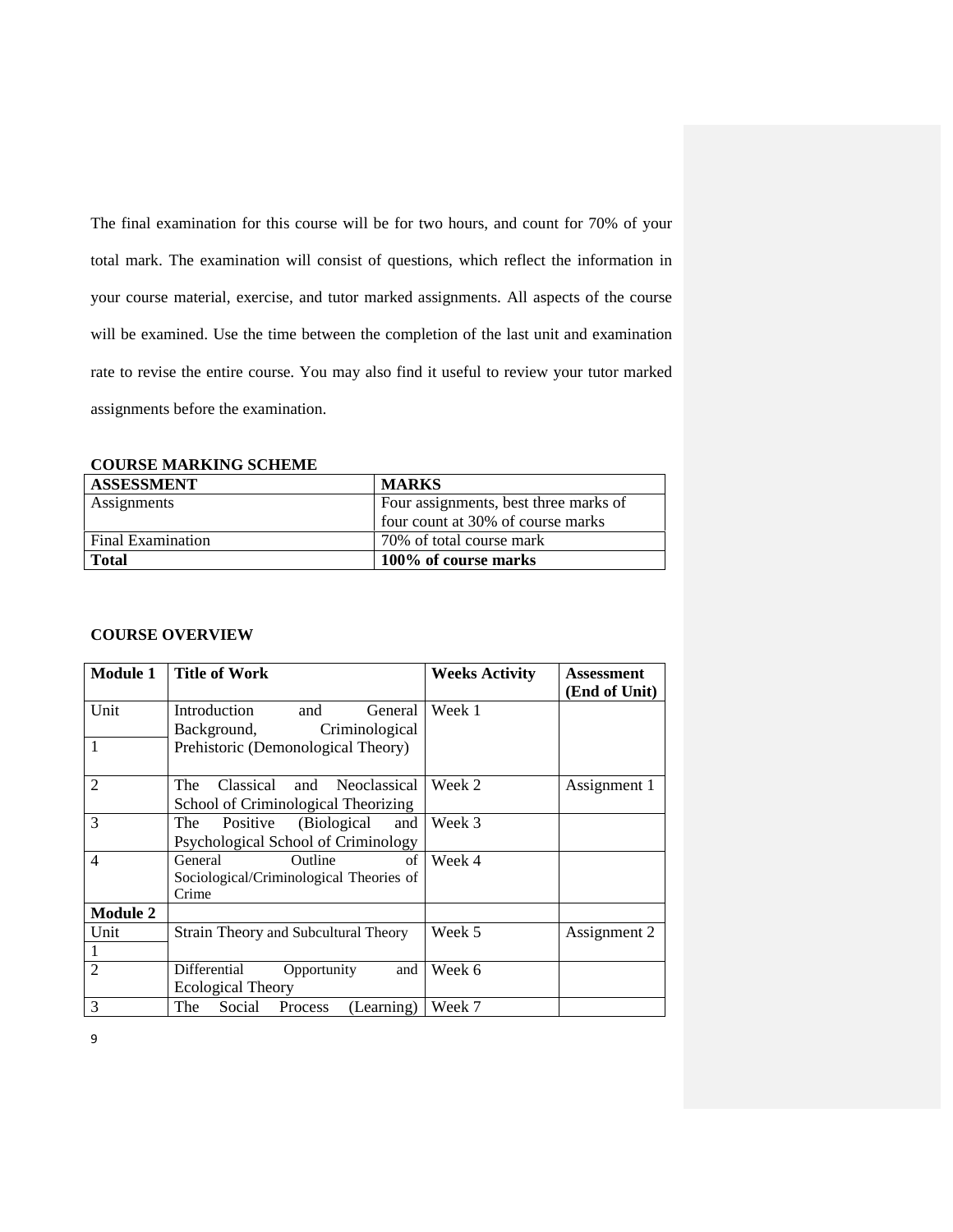The final examination for this course will be for two hours, and count for 70% of your total mark. The examination will consist of questions, which reflect the information in your course material, exercise, and tutor marked assignments. All aspects of the course will be examined. Use the time between the completion of the last unit and examination rate to revise the entire course. You may also find it useful to review your tutor marked assignments before the examination.

**COURSE MARKING SCHEME**

| ASSESSMENT | MARKS |
|---|---|
| Assignments | Four assignments, best three marks of four count at 30% of course marks |
| Final Examination | 70% of total course mark |
| **Total** | **100% of course marks** |

**COURSE OVERVIEW**

| Module 1 | Title of Work | Weeks Activity | Assessment (End of Unit) |
|---|---|---|---|
| Unit 1 | Introduction and General Background, Criminological Prehistoric (Demonological Theory) | Week 1 | |
| 2 | The Classical and Neoclassical School of Criminological Theorizing | Week 2 | Assignment 1 |
| 3 | The Positive (Biological and Psychological School of Criminology | Week 3 | |
| 4 | General Outline of Sociological/Criminological Theories of Crime | Week 4 | |
| **Module 2** | | | |
| Unit 1 | Strain Theory and Subcultural Theory | Week 5 | Assignment 2 |
| 2 | Differential Opportunity and Ecological Theory | Week 6 | |
| 3 | The Social Process (Learning) | Week 7 | |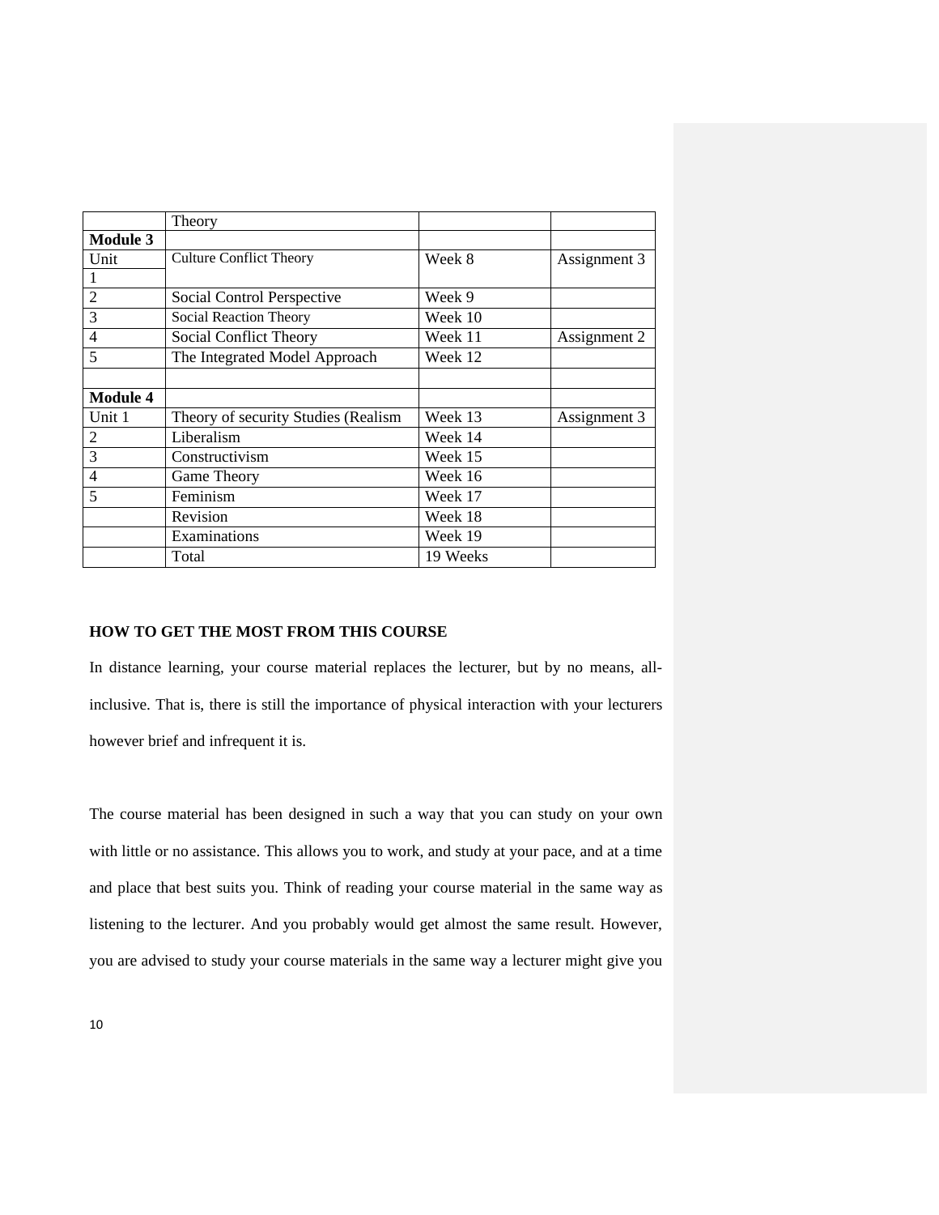|  | Theory |  |  |
|---|---|---|---|
| **Module 3** |  |  |  |
| Unit 1 | Culture Conflict Theory | Week 8 | Assignment 3 |
| 2 | Social Control Perspective | Week 9 |  |
| 3 | Social Reaction Theory | Week 10 |  |
| 4 | Social Conflict Theory | Week 11 | Assignment 2 |
| 5 | The Integrated Model Approach | Week 12 |  |
|  |  |  |  |
| **Module 4** |  |  |  |
| Unit 1 | Theory of security Studies (Realism | Week 13 | Assignment 3 |
| 2 | Liberalism | Week 14 |  |
| 3 | Constructivism | Week 15 |  |
| 4 | Game Theory | Week 16 |  |
| 5 | Feminism | Week 17 |  |
|  | Revision | Week 18 |  |
|  | Examinations | Week 19 |  |
|  | Total | 19 Weeks |  |

**HOW TO GET THE MOST FROM THIS COURSE**

In distance learning, your course material replaces the lecturer, but by no means, all-inclusive. That is, there is still the importance of physical interaction with your lecturers however brief and infrequent it is.

The course material has been designed in such a way that you can study on your own with little or no assistance. This allows you to work, and study at your pace, and at a time and place that best suits you. Think of reading your course material in the same way as listening to the lecturer. And you probably would get almost the same result. However, you are advised to study your course materials in the same way a lecturer might give you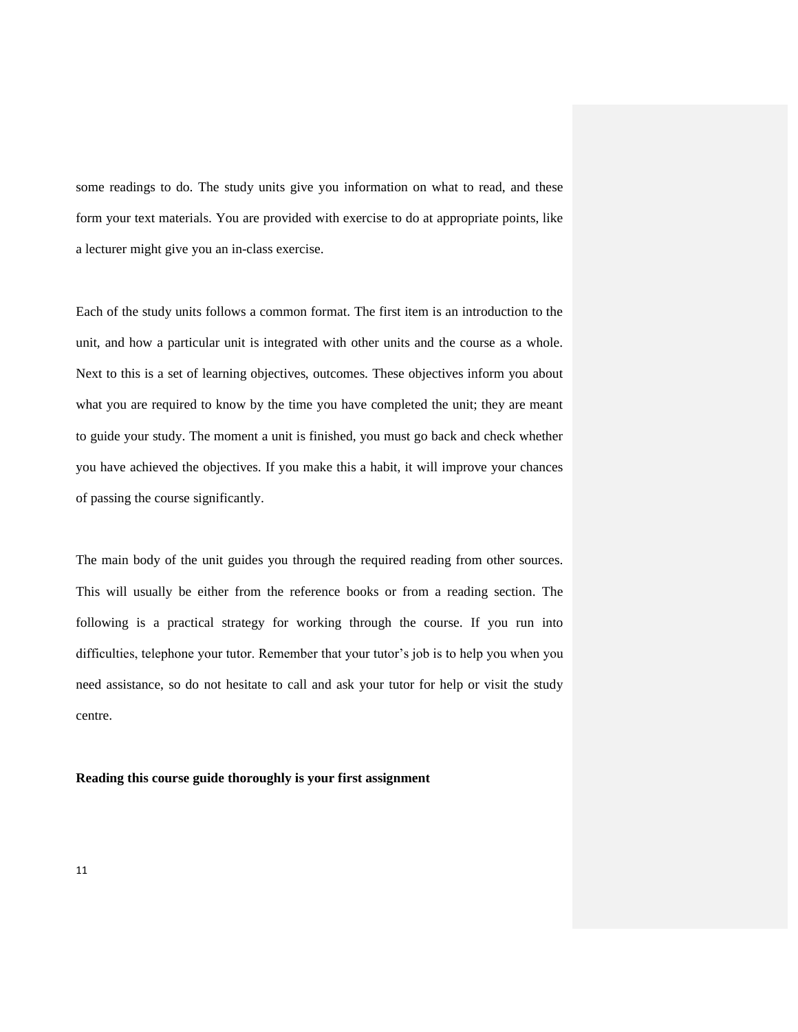some readings to do. The study units give you information on what to read, and these form your text materials. You are provided with exercise to do at appropriate points, like a lecturer might give you an in-class exercise.

Each of the study units follows a common format. The first item is an introduction to the unit, and how a particular unit is integrated with other units and the course as a whole. Next to this is a set of learning objectives, outcomes. These objectives inform you about what you are required to know by the time you have completed the unit; they are meant to guide your study. The moment a unit is finished, you must go back and check whether you have achieved the objectives. If you make this a habit, it will improve your chances of passing the course significantly.

The main body of the unit guides you through the required reading from other sources. This will usually be either from the reference books or from a reading section. The following is a practical strategy for working through the course. If you run into difficulties, telephone your tutor. Remember that your tutor's job is to help you when you need assistance, so do not hesitate to call and ask your tutor for help or visit the study centre.

**Reading this course guide thoroughly is your first assignment**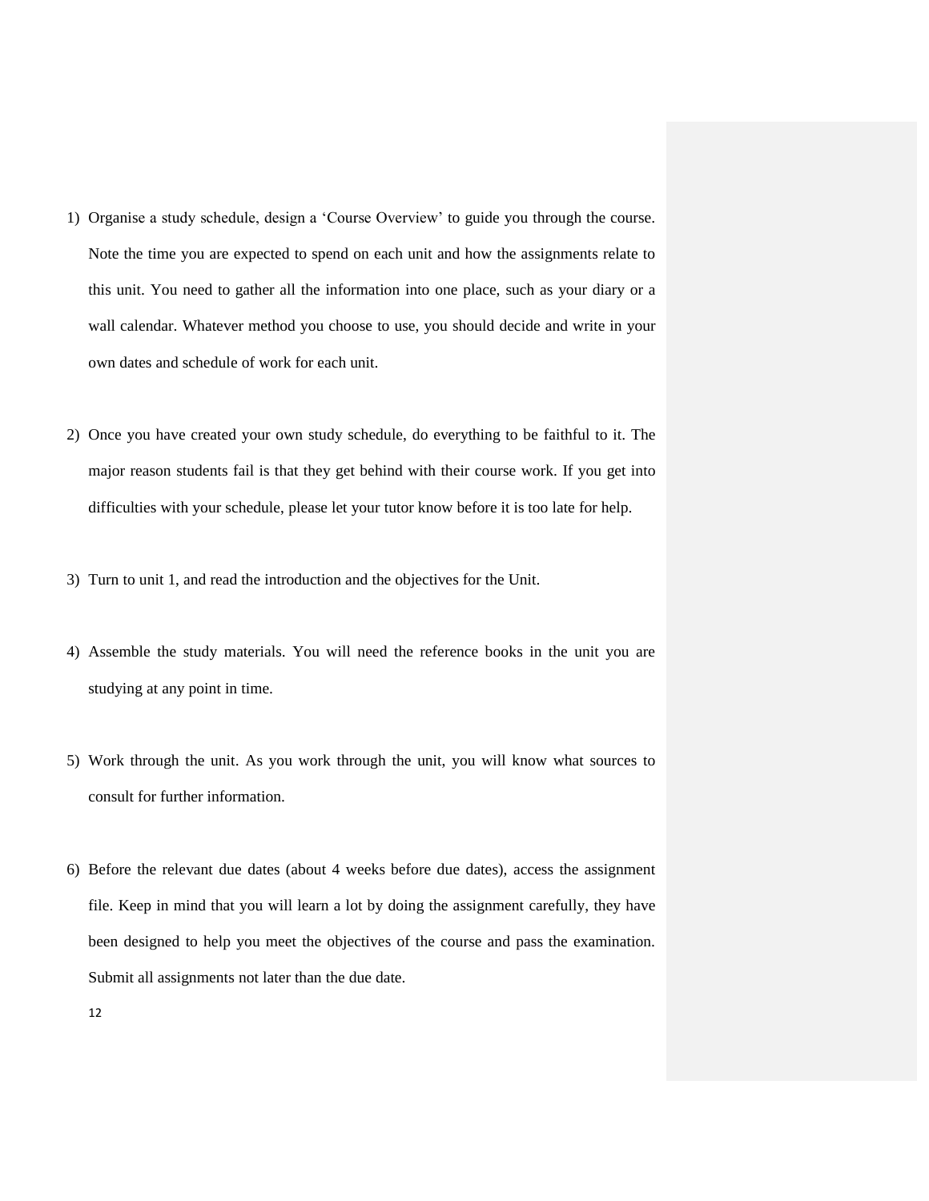1) Organise a study schedule, design a 'Course Overview' to guide you through the course. Note the time you are expected to spend on each unit and how the assignments relate to this unit. You need to gather all the information into one place, such as your diary or a wall calendar. Whatever method you choose to use, you should decide and write in your own dates and schedule of work for each unit.

2) Once you have created your own study schedule, do everything to be faithful to it. The major reason students fail is that they get behind with their course work. If you get into difficulties with your schedule, please let your tutor know before it is too late for help.

3) Turn to unit 1, and read the introduction and the objectives for the Unit.

4) Assemble the study materials. You will need the reference books in the unit you are studying at any point in time.

5) Work through the unit. As you work through the unit, you will know what sources to consult for further information.

6) Before the relevant due dates (about 4 weeks before due dates), access the assignment file. Keep in mind that you will learn a lot by doing the assignment carefully, they have been designed to help you meet the objectives of the course and pass the examination. Submit all assignments not later than the due date.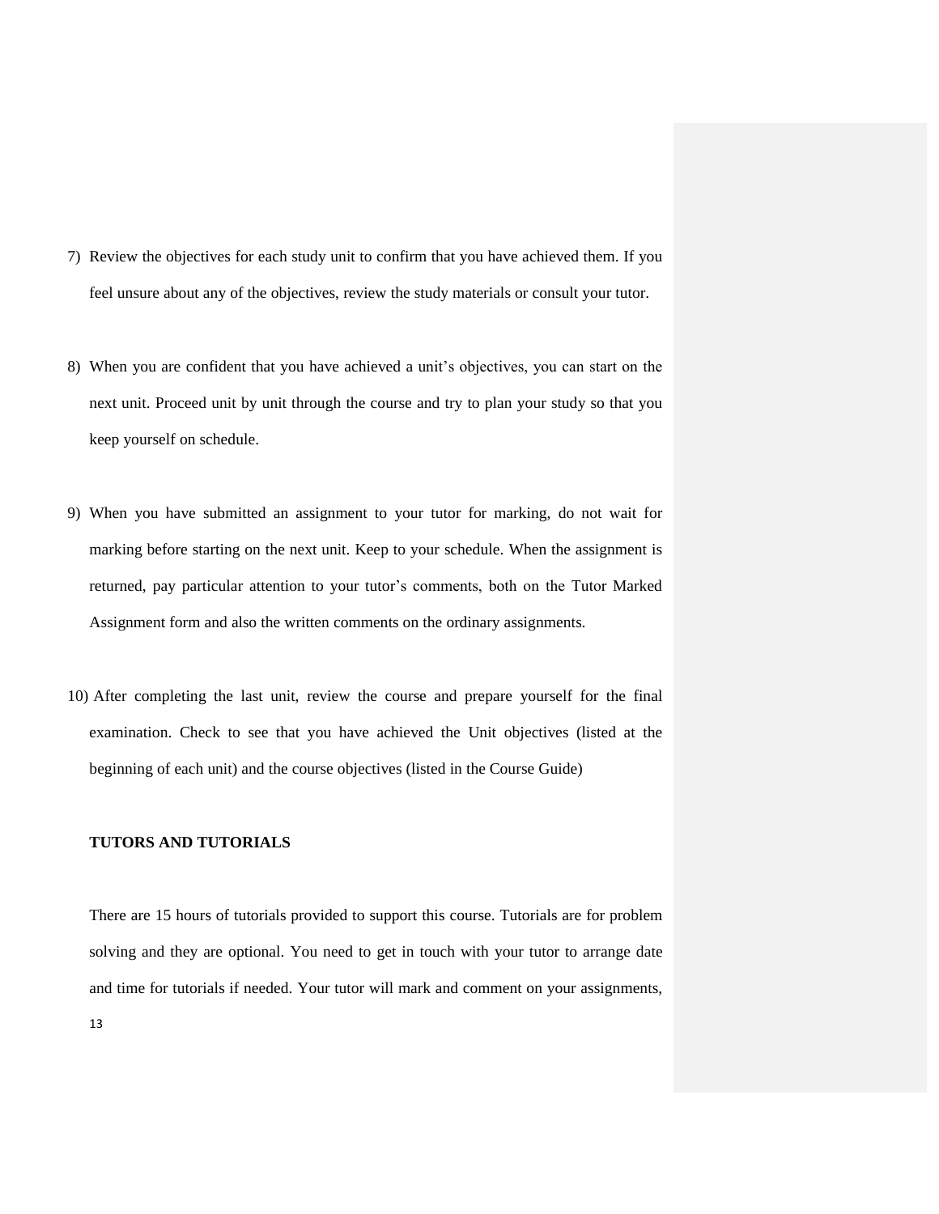7) Review the objectives for each study unit to confirm that you have achieved them. If you feel unsure about any of the objectives, review the study materials or consult your tutor.

8) When you are confident that you have achieved a unit's objectives, you can start on the next unit. Proceed unit by unit through the course and try to plan your study so that you keep yourself on schedule.

9) When you have submitted an assignment to your tutor for marking, do not wait for marking before starting on the next unit. Keep to your schedule. When the assignment is returned, pay particular attention to your tutor's comments, both on the Tutor Marked Assignment form and also the written comments on the ordinary assignments.

10) After completing the last unit, review the course and prepare yourself for the final examination. Check to see that you have achieved the Unit objectives (listed at the beginning of each unit) and the course objectives (listed in the Course Guide)

**TUTORS AND TUTORIALS**

There are 15 hours of tutorials provided to support this course. Tutorials are for problem solving and they are optional. You need to get in touch with your tutor to arrange date and time for tutorials if needed. Your tutor will mark and comment on your assignments,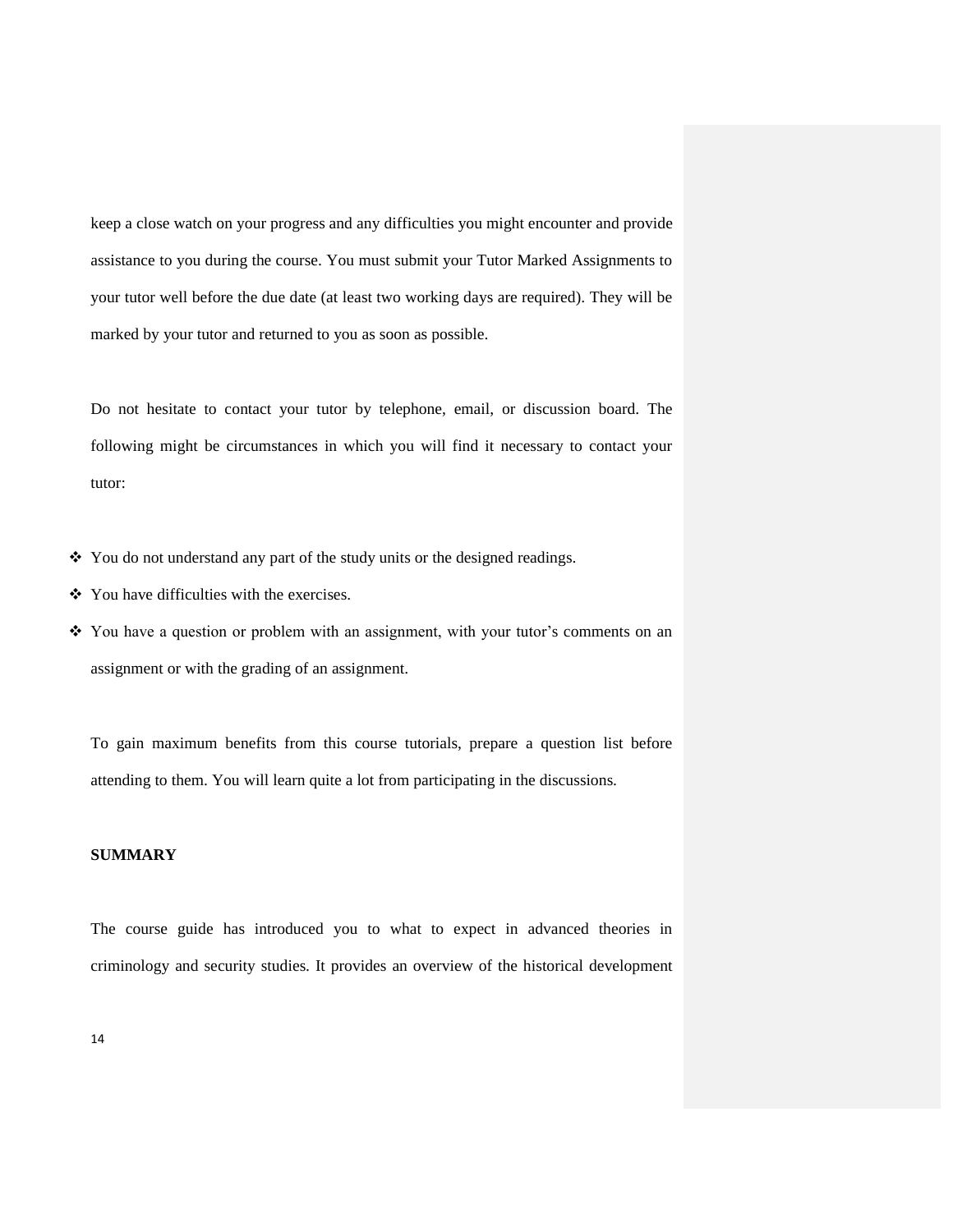keep a close watch on your progress and any difficulties you might encounter and provide assistance to you during the course. You must submit your Tutor Marked Assignments to your tutor well before the due date (at least two working days are required). They will be marked by your tutor and returned to you as soon as possible.

Do not hesitate to contact your tutor by telephone, email, or discussion board. The following might be circumstances in which you will find it necessary to contact your tutor:

- You do not understand any part of the study units or the designed readings.
- You have difficulties with the exercises.
- You have a question or problem with an assignment, with your tutor's comments on an assignment or with the grading of an assignment.

To gain maximum benefits from this course tutorials, prepare a question list before attending to them. You will learn quite a lot from participating in the discussions.

**SUMMARY**

The course guide has introduced you to what to expect in advanced theories in criminology and security studies. It provides an overview of the historical development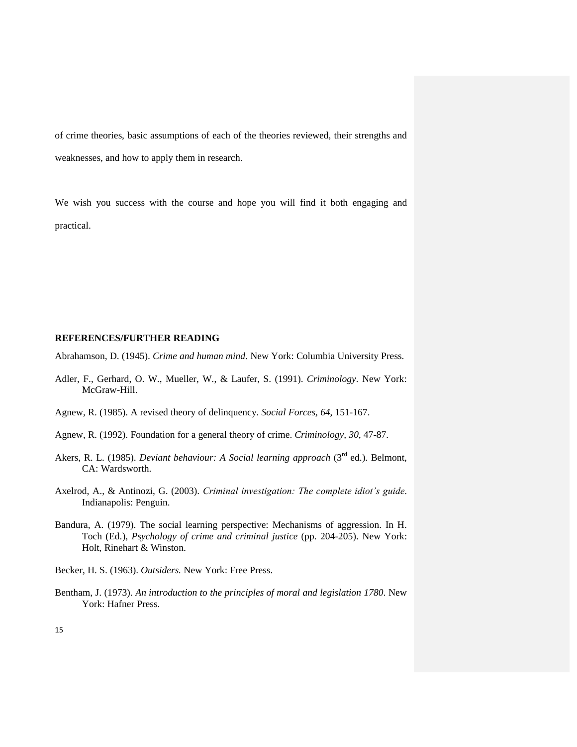of crime theories, basic assumptions of each of the theories reviewed, their strengths and weaknesses, and how to apply them in research.

We wish you success with the course and hope you will find it both engaging and practical.

**REFERENCES/FURTHER READING**

Abrahamson, D. (1945). *Crime and human mind*. New York: Columbia University Press.

Adler, F., Gerhard, O. W., Mueller, W., & Laufer, S. (1991). *Criminology*. New York: McGraw-Hill.

Agnew, R. (1985). A revised theory of delinquency. *Social Forces, 64*, 151-167.

Agnew, R. (1992). Foundation for a general theory of crime. *Criminology, 30*, 47-87.

Akers, R. L. (1985). *Deviant behaviour: A Social learning approach* (3rd ed.). Belmont, CA: Wardsworth.

Axelrod, A., & Antinozi, G. (2003). *Criminal investigation: The complete idiot's guide*. Indianapolis: Penguin.

Bandura, A. (1979). The social learning perspective: Mechanisms of aggression. In H. Toch (Ed.), *Psychology of crime and criminal justice* (pp. 204-205). New York: Holt, Rinehart & Winston.

Becker, H. S. (1963). *Outsiders.* New York: Free Press.

Bentham, J. (1973). *An introduction to the principles of moral and legislation 1780*. New York: Hafner Press.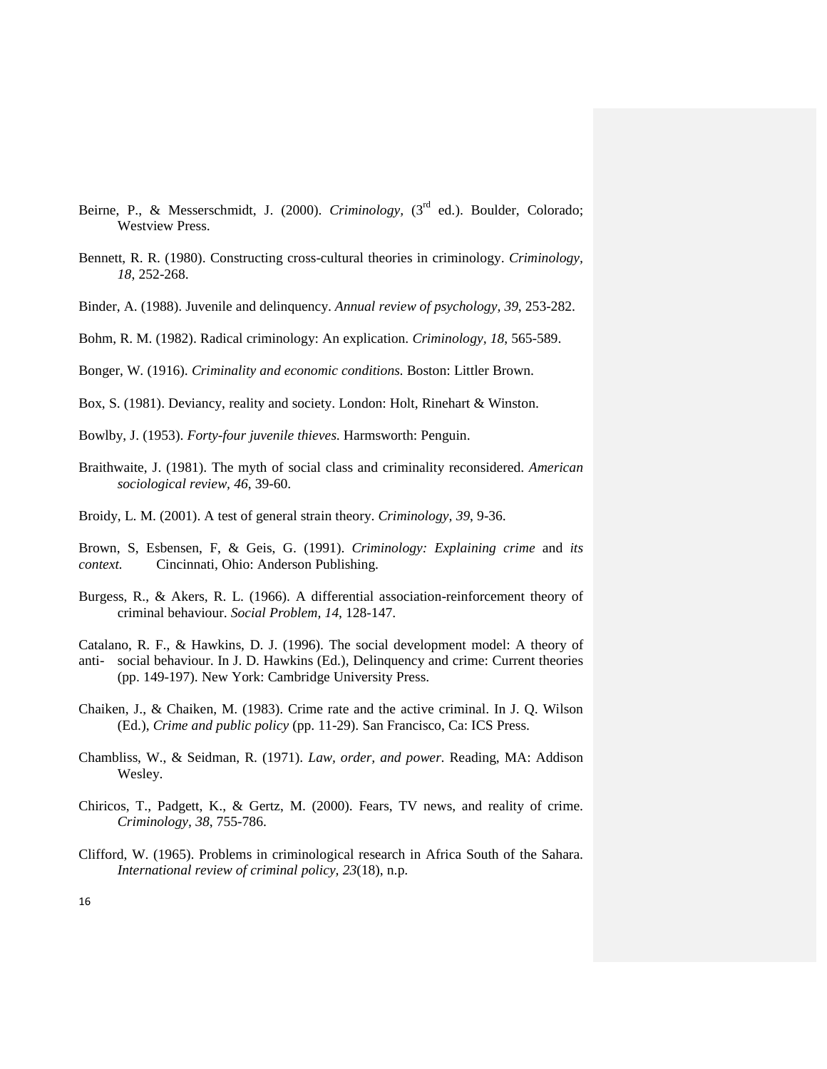Beirne, P., & Messerschmidt, J. (2000). *Criminology,* (3rd ed.). Boulder, Colorado; Westview Press.

Bennett, R. R. (1980). Constructing cross-cultural theories in criminology. *Criminology*, *18*, 252-268.

Binder, A. (1988). Juvenile and delinquency. *Annual review of psychology, 39*, 253-282.

Bohm, R. M. (1982). Radical criminology: An explication. *Criminology, 18*, 565-589.

Bonger, W. (1916). *Criminality and economic conditions.* Boston: Littler Brown.

Box, S. (1981). Deviancy, reality and society. London: Holt, Rinehart & Winston.

Bowlby, J. (1953). *Forty-four juvenile thieves.* Harmsworth: Penguin.

Braithwaite, J. (1981). The myth of social class and criminality reconsidered. *American sociological review*, *46*, 39-60.

Broidy, L. M. (2001). A test of general strain theory. *Criminology, 39*, 9-36.

Brown, S, Esbensen, F, & Geis, G. (1991). *Criminology: Explaining crime* and *its context.* Cincinnati, Ohio: Anderson Publishing.

Burgess, R., & Akers, R. L. (1966). A differential association-reinforcement theory of criminal behaviour. *Social Problem, 14*, 128-147.

Catalano, R. F., & Hawkins, D. J. (1996). The social development model: A theory of anti- social behaviour. In J. D. Hawkins (Ed.), Delinquency and crime: Current theories (pp. 149-197). New York: Cambridge University Press.

Chaiken, J., & Chaiken, M. (1983). Crime rate and the active criminal. In J. Q. Wilson (Ed.), *Crime and public policy* (pp. 11-29). San Francisco, Ca: ICS Press.

Chambliss, W., & Seidman, R. (1971). *Law, order, and power.* Reading, MA: Addison Wesley.

Chiricos, T., Padgett, K., & Gertz, M. (2000). Fears, TV news, and reality of crime. *Criminology, 38*, 755-786.

Clifford, W. (1965). Problems in criminological research in Africa South of the Sahara. *International review of criminal policy, 23*(18), n.p.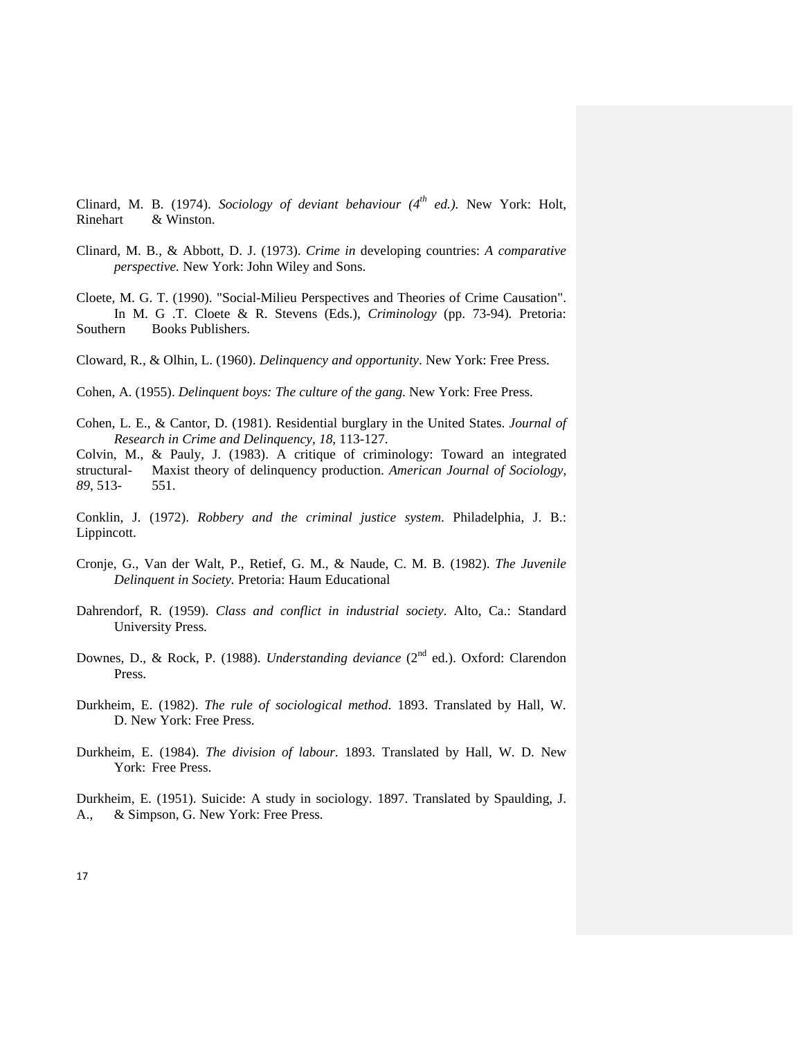Clinard, M. B. (1974). *Sociology of deviant behaviour (4th ed.)*. New York: Holt, Rinehart & Winston.

Clinard, M. B., & Abbott, D. J. (1973). *Crime in* developing countries: *A comparative perspective.* New York: John Wiley and Sons.

Cloete, M. G. T. (1990). "Social-Milieu Perspectives and Theories of Crime Causation". In M. G .T. Cloete & R. Stevens (Eds.), *Criminology* (pp. 73-94). Pretoria: Southern Books Publishers.

Cloward, R., & Olhin, L. (1960). *Delinquency and opportunity*. New York: Free Press.

Cohen, A. (1955). *Delinquent boys: The culture of the gang*. New York: Free Press.

Cohen, L. E., & Cantor, D. (1981). Residential burglary in the United States. *Journal of Research in Crime and Delinquency, 18*, 113-127.

Colvin, M., & Pauly, J. (1983). A critique of criminology: Toward an integrated structural- Maxist theory of delinquency production. *American Journal of Sociology*, *89*, 513- 551.

Conklin, J. (1972). *Robbery and the criminal justice system*. Philadelphia, J. B.: Lippincott.

Cronje, G., Van der Walt, P., Retief, G. M., & Naude, C. M. B. (1982). *The Juvenile Delinquent in Society.* Pretoria: Haum Educational

Dahrendorf, R. (1959). *Class and conflict in industrial society*. Alto, Ca.: Standard University Press.

Downes, D., & Rock, P. (1988). *Understanding deviance* (2nd ed.). Oxford: Clarendon Press.

Durkheim, E. (1982). *The rule of sociological method*. 1893. Translated by Hall, W. D. New York: Free Press.

Durkheim, E. (1984). *The division of labour*. 1893. Translated by Hall, W. D. New York: Free Press.

Durkheim, E. (1951). Suicide: A study in sociology. 1897. Translated by Spaulding, J. A., & Simpson, G. New York: Free Press.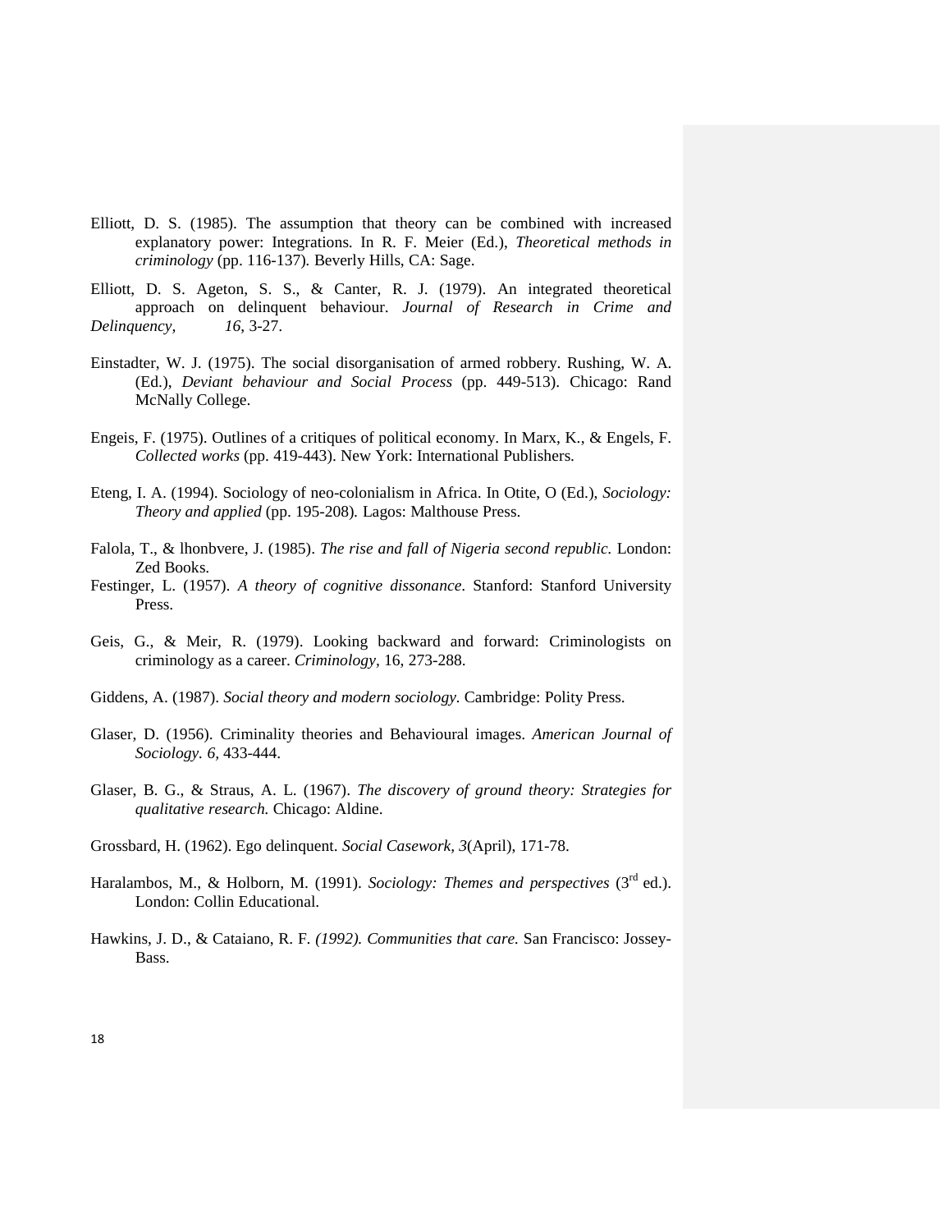Elliott, D. S. (1985). The assumption that theory can be combined with increased explanatory power: Integrations. In R. F. Meier (Ed.), *Theoretical methods in criminology* (pp. 116-137). Beverly Hills, CA: Sage.

Elliott, D. S. Ageton, S. S., & Canter, R. J. (1979). An integrated theoretical approach on delinquent behaviour. *Journal of Research in Crime and Delinquency, 16*, 3-27.

Einstadter, W. J. (1975). The social disorganisation of armed robbery. Rushing, W. A. (Ed.), *Deviant behaviour and Social Process* (pp. 449-513). Chicago: Rand McNally College.

Engeis, F. (1975). Outlines of a critiques of political economy. In Marx, K., & Engels, F. *Collected works* (pp. 419-443). New York: International Publishers.

Eteng, I. A. (1994). Sociology of neo-colonialism in Africa. In Otite, O (Ed.), *Sociology: Theory and applied* (pp. 195-208). Lagos: Malthouse Press.

Falola, T., & lhonbvere, J. (1985). *The rise and fall of Nigeria second republic.* London: Zed Books.

Festinger, L. (1957). *A theory of cognitive dissonance*. Stanford: Stanford University Press.

Geis, G., & Meir, R. (1979). Looking backward and forward: Criminologists on criminology as a career. *Criminology*, 16, 273-288.

Giddens, A. (1987). *Social theory and modern sociology.* Cambridge: Polity Press.

Glaser, D. (1956). Criminality theories and Behavioural images. *American Journal of Sociology. 6*, 433-444.

Glaser, B. G., & Straus, A. L. (1967). *The discovery of ground theory: Strategies for qualitative research.* Chicago: Aldine.

Grossbard, H. (1962). Ego delinquent. *Social Casework, 3*(April), 171-78.

Haralambos, M., & Holborn, M. (1991). *Sociology: Themes and perspectives* (3rd ed.). London: Collin Educational.

Hawkins, J. D., & Cataiano, R. F. *(1992). Communities that care.* San Francisco: Jossey-Bass.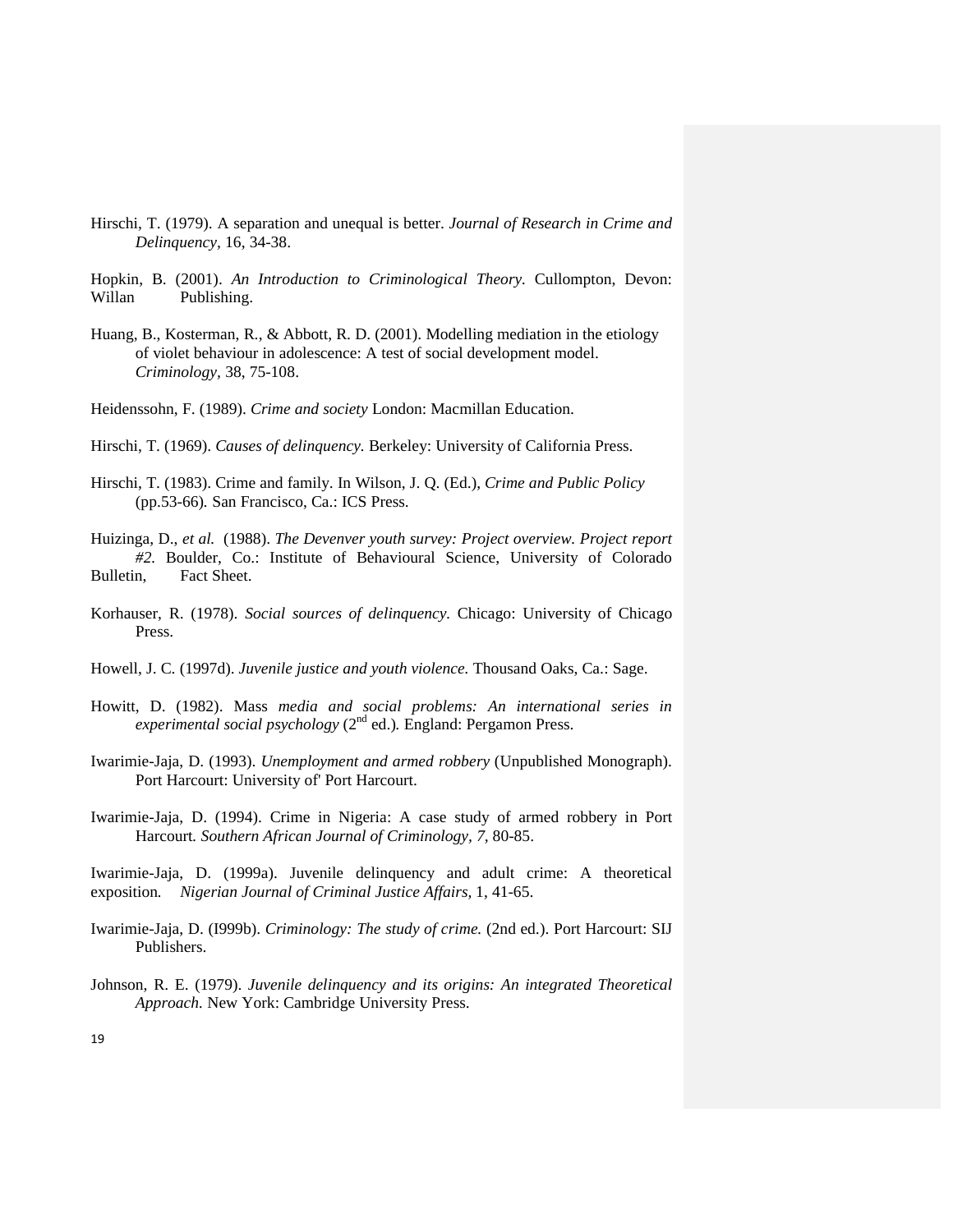Hirschi, T. (1979). A separation and unequal is better. *Journal of Research in Crime and Delinquency*, 16, 34-38.

Hopkin, B. (2001). *An Introduction to Criminological Theory*. Cullompton, Devon: Willan Publishing.

Huang, B., Kosterman, R., & Abbott, R. D. (2001). Modelling mediation in the etiology of violet behaviour in adolescence: A test of social development model. *Criminology*, 38, 75-108.

Heidenssohn, F. (1989). *Crime and society* London: Macmillan Education.

Hirschi, T. (1969). *Causes of delinquency*. Berkeley: University of California Press.

Hirschi, T. (1983). Crime and family. In Wilson, J. Q. (Ed.), *Crime and Public Policy* (pp.53-66)*.* San Francisco, Ca.: ICS Press.

Huizinga, D., *et al.* (1988). *The Devenver youth survey: Project overview. Project report #2.* Boulder, Co.: Institute of Behavioural Science, University of Colorado Bulletin, Fact Sheet.

Korhauser, R. (1978). *Social sources of delinquency*. Chicago: University of Chicago Press.

Howell, J. C. (1997d). *Juvenile justice and youth violence.* Thousand Oaks, Ca.: Sage.

Howitt, D. (1982). Mass *media and social problems: An international series in experimental social psychology* (2nd ed.)*.* England: Pergamon Press.

Iwarimie-Jaja, D. (1993). *Unemployment and armed robbery* (Unpublished Monograph). Port Harcourt: University of' Port Harcourt.

Iwarimie-Jaja, D. (1994). Crime in Nigeria: A case study of armed robbery in Port Harcourt*. Southern African Journal of Criminology, 7,* 80-85.

Iwarimie-Jaja, D. (1999a). Juvenile delinquency and adult crime: A theoretical exposition*. Nigerian Journal of Criminal Justice Affairs*, 1, 41-65.

Iwarimie-Jaja, D. (I999b). *Criminology: The study of crime.* (2nd ed.). Port Harcourt: SIJ Publishers.

Johnson, R. E. (1979). *Juvenile delinquency and its origins: An integrated Theoretical Approach.* New York: Cambridge University Press.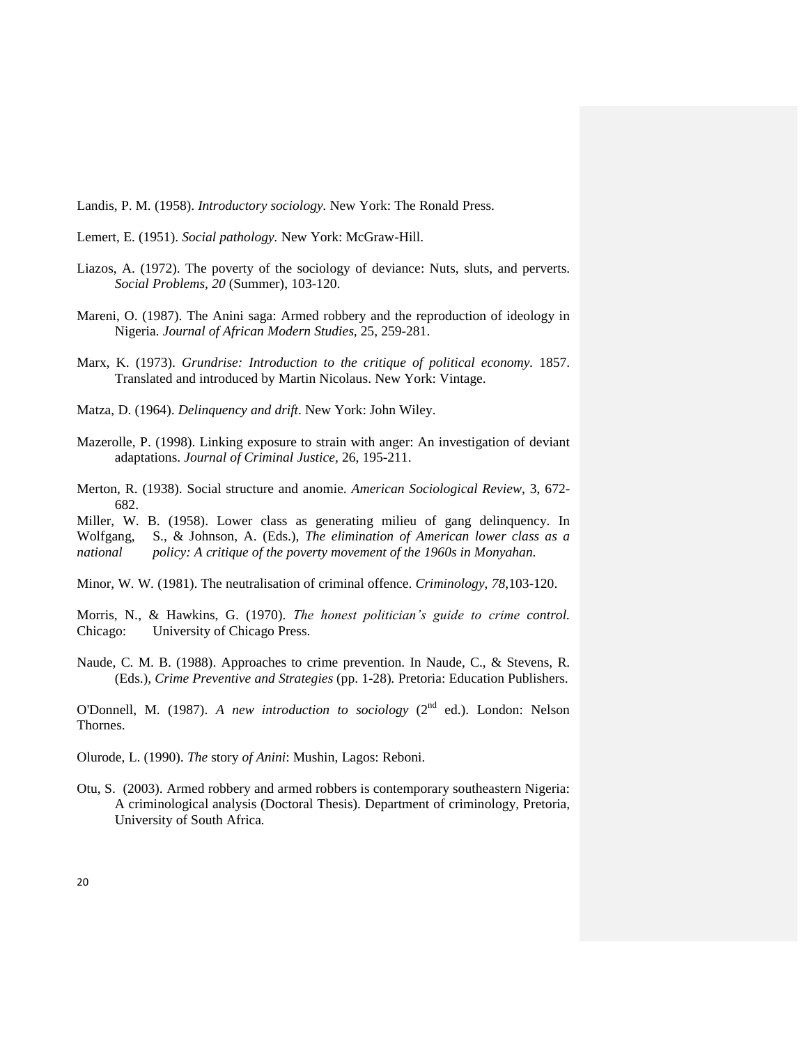Landis, P. M. (1958). *Introductory sociology*. New York: The Ronald Press.

Lemert, E. (1951). *Social pathology*. New York: McGraw-Hill.

Liazos, A. (1972). The poverty of the sociology of deviance: Nuts, sluts, and perverts. *Social Problems, 20* (Summer), 103-120.

Mareni, O. (1987). The Anini saga: Armed robbery and the reproduction of ideology in Nigeria. *Journal of African Modern Studies,* 25, 259-281.

Marx, K. (1973). *Grundrise: Introduction to the critique of political economy*. 1857. Translated and introduced by Martin Nicolaus. New York: Vintage.

Matza, D. (1964). *Delinquency and drift*. New York: John Wiley.

Mazerolle, P. (1998). Linking exposure to strain with anger: An investigation of deviant adaptations. *Journal of Criminal Justice,* 26, 195-211.

Merton, R. (1938). Social structure and anomie. *American Sociological Review*, 3, 672-682.

Miller, W. B. (1958). Lower class as generating milieu of gang delinquency. In Wolfgang, S., & Johnson, A. (Eds.), *The elimination of American lower class as a national policy: A critique of the poverty movement of the 1960s in Monyahan.*

Minor, W. W. (1981). The neutralisation of criminal offence. *Criminology, 78,*103-120.

Morris, N., & Hawkins, G. (1970). *The honest politician's guide to crime control.* Chicago: University of Chicago Press.

Naude, C. M. B. (1988). Approaches to crime prevention. In Naude, C., & Stevens, R. (Eds.), *Crime Preventive and Strategies* (pp. 1-28)*.* Pretoria: Education Publishers.

O'Donnell, M. (1987). *A new introduction to sociology* (2nd ed.). London: Nelson Thornes.

Olurode, L. (1990). *The* story *of Anini*: Mushin, Lagos: Reboni.

Otu, S. (2003). Armed robbery and armed robbers is contemporary southeastern Nigeria: A criminological analysis (Doctoral Thesis). Department of criminology, Pretoria, University of South Africa*.*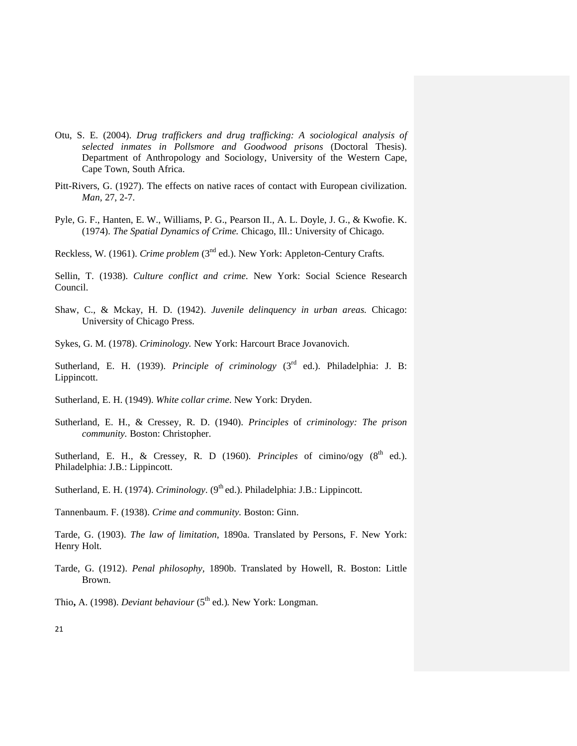Otu, S. E. (2004). *Drug traffickers and drug trafficking: A sociological analysis of selected inmates in Pollsmore and Goodwood prisons* (Doctoral Thesis). Department of Anthropology and Sociology, University of the Western Cape, Cape Town, South Africa.

Pitt-Rivers, G. (1927). The effects on native races of contact with European civilization. *Man*, 27, 2-7.

Pyle, G. F., Hanten, E. W., Williams, P. G., Pearson II., A. L. Doyle, J. G., & Kwofie. K. (1974). *The Spatial Dynamics of Crime.* Chicago, Ill.: University of Chicago.

Reckless, W. (1961). *Crime problem* (3nd ed.). New York: Appleton-Century Crafts.

Sellin, T. (1938). *Culture conflict and crime*. New York: Social Science Research Council.

Shaw, C., & Mckay, H. D. (1942). *Juvenile delinquency in urban areas.* Chicago: University of Chicago Press.

Sykes, G. M. (1978). *Criminology.* New York: Harcourt Brace Jovanovich.

Sutherland, E. H. (1939). *Principle of criminology* (3rd ed.). Philadelphia: J. B: Lippincott.

Sutherland, E. H. (1949). *White collar crime*. New York: Dryden.

Sutherland, E. H., & Cressey, R. D. (1940). *Principles* of *criminology: The prison community.* Boston: Christopher.

Sutherland, E. H., & Cressey, R. D (1960). *Principles* of cimino/ogy (8th ed.). Philadelphia: J.B.: Lippincott.

Sutherland, E. H. (1974). *Criminology*. (9th ed.). Philadelphia: J.B.: Lippincott.

Tannenbaum. F. (1938). *Crime and community.* Boston: Ginn.

Tarde, G. (1903). *The law of limitation*, 1890a. Translated by Persons, F. New York: Henry Holt.

Tarde, G. (1912). *Penal philosophy,* 1890b. Translated by Howell, R. Boston: Little Brown.

Thio**,** A. (1998). *Deviant behaviour* (5th ed.). New York: Longman.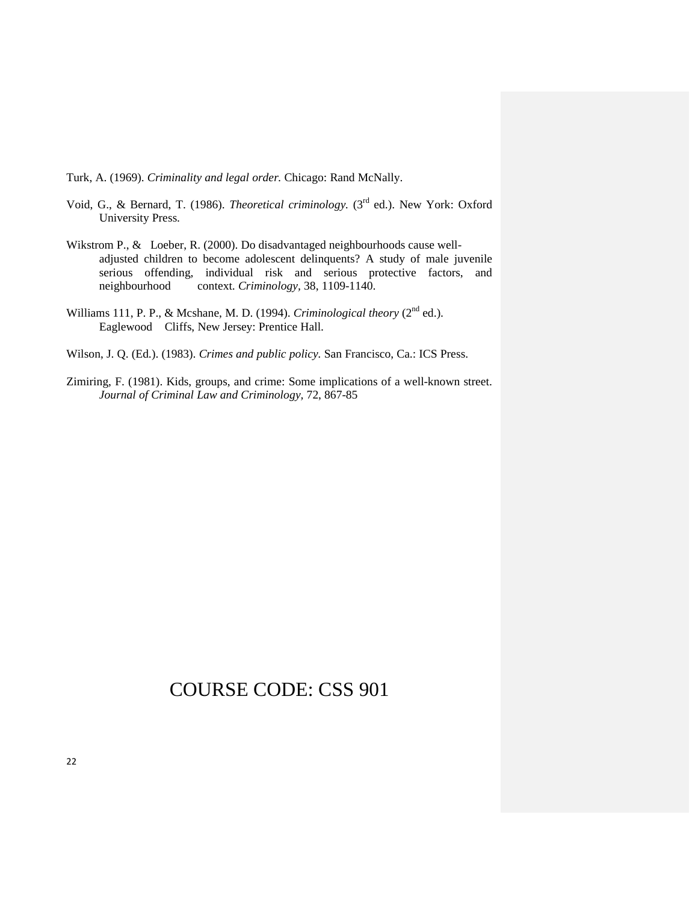Turk, A. (1969). *Criminality and legal order.* Chicago: Rand McNally.

Void, G., & Bernard, T. (1986). *Theoretical criminology.* (3rd ed.). New York: Oxford University Press.

Wikstrom P., & Loeber, R. (2000). Do disadvantaged neighbourhoods cause well-adjusted children to become adolescent delinquents? A study of male juvenile serious offending, individual risk and serious protective factors, and neighbourhood context. *Criminology,* 38, 1109-1140.

Williams 111, P. P., & Mcshane, M. D. (1994). *Criminological theory* (2nd ed.). Eaglewood Cliffs, New Jersey: Prentice Hall.

Wilson, J. Q. (Ed.). (1983). *Crimes and public policy.* San Francisco, Ca.: ICS Press.

Zimiring, F. (1981). Kids, groups, and crime: Some implications of a well-known street. *Journal of Criminal Law and Criminology,* 72, 867-85

# COURSE CODE: CSS 901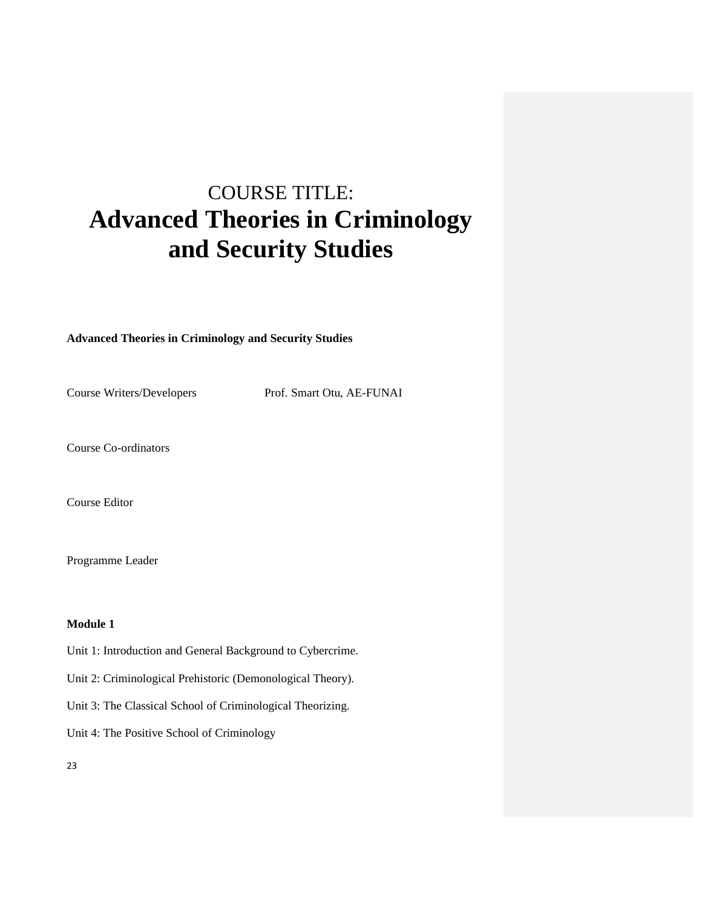# COURSE TITLE:
# Advanced Theories in Criminology and Security Studies

**Advanced Theories in Criminology and Security Studies**

Course Writers/Developers Prof. Smart Otu, AE-FUNAI

Course Co-ordinators

Course Editor

Programme Leader

**Module 1**

Unit 1: Introduction and General Background to Cybercrime.

Unit 2: Criminological Prehistoric (Demonological Theory).

Unit 3: The Classical School of Criminological Theorizing.

Unit 4: The Positive School of Criminology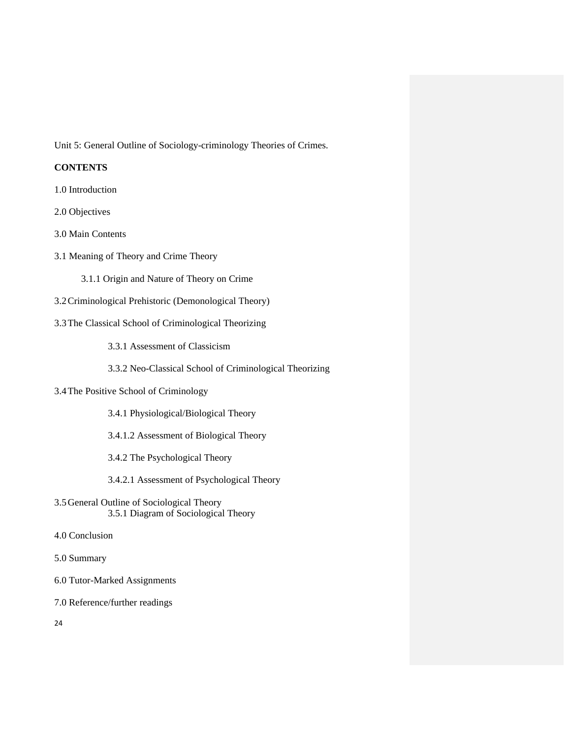Unit 5: General Outline of Sociology-criminology Theories of Crimes.

**CONTENTS**

1.0 Introduction

2.0 Objectives

3.0 Main Contents

3.1 Meaning of Theory and Crime Theory

  3.1.1 Origin and Nature of Theory on Crime

3.2 Criminological Prehistoric (Demonological Theory)

3.3 The Classical School of Criminological Theorizing

  3.3.1 Assessment of Classicism

  3.3.2 Neo-Classical School of Criminological Theorizing

3.4 The Positive School of Criminology

  3.4.1 Physiological/Biological Theory

  3.4.1.2 Assessment of Biological Theory

  3.4.2 The Psychological Theory

  3.4.2.1 Assessment of Psychological Theory

3.5 General Outline of Sociological Theory

  3.5.1 Diagram of Sociological Theory

4.0 Conclusion

5.0 Summary

6.0 Tutor-Marked Assignments

7.0 Reference/further readings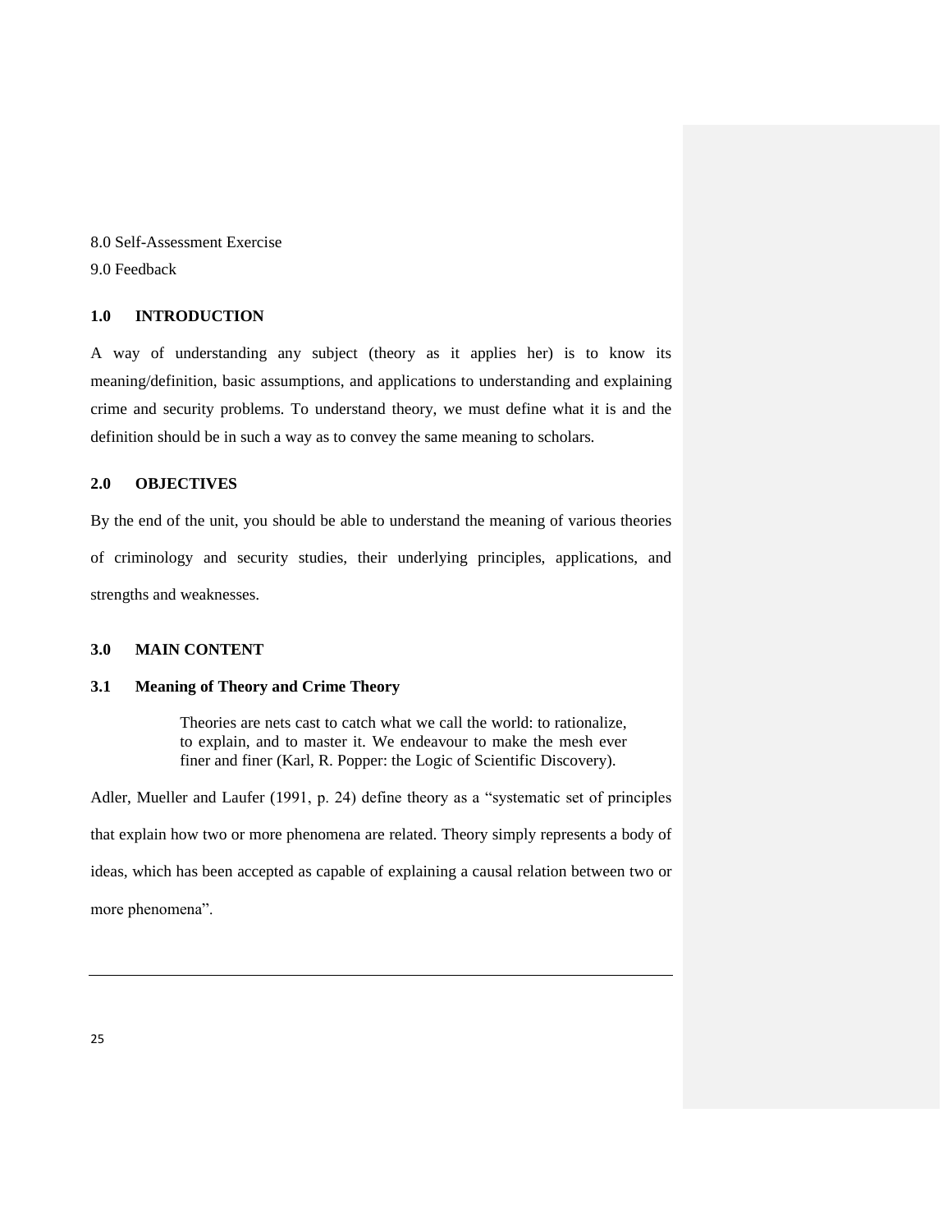8.0 Self-Assessment Exercise

9.0 Feedback

## 1.0 INTRODUCTION

A way of understanding any subject (theory as it applies her) is to know its meaning/definition, basic assumptions, and applications to understanding and explaining crime and security problems. To understand theory, we must define what it is and the definition should be in such a way as to convey the same meaning to scholars.

## 2.0 OBJECTIVES

By the end of the unit, you should be able to understand the meaning of various theories of criminology and security studies, their underlying principles, applications, and strengths and weaknesses.

## 3.0 MAIN CONTENT

### 3.1 Meaning of Theory and Crime Theory

> Theories are nets cast to catch what we call the world: to rationalize, to explain, and to master it. We endeavour to make the mesh ever finer and finer (Karl, R. Popper: the Logic of Scientific Discovery).

Adler, Mueller and Laufer (1991, p. 24) define theory as a "systematic set of principles that explain how two or more phenomena are related. Theory simply represents a body of ideas, which has been accepted as capable of explaining a causal relation between two or more phenomena".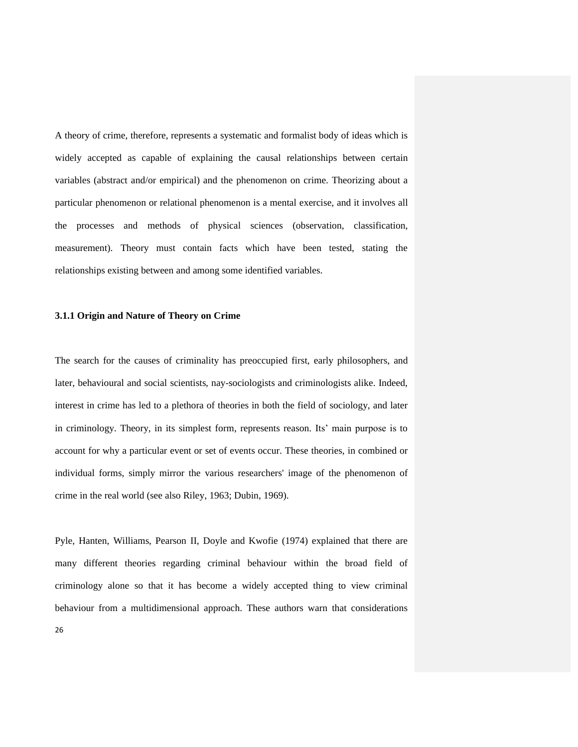A theory of crime, therefore, represents a systematic and formalist body of ideas which is widely accepted as capable of explaining the causal relationships between certain variables (abstract and/or empirical) and the phenomenon on crime. Theorizing about a particular phenomenon or relational phenomenon is a mental exercise, and it involves all the processes and methods of physical sciences (observation, classification, measurement). Theory must contain facts which have been tested, stating the relationships existing between and among some identified variables.

### 3.1.1 Origin and Nature of Theory on Crime

The search for the causes of criminality has preoccupied first, early philosophers, and later, behavioural and social scientists, nay-sociologists and criminologists alike. Indeed, interest in crime has led to a plethora of theories in both the field of sociology, and later in criminology. Theory, in its simplest form, represents reason. Its' main purpose is to account for why a particular event or set of events occur. These theories, in combined or individual forms, simply mirror the various researchers' image of the phenomenon of crime in the real world (see also Riley, 1963; Dubin, 1969).

Pyle, Hanten, Williams, Pearson II, Doyle and Kwofie (1974) explained that there are many different theories regarding criminal behaviour within the broad field of criminology alone so that it has become a widely accepted thing to view criminal behaviour from a multidimensional approach. These authors warn that considerations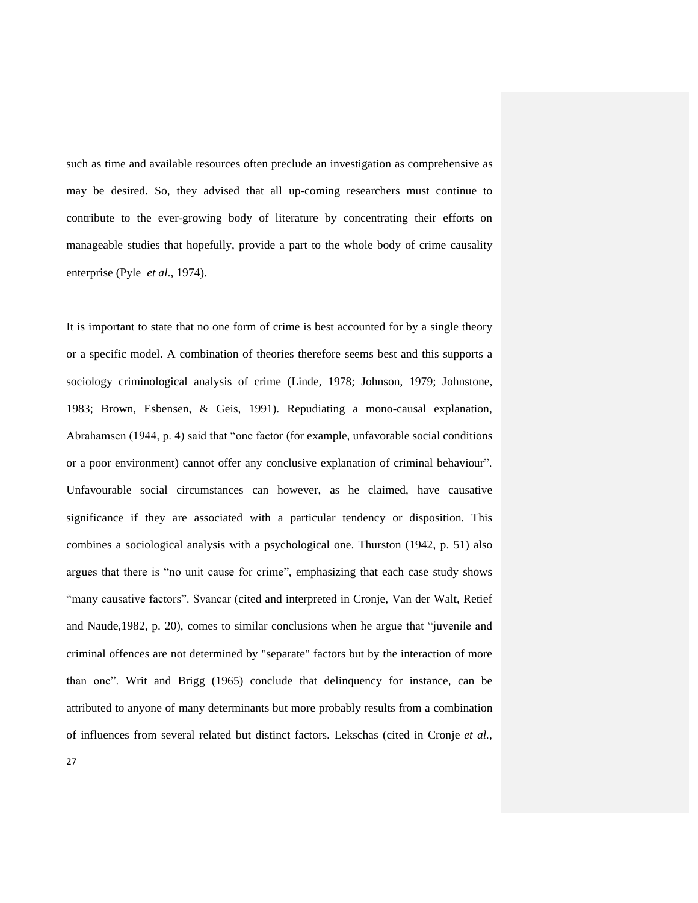such as time and available resources often preclude an investigation as comprehensive as may be desired. So, they advised that all up-coming researchers must continue to contribute to the ever-growing body of literature by concentrating their efforts on manageable studies that hopefully, provide a part to the whole body of crime causality enterprise (Pyle *et al.*, 1974).

It is important to state that no one form of crime is best accounted for by a single theory or a specific model. A combination of theories therefore seems best and this supports a sociology criminological analysis of crime (Linde, 1978; Johnson, 1979; Johnstone, 1983; Brown, Esbensen, & Geis, 1991). Repudiating a mono-causal explanation, Abrahamsen (1944, p. 4) said that "one factor (for example, unfavorable social conditions or a poor environment) cannot offer any conclusive explanation of criminal behaviour". Unfavourable social circumstances can however, as he claimed, have causative significance if they are associated with a particular tendency or disposition. This combines a sociological analysis with a psychological one. Thurston (1942, p. 51) also argues that there is "no unit cause for crime", emphasizing that each case study shows "many causative factors". Svancar (cited and interpreted in Cronje, Van der Walt, Retief and Naude,1982, p. 20), comes to similar conclusions when he argue that "juvenile and criminal offences are not determined by "separate" factors but by the interaction of more than one". Writ and Brigg (1965) conclude that delinquency for instance, can be attributed to anyone of many determinants but more probably results from a combination of influences from several related but distinct factors. Lekschas (cited in Cronje *et al.*,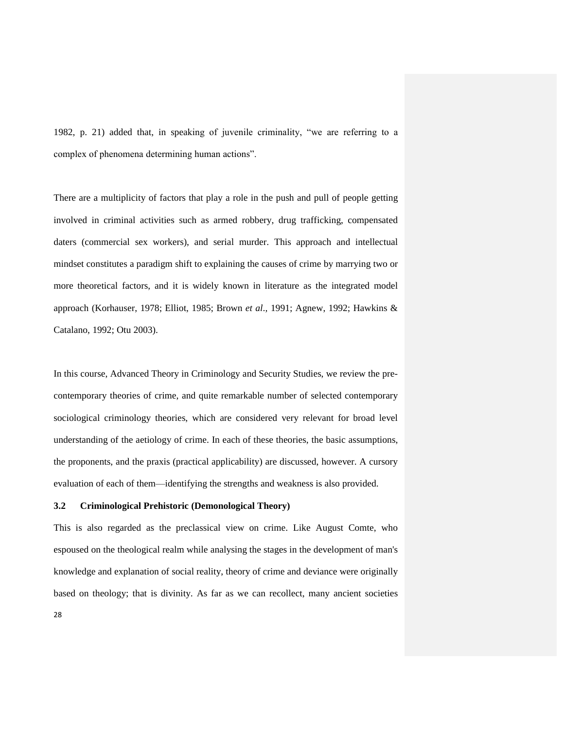1982, p. 21) added that, in speaking of juvenile criminality, "we are referring to a complex of phenomena determining human actions".

There are a multiplicity of factors that play a role in the push and pull of people getting involved in criminal activities such as armed robbery, drug trafficking, compensated daters (commercial sex workers), and serial murder. This approach and intellectual mindset constitutes a paradigm shift to explaining the causes of crime by marrying two or more theoretical factors, and it is widely known in literature as the integrated model approach (Korhauser, 1978; Elliot, 1985; Brown *et al*., 1991; Agnew, 1992; Hawkins & Catalano, 1992; Otu 2003).

In this course, Advanced Theory in Criminology and Security Studies, we review the pre-contemporary theories of crime, and quite remarkable number of selected contemporary sociological criminology theories, which are considered very relevant for broad level understanding of the aetiology of crime. In each of these theories, the basic assumptions, the proponents, and the praxis (practical applicability) are discussed, however. A cursory evaluation of each of them—identifying the strengths and weakness is also provided.

### 3.2 Criminological Prehistoric (Demonological Theory)

This is also regarded as the preclassical view on crime. Like August Comte, who espoused on the theological realm while analysing the stages in the development of man's knowledge and explanation of social reality, theory of crime and deviance were originally based on theology; that is divinity. As far as we can recollect, many ancient societies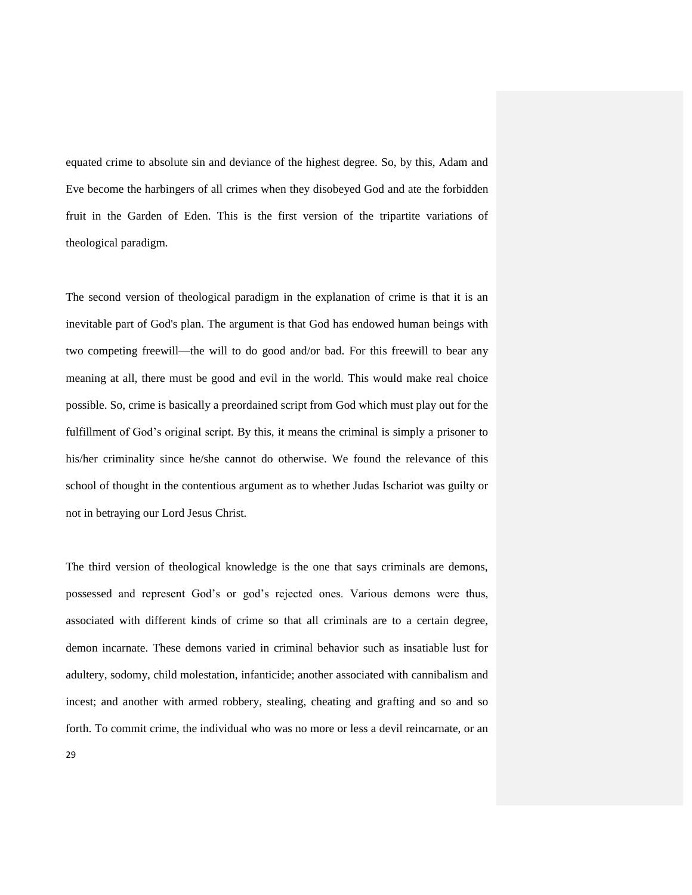equated crime to absolute sin and deviance of the highest degree. So, by this, Adam and Eve become the harbingers of all crimes when they disobeyed God and ate the forbidden fruit in the Garden of Eden. This is the first version of the tripartite variations of theological paradigm.

The second version of theological paradigm in the explanation of crime is that it is an inevitable part of God's plan. The argument is that God has endowed human beings with two competing freewill—the will to do good and/or bad. For this freewill to bear any meaning at all, there must be good and evil in the world. This would make real choice possible. So, crime is basically a preordained script from God which must play out for the fulfillment of God's original script. By this, it means the criminal is simply a prisoner to his/her criminality since he/she cannot do otherwise. We found the relevance of this school of thought in the contentious argument as to whether Judas Ischariot was guilty or not in betraying our Lord Jesus Christ.

The third version of theological knowledge is the one that says criminals are demons, possessed and represent God's or god's rejected ones. Various demons were thus, associated with different kinds of crime so that all criminals are to a certain degree, demon incarnate. These demons varied in criminal behavior such as insatiable lust for adultery, sodomy, child molestation, infanticide; another associated with cannibalism and incest; and another with armed robbery, stealing, cheating and grafting and so and so forth. To commit crime, the individual who was no more or less a devil reincarnate, or an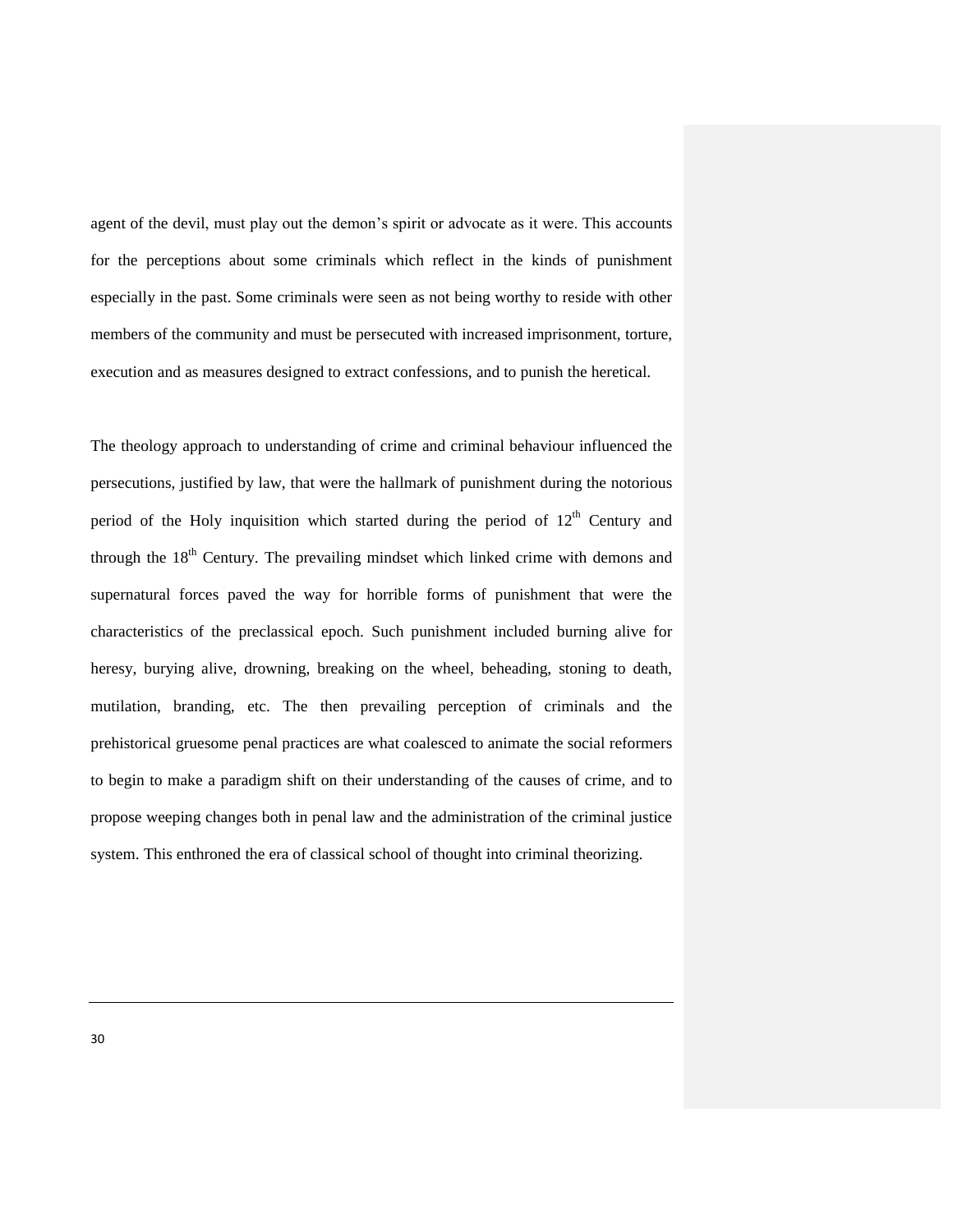agent of the devil, must play out the demon's spirit or advocate as it were. This accounts for the perceptions about some criminals which reflect in the kinds of punishment especially in the past. Some criminals were seen as not being worthy to reside with other members of the community and must be persecuted with increased imprisonment, torture, execution and as measures designed to extract confessions, and to punish the heretical.

The theology approach to understanding of crime and criminal behaviour influenced the persecutions, justified by law, that were the hallmark of punishment during the notorious period of the Holy inquisition which started during the period of 12th Century and through the 18th Century. The prevailing mindset which linked crime with demons and supernatural forces paved the way for horrible forms of punishment that were the characteristics of the preclassical epoch. Such punishment included burning alive for heresy, burying alive, drowning, breaking on the wheel, beheading, stoning to death, mutilation, branding, etc. The then prevailing perception of criminals and the prehistorical gruesome penal practices are what coalesced to animate the social reformers to begin to make a paradigm shift on their understanding of the causes of crime, and to propose weeping changes both in penal law and the administration of the criminal justice system. This enthroned the era of classical school of thought into criminal theorizing.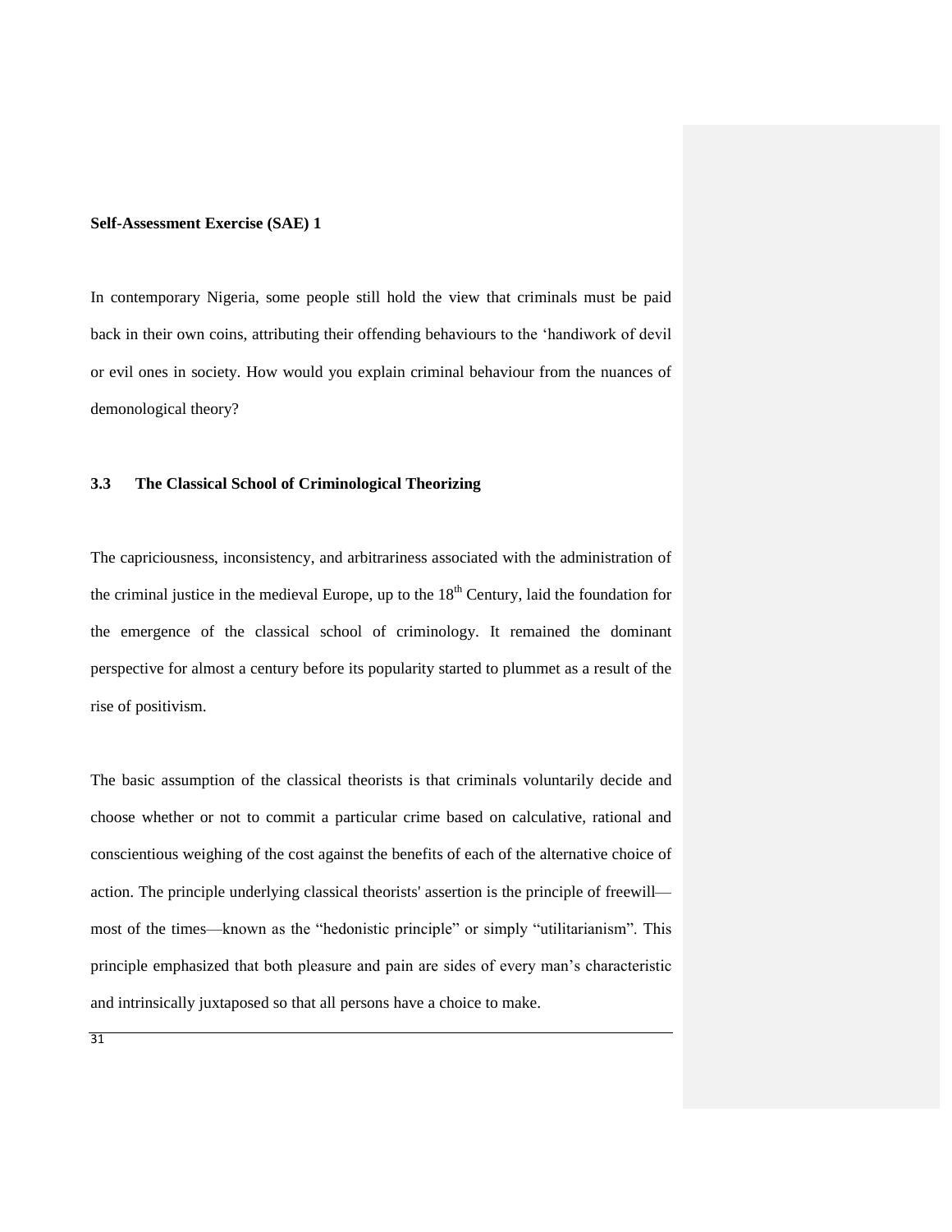**Self-Assessment Exercise (SAE) 1**

In contemporary Nigeria, some people still hold the view that criminals must be paid back in their own coins, attributing their offending behaviours to the 'handiwork of devil or evil ones in society. How would you explain criminal behaviour from the nuances of demonological theory?

### 3.3 The Classical School of Criminological Theorizing

The capriciousness, inconsistency, and arbitrariness associated with the administration of the criminal justice in the medieval Europe, up to the 18th Century, laid the foundation for the emergence of the classical school of criminology. It remained the dominant perspective for almost a century before its popularity started to plummet as a result of the rise of positivism.

The basic assumption of the classical theorists is that criminals voluntarily decide and choose whether or not to commit a particular crime based on calculative, rational and conscientious weighing of the cost against the benefits of each of the alternative choice of action. The principle underlying classical theorists' assertion is the principle of freewill—most of the times—known as the "hedonistic principle" or simply "utilitarianism". This principle emphasized that both pleasure and pain are sides of every man's characteristic and intrinsically juxtaposed so that all persons have a choice to make.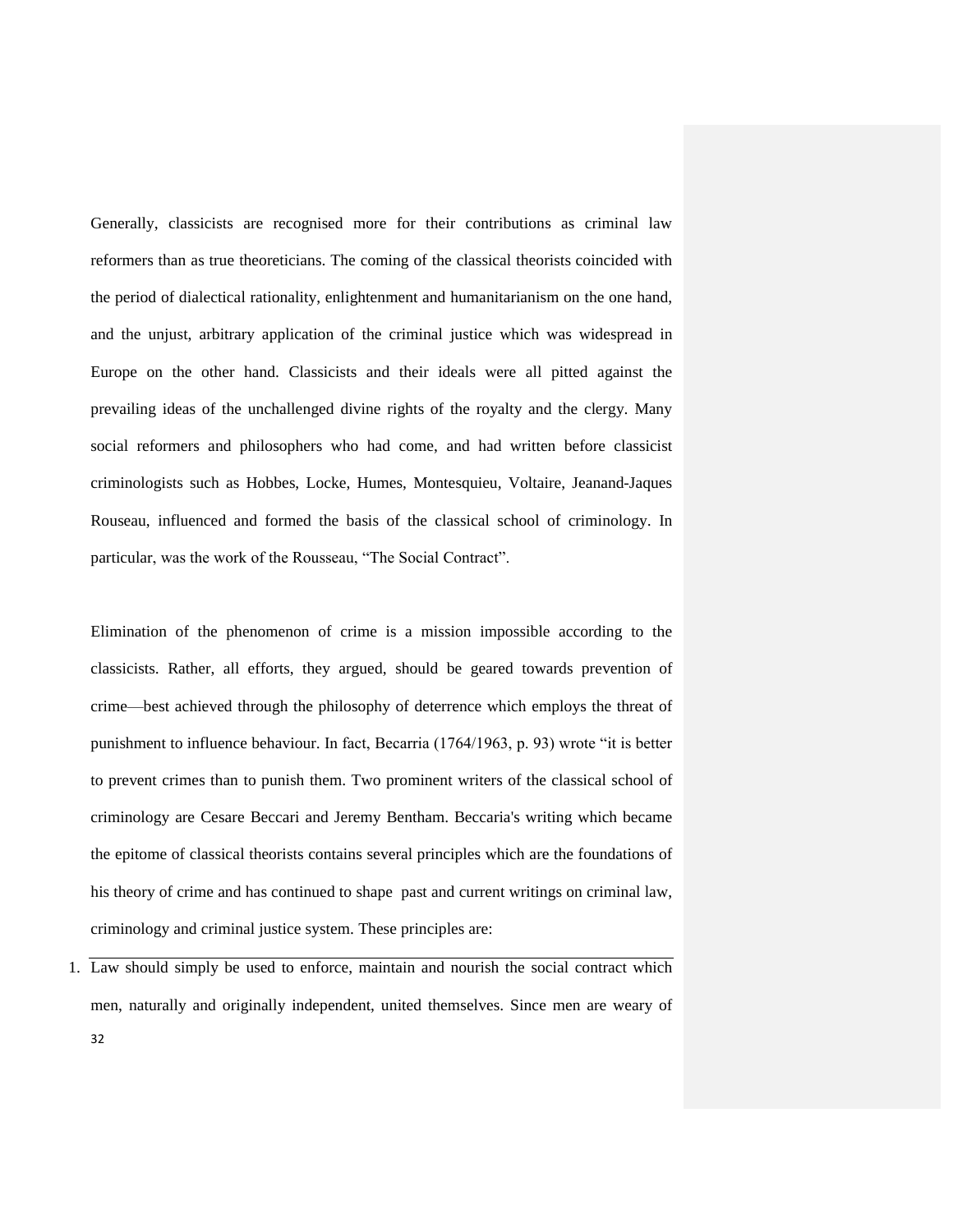Generally, classicists are recognised more for their contributions as criminal law reformers than as true theoreticians. The coming of the classical theorists coincided with the period of dialectical rationality, enlightenment and humanitarianism on the one hand, and the unjust, arbitrary application of the criminal justice which was widespread in Europe on the other hand. Classicists and their ideals were all pitted against the prevailing ideas of the unchallenged divine rights of the royalty and the clergy. Many social reformers and philosophers who had come, and had written before classicist criminologists such as Hobbes, Locke, Humes, Montesquieu, Voltaire, Jeanand-Jaques Rouseau, influenced and formed the basis of the classical school of criminology. In particular, was the work of the Rousseau, "The Social Contract".

Elimination of the phenomenon of crime is a mission impossible according to the classicists. Rather, all efforts, they argued, should be geared towards prevention of crime—best achieved through the philosophy of deterrence which employs the threat of punishment to influence behaviour. In fact, Becarria (1764/1963, p. 93) wrote "it is better to prevent crimes than to punish them. Two prominent writers of the classical school of criminology are Cesare Beccari and Jeremy Bentham. Beccaria's writing which became the epitome of classical theorists contains several principles which are the foundations of his theory of crime and has continued to shape past and current writings on criminal law, criminology and criminal justice system. These principles are:

1. Law should simply be used to enforce, maintain and nourish the social contract which men, naturally and originally independent, united themselves. Since men are weary of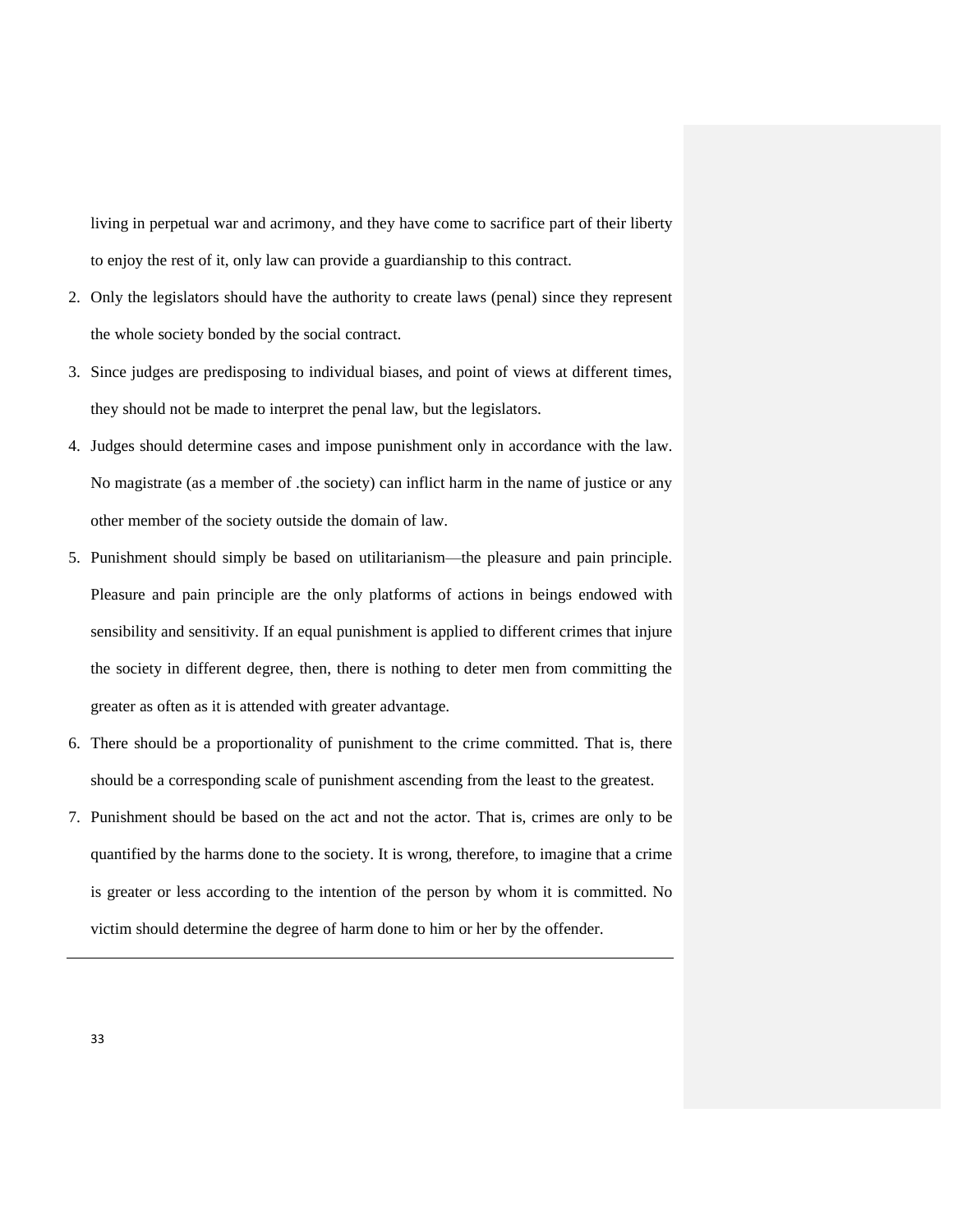living in perpetual war and acrimony, and they have come to sacrifice part of their liberty to enjoy the rest of it, only law can provide a guardianship to this contract.

2. Only the legislators should have the authority to create laws (penal) since they represent the whole society bonded by the social contract.
3. Since judges are predisposing to individual biases, and point of views at different times, they should not be made to interpret the penal law, but the legislators.
4. Judges should determine cases and impose punishment only in accordance with the law. No magistrate (as a member of .the society) can inflict harm in the name of justice or any other member of the society outside the domain of law.
5. Punishment should simply be based on utilitarianism—the pleasure and pain principle. Pleasure and pain principle are the only platforms of actions in beings endowed with sensibility and sensitivity. If an equal punishment is applied to different crimes that injure the society in different degree, then, there is nothing to deter men from committing the greater as often as it is attended with greater advantage.
6. There should be a proportionality of punishment to the crime committed. That is, there should be a corresponding scale of punishment ascending from the least to the greatest.
7. Punishment should be based on the act and not the actor. That is, crimes are only to be quantified by the harms done to the society. It is wrong, therefore, to imagine that a crime is greater or less according to the intention of the person by whom it is committed. No victim should determine the degree of harm done to him or her by the offender.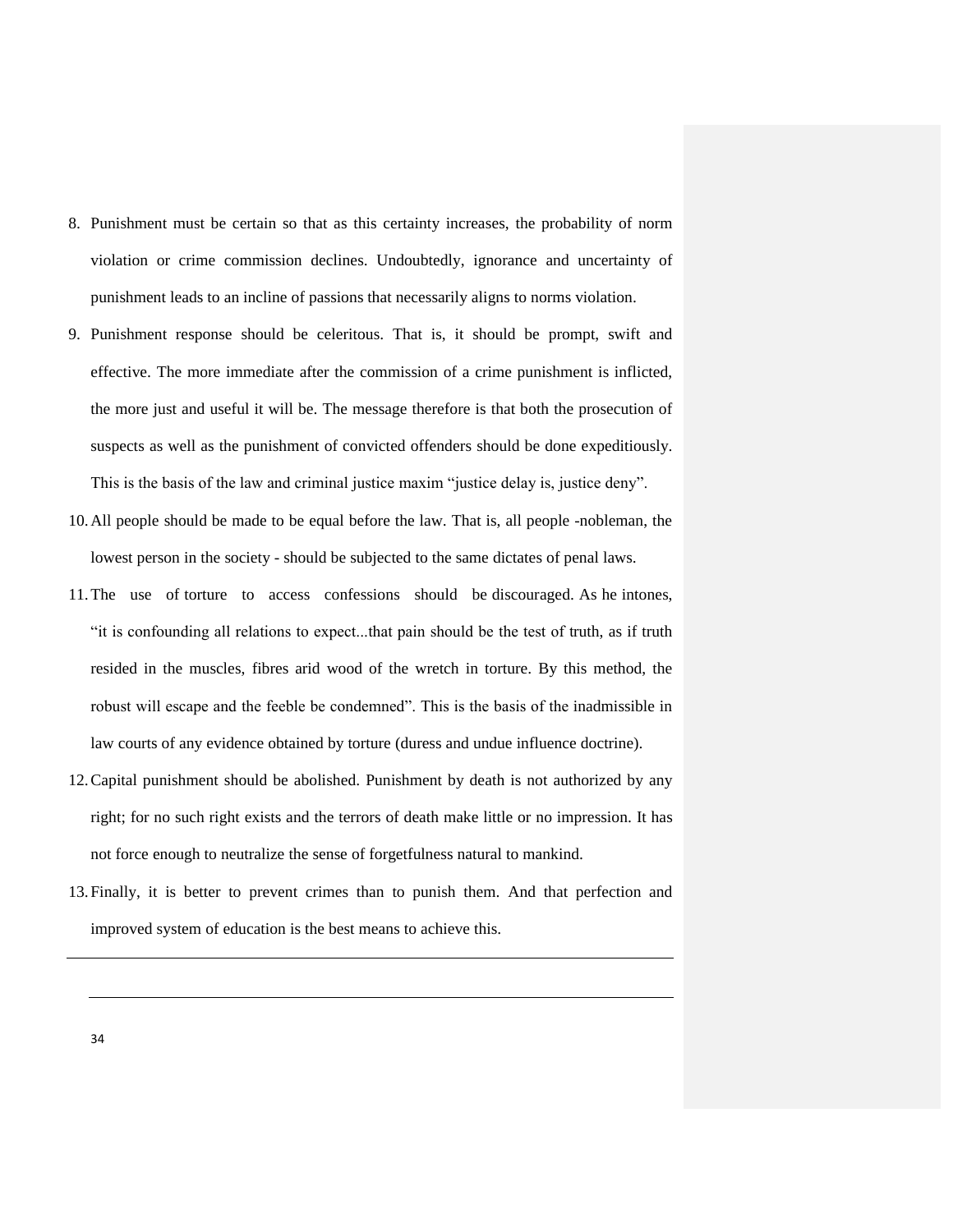8. Punishment must be certain so that as this certainty increases, the probability of norm violation or crime commission declines. Undoubtedly, ignorance and uncertainty of punishment leads to an incline of passions that necessarily aligns to norms violation.
9. Punishment response should be celeritous. That is, it should be prompt, swift and effective. The more immediate after the commission of a crime punishment is inflicted, the more just and useful it will be. The message therefore is that both the prosecution of suspects as well as the punishment of convicted offenders should be done expeditiously. This is the basis of the law and criminal justice maxim "justice delay is, justice deny".
10. All people should be made to be equal before the law. That is, all people -nobleman, the lowest person in the society - should be subjected to the same dictates of penal laws.
11. The use of torture to access confessions should be discouraged. As he intones, "it is confounding all relations to expect...that pain should be the test of truth, as if truth resided in the muscles, fibres arid wood of the wretch in torture. By this method, the robust will escape and the feeble be condemned". This is the basis of the inadmissible in law courts of any evidence obtained by torture (duress and undue influence doctrine).
12. Capital punishment should be abolished. Punishment by death is not authorized by any right; for no such right exists and the terrors of death make little or no impression. It has not force enough to neutralize the sense of forgetfulness natural to mankind.
13. Finally, it is better to prevent crimes than to punish them. And that perfection and improved system of education is the best means to achieve this.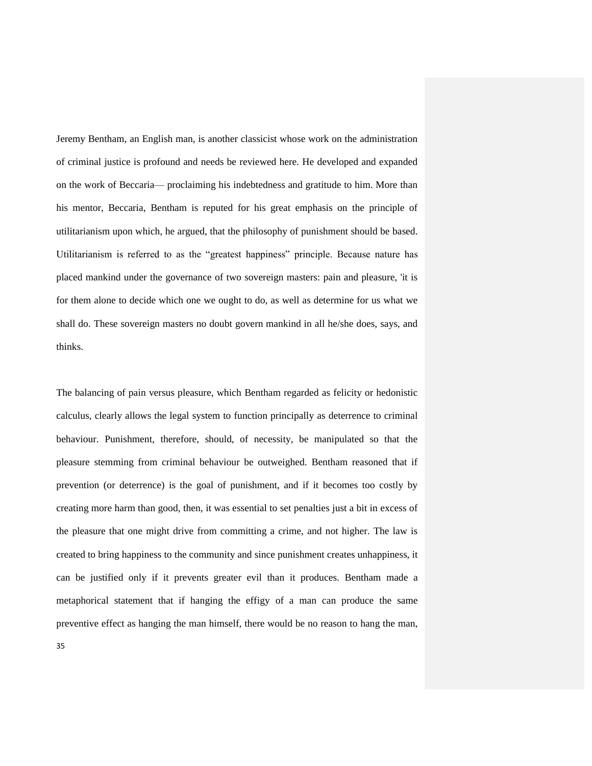Jeremy Bentham, an English man, is another classicist whose work on the administration of criminal justice is profound and needs be reviewed here. He developed and expanded on the work of Beccaria— proclaiming his indebtedness and gratitude to him. More than his mentor, Beccaria, Bentham is reputed for his great emphasis on the principle of utilitarianism upon which, he argued, that the philosophy of punishment should be based. Utilitarianism is referred to as the "greatest happiness" principle. Because nature has placed mankind under the governance of two sovereign masters: pain and pleasure, 'it is for them alone to decide which one we ought to do, as well as determine for us what we shall do. These sovereign masters no doubt govern mankind in all he/she does, says, and thinks.

The balancing of pain versus pleasure, which Bentham regarded as felicity or hedonistic calculus, clearly allows the legal system to function principally as deterrence to criminal behaviour. Punishment, therefore, should, of necessity, be manipulated so that the pleasure stemming from criminal behaviour be outweighed. Bentham reasoned that if prevention (or deterrence) is the goal of punishment, and if it becomes too costly by creating more harm than good, then, it was essential to set penalties just a bit in excess of the pleasure that one might drive from committing a crime, and not higher. The law is created to bring happiness to the community and since punishment creates unhappiness, it can be justified only if it prevents greater evil than it produces. Bentham made a metaphorical statement that if hanging the effigy of a man can produce the same preventive effect as hanging the man himself, there would be no reason to hang the man,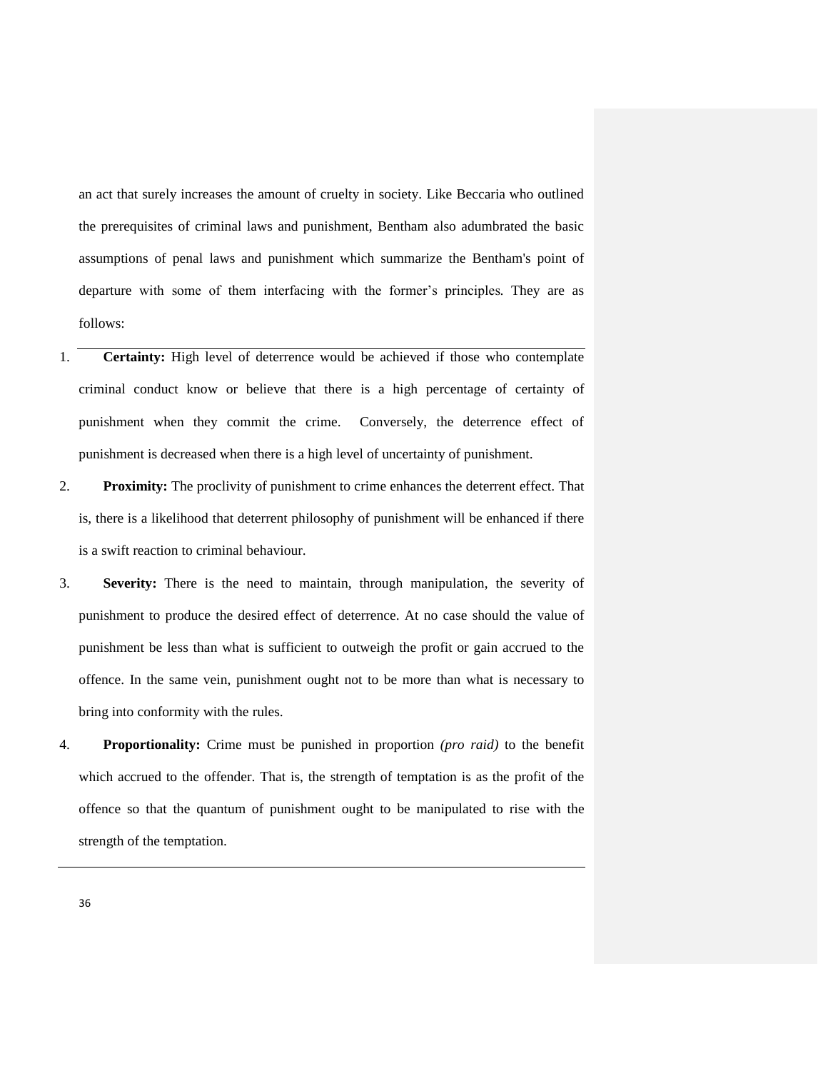an act that surely increases the amount of cruelty in society. Like Beccaria who outlined the prerequisites of criminal laws and punishment, Bentham also adumbrated the basic assumptions of penal laws and punishment which summarize the Bentham's point of departure with some of them interfacing with the former's principles. They are as follows:

1. **Certainty:** High level of deterrence would be achieved if those who contemplate criminal conduct know or believe that there is a high percentage of certainty of punishment when they commit the crime. Conversely, the deterrence effect of punishment is decreased when there is a high level of uncertainty of punishment.
2. **Proximity:** The proclivity of punishment to crime enhances the deterrent effect. That is, there is a likelihood that deterrent philosophy of punishment will be enhanced if there is a swift reaction to criminal behaviour.
3. **Severity:** There is the need to maintain, through manipulation, the severity of punishment to produce the desired effect of deterrence. At no case should the value of punishment be less than what is sufficient to outweigh the profit or gain accrued to the offence. In the same vein, punishment ought not to be more than what is necessary to bring into conformity with the rules.
4. **Proportionality:** Crime must be punished in proportion *(pro raid)* to the benefit which accrued to the offender. That is, the strength of temptation is as the profit of the offence so that the quantum of punishment ought to be manipulated to rise with the strength of the temptation.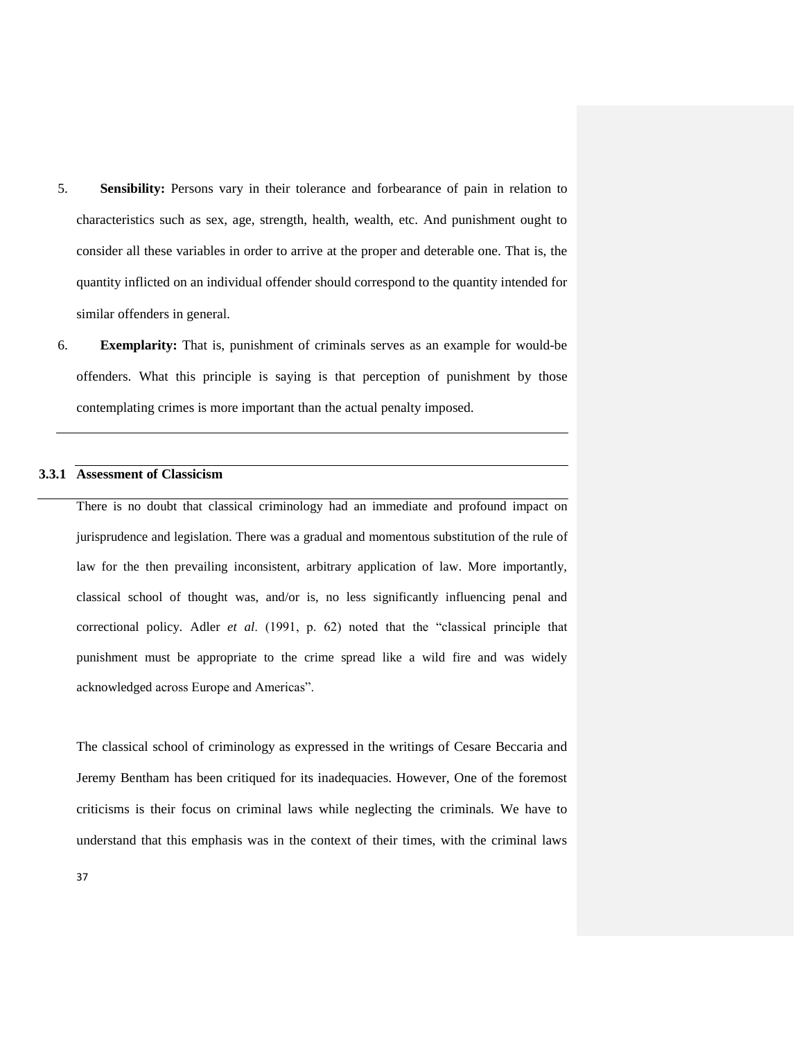5. **Sensibility:** Persons vary in their tolerance and forbearance of pain in relation to characteristics such as sex, age, strength, health, wealth, etc. And punishment ought to consider all these variables in order to arrive at the proper and deterable one. That is, the quantity inflicted on an individual offender should correspond to the quantity intended for similar offenders in general.

6. **Exemplarity:** That is, punishment of criminals serves as an example for would-be offenders. What this principle is saying is that perception of punishment by those contemplating crimes is more important than the actual penalty imposed.

### 3.3.1 Assessment of Classicism

There is no doubt that classical criminology had an immediate and profound impact on jurisprudence and legislation. There was a gradual and momentous substitution of the rule of law for the then prevailing inconsistent, arbitrary application of law. More importantly, classical school of thought was, and/or is, no less significantly influencing penal and correctional policy. Adler *et al*. (1991, p. 62) noted that the "classical principle that punishment must be appropriate to the crime spread like a wild fire and was widely acknowledged across Europe and Americas".

The classical school of criminology as expressed in the writings of Cesare Beccaria and Jeremy Bentham has been critiqued for its inadequacies. However, One of the foremost criticisms is their focus on criminal laws while neglecting the criminals. We have to understand that this emphasis was in the context of their times, with the criminal laws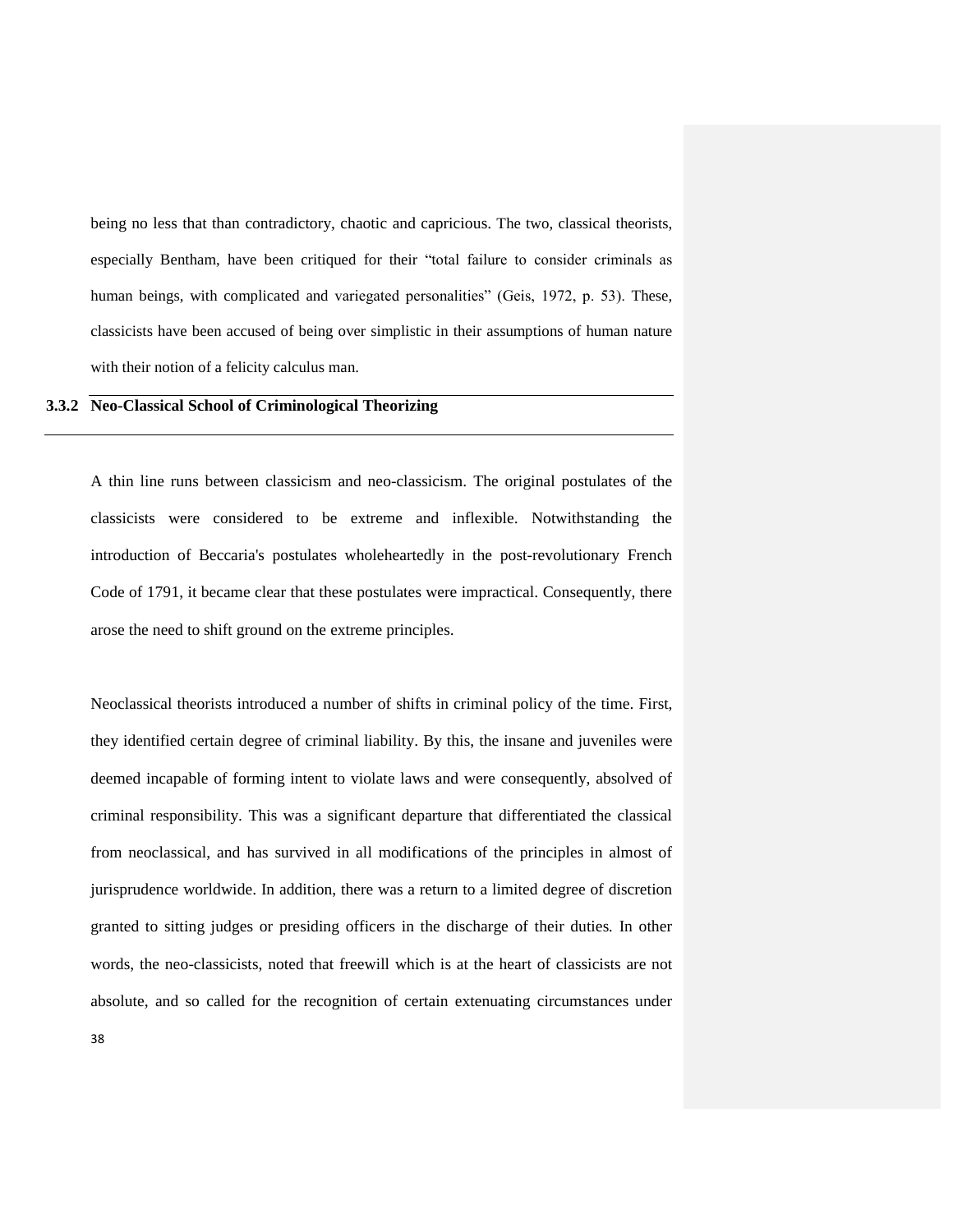being no less that than contradictory, chaotic and capricious. The two, classical theorists, especially Bentham, have been critiqued for their "total failure to consider criminals as human beings, with complicated and variegated personalities" (Geis, 1972, p. 53). These, classicists have been accused of being over simplistic in their assumptions of human nature with their notion of a felicity calculus man.

### 3.3.2 Neo-Classical School of Criminological Theorizing

A thin line runs between classicism and neo-classicism. The original postulates of the classicists were considered to be extreme and inflexible. Notwithstanding the introduction of Beccaria's postulates wholeheartedly in the post-revolutionary French Code of 1791, it became clear that these postulates were impractical. Consequently, there arose the need to shift ground on the extreme principles.

Neoclassical theorists introduced a number of shifts in criminal policy of the time. First, they identified certain degree of criminal liability. By this, the insane and juveniles were deemed incapable of forming intent to violate laws and were consequently, absolved of criminal responsibility. This was a significant departure that differentiated the classical from neoclassical, and has survived in all modifications of the principles in almost of jurisprudence worldwide. In addition, there was a return to a limited degree of discretion granted to sitting judges or presiding officers in the discharge of their duties. In other words, the neo-classicists, noted that freewill which is at the heart of classicists are not absolute, and so called for the recognition of certain extenuating circumstances under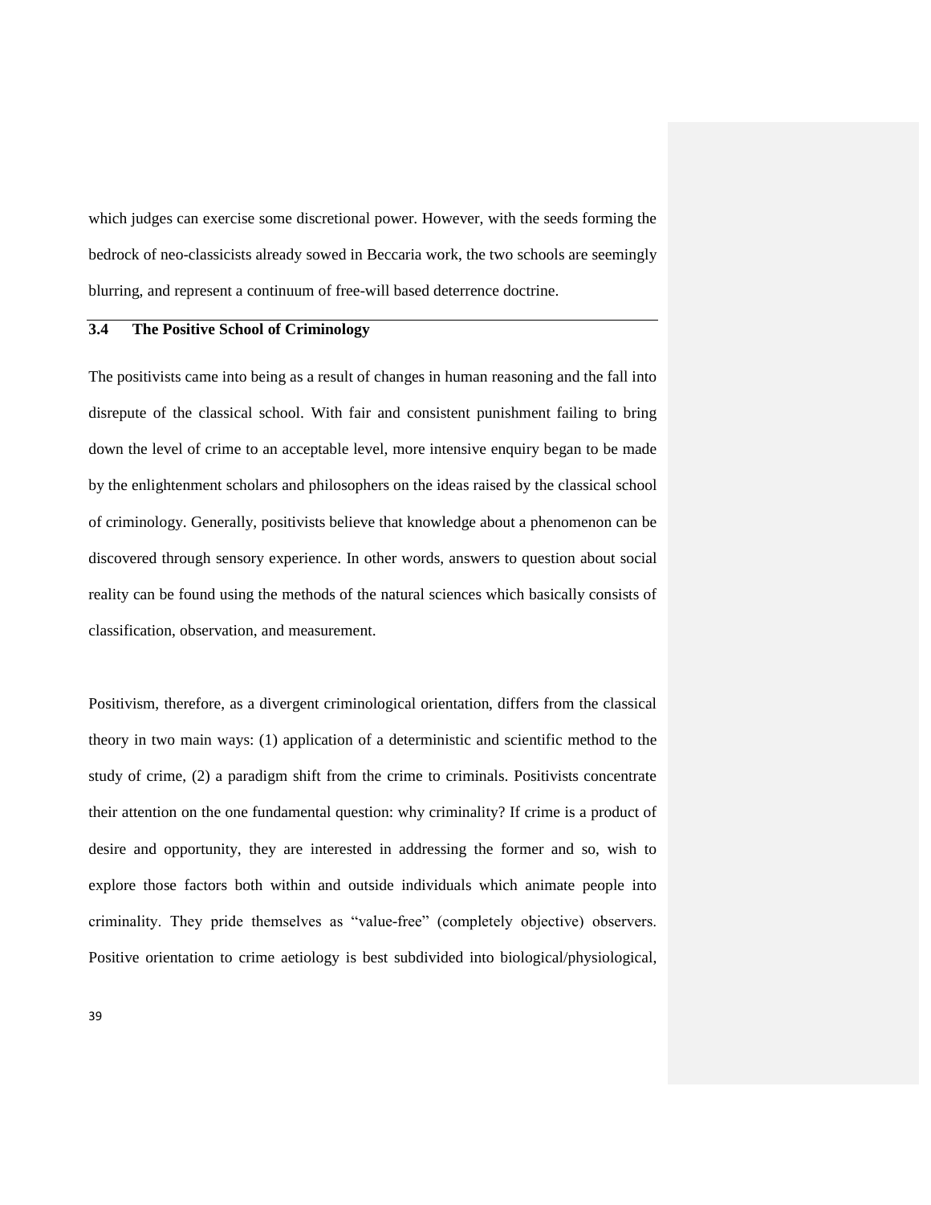which judges can exercise some discretional power. However, with the seeds forming the bedrock of neo-classicists already sowed in Beccaria work, the two schools are seemingly blurring, and represent a continuum of free-will based deterrence doctrine.

## 3.4 The Positive School of Criminology

The positivists came into being as a result of changes in human reasoning and the fall into disrepute of the classical school. With fair and consistent punishment failing to bring down the level of crime to an acceptable level, more intensive enquiry began to be made by the enlightenment scholars and philosophers on the ideas raised by the classical school of criminology. Generally, positivists believe that knowledge about a phenomenon can be discovered through sensory experience. In other words, answers to question about social reality can be found using the methods of the natural sciences which basically consists of classification, observation, and measurement.

Positivism, therefore, as a divergent criminological orientation, differs from the classical theory in two main ways: (1) application of a deterministic and scientific method to the study of crime, (2) a paradigm shift from the crime to criminals. Positivists concentrate their attention on the one fundamental question: why criminality? If crime is a product of desire and opportunity, they are interested in addressing the former and so, wish to explore those factors both within and outside individuals which animate people into criminality. They pride themselves as "value-free" (completely objective) observers. Positive orientation to crime aetiology is best subdivided into biological/physiological,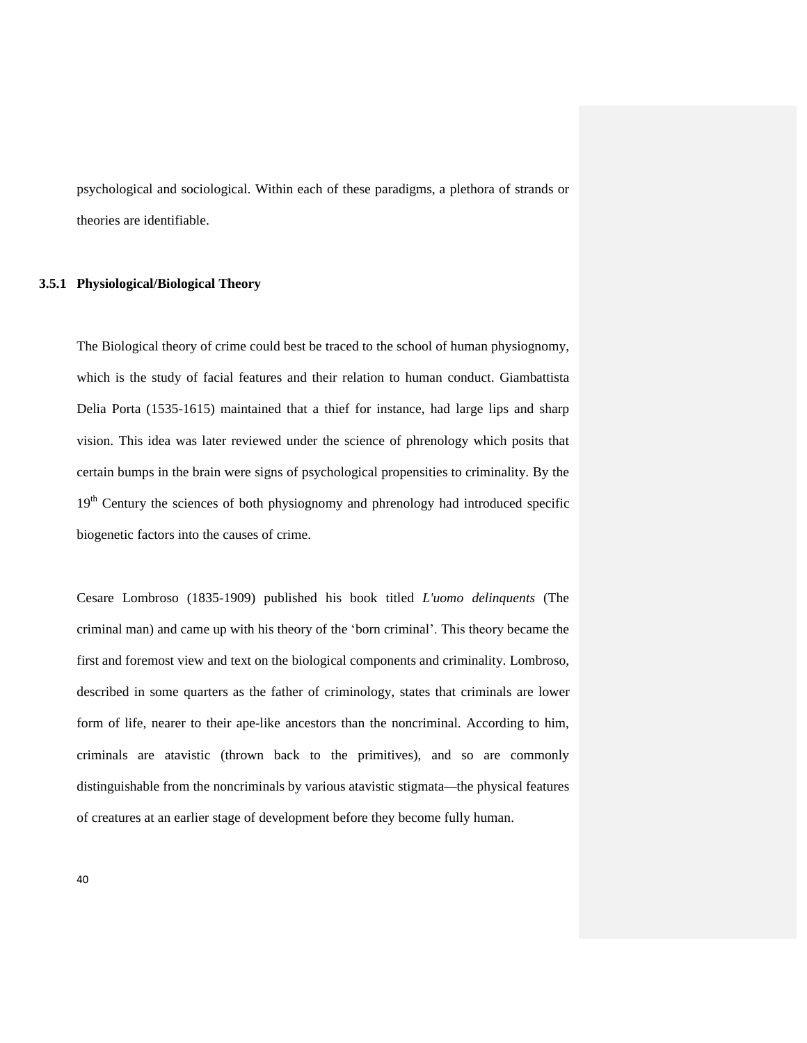psychological and sociological. Within each of these paradigms, a plethora of strands or theories are identifiable.

### 3.5.1 Physiological/Biological Theory

The Biological theory of crime could best be traced to the school of human physiognomy, which is the study of facial features and their relation to human conduct. Giambattista Delia Porta (1535-1615) maintained that a thief for instance, had large lips and sharp vision. This idea was later reviewed under the science of phrenology which posits that certain bumps in the brain were signs of psychological propensities to criminality. By the 19th Century the sciences of both physiognomy and phrenology had introduced specific biogenetic factors into the causes of crime.

Cesare Lombroso (1835-1909) published his book titled *L'uomo delinquents* (The criminal man) and came up with his theory of the 'born criminal'. This theory became the first and foremost view and text on the biological components and criminality. Lombroso, described in some quarters as the father of criminology, states that criminals are lower form of life, nearer to their ape-like ancestors than the noncriminal. According to him, criminals are atavistic (thrown back to the primitives), and so are commonly distinguishable from the noncriminals by various atavistic stigmata—the physical features of creatures at an earlier stage of development before they become fully human.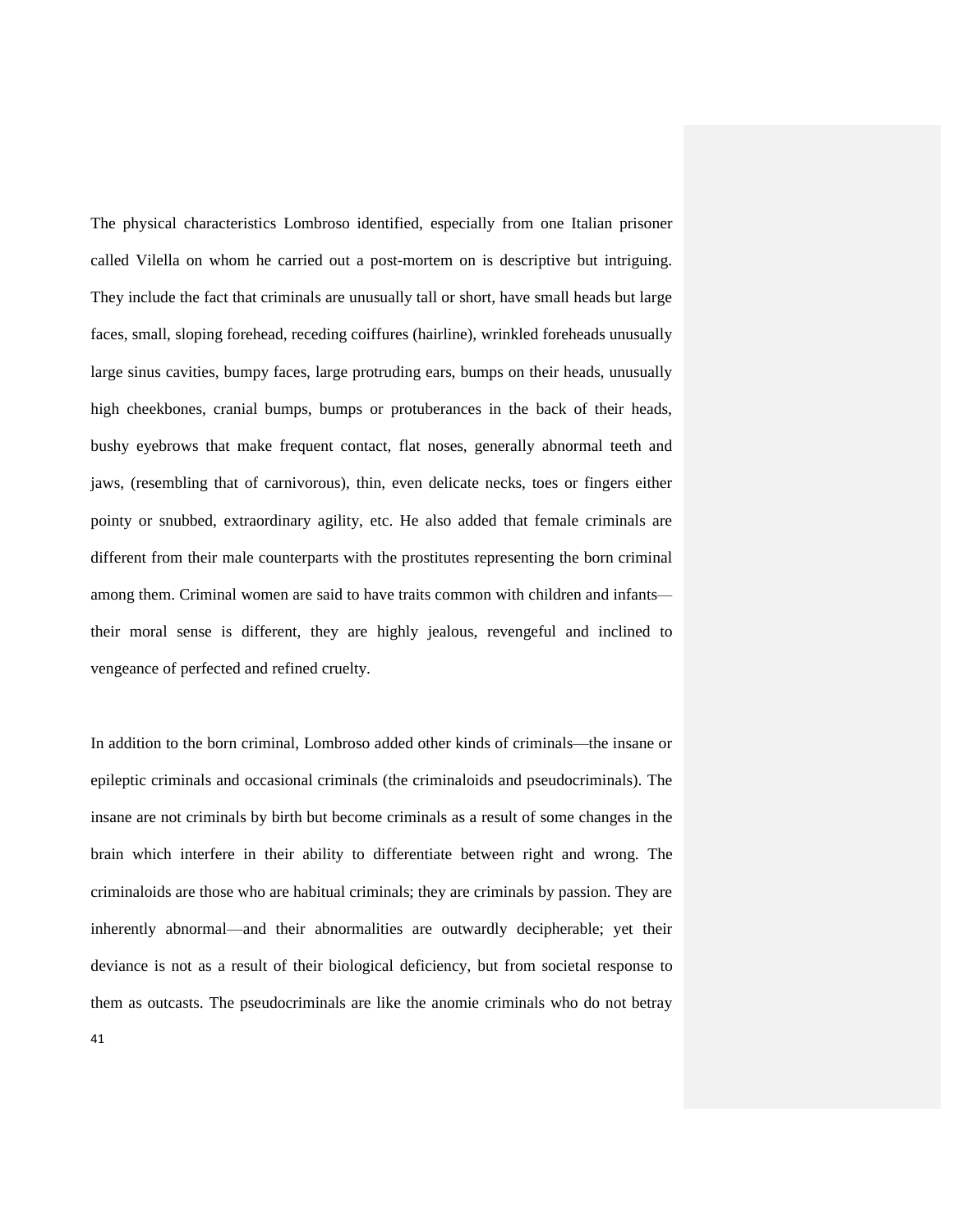The physical characteristics Lombroso identified, especially from one Italian prisoner called Vilella on whom he carried out a post-mortem on is descriptive but intriguing. They include the fact that criminals are unusually tall or short, have small heads but large faces, small, sloping forehead, receding coiffures (hairline), wrinkled foreheads unusually large sinus cavities, bumpy faces, large protruding ears, bumps on their heads, unusually high cheekbones, cranial bumps, bumps or protuberances in the back of their heads, bushy eyebrows that make frequent contact, flat noses, generally abnormal teeth and jaws, (resembling that of carnivorous), thin, even delicate necks, toes or fingers either pointy or snubbed, extraordinary agility, etc. He also added that female criminals are different from their male counterparts with the prostitutes representing the born criminal among them. Criminal women are said to have traits common with children and infants—their moral sense is different, they are highly jealous, revengeful and inclined to vengeance of perfected and refined cruelty.

In addition to the born criminal, Lombroso added other kinds of criminals—the insane or epileptic criminals and occasional criminals (the criminaloids and pseudocriminals). The insane are not criminals by birth but become criminals as a result of some changes in the brain which interfere in their ability to differentiate between right and wrong. The criminaloids are those who are habitual criminals; they are criminals by passion. They are inherently abnormal—and their abnormalities are outwardly decipherable; yet their deviance is not as a result of their biological deficiency, but from societal response to them as outcasts. The pseudocriminals are like the anomie criminals who do not betray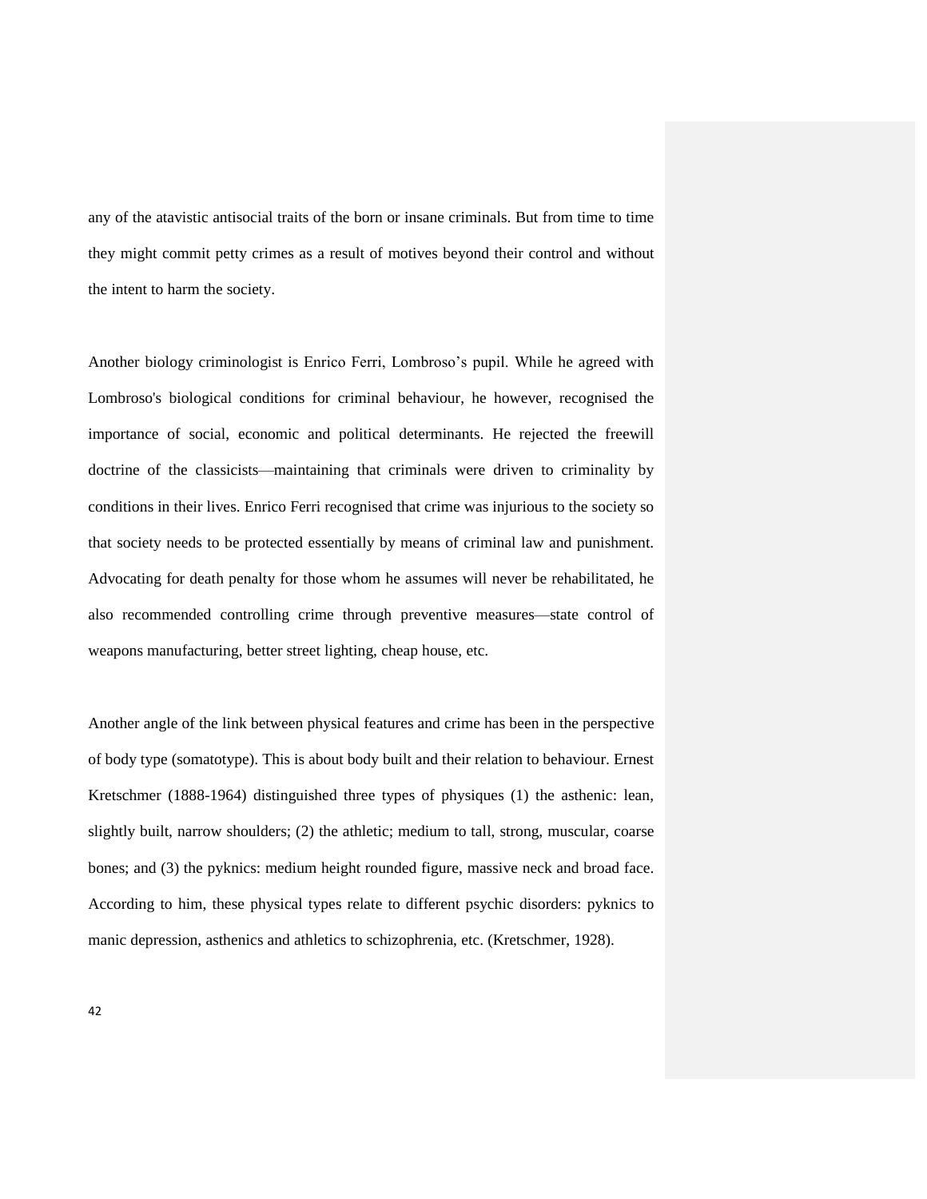any of the atavistic antisocial traits of the born or insane criminals. But from time to time they might commit petty crimes as a result of motives beyond their control and without the intent to harm the society.

Another biology criminologist is Enrico Ferri, Lombroso's pupil. While he agreed with Lombroso's biological conditions for criminal behaviour, he however, recognised the importance of social, economic and political determinants. He rejected the freewill doctrine of the classicists—maintaining that criminals were driven to criminality by conditions in their lives. Enrico Ferri recognised that crime was injurious to the society so that society needs to be protected essentially by means of criminal law and punishment. Advocating for death penalty for those whom he assumes will never be rehabilitated, he also recommended controlling crime through preventive measures—state control of weapons manufacturing, better street lighting, cheap house, etc.

Another angle of the link between physical features and crime has been in the perspective of body type (somatotype). This is about body built and their relation to behaviour. Ernest Kretschmer (1888-1964) distinguished three types of physiques (1) the asthenic: lean, slightly built, narrow shoulders; (2) the athletic; medium to tall, strong, muscular, coarse bones; and (3) the pyknics: medium height rounded figure, massive neck and broad face. According to him, these physical types relate to different psychic disorders: pyknics to manic depression, asthenics and athletics to schizophrenia, etc. (Kretschmer, 1928).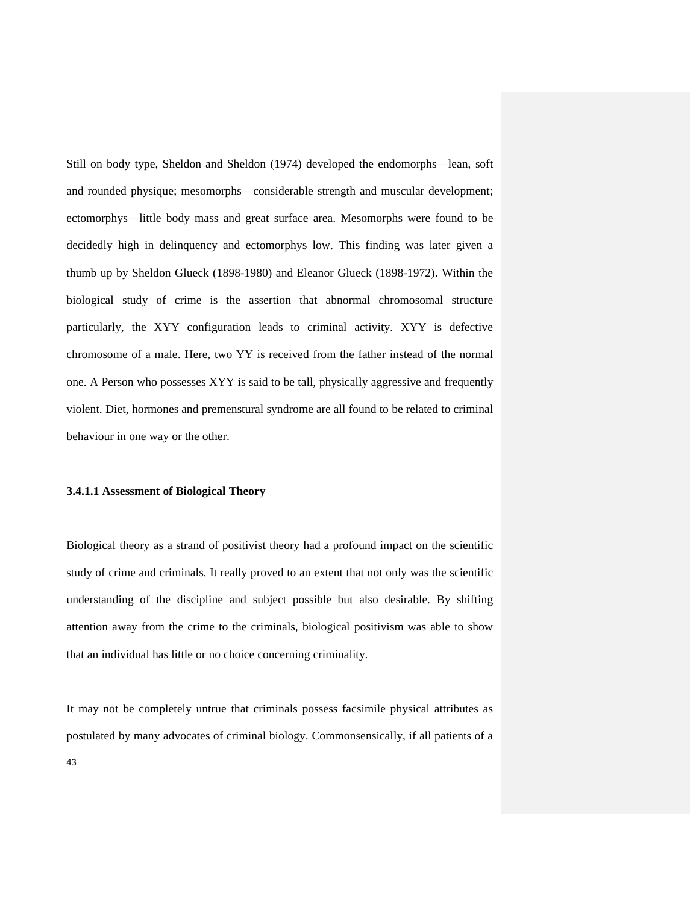Still on body type, Sheldon and Sheldon (1974) developed the endomorphs—lean, soft and rounded physique; mesomorphs—considerable strength and muscular development; ectomorphys—little body mass and great surface area. Mesomorphs were found to be decidedly high in delinquency and ectomorphys low. This finding was later given a thumb up by Sheldon Glueck (1898-1980) and Eleanor Glueck (1898-1972). Within the biological study of crime is the assertion that abnormal chromosomal structure particularly, the XYY configuration leads to criminal activity. XYY is defective chromosome of a male. Here, two YY is received from the father instead of the normal one. A Person who possesses XYY is said to be tall, physically aggressive and frequently violent. Diet, hormones and premenstural syndrome are all found to be related to criminal behaviour in one way or the other.

#### 3.4.1.1 Assessment of Biological Theory

Biological theory as a strand of positivist theory had a profound impact on the scientific study of crime and criminals. It really proved to an extent that not only was the scientific understanding of the discipline and subject possible but also desirable. By shifting attention away from the crime to the criminals, biological positivism was able to show that an individual has little or no choice concerning criminality.

It may not be completely untrue that criminals possess facsimile physical attributes as postulated by many advocates of criminal biology. Commonsensically, if all patients of a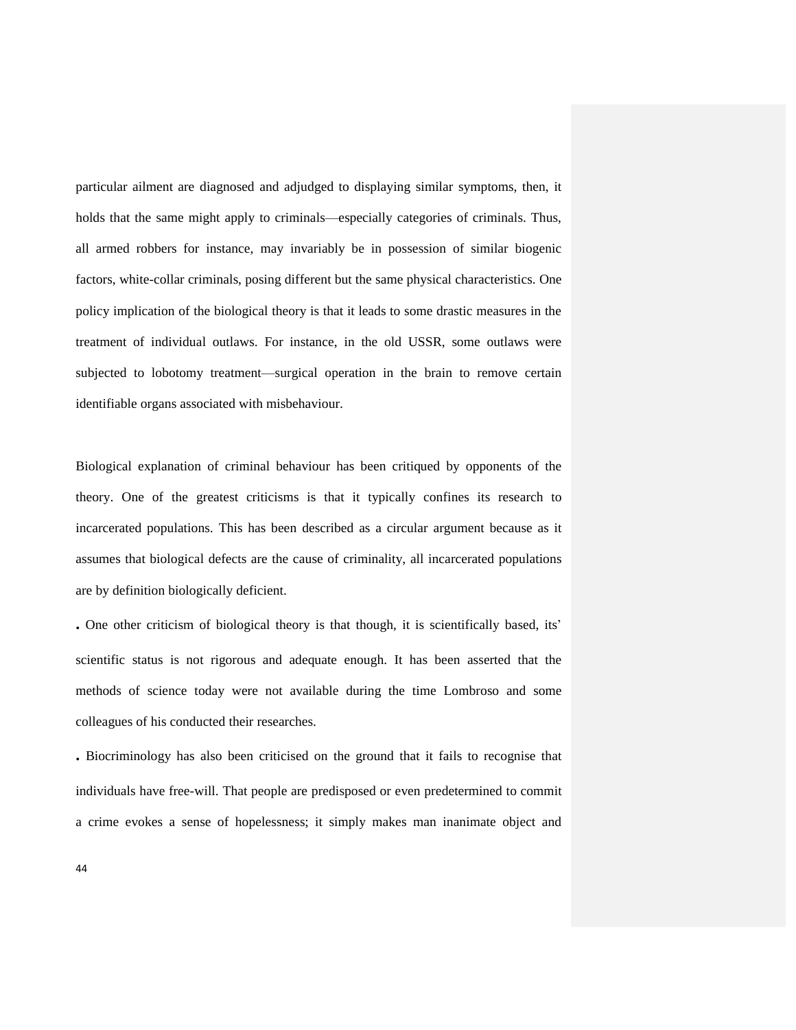particular ailment are diagnosed and adjudged to displaying similar symptoms, then, it holds that the same might apply to criminals—especially categories of criminals. Thus, all armed robbers for instance, may invariably be in possession of similar biogenic factors, white-collar criminals, posing different but the same physical characteristics. One policy implication of the biological theory is that it leads to some drastic measures in the treatment of individual outlaws. For instance, in the old USSR, some outlaws were subjected to lobotomy treatment—surgical operation in the brain to remove certain identifiable organs associated with misbehaviour.

Biological explanation of criminal behaviour has been critiqued by opponents of the theory. One of the greatest criticisms is that it typically confines its research to incarcerated populations. This has been described as a circular argument because as it assumes that biological defects are the cause of criminality, all incarcerated populations are by definition biologically deficient.

. One other criticism of biological theory is that though, it is scientifically based, its' scientific status is not rigorous and adequate enough. It has been asserted that the methods of science today were not available during the time Lombroso and some colleagues of his conducted their researches.

. Biocriminology has also been criticised on the ground that it fails to recognise that individuals have free-will. That people are predisposed or even predetermined to commit a crime evokes a sense of hopelessness; it simply makes man inanimate object and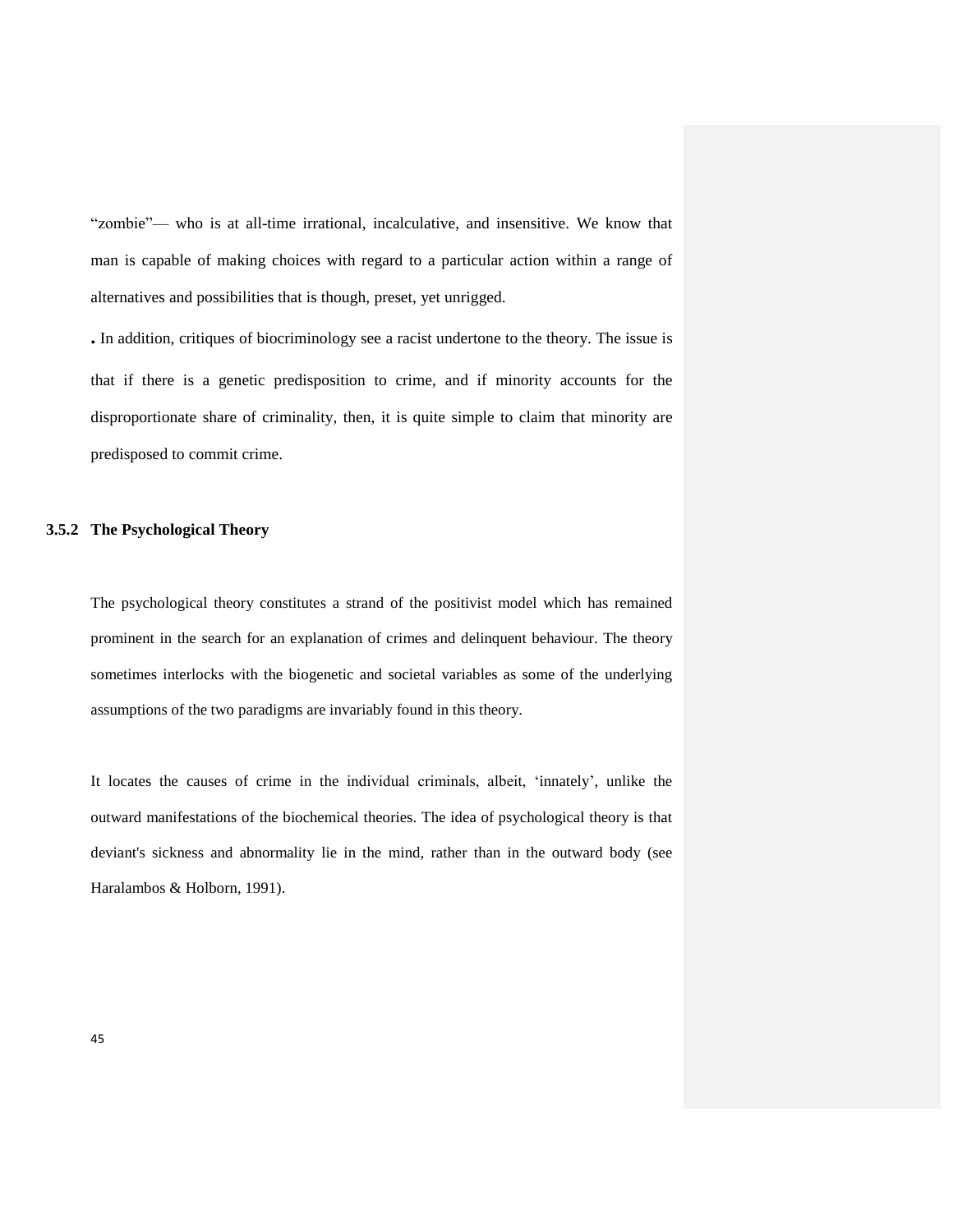"zombie"— who is at all-time irrational, incalculative, and insensitive. We know that man is capable of making choices with regard to a particular action within a range of alternatives and possibilities that is though, preset, yet unrigged.

. In addition, critiques of biocriminology see a racist undertone to the theory. The issue is that if there is a genetic predisposition to crime, and if minority accounts for the disproportionate share of criminality, then, it is quite simple to claim that minority are predisposed to commit crime.

### 3.5.2 The Psychological Theory

The psychological theory constitutes a strand of the positivist model which has remained prominent in the search for an explanation of crimes and delinquent behaviour. The theory sometimes interlocks with the biogenetic and societal variables as some of the underlying assumptions of the two paradigms are invariably found in this theory.

It locates the causes of crime in the individual criminals, albeit, 'innately', unlike the outward manifestations of the biochemical theories. The idea of psychological theory is that deviant's sickness and abnormality lie in the mind, rather than in the outward body (see Haralambos & Holborn, 1991).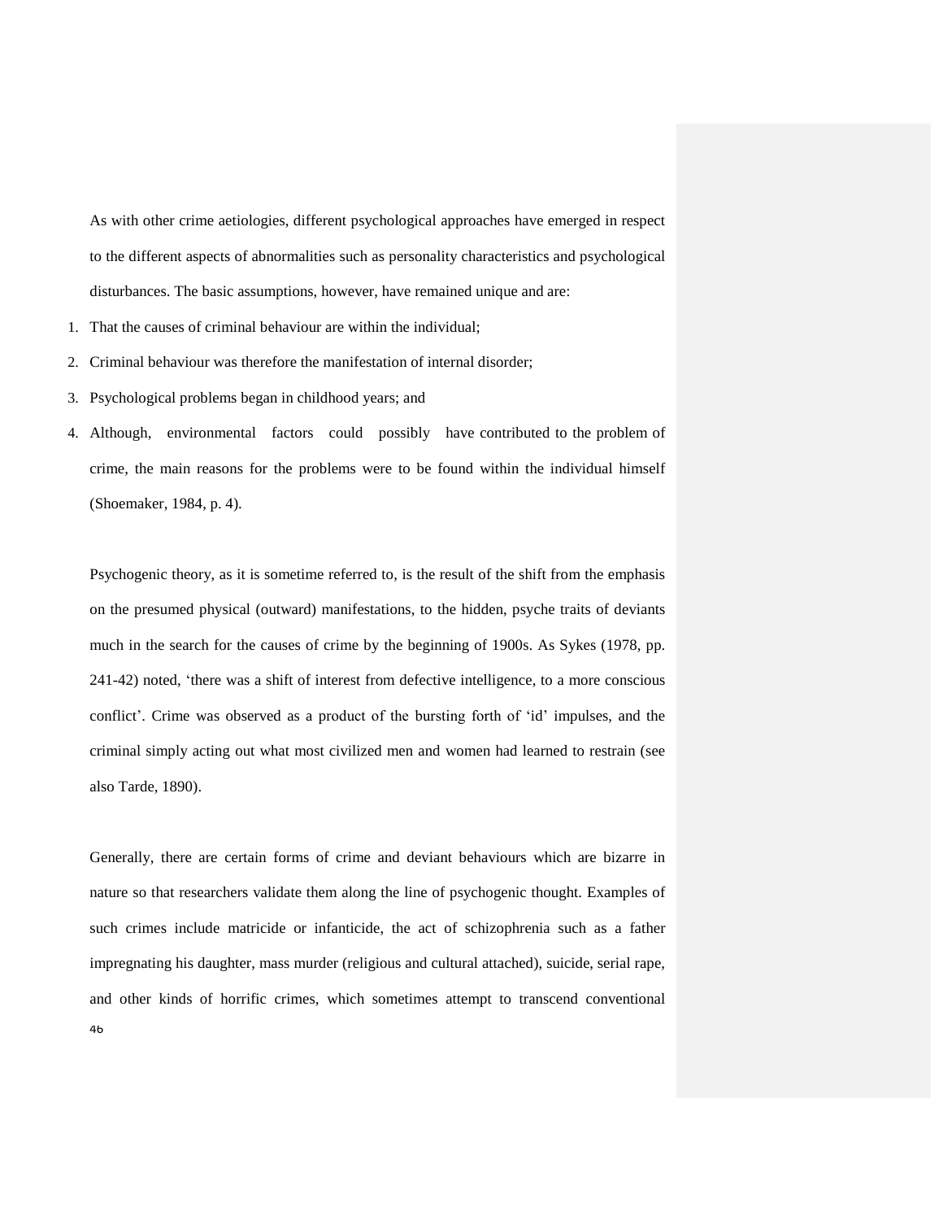As with other crime aetiologies, different psychological approaches have emerged in respect to the different aspects of abnormalities such as personality characteristics and psychological disturbances. The basic assumptions, however, have remained unique and are:

1. That the causes of criminal behaviour are within the individual;
2. Criminal behaviour was therefore the manifestation of internal disorder;
3. Psychological problems began in childhood years; and
4. Although, environmental factors could possibly have contributed to the problem of crime, the main reasons for the problems were to be found within the individual himself (Shoemaker, 1984, p. 4).

Psychogenic theory, as it is sometime referred to, is the result of the shift from the emphasis on the presumed physical (outward) manifestations, to the hidden, psyche traits of deviants much in the search for the causes of crime by the beginning of 1900s. As Sykes (1978, pp. 241-42) noted, 'there was a shift of interest from defective intelligence, to a more conscious conflict'. Crime was observed as a product of the bursting forth of 'id' impulses, and the criminal simply acting out what most civilized men and women had learned to restrain (see also Tarde, 1890).

Generally, there are certain forms of crime and deviant behaviours which are bizarre in nature so that researchers validate them along the line of psychogenic thought. Examples of such crimes include matricide or infanticide, the act of schizophrenia such as a father impregnating his daughter, mass murder (religious and cultural attached), suicide, serial rape, and other kinds of horrific crimes, which sometimes attempt to transcend conventional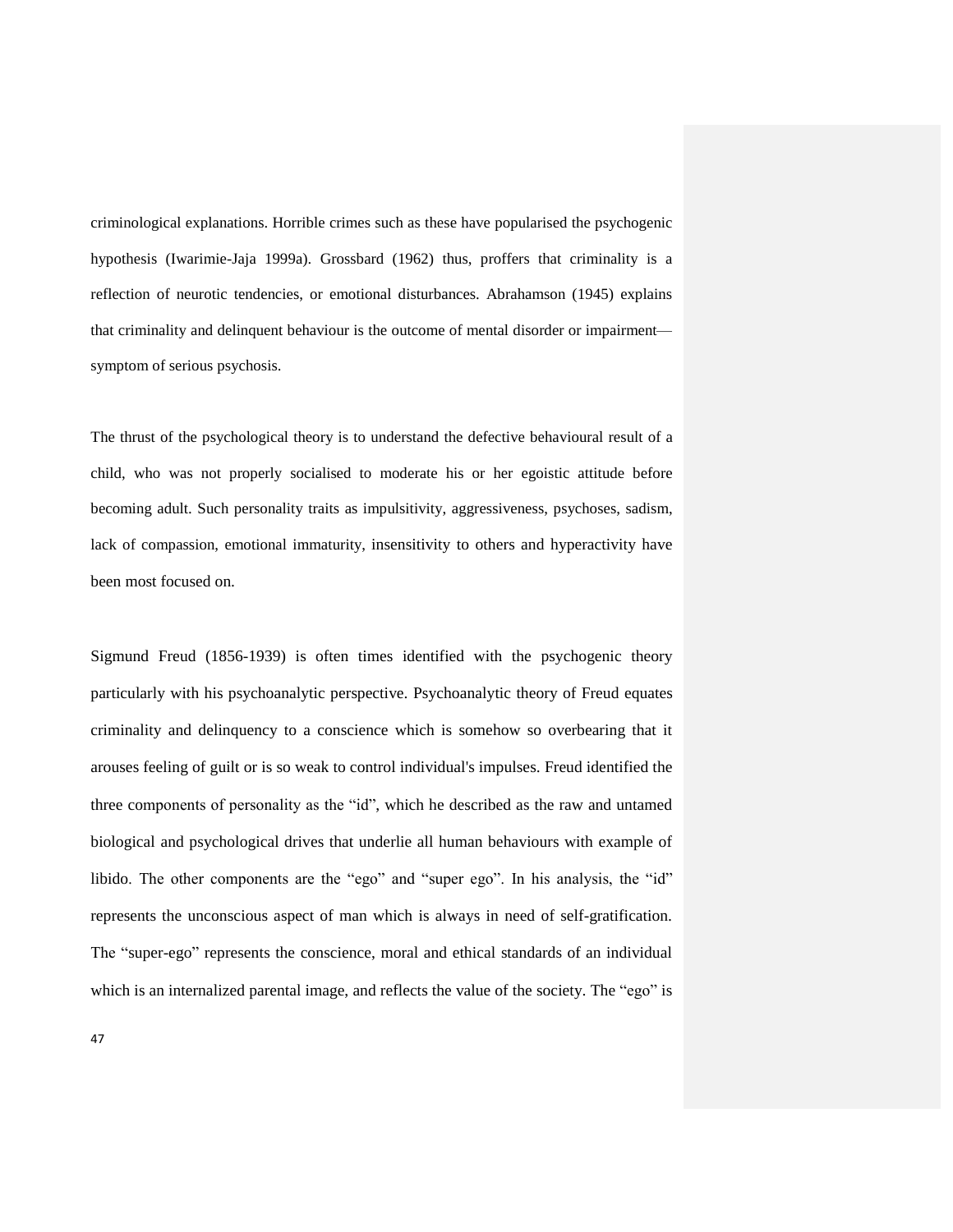criminological explanations. Horrible crimes such as these have popularised the psychogenic hypothesis (Iwarimie-Jaja 1999a). Grossbard (1962) thus, proffers that criminality is a reflection of neurotic tendencies, or emotional disturbances. Abrahamson (1945) explains that criminality and delinquent behaviour is the outcome of mental disorder or impairment—symptom of serious psychosis.

The thrust of the psychological theory is to understand the defective behavioural result of a child, who was not properly socialised to moderate his or her egoistic attitude before becoming adult. Such personality traits as impulsitivity, aggressiveness, psychoses, sadism, lack of compassion, emotional immaturity, insensitivity to others and hyperactivity have been most focused on.

Sigmund Freud (1856-1939) is often times identified with the psychogenic theory particularly with his psychoanalytic perspective. Psychoanalytic theory of Freud equates criminality and delinquency to a conscience which is somehow so overbearing that it arouses feeling of guilt or is so weak to control individual's impulses. Freud identified the three components of personality as the “id”, which he described as the raw and untamed biological and psychological drives that underlie all human behaviours with example of libido. The other components are the “ego” and “super ego”. In his analysis, the “id” represents the unconscious aspect of man which is always in need of self-gratification. The “super-ego” represents the conscience, moral and ethical standards of an individual which is an internalized parental image, and reflects the value of the society. The “ego” is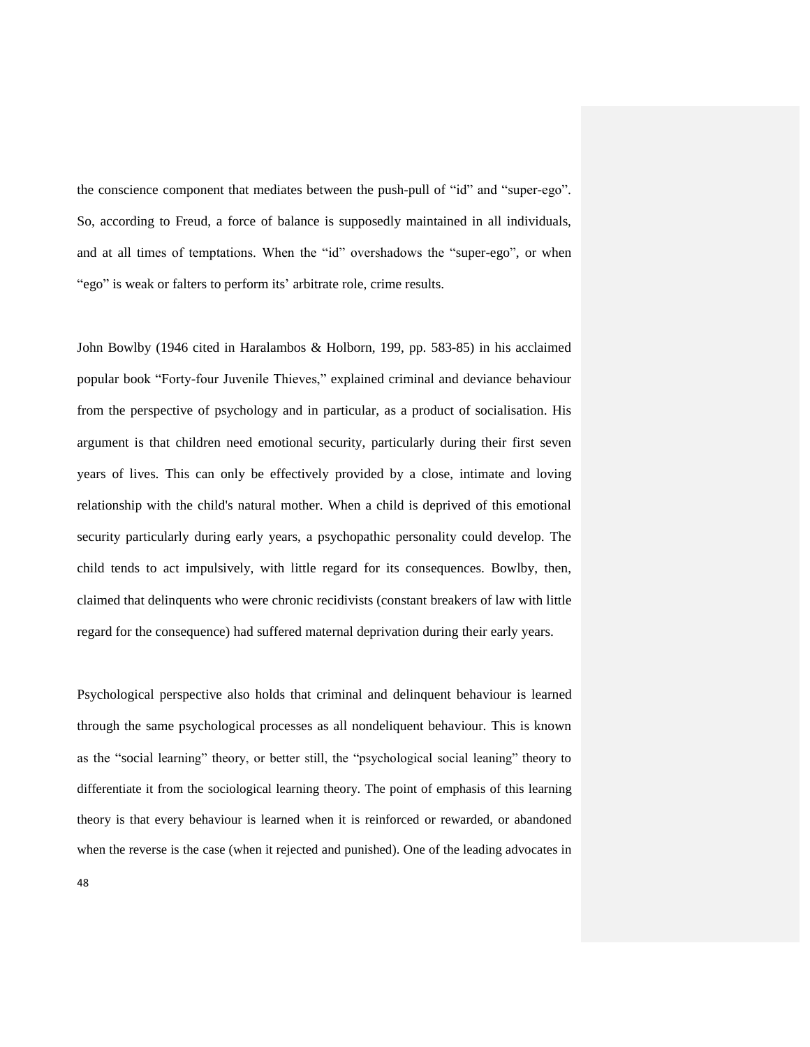the conscience component that mediates between the push-pull of "id" and "super-ego". So, according to Freud, a force of balance is supposedly maintained in all individuals, and at all times of temptations. When the "id" overshadows the "super-ego", or when "ego" is weak or falters to perform its' arbitrate role, crime results.

John Bowlby (1946 cited in Haralambos & Holborn, 199, pp. 583-85) in his acclaimed popular book "Forty-four Juvenile Thieves," explained criminal and deviance behaviour from the perspective of psychology and in particular, as a product of socialisation. His argument is that children need emotional security, particularly during their first seven years of lives. This can only be effectively provided by a close, intimate and loving relationship with the child's natural mother. When a child is deprived of this emotional security particularly during early years, a psychopathic personality could develop. The child tends to act impulsively, with little regard for its consequences. Bowlby, then, claimed that delinquents who were chronic recidivists (constant breakers of law with little regard for the consequence) had suffered maternal deprivation during their early years.

Psychological perspective also holds that criminal and delinquent behaviour is learned through the same psychological processes as all nondeliquent behaviour. This is known as the "social learning" theory, or better still, the "psychological social leaning" theory to differentiate it from the sociological learning theory. The point of emphasis of this learning theory is that every behaviour is learned when it is reinforced or rewarded, or abandoned when the reverse is the case (when it rejected and punished). One of the leading advocates in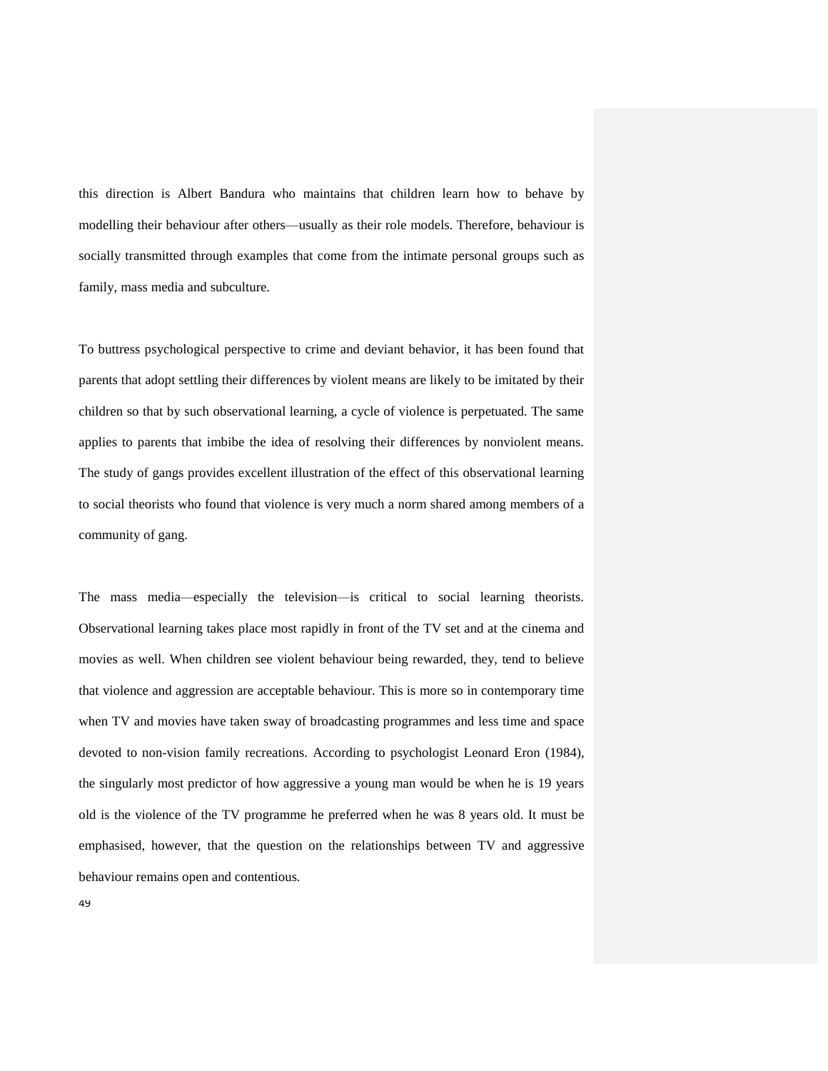this direction is Albert Bandura who maintains that children learn how to behave by modelling their behaviour after others—usually as their role models. Therefore, behaviour is socially transmitted through examples that come from the intimate personal groups such as family, mass media and subculture.

To buttress psychological perspective to crime and deviant behavior, it has been found that parents that adopt settling their differences by violent means are likely to be imitated by their children so that by such observational learning, a cycle of violence is perpetuated. The same applies to parents that imbibe the idea of resolving their differences by nonviolent means. The study of gangs provides excellent illustration of the effect of this observational learning to social theorists who found that violence is very much a norm shared among members of a community of gang.

The mass media—especially the television—is critical to social learning theorists. Observational learning takes place most rapidly in front of the TV set and at the cinema and movies as well. When children see violent behaviour being rewarded, they, tend to believe that violence and aggression are acceptable behaviour. This is more so in contemporary time when TV and movies have taken sway of broadcasting programmes and less time and space devoted to non-vision family recreations. According to psychologist Leonard Eron (1984), the singularly most predictor of how aggressive a young man would be when he is 19 years old is the violence of the TV programme he preferred when he was 8 years old. It must be emphasised, however, that the question on the relationships between TV and aggressive behaviour remains open and contentious.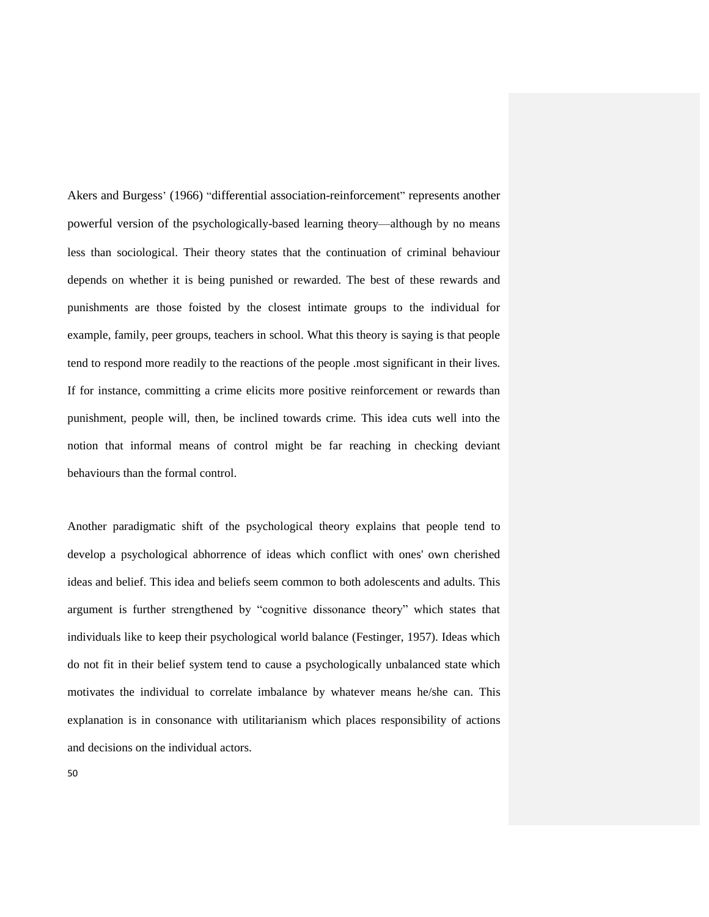Akers and Burgess' (1966) "differential association-reinforcement" represents another powerful version of the psychologically-based learning theory—although by no means less than sociological. Their theory states that the continuation of criminal behaviour depends on whether it is being punished or rewarded. The best of these rewards and punishments are those foisted by the closest intimate groups to the individual for example, family, peer groups, teachers in school. What this theory is saying is that people tend to respond more readily to the reactions of the people .most significant in their lives. If for instance, committing a crime elicits more positive reinforcement or rewards than punishment, people will, then, be inclined towards crime. This idea cuts well into the notion that informal means of control might be far reaching in checking deviant behaviours than the formal control.

Another paradigmatic shift of the psychological theory explains that people tend to develop a psychological abhorrence of ideas which conflict with ones' own cherished ideas and belief. This idea and beliefs seem common to both adolescents and adults. This argument is further strengthened by "cognitive dissonance theory" which states that individuals like to keep their psychological world balance (Festinger, 1957). Ideas which do not fit in their belief system tend to cause a psychologically unbalanced state which motivates the individual to correlate imbalance by whatever means he/she can. This explanation is in consonance with utilitarianism which places responsibility of actions and decisions on the individual actors.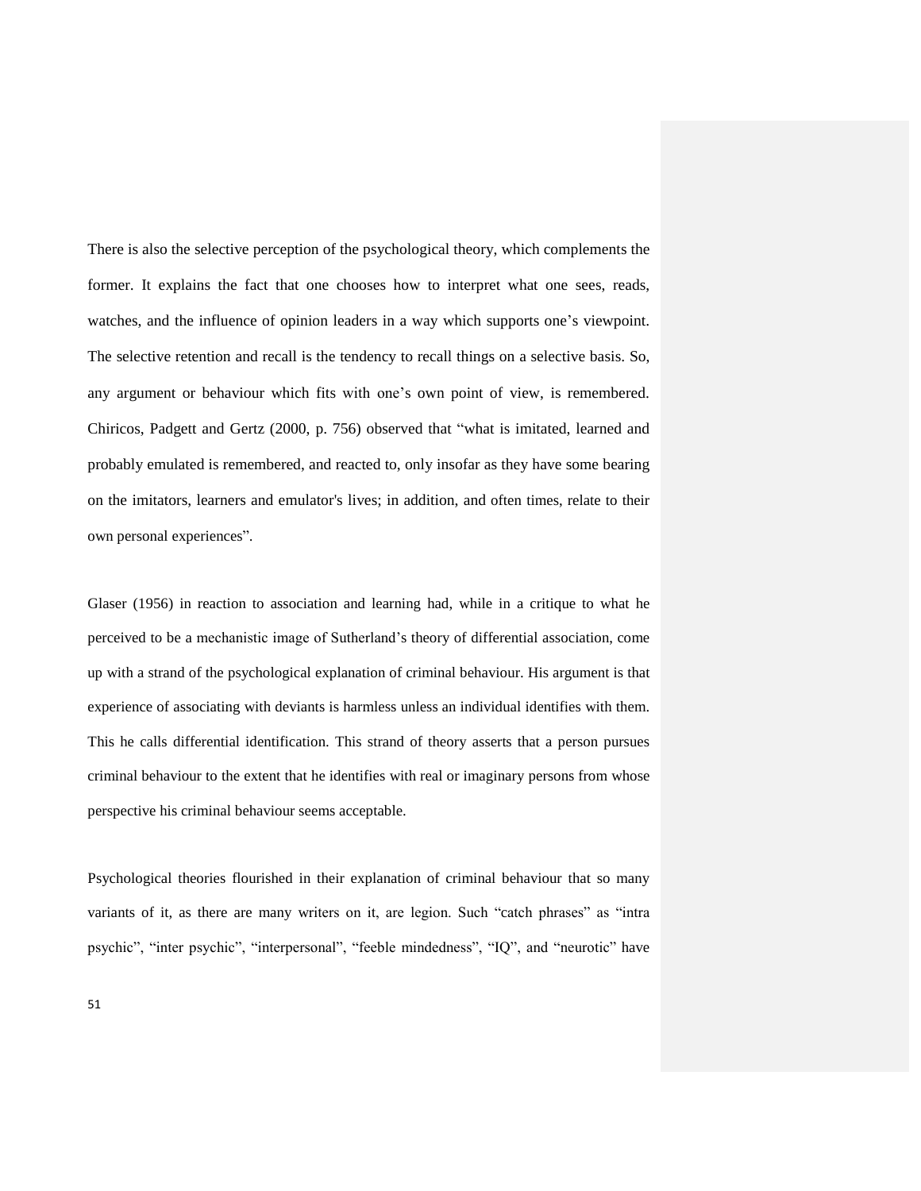There is also the selective perception of the psychological theory, which complements the former. It explains the fact that one chooses how to interpret what one sees, reads, watches, and the influence of opinion leaders in a way which supports one's viewpoint. The selective retention and recall is the tendency to recall things on a selective basis. So, any argument or behaviour which fits with one's own point of view, is remembered. Chiricos, Padgett and Gertz (2000, p. 756) observed that "what is imitated, learned and probably emulated is remembered, and reacted to, only insofar as they have some bearing on the imitators, learners and emulator's lives; in addition, and often times, relate to their own personal experiences".

Glaser (1956) in reaction to association and learning had, while in a critique to what he perceived to be a mechanistic image of Sutherland's theory of differential association, come up with a strand of the psychological explanation of criminal behaviour. His argument is that experience of associating with deviants is harmless unless an individual identifies with them. This he calls differential identification. This strand of theory asserts that a person pursues criminal behaviour to the extent that he identifies with real or imaginary persons from whose perspective his criminal behaviour seems acceptable.

Psychological theories flourished in their explanation of criminal behaviour that so many variants of it, as there are many writers on it, are legion. Such "catch phrases" as "intra psychic", "inter psychic", "interpersonal", "feeble mindedness", "IQ", and "neurotic" have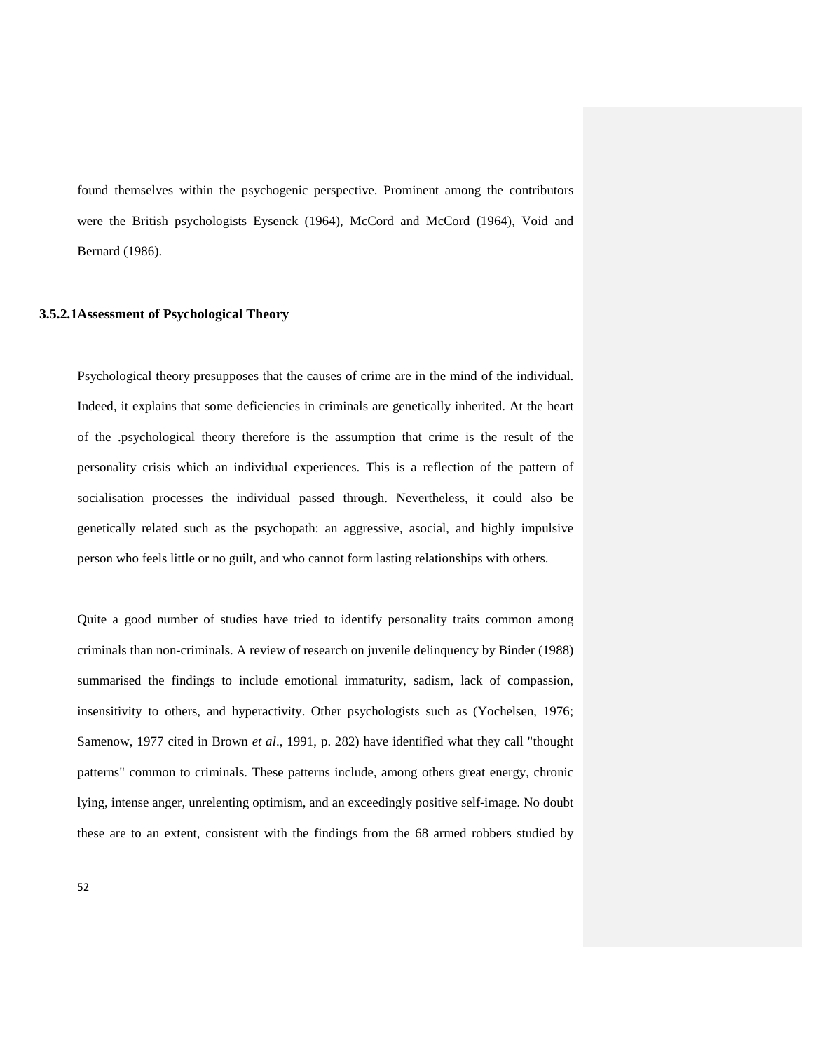found themselves within the psychogenic perspective. Prominent among the contributors were the British psychologists Eysenck (1964), McCord and McCord (1964), Void and Bernard (1986).

#### 3.5.2.1Assessment of Psychological Theory

Psychological theory presupposes that the causes of crime are in the mind of the individual. Indeed, it explains that some deficiencies in criminals are genetically inherited. At the heart of the .psychological theory therefore is the assumption that crime is the result of the personality crisis which an individual experiences. This is a reflection of the pattern of socialisation processes the individual passed through. Nevertheless, it could also be genetically related such as the psychopath: an aggressive, asocial, and highly impulsive person who feels little or no guilt, and who cannot form lasting relationships with others.

Quite a good number of studies have tried to identify personality traits common among criminals than non-criminals. A review of research on juvenile delinquency by Binder (1988) summarised the findings to include emotional immaturity, sadism, lack of compassion, insensitivity to others, and hyperactivity. Other psychologists such as (Yochelsen, 1976; Samenow, 1977 cited in Brown *et al*., 1991, p. 282) have identified what they call "thought patterns" common to criminals. These patterns include, among others great energy, chronic lying, intense anger, unrelenting optimism, and an exceedingly positive self-image. No doubt these are to an extent, consistent with the findings from the 68 armed robbers studied by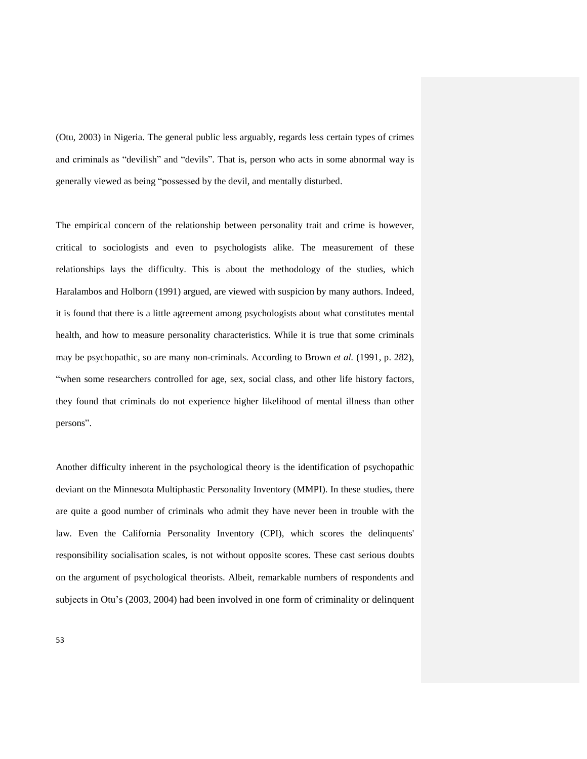(Otu, 2003) in Nigeria. The general public less arguably, regards less certain types of crimes and criminals as "devilish" and "devils". That is, person who acts in some abnormal way is generally viewed as being "possessed by the devil, and mentally disturbed.

The empirical concern of the relationship between personality trait and crime is however, critical to sociologists and even to psychologists alike. The measurement of these relationships lays the difficulty. This is about the methodology of the studies, which Haralambos and Holborn (1991) argued, are viewed with suspicion by many authors. Indeed, it is found that there is a little agreement among psychologists about what constitutes mental health, and how to measure personality characteristics. While it is true that some criminals may be psychopathic, so are many non-criminals. According to Brown *et al.* (1991, p. 282), "when some researchers controlled for age, sex, social class, and other life history factors, they found that criminals do not experience higher likelihood of mental illness than other persons".

Another difficulty inherent in the psychological theory is the identification of psychopathic deviant on the Minnesota Multiphastic Personality Inventory (MMPI). In these studies, there are quite a good number of criminals who admit they have never been in trouble with the law. Even the California Personality Inventory (CPI), which scores the delinquents' responsibility socialisation scales, is not without opposite scores. These cast serious doubts on the argument of psychological theorists. Albeit, remarkable numbers of respondents and subjects in Otu's (2003, 2004) had been involved in one form of criminality or delinquent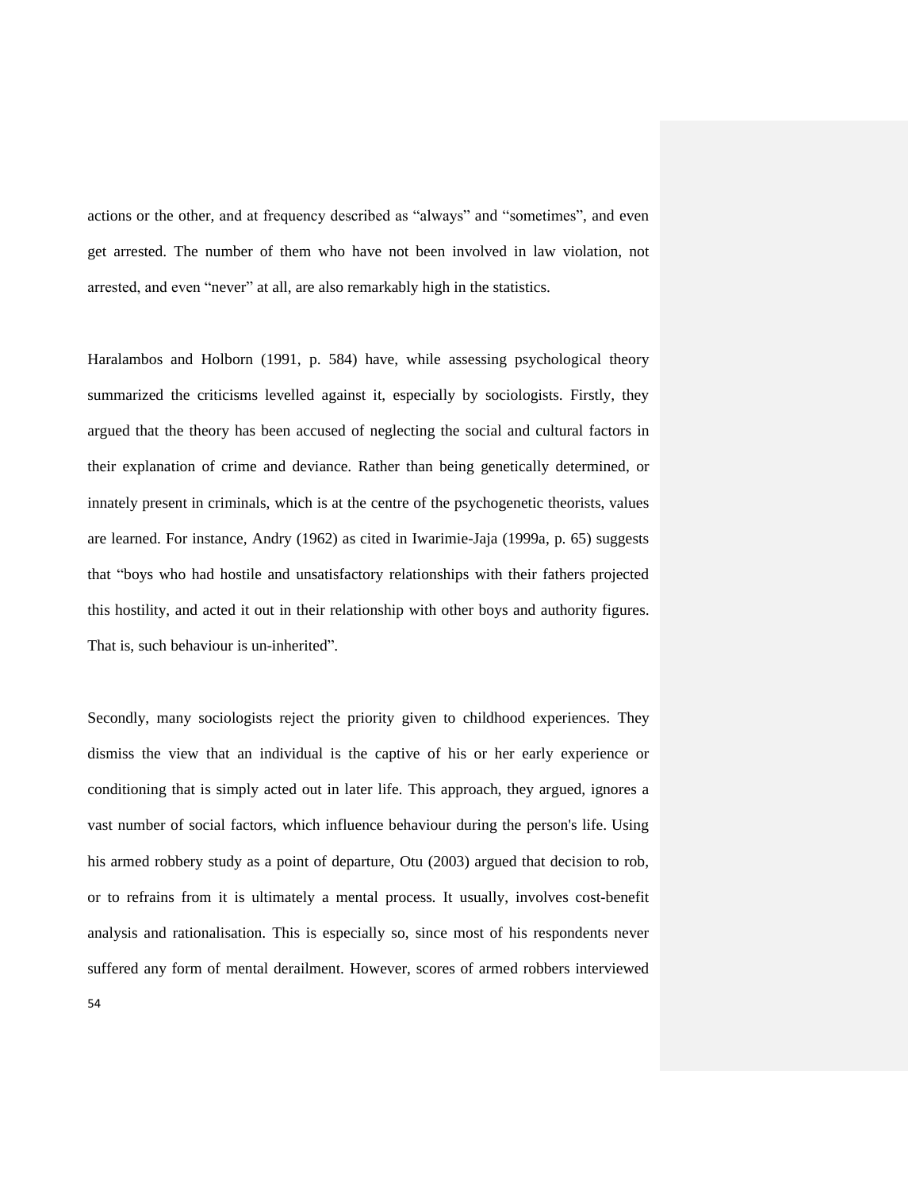actions or the other, and at frequency described as "always" and "sometimes", and even get arrested. The number of them who have not been involved in law violation, not arrested, and even "never" at all, are also remarkably high in the statistics.

Haralambos and Holborn (1991, p. 584) have, while assessing psychological theory summarized the criticisms levelled against it, especially by sociologists. Firstly, they argued that the theory has been accused of neglecting the social and cultural factors in their explanation of crime and deviance. Rather than being genetically determined, or innately present in criminals, which is at the centre of the psychogenetic theorists, values are learned. For instance, Andry (1962) as cited in Iwarimie-Jaja (1999a, p. 65) suggests that "boys who had hostile and unsatisfactory relationships with their fathers projected this hostility, and acted it out in their relationship with other boys and authority figures. That is, such behaviour is un-inherited".

Secondly, many sociologists reject the priority given to childhood experiences. They dismiss the view that an individual is the captive of his or her early experience or conditioning that is simply acted out in later life. This approach, they argued, ignores a vast number of social factors, which influence behaviour during the person's life. Using his armed robbery study as a point of departure, Otu (2003) argued that decision to rob, or to refrains from it is ultimately a mental process. It usually, involves cost-benefit analysis and rationalisation. This is especially so, since most of his respondents never suffered any form of mental derailment. However, scores of armed robbers interviewed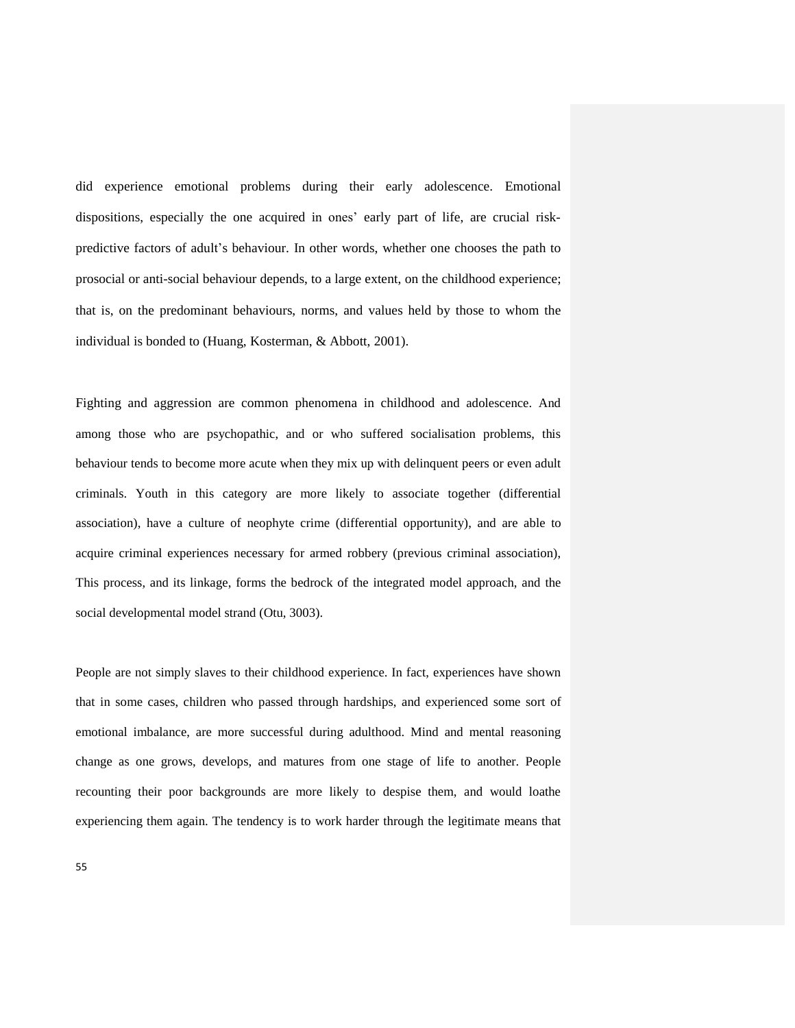did experience emotional problems during their early adolescence. Emotional dispositions, especially the one acquired in ones' early part of life, are crucial risk-predictive factors of adult's behaviour. In other words, whether one chooses the path to prosocial or anti-social behaviour depends, to a large extent, on the childhood experience; that is, on the predominant behaviours, norms, and values held by those to whom the individual is bonded to (Huang, Kosterman, & Abbott, 2001).

Fighting and aggression are common phenomena in childhood and adolescence. And among those who are psychopathic, and or who suffered socialisation problems, this behaviour tends to become more acute when they mix up with delinquent peers or even adult criminals. Youth in this category are more likely to associate together (differential association), have a culture of neophyte crime (differential opportunity), and are able to acquire criminal experiences necessary for armed robbery (previous criminal association), This process, and its linkage, forms the bedrock of the integrated model approach, and the social developmental model strand (Otu, 3003).

People are not simply slaves to their childhood experience. In fact, experiences have shown that in some cases, children who passed through hardships, and experienced some sort of emotional imbalance, are more successful during adulthood. Mind and mental reasoning change as one grows, develops, and matures from one stage of life to another. People recounting their poor backgrounds are more likely to despise them, and would loathe experiencing them again. The tendency is to work harder through the legitimate means that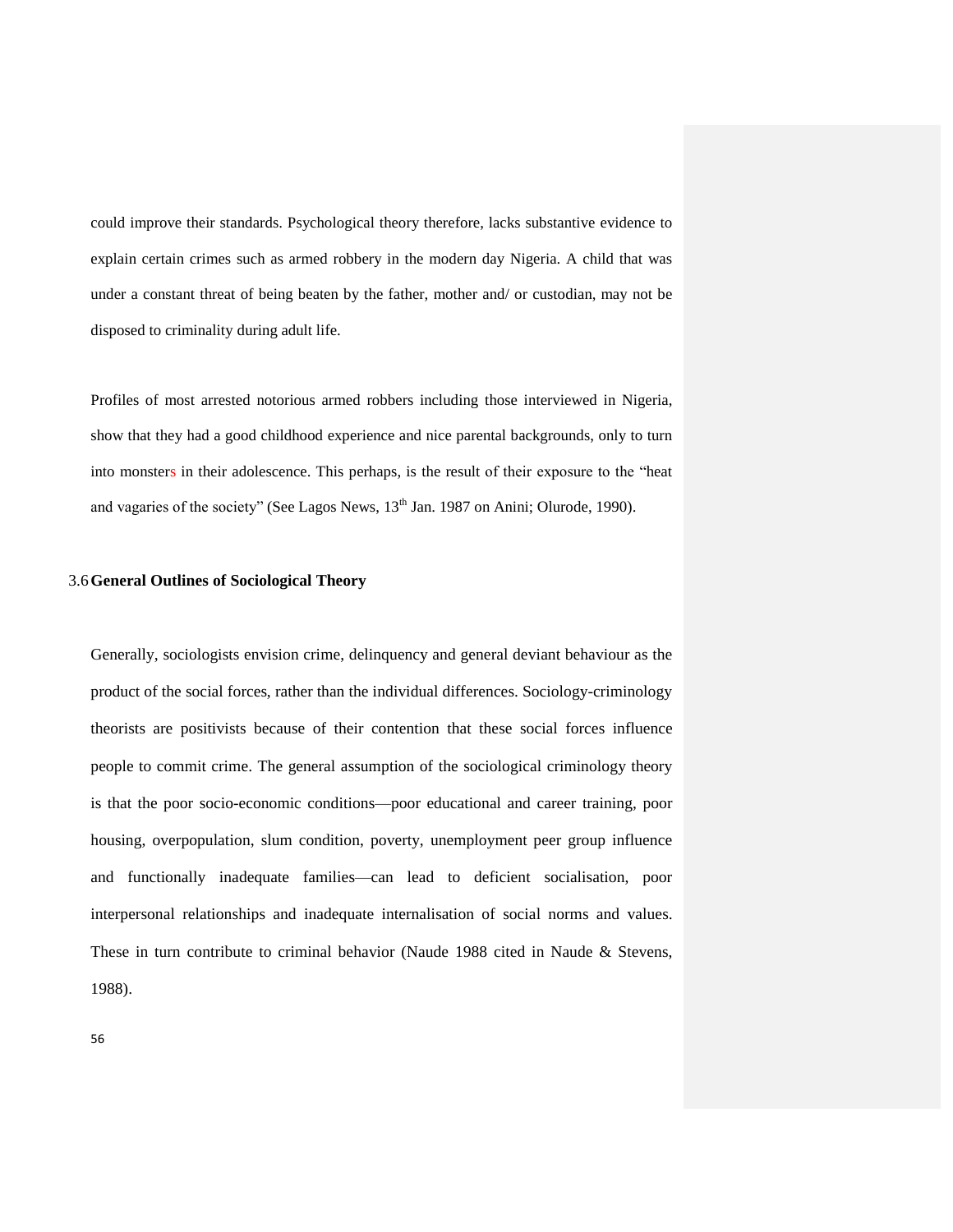could improve their standards. Psychological theory therefore, lacks substantive evidence to explain certain crimes such as armed robbery in the modern day Nigeria. A child that was under a constant threat of being beaten by the father, mother and/ or custodian, may not be disposed to criminality during adult life.

Profiles of most arrested notorious armed robbers including those interviewed in Nigeria, show that they had a good childhood experience and nice parental backgrounds, only to turn into monsters in their adolescence. This perhaps, is the result of their exposure to the "heat and vagaries of the society" (See Lagos News, 13th Jan. 1987 on Anini; Olurode, 1990).

### 3.6 General Outlines of Sociological Theory

Generally, sociologists envision crime, delinquency and general deviant behaviour as the product of the social forces, rather than the individual differences. Sociology-criminology theorists are positivists because of their contention that these social forces influence people to commit crime. The general assumption of the sociological criminology theory is that the poor socio-economic conditions—poor educational and career training, poor housing, overpopulation, slum condition, poverty, unemployment peer group influence and functionally inadequate families—can lead to deficient socialisation, poor interpersonal relationships and inadequate internalisation of social norms and values. These in turn contribute to criminal behavior (Naude 1988 cited in Naude & Stevens, 1988).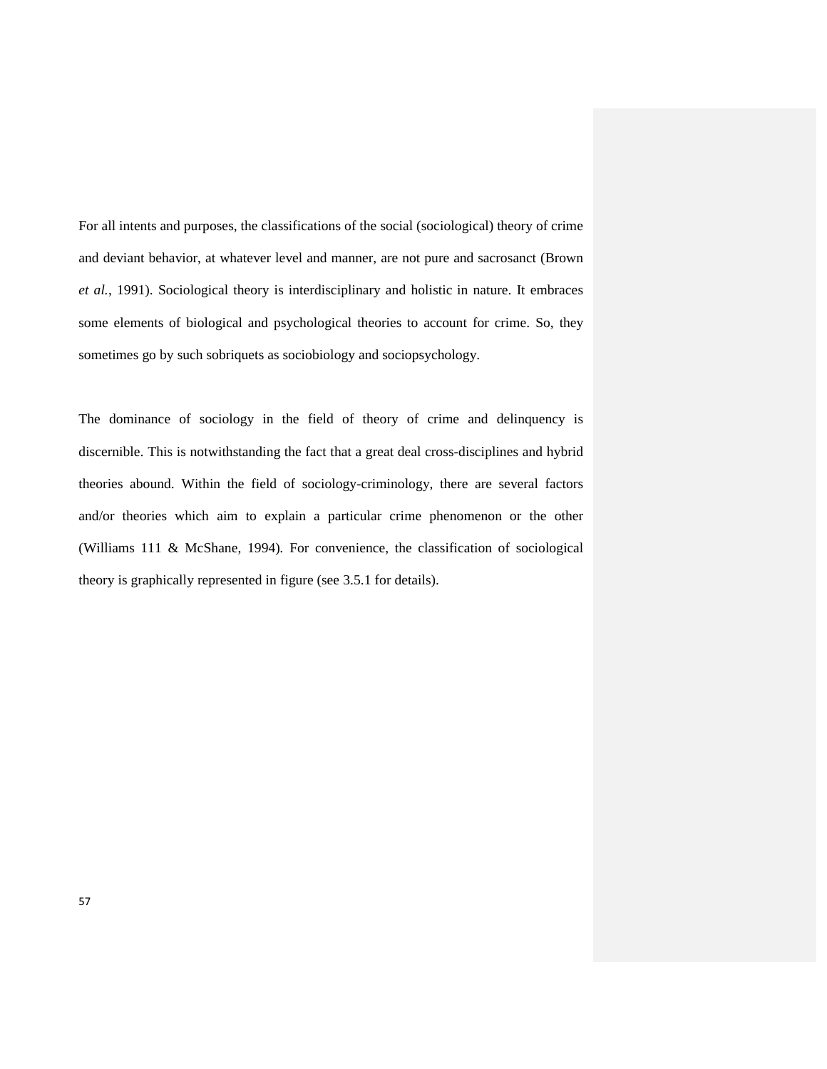For all intents and purposes, the classifications of the social (sociological) theory of crime and deviant behavior, at whatever level and manner, are not pure and sacrosanct (Brown *et al.*, 1991). Sociological theory is interdisciplinary and holistic in nature. It embraces some elements of biological and psychological theories to account for crime. So, they sometimes go by such sobriquets as sociobiology and sociopsychology.

The dominance of sociology in the field of theory of crime and delinquency is discernible. This is notwithstanding the fact that a great deal cross-disciplines and hybrid theories abound. Within the field of sociology-criminology, there are several factors and/or theories which aim to explain a particular crime phenomenon or the other (Williams 111 & McShane, 1994). For convenience, the classification of sociological theory is graphically represented in figure (see 3.5.1 for details).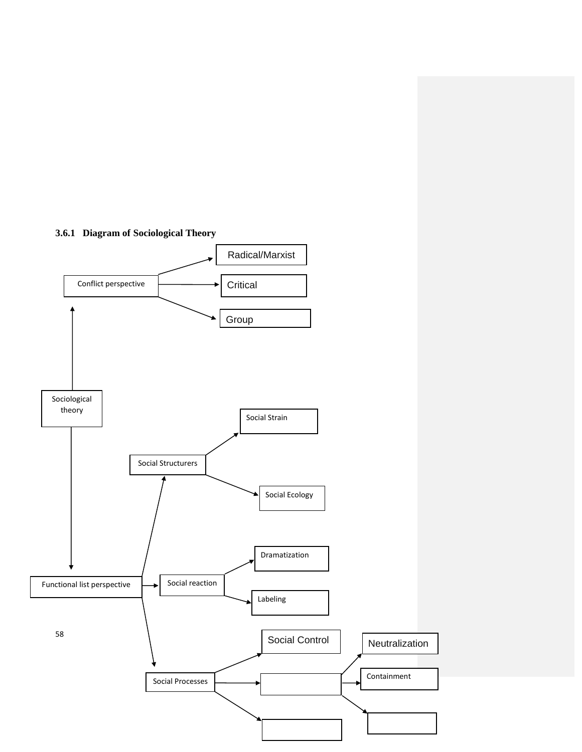### 3.6.1 Diagram of Sociological Theory

- Sociological theory
  - Conflict perspective
    - Radical/Marxist
    - Critical
    - Group
  - Functional list perspective
    - Social Structurers
      - Social Strain
      - Social Ecology
    - Social reaction
      - Dramatization
      - Labeling
    - Social Processes
      - Social Control
      - (blank)
        - Neutralization
        - Containment
        - (blank)
      - (blank)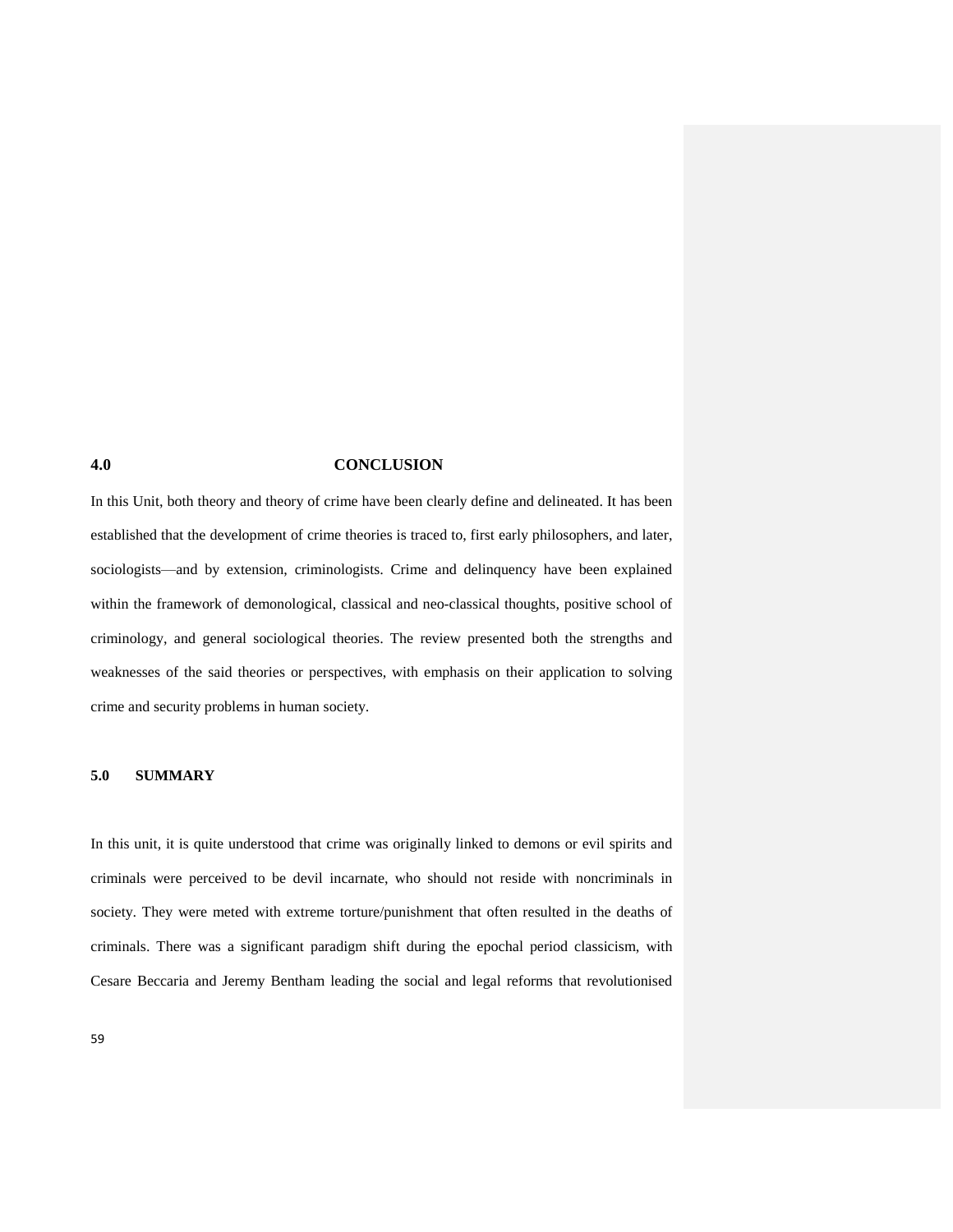## 4.0 CONCLUSION

In this Unit, both theory and theory of crime have been clearly define and delineated. It has been established that the development of crime theories is traced to, first early philosophers, and later, sociologists—and by extension, criminologists. Crime and delinquency have been explained within the framework of demonological, classical and neo-classical thoughts, positive school of criminology, and general sociological theories. The review presented both the strengths and weaknesses of the said theories or perspectives, with emphasis on their application to solving crime and security problems in human society.

## 5.0 SUMMARY

In this unit, it is quite understood that crime was originally linked to demons or evil spirits and criminals were perceived to be devil incarnate, who should not reside with noncriminals in society. They were meted with extreme torture/punishment that often resulted in the deaths of criminals. There was a significant paradigm shift during the epochal period classicism, with Cesare Beccaria and Jeremy Bentham leading the social and legal reforms that revolutionised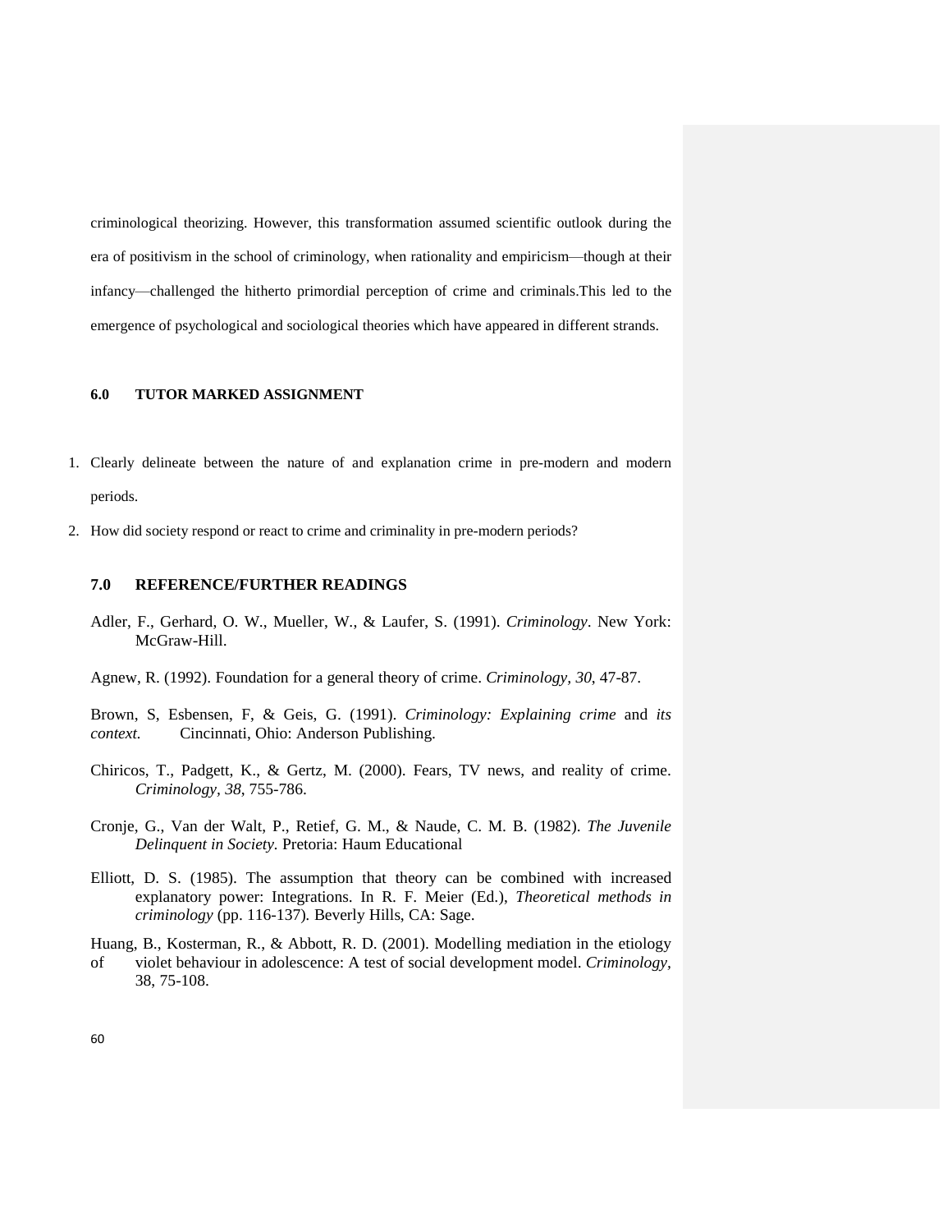criminological theorizing. However, this transformation assumed scientific outlook during the era of positivism in the school of criminology, when rationality and empiricism—though at their infancy—challenged the hitherto primordial perception of crime and criminals.This led to the emergence of psychological and sociological theories which have appeared in different strands.

## 6.0 TUTOR MARKED ASSIGNMENT

1. Clearly delineate between the nature of and explanation crime in pre-modern and modern periods.
2. How did society respond or react to crime and criminality in pre-modern periods?

## 7.0 REFERENCE/FURTHER READINGS

Adler, F., Gerhard, O. W., Mueller, W., & Laufer, S. (1991). *Criminology*. New York: McGraw-Hill.

Agnew, R. (1992). Foundation for a general theory of crime. *Criminology*, *30*, 47-87.

Brown, S, Esbensen, F, & Geis, G. (1991). *Criminology: Explaining crime* and *its context.* Cincinnati, Ohio: Anderson Publishing.

Chiricos, T., Padgett, K., & Gertz, M. (2000). Fears, TV news, and reality of crime. *Criminology*, *38*, 755-786.

Cronje, G., Van der Walt, P., Retief, G. M., & Naude, C. M. B. (1982). *The Juvenile Delinquent in Society.* Pretoria: Haum Educational

Elliott, D. S. (1985). The assumption that theory can be combined with increased explanatory power: Integrations. In R. F. Meier (Ed.), *Theoretical methods in criminology* (pp. 116-137). Beverly Hills, CA: Sage.

Huang, B., Kosterman, R., & Abbott, R. D. (2001). Modelling mediation in the etiology of violet behaviour in adolescence: A test of social development model. *Criminology*, 38, 75-108.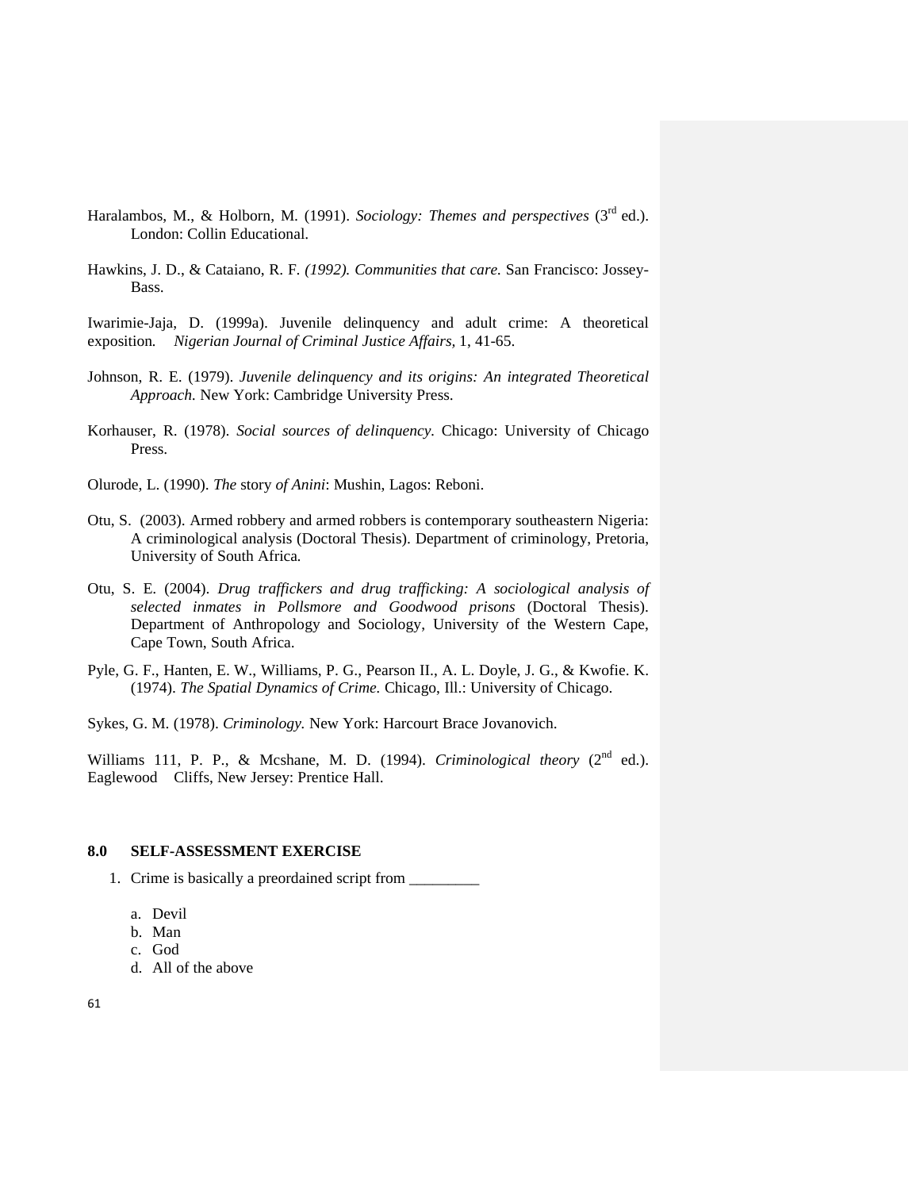Haralambos, M., & Holborn, M. (1991). *Sociology: Themes and perspectives* (3rd ed.). London: Collin Educational.

Hawkins, J. D., & Cataiano, R. F. *(1992). Communities that care.* San Francisco: Jossey-Bass.

Iwarimie-Jaja, D. (1999a). Juvenile delinquency and adult crime: A theoretical exposition. *Nigerian Journal of Criminal Justice Affairs*, 1, 41-65.

Johnson, R. E. (1979). *Juvenile delinquency and its origins: An integrated Theoretical Approach.* New York: Cambridge University Press.

Korhauser, R. (1978). *Social sources of delinquency.* Chicago: University of Chicago Press.

Olurode, L. (1990). *The* story *of Anini*: Mushin, Lagos: Reboni.

Otu, S. (2003). Armed robbery and armed robbers is contemporary southeastern Nigeria: A criminological analysis (Doctoral Thesis). Department of criminology, Pretoria, University of South Africa.

Otu, S. E. (2004). *Drug traffickers and drug trafficking: A sociological analysis of selected inmates in Pollsmore and Goodwood prisons* (Doctoral Thesis). Department of Anthropology and Sociology, University of the Western Cape, Cape Town, South Africa.

Pyle, G. F., Hanten, E. W., Williams, P. G., Pearson II., A. L. Doyle, J. G., & Kwofie. K. (1974). *The Spatial Dynamics of Crime.* Chicago, Ill.: University of Chicago.

Sykes, G. M. (1978). *Criminology.* New York: Harcourt Brace Jovanovich.

Williams 111, P. P., & Mcshane, M. D. (1994). *Criminological theory* (2nd ed.). Eaglewood Cliffs, New Jersey: Prentice Hall.

## 8.0 SELF-ASSESSMENT EXERCISE

1. Crime is basically a preordained script from _________

   a. Devil
   b. Man
   c. God
   d. All of the above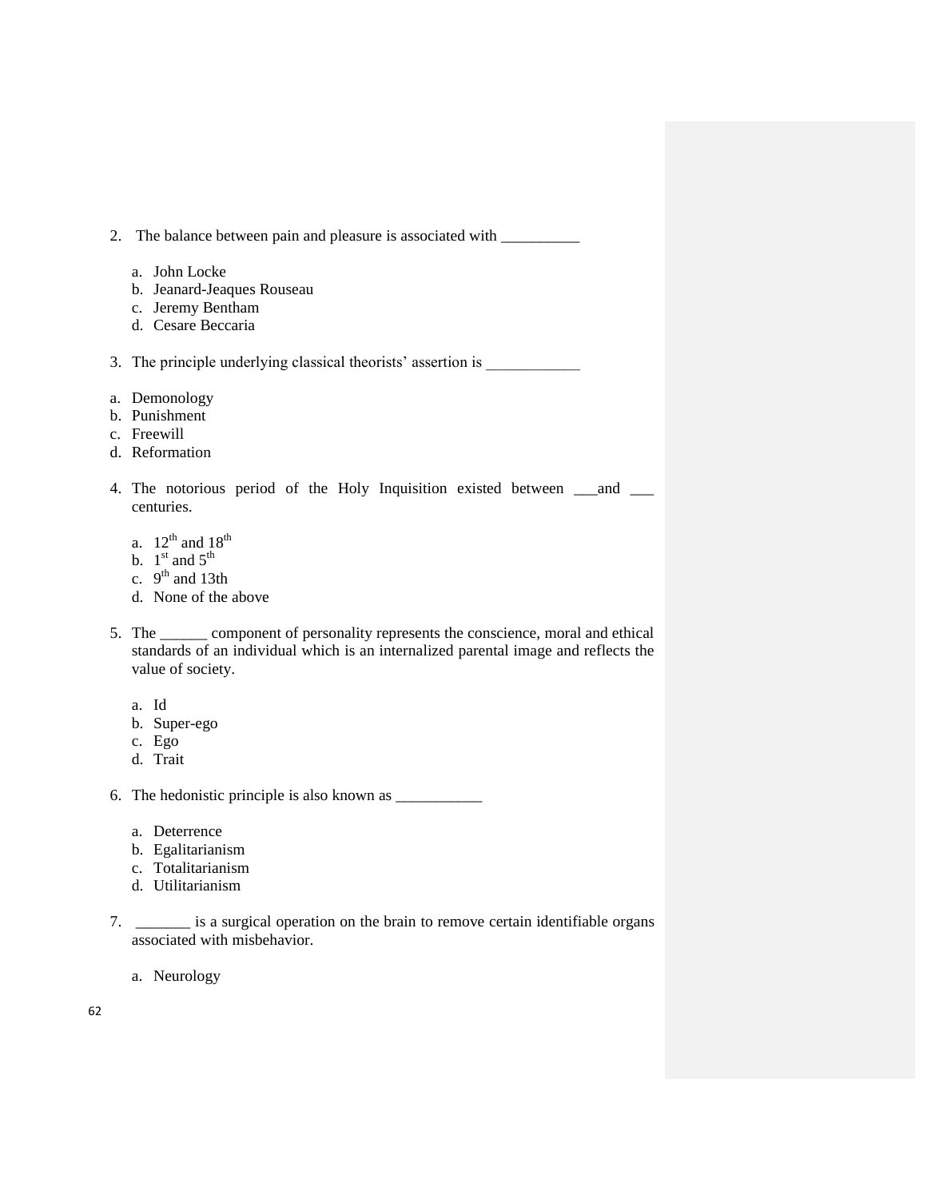2. The balance between pain and pleasure is associated with __________

    a. John Locke
    b. Jeanard-Jeaques Rouseau
    c. Jeremy Bentham
    d. Cesare Beccaria

3. The principle underlying classical theorists' assertion is ____________

a. Demonology
b. Punishment
c. Freewill
d. Reformation

4. The notorious period of the Holy Inquisition existed between ___and ___ centuries.

    a. 12th and 18th
    b. 1st and 5th
    c. 9th and 13th
    d. None of the above

5. The ______ component of personality represents the conscience, moral and ethical standards of an individual which is an internalized parental image and reflects the value of society.

    a. Id
    b. Super-ego
    c. Ego
    d. Trait

6. The hedonistic principle is also known as ___________

    a. Deterrence
    b. Egalitarianism
    c. Totalitarianism
    d. Utilitarianism

7. _______ is a surgical operation on the brain to remove certain identifiable organs associated with misbehavior.

    a. Neurology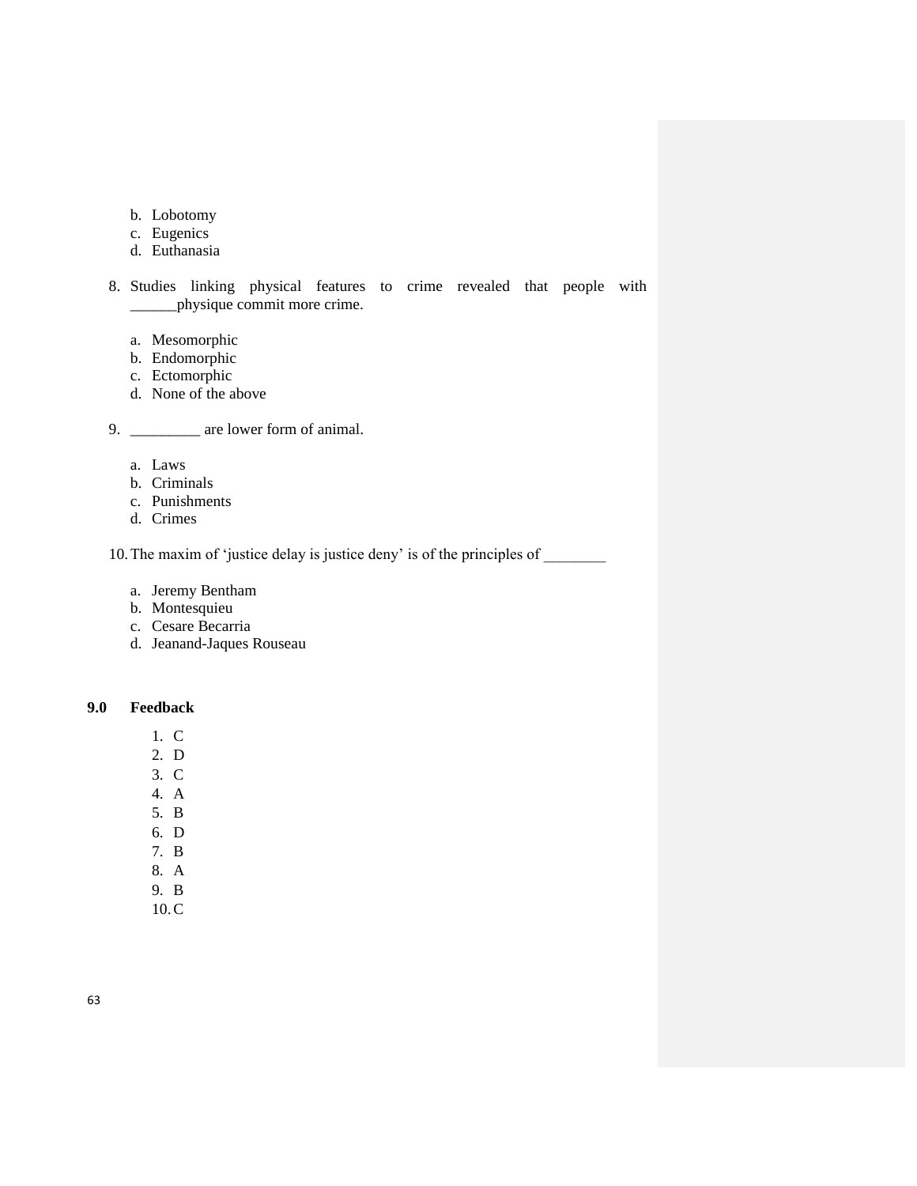b. Lobotomy
   c. Eugenics
   d. Euthanasia

8. Studies linking physical features to crime revealed that people with ______physique commit more crime.

   a. Mesomorphic
   b. Endomorphic
   c. Ectomorphic
   d. None of the above

9. _________ are lower form of animal.

   a. Laws
   b. Criminals
   c. Punishments
   d. Crimes

10. The maxim of 'justice delay is justice deny' is of the principles of ________

    a. Jeremy Bentham
    b. Montesquieu
    c. Cesare Becarria
    d. Jeanand-Jaques Rouseau

## 9.0 Feedback

1. C
2. D
3. C
4. A
5. B
6. D
7. B
8. A
9. B
10. C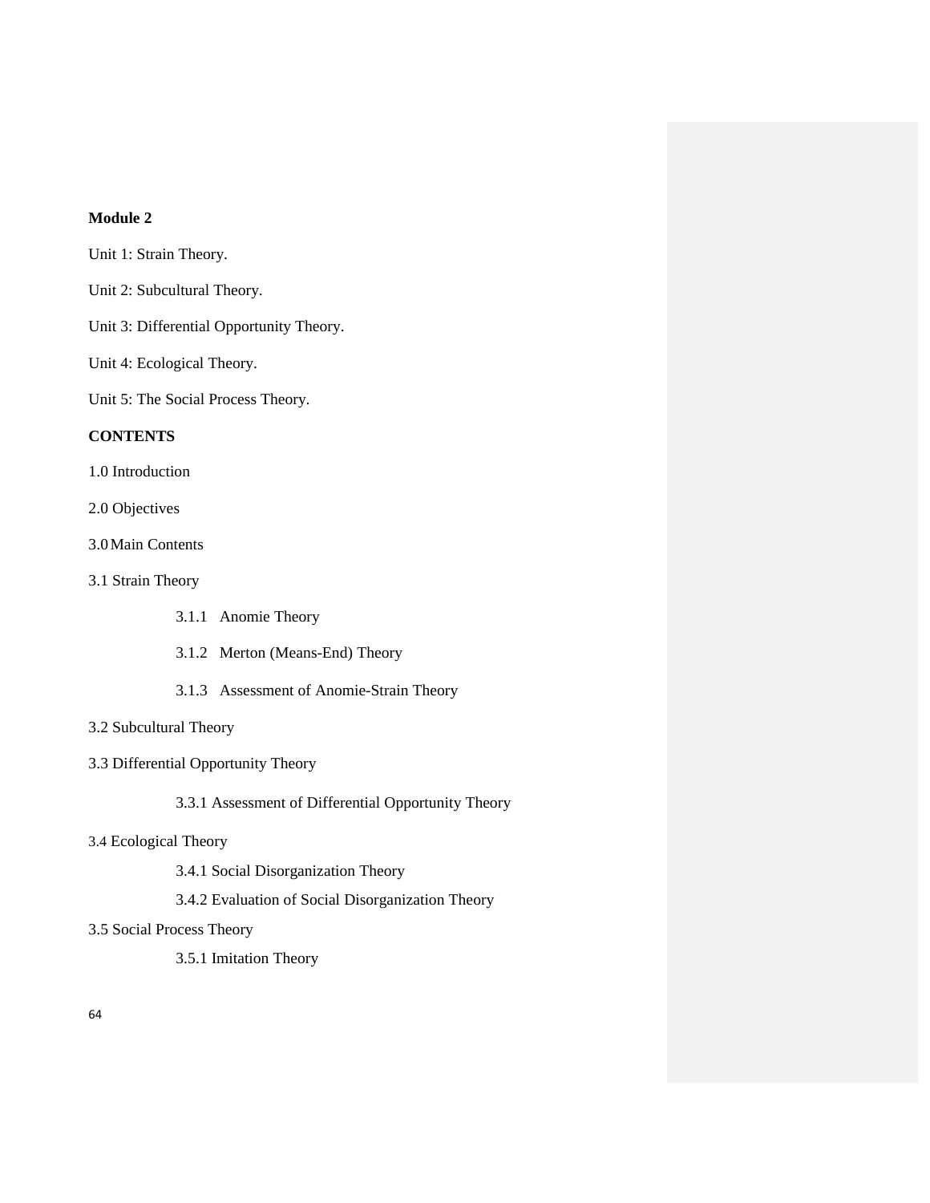**Module 2**

Unit 1: Strain Theory.

Unit 2: Subcultural Theory.

Unit 3: Differential Opportunity Theory.

Unit 4: Ecological Theory.

Unit 5: The Social Process Theory.

**CONTENTS**

1.0 Introduction

2.0 Objectives

3.0 Main Contents

3.1 Strain Theory

- 3.1.1 Anomie Theory
- 3.1.2 Merton (Means-End) Theory
- 3.1.3 Assessment of Anomie-Strain Theory

3.2 Subcultural Theory

3.3 Differential Opportunity Theory

- 3.3.1 Assessment of Differential Opportunity Theory

3.4 Ecological Theory

- 3.4.1 Social Disorganization Theory
- 3.4.2 Evaluation of Social Disorganization Theory

3.5 Social Process Theory

- 3.5.1 Imitation Theory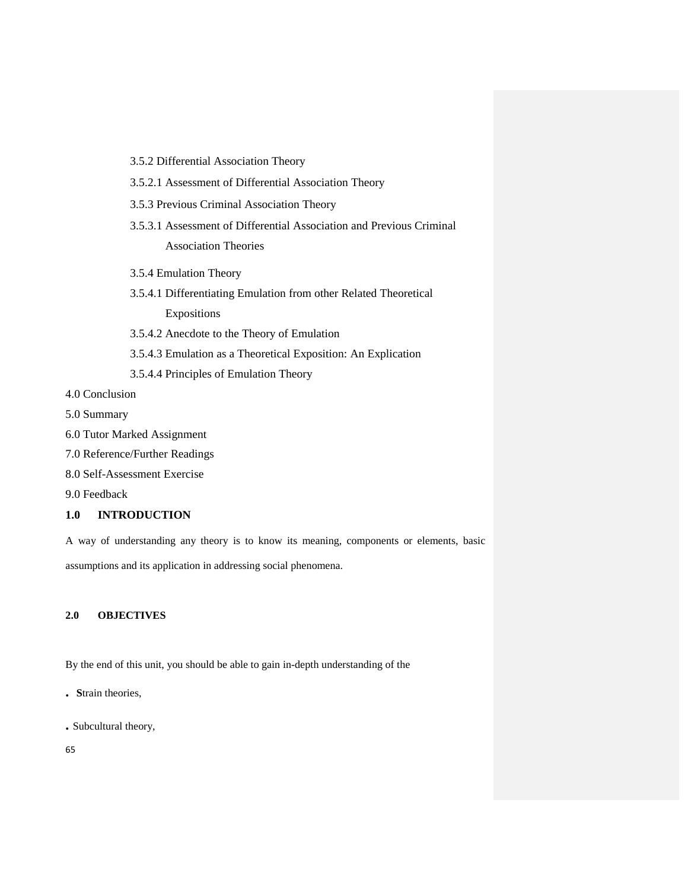3.5.2 Differential Association Theory

3.5.2.1 Assessment of Differential Association Theory

3.5.3 Previous Criminal Association Theory

3.5.3.1 Assessment of Differential Association and Previous Criminal Association Theories

3.5.4 Emulation Theory

3.5.4.1 Differentiating Emulation from other Related Theoretical Expositions

3.5.4.2 Anecdote to the Theory of Emulation

3.5.4.3 Emulation as a Theoretical Exposition: An Explication

3.5.4.4 Principles of Emulation Theory

4.0 Conclusion

5.0 Summary

6.0 Tutor Marked Assignment

7.0 Reference/Further Readings

8.0 Self-Assessment Exercise

9.0 Feedback

## 1.0 INTRODUCTION

A way of understanding any theory is to know its meaning, components or elements, basic assumptions and its application in addressing social phenomena.

## 2.0 OBJECTIVES

By the end of this unit, you should be able to gain in-depth understanding of the

- **S**train theories,
- Subcultural theory,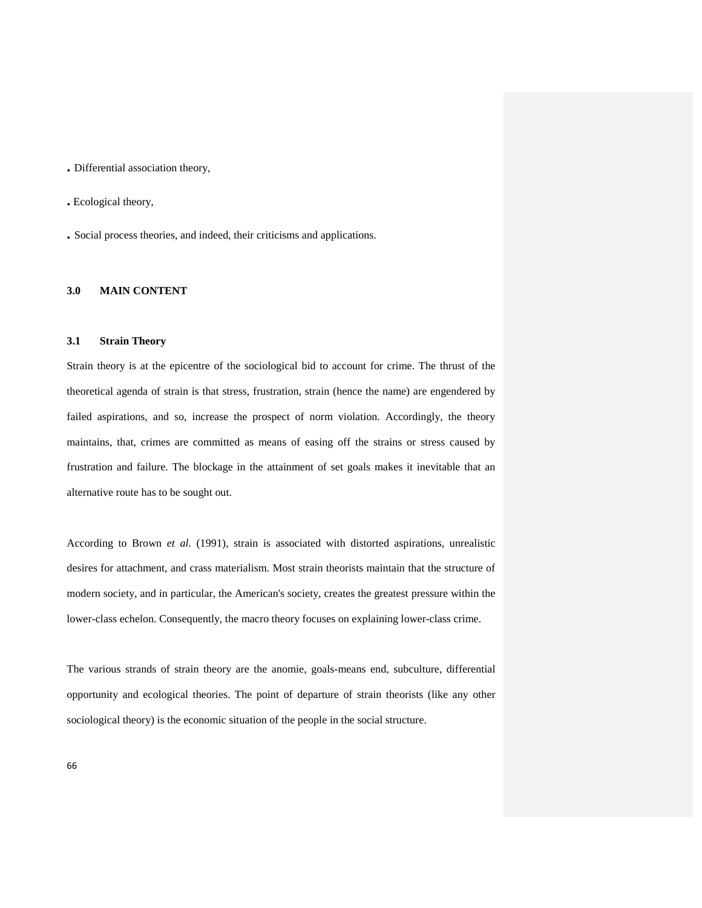- Differential association theory,
- Ecological theory,
- Social process theories, and indeed, their criticisms and applications.

## 3.0 MAIN CONTENT

### 3.1 Strain Theory

Strain theory is at the epicentre of the sociological bid to account for crime. The thrust of the theoretical agenda of strain is that stress, frustration, strain (hence the name) are engendered by failed aspirations, and so, increase the prospect of norm violation. Accordingly, the theory maintains, that, crimes are committed as means of easing off the strains or stress caused by frustration and failure. The blockage in the attainment of set goals makes it inevitable that an alternative route has to be sought out.

According to Brown *et al.* (1991), strain is associated with distorted aspirations, unrealistic desires for attachment, and crass materialism. Most strain theorists maintain that the structure of modern society, and in particular, the American's society, creates the greatest pressure within the lower-class echelon. Consequently, the macro theory focuses on explaining lower-class crime.

The various strands of strain theory are the anomie, goals-means end, subculture, differential opportunity and ecological theories. The point of departure of strain theorists (like any other sociological theory) is the economic situation of the people in the social structure.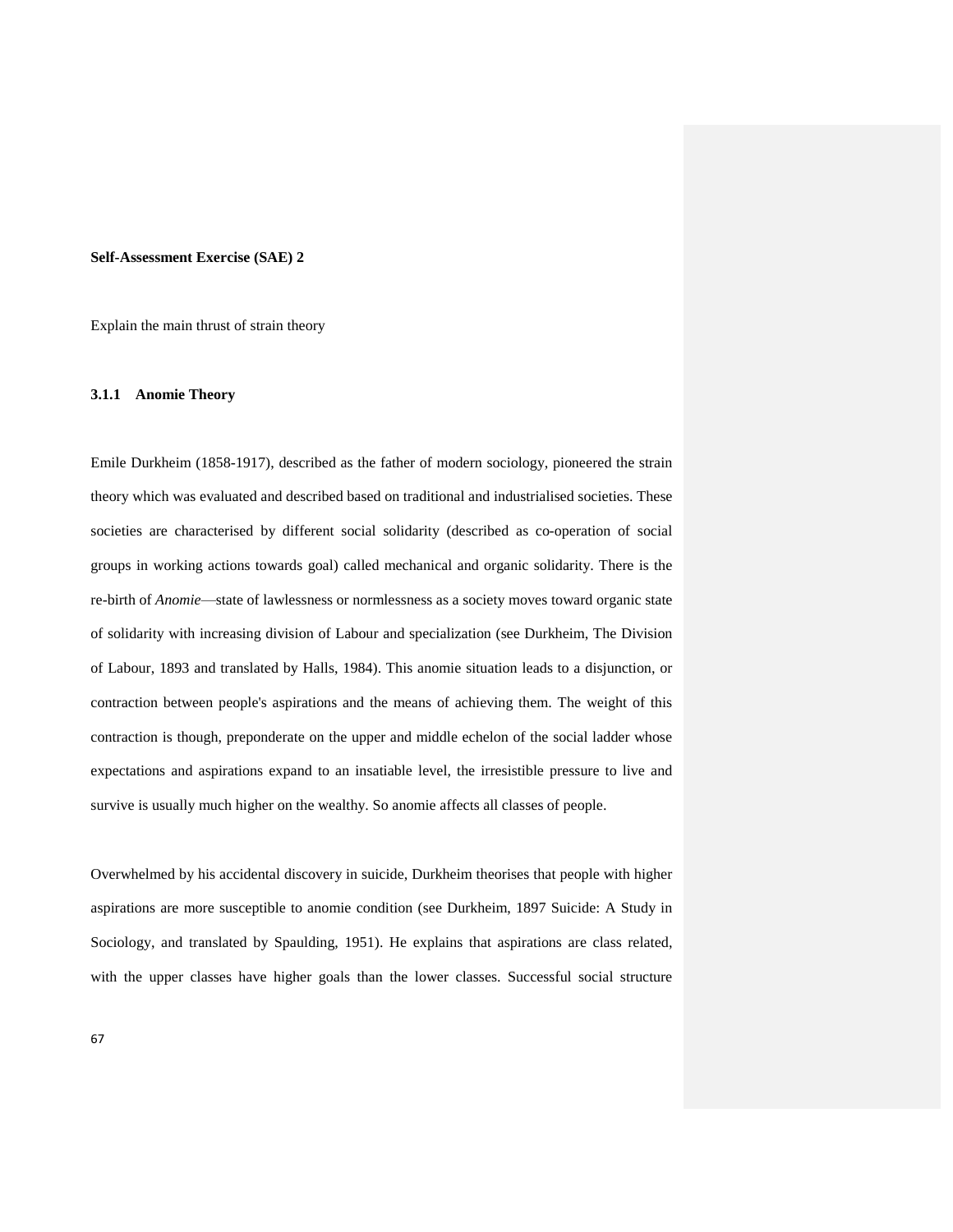**Self-Assessment Exercise (SAE) 2**

Explain the main thrust of strain theory

### 3.1.1 Anomie Theory

Emile Durkheim (1858-1917), described as the father of modern sociology, pioneered the strain theory which was evaluated and described based on traditional and industrialised societies. These societies are characterised by different social solidarity (described as co-operation of social groups in working actions towards goal) called mechanical and organic solidarity. There is the re-birth of *Anomie*—state of lawlessness or normlessness as a society moves toward organic state of solidarity with increasing division of Labour and specialization (see Durkheim, The Division of Labour, 1893 and translated by Halls, 1984). This anomie situation leads to a disjunction, or contraction between people's aspirations and the means of achieving them. The weight of this contraction is though, preponderate on the upper and middle echelon of the social ladder whose expectations and aspirations expand to an insatiable level, the irresistible pressure to live and survive is usually much higher on the wealthy. So anomie affects all classes of people.

Overwhelmed by his accidental discovery in suicide, Durkheim theorises that people with higher aspirations are more susceptible to anomie condition (see Durkheim, 1897 Suicide: A Study in Sociology, and translated by Spaulding, 1951). He explains that aspirations are class related, with the upper classes have higher goals than the lower classes. Successful social structure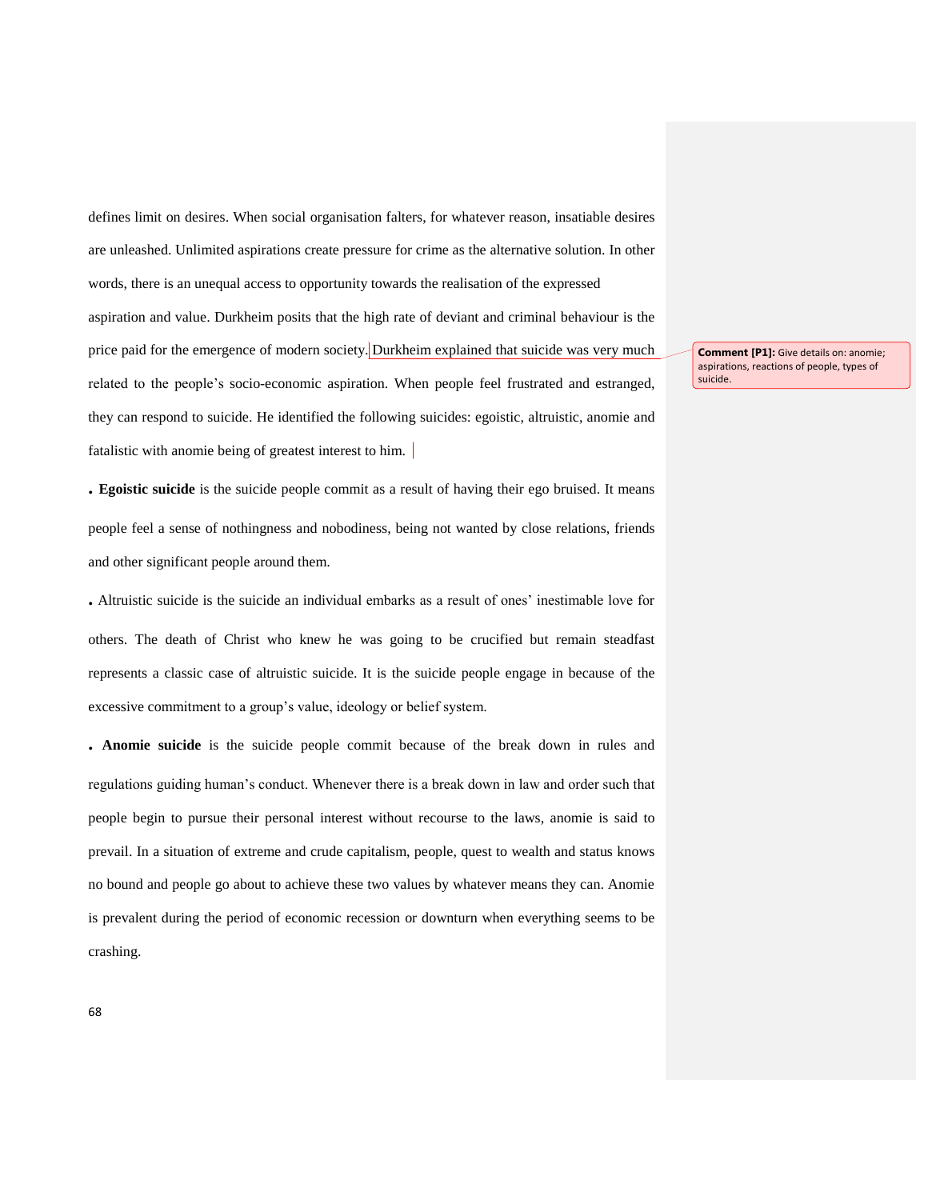defines limit on desires. When social organisation falters, for whatever reason, insatiable desires are unleashed. Unlimited aspirations create pressure for crime as the alternative solution. In other words, there is an unequal access to opportunity towards the realisation of the expressed aspiration and value. Durkheim posits that the high rate of deviant and criminal behaviour is the price paid for the emergence of modern society. Durkheim explained that suicide was very much related to the people's socio-economic aspiration. When people feel frustrated and estranged, they can respond to suicide. He identified the following suicides: egoistic, altruistic, anomie and fatalistic with anomie being of greatest interest to him.

**Comment [P1]:** Give details on: anomie; aspirations, reactions of people, types of suicide.

- **Egoistic suicide** is the suicide people commit as a result of having their ego bruised. It means people feel a sense of nothingness and nobodiness, being not wanted by close relations, friends and other significant people around them.

- Altruistic suicide is the suicide an individual embarks as a result of ones' inestimable love for others. The death of Christ who knew he was going to be crucified but remain steadfast represents a classic case of altruistic suicide. It is the suicide people engage in because of the excessive commitment to a group's value, ideology or belief system.

- **Anomie suicide** is the suicide people commit because of the break down in rules and regulations guiding human's conduct. Whenever there is a break down in law and order such that people begin to pursue their personal interest without recourse to the laws, anomie is said to prevail. In a situation of extreme and crude capitalism, people, quest to wealth and status knows no bound and people go about to achieve these two values by whatever means they can. Anomie is prevalent during the period of economic recession or downturn when everything seems to be crashing.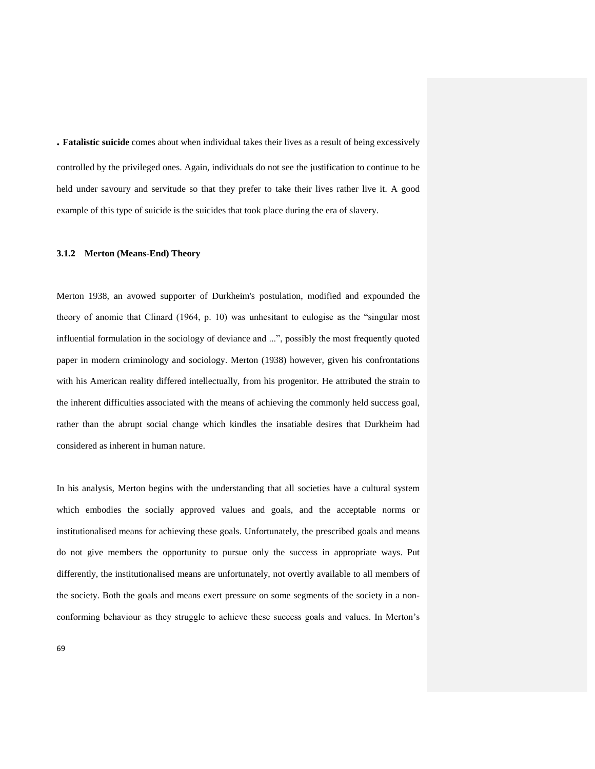**. Fatalistic suicide** comes about when individual takes their lives as a result of being excessively controlled by the privileged ones. Again, individuals do not see the justification to continue to be held under savoury and servitude so that they prefer to take their lives rather live it. A good example of this type of suicide is the suicides that took place during the era of slavery.

### 3.1.2 Merton (Means-End) Theory

Merton 1938, an avowed supporter of Durkheim's postulation, modified and expounded the theory of anomie that Clinard (1964, p. 10) was unhesitant to eulogise as the "singular most influential formulation in the sociology of deviance and ...", possibly the most frequently quoted paper in modern criminology and sociology. Merton (1938) however, given his confrontations with his American reality differed intellectually, from his progenitor. He attributed the strain to the inherent difficulties associated with the means of achieving the commonly held success goal, rather than the abrupt social change which kindles the insatiable desires that Durkheim had considered as inherent in human nature.

In his analysis, Merton begins with the understanding that all societies have a cultural system which embodies the socially approved values and goals, and the acceptable norms or institutionalised means for achieving these goals. Unfortunately, the prescribed goals and means do not give members the opportunity to pursue only the success in appropriate ways. Put differently, the institutionalised means are unfortunately, not overtly available to all members of the society. Both the goals and means exert pressure on some segments of the society in a non-conforming behaviour as they struggle to achieve these success goals and values. In Merton's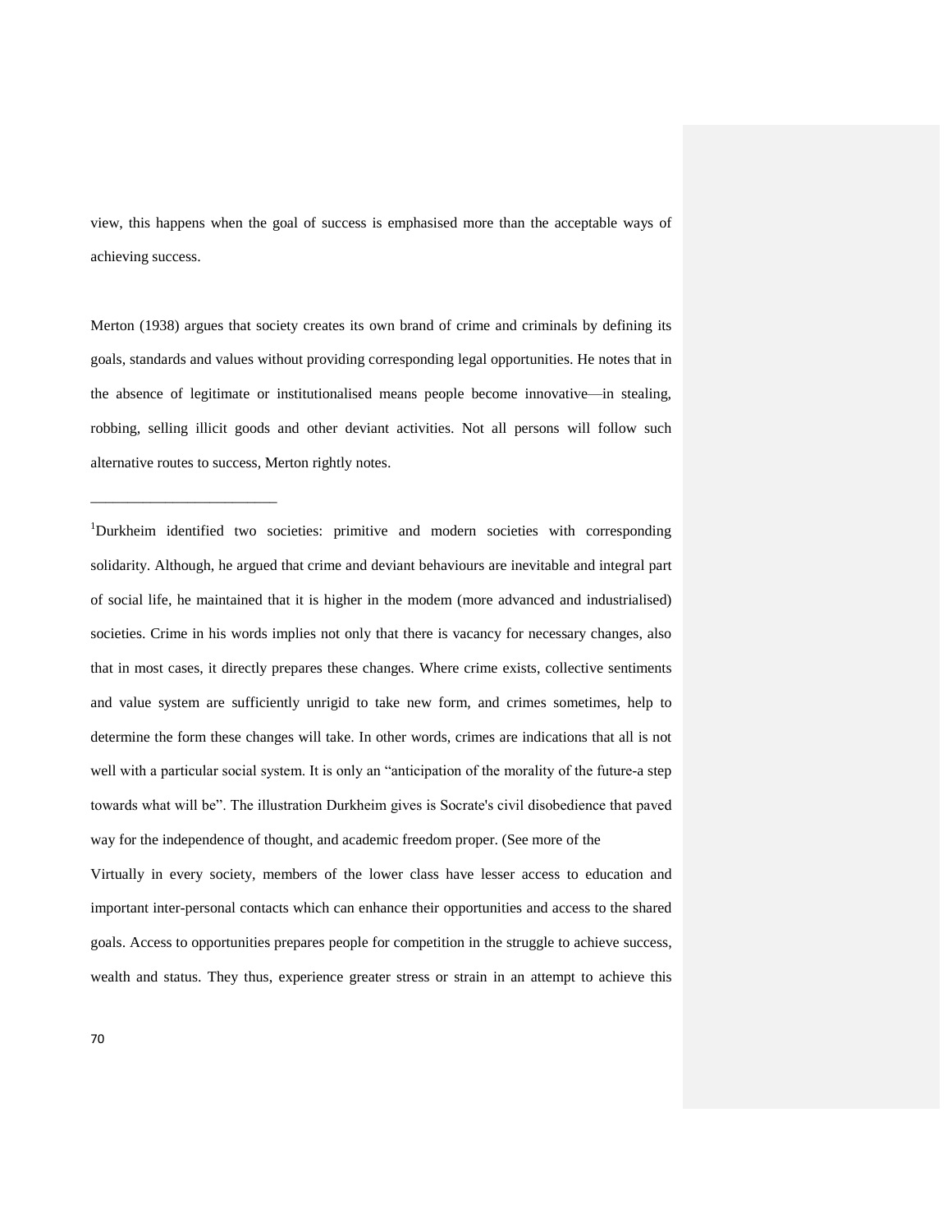view, this happens when the goal of success is emphasised more than the acceptable ways of achieving success.

Merton (1938) argues that society creates its own brand of crime and criminals by defining its goals, standards and values without providing corresponding legal opportunities. He notes that in the absence of legitimate or institutionalised means people become innovative—in stealing, robbing, selling illicit goods and other deviant activities. Not all persons will follow such alternative routes to success, Merton rightly notes.

________________________

[1]Durkheim identified two societies: primitive and modern societies with corresponding solidarity. Although, he argued that crime and deviant behaviours are inevitable and integral part of social life, he maintained that it is higher in the modem (more advanced and industrialised) societies. Crime in his words implies not only that there is vacancy for necessary changes, also that in most cases, it directly prepares these changes. Where crime exists, collective sentiments and value system are sufficiently unrigid to take new form, and crimes sometimes, help to determine the form these changes will take. In other words, crimes are indications that all is not well with a particular social system. It is only an "anticipation of the morality of the future-a step towards what will be". The illustration Durkheim gives is Socrate's civil disobedience that paved way for the independence of thought, and academic freedom proper. (See more of the

Virtually in every society, members of the lower class have lesser access to education and important inter-personal contacts which can enhance their opportunities and access to the shared goals. Access to opportunities prepares people for competition in the struggle to achieve success, wealth and status. They thus, experience greater stress or strain in an attempt to achieve this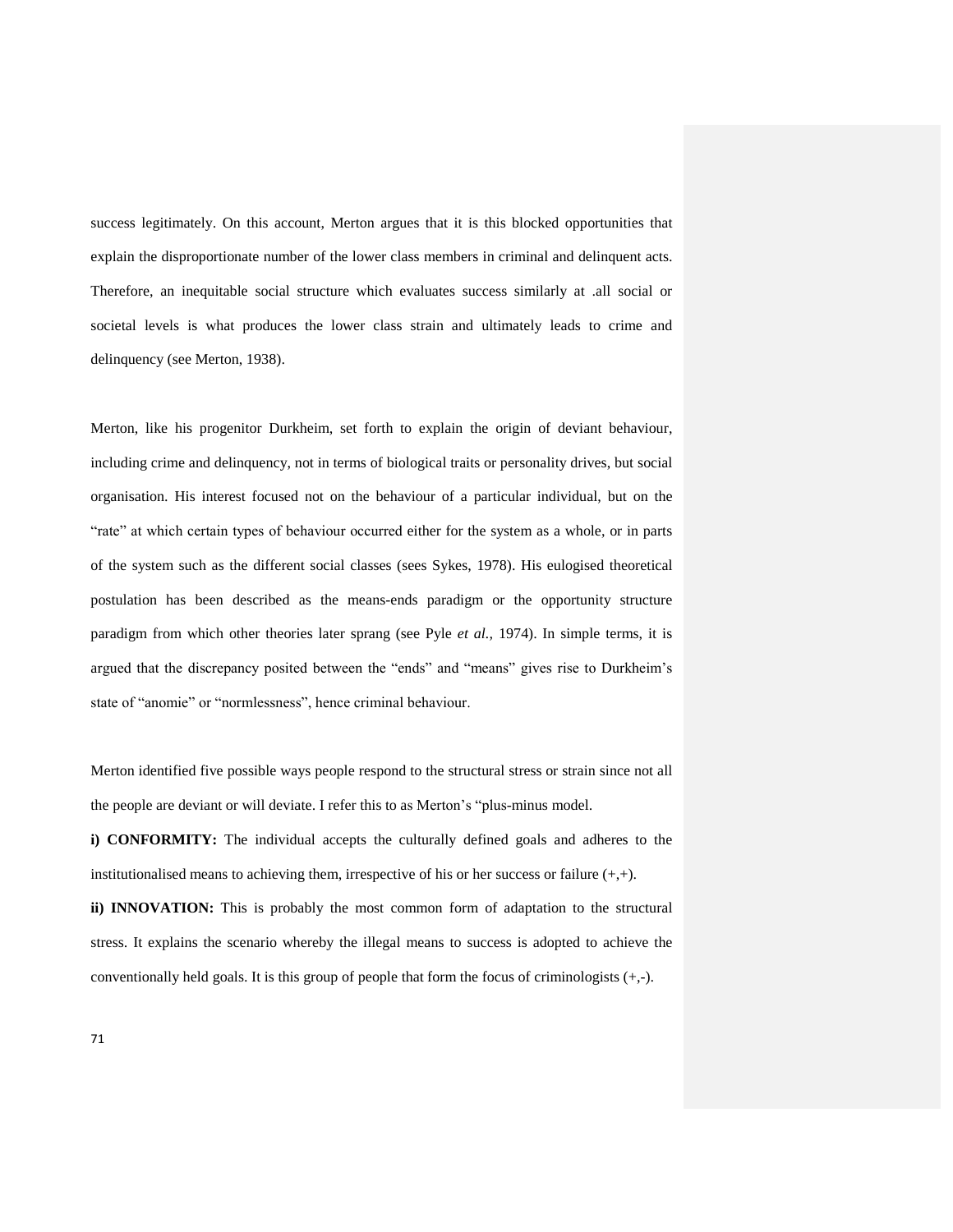success legitimately. On this account, Merton argues that it is this blocked opportunities that explain the disproportionate number of the lower class members in criminal and delinquent acts. Therefore, an inequitable social structure which evaluates success similarly at .all social or societal levels is what produces the lower class strain and ultimately leads to crime and delinquency (see Merton, 1938).

Merton, like his progenitor Durkheim, set forth to explain the origin of deviant behaviour, including crime and delinquency, not in terms of biological traits or personality drives, but social organisation. His interest focused not on the behaviour of a particular individual, but on the "rate" at which certain types of behaviour occurred either for the system as a whole, or in parts of the system such as the different social classes (sees Sykes, 1978). His eulogised theoretical postulation has been described as the means-ends paradigm or the opportunity structure paradigm from which other theories later sprang (see Pyle *et al.,* 1974). In simple terms, it is argued that the discrepancy posited between the "ends" and "means" gives rise to Durkheim's state of "anomie" or "normlessness", hence criminal behaviour.

Merton identified five possible ways people respond to the structural stress or strain since not all the people are deviant or will deviate. I refer this to as Merton's "plus-minus model.

**i) CONFORMITY:** The individual accepts the culturally defined goals and adheres to the institutionalised means to achieving them, irrespective of his or her success or failure (+,+).

**ii) INNOVATION:** This is probably the most common form of adaptation to the structural stress. It explains the scenario whereby the illegal means to success is adopted to achieve the conventionally held goals. It is this group of people that form the focus of criminologists (+,-).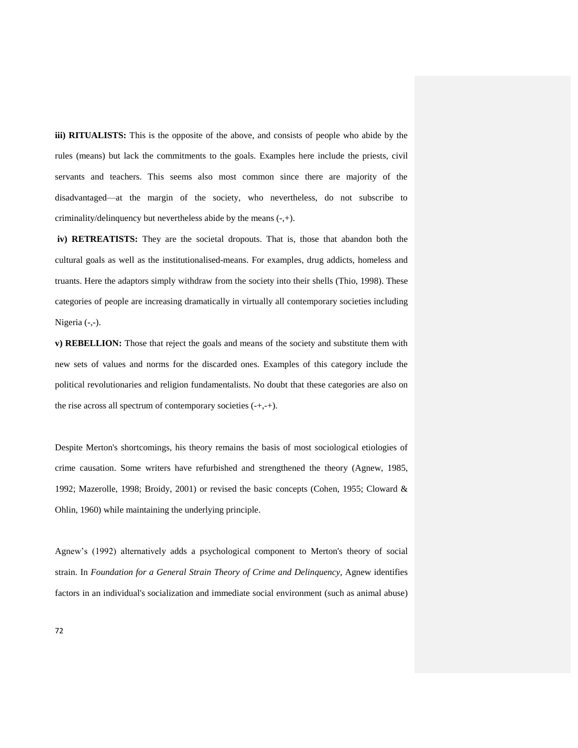**iii) RITUALISTS:** This is the opposite of the above, and consists of people who abide by the rules (means) but lack the commitments to the goals. Examples here include the priests, civil servants and teachers. This seems also most common since there are majority of the disadvantaged—at the margin of the society, who nevertheless, do not subscribe to criminality/delinquency but nevertheless abide by the means (-,+).

**iv) RETREATISTS:** They are the societal dropouts. That is, those that abandon both the cultural goals as well as the institutionalised-means. For examples, drug addicts, homeless and truants. Here the adaptors simply withdraw from the society into their shells (Thio, 1998). These categories of people are increasing dramatically in virtually all contemporary societies including Nigeria (-,-).

**v) REBELLION:** Those that reject the goals and means of the society and substitute them with new sets of values and norms for the discarded ones. Examples of this category include the political revolutionaries and religion fundamentalists. No doubt that these categories are also on the rise across all spectrum of contemporary societies (-+,-+).

Despite Merton's shortcomings, his theory remains the basis of most sociological etiologies of crime causation. Some writers have refurbished and strengthened the theory (Agnew, 1985, 1992; Mazerolle, 1998; Broidy, 2001) or revised the basic concepts (Cohen, 1955; Cloward & Ohlin, 1960) while maintaining the underlying principle.

Agnew's (1992) alternatively adds a psychological component to Merton's theory of social strain. In *Foundation for a General Strain Theory of Crime and Delinquency,* Agnew identifies factors in an individual's socialization and immediate social environment (such as animal abuse)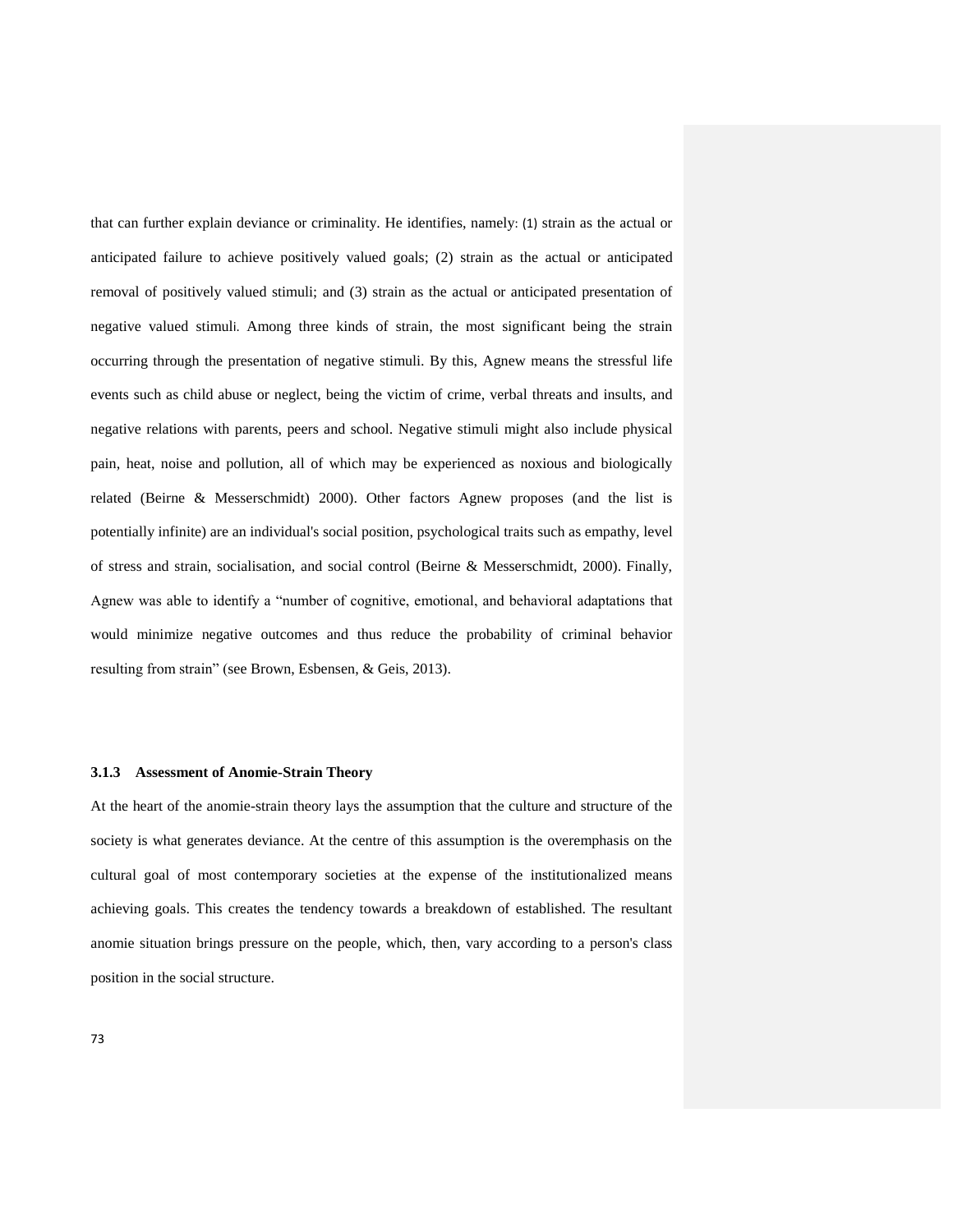that can further explain deviance or criminality. He identifies, namely: (1) strain as the actual or anticipated failure to achieve positively valued goals; (2) strain as the actual or anticipated removal of positively valued stimuli; and (3) strain as the actual or anticipated presentation of negative valued stimuli. Among three kinds of strain, the most significant being the strain occurring through the presentation of negative stimuli. By this, Agnew means the stressful life events such as child abuse or neglect, being the victim of crime, verbal threats and insults, and negative relations with parents, peers and school. Negative stimuli might also include physical pain, heat, noise and pollution, all of which may be experienced as noxious and biologically related (Beirne & Messerschmidt) 2000). Other factors Agnew proposes (and the list is potentially infinite) are an individual's social position, psychological traits such as empathy, level of stress and strain, socialisation, and social control (Beirne & Messerschmidt, 2000). Finally, Agnew was able to identify a "number of cognitive, emotional, and behavioral adaptations that would minimize negative outcomes and thus reduce the probability of criminal behavior resulting from strain" (see Brown, Esbensen, & Geis, 2013).

### 3.1.3 Assessment of Anomie-Strain Theory

At the heart of the anomie-strain theory lays the assumption that the culture and structure of the society is what generates deviance. At the centre of this assumption is the overemphasis on the cultural goal of most contemporary societies at the expense of the institutionalized means achieving goals. This creates the tendency towards a breakdown of established. The resultant anomie situation brings pressure on the people, which, then, vary according to a person's class position in the social structure.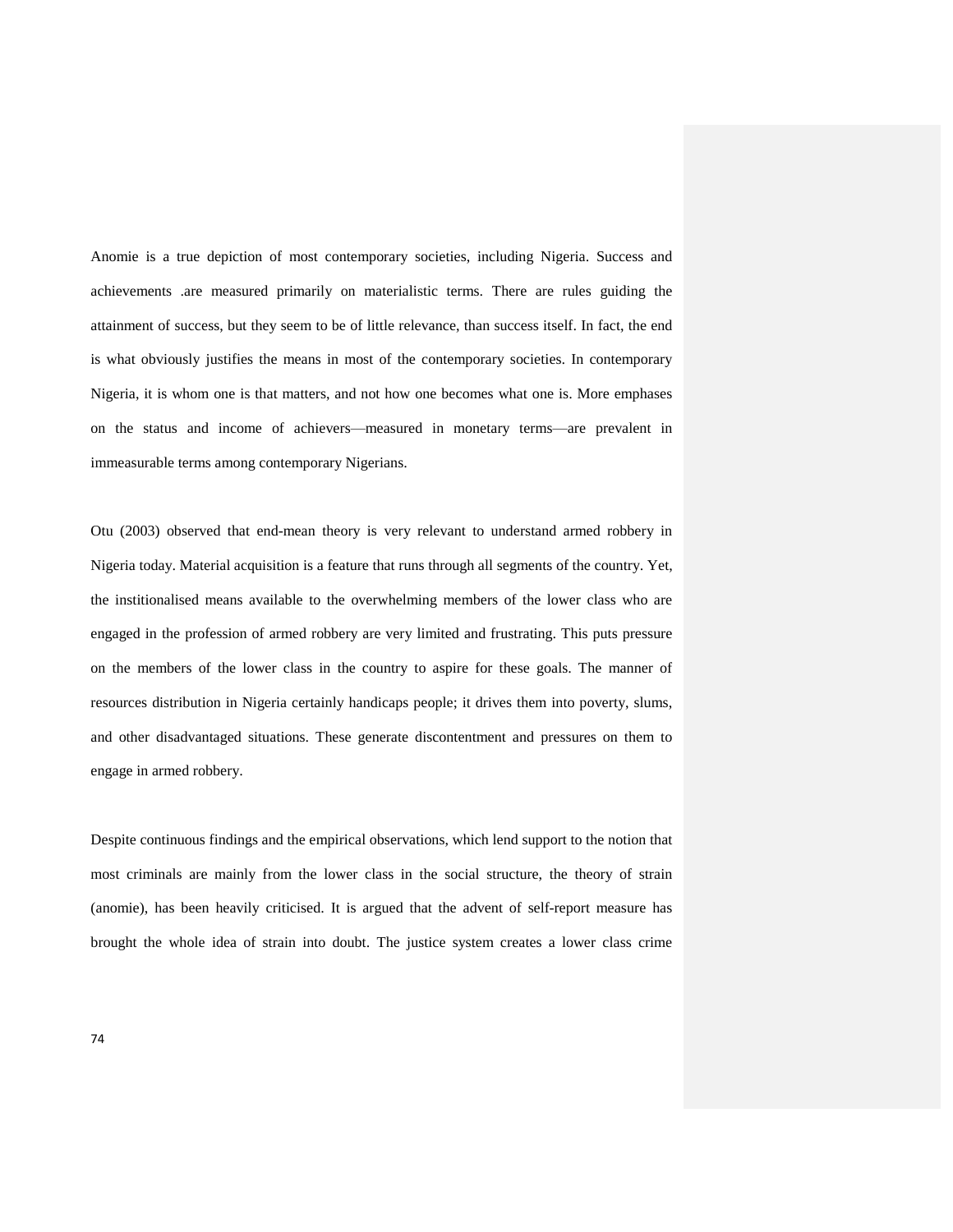Anomie is a true depiction of most contemporary societies, including Nigeria. Success and achievements .are measured primarily on materialistic terms. There are rules guiding the attainment of success, but they seem to be of little relevance, than success itself. In fact, the end is what obviously justifies the means in most of the contemporary societies. In contemporary Nigeria, it is whom one is that matters, and not how one becomes what one is. More emphases on the status and income of achievers—measured in monetary terms—are prevalent in immeasurable terms among contemporary Nigerians.

Otu (2003) observed that end-mean theory is very relevant to understand armed robbery in Nigeria today. Material acquisition is a feature that runs through all segments of the country. Yet, the institionalised means available to the overwhelming members of the lower class who are engaged in the profession of armed robbery are very limited and frustrating. This puts pressure on the members of the lower class in the country to aspire for these goals. The manner of resources distribution in Nigeria certainly handicaps people; it drives them into poverty, slums, and other disadvantaged situations. These generate discontentment and pressures on them to engage in armed robbery.

Despite continuous findings and the empirical observations, which lend support to the notion that most criminals are mainly from the lower class in the social structure, the theory of strain (anomie), has been heavily criticised. It is argued that the advent of self-report measure has brought the whole idea of strain into doubt. The justice system creates a lower class crime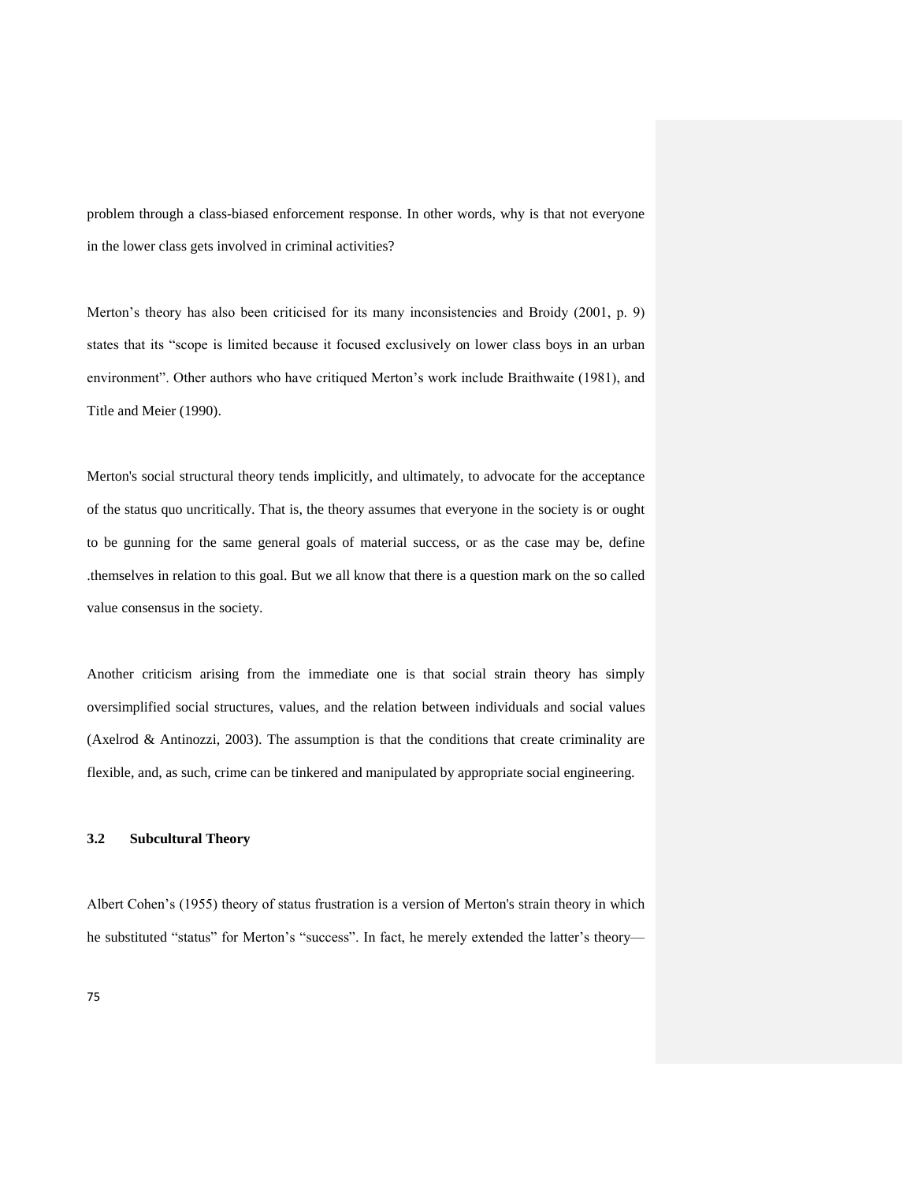problem through a class-biased enforcement response. In other words, why is that not everyone in the lower class gets involved in criminal activities?

Merton's theory has also been criticised for its many inconsistencies and Broidy (2001, p. 9) states that its "scope is limited because it focused exclusively on lower class boys in an urban environment". Other authors who have critiqued Merton's work include Braithwaite (1981), and Title and Meier (1990).

Merton's social structural theory tends implicitly, and ultimately, to advocate for the acceptance of the status quo uncritically. That is, the theory assumes that everyone in the society is or ought to be gunning for the same general goals of material success, or as the case may be, define .themselves in relation to this goal. But we all know that there is a question mark on the so called value consensus in the society.

Another criticism arising from the immediate one is that social strain theory has simply oversimplified social structures, values, and the relation between individuals and social values (Axelrod & Antinozzi, 2003). The assumption is that the conditions that create criminality are flexible, and, as such, crime can be tinkered and manipulated by appropriate social engineering.

### 3.2 Subcultural Theory

Albert Cohen's (1955) theory of status frustration is a version of Merton's strain theory in which he substituted "status" for Merton's "success". In fact, he merely extended the latter's theory—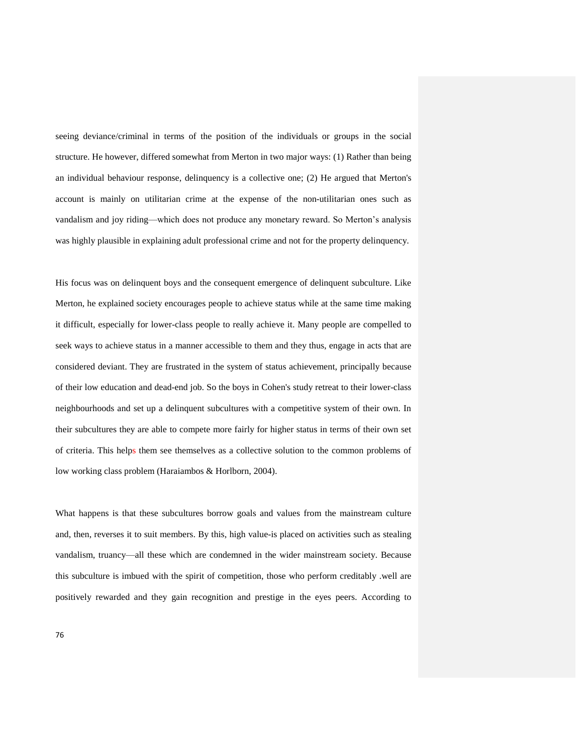seeing deviance/criminal in terms of the position of the individuals or groups in the social structure. He however, differed somewhat from Merton in two major ways: (1) Rather than being an individual behaviour response, delinquency is a collective one; (2) He argued that Merton's account is mainly on utilitarian crime at the expense of the non-utilitarian ones such as vandalism and joy riding—which does not produce any monetary reward. So Merton's analysis was highly plausible in explaining adult professional crime and not for the property delinquency.

His focus was on delinquent boys and the consequent emergence of delinquent subculture. Like Merton, he explained society encourages people to achieve status while at the same time making it difficult, especially for lower-class people to really achieve it. Many people are compelled to seek ways to achieve status in a manner accessible to them and they thus, engage in acts that are considered deviant. They are frustrated in the system of status achievement, principally because of their low education and dead-end job. So the boys in Cohen's study retreat to their lower-class neighbourhoods and set up a delinquent subcultures with a competitive system of their own. In their subcultures they are able to compete more fairly for higher status in terms of their own set of criteria. This helps them see themselves as a collective solution to the common problems of low working class problem (Haraiambos & Horlborn, 2004).

What happens is that these subcultures borrow goals and values from the mainstream culture and, then, reverses it to suit members. By this, high value-is placed on activities such as stealing vandalism, truancy—all these which are condemned in the wider mainstream society. Because this subculture is imbued with the spirit of competition, those who perform creditably .well are positively rewarded and they gain recognition and prestige in the eyes peers. According to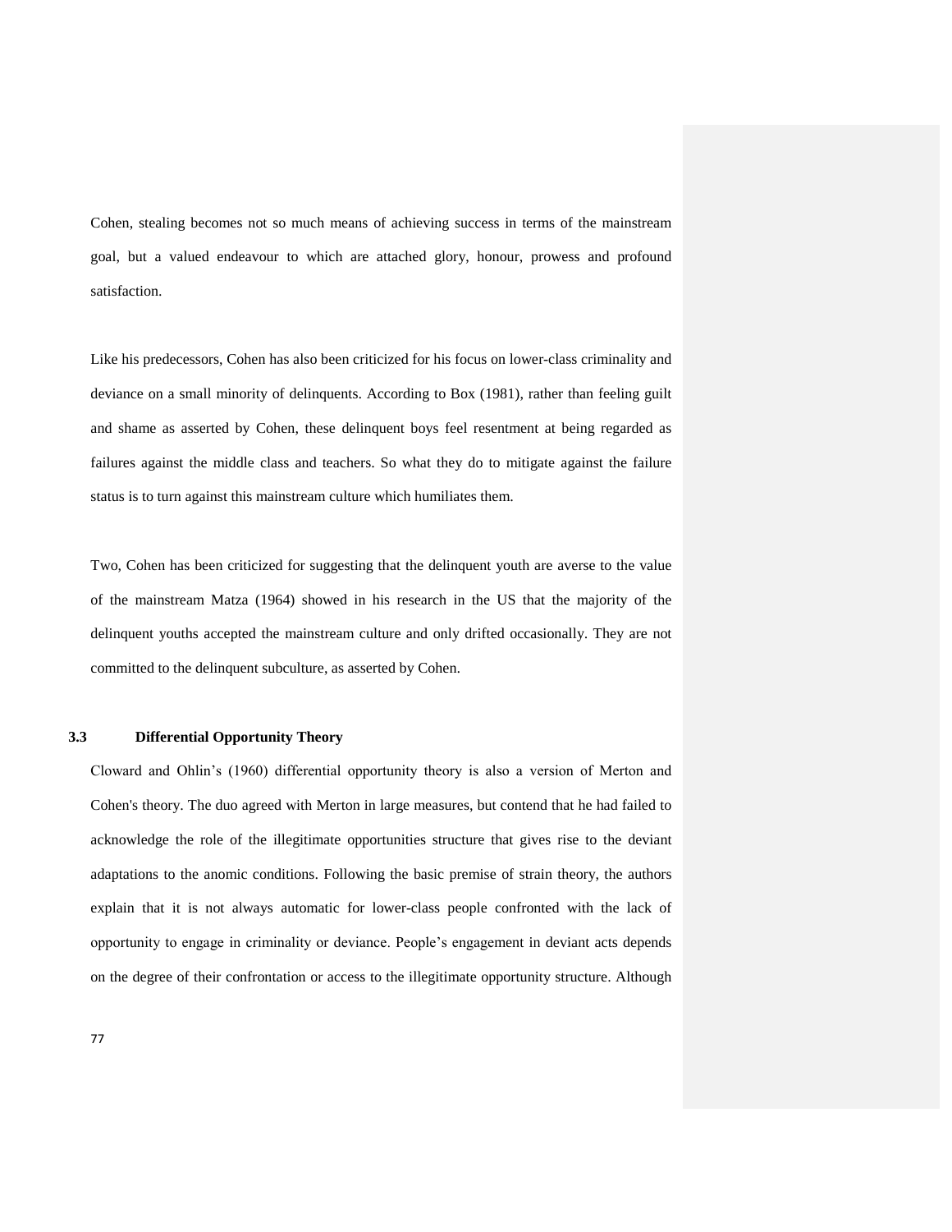Cohen, stealing becomes not so much means of achieving success in terms of the mainstream goal, but a valued endeavour to which are attached glory, honour, prowess and profound satisfaction.

Like his predecessors, Cohen has also been criticized for his focus on lower-class criminality and deviance on a small minority of delinquents. According to Box (1981), rather than feeling guilt and shame as asserted by Cohen, these delinquent boys feel resentment at being regarded as failures against the middle class and teachers. So what they do to mitigate against the failure status is to turn against this mainstream culture which humiliates them.

Two, Cohen has been criticized for suggesting that the delinquent youth are averse to the value of the mainstream Matza (1964) showed in his research in the US that the majority of the delinquent youths accepted the mainstream culture and only drifted occasionally. They are not committed to the delinquent subculture, as asserted by Cohen.

### 3.3 Differential Opportunity Theory

Cloward and Ohlin's (1960) differential opportunity theory is also a version of Merton and Cohen's theory. The duo agreed with Merton in large measures, but contend that he had failed to acknowledge the role of the illegitimate opportunities structure that gives rise to the deviant adaptations to the anomic conditions. Following the basic premise of strain theory, the authors explain that it is not always automatic for lower-class people confronted with the lack of opportunity to engage in criminality or deviance. People's engagement in deviant acts depends on the degree of their confrontation or access to the illegitimate opportunity structure. Although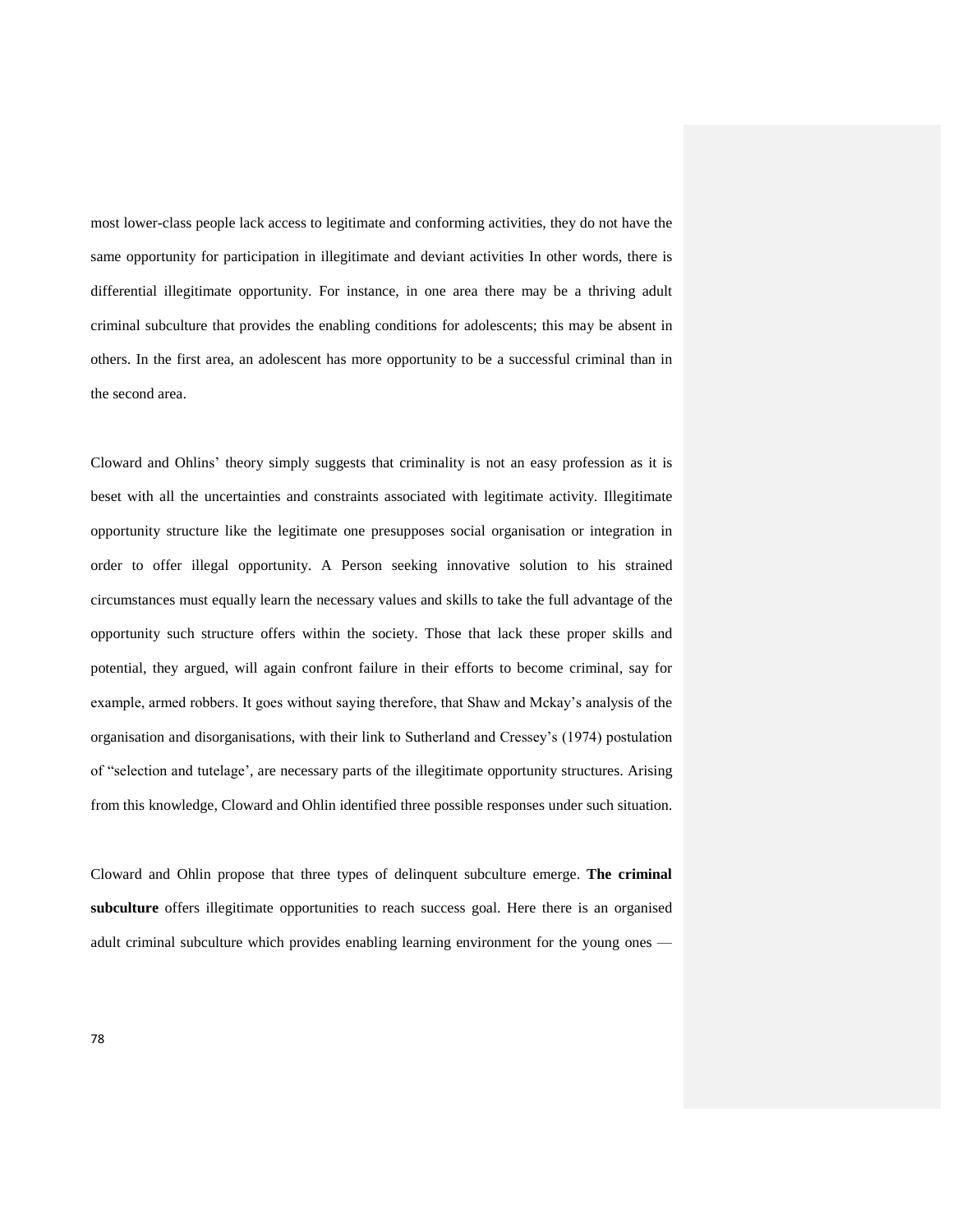most lower-class people lack access to legitimate and conforming activities, they do not have the same opportunity for participation in illegitimate and deviant activities In other words, there is differential illegitimate opportunity. For instance, in one area there may be a thriving adult criminal subculture that provides the enabling conditions for adolescents; this may be absent in others. In the first area, an adolescent has more opportunity to be a successful criminal than in the second area.

Cloward and Ohlins' theory simply suggests that criminality is not an easy profession as it is beset with all the uncertainties and constraints associated with legitimate activity. Illegitimate opportunity structure like the legitimate one presupposes social organisation or integration in order to offer illegal opportunity. A Person seeking innovative solution to his strained circumstances must equally learn the necessary values and skills to take the full advantage of the opportunity such structure offers within the society. Those that lack these proper skills and potential, they argued, will again confront failure in their efforts to become criminal, say for example, armed robbers. It goes without saying therefore, that Shaw and Mckay's analysis of the organisation and disorganisations, with their link to Sutherland and Cressey's (1974) postulation of "selection and tutelage', are necessary parts of the illegitimate opportunity structures. Arising from this knowledge, Cloward and Ohlin identified three possible responses under such situation.

Cloward and Ohlin propose that three types of delinquent subculture emerge. **The criminal subculture** offers illegitimate opportunities to reach success goal. Here there is an organised adult criminal subculture which provides enabling learning environment for the young ones —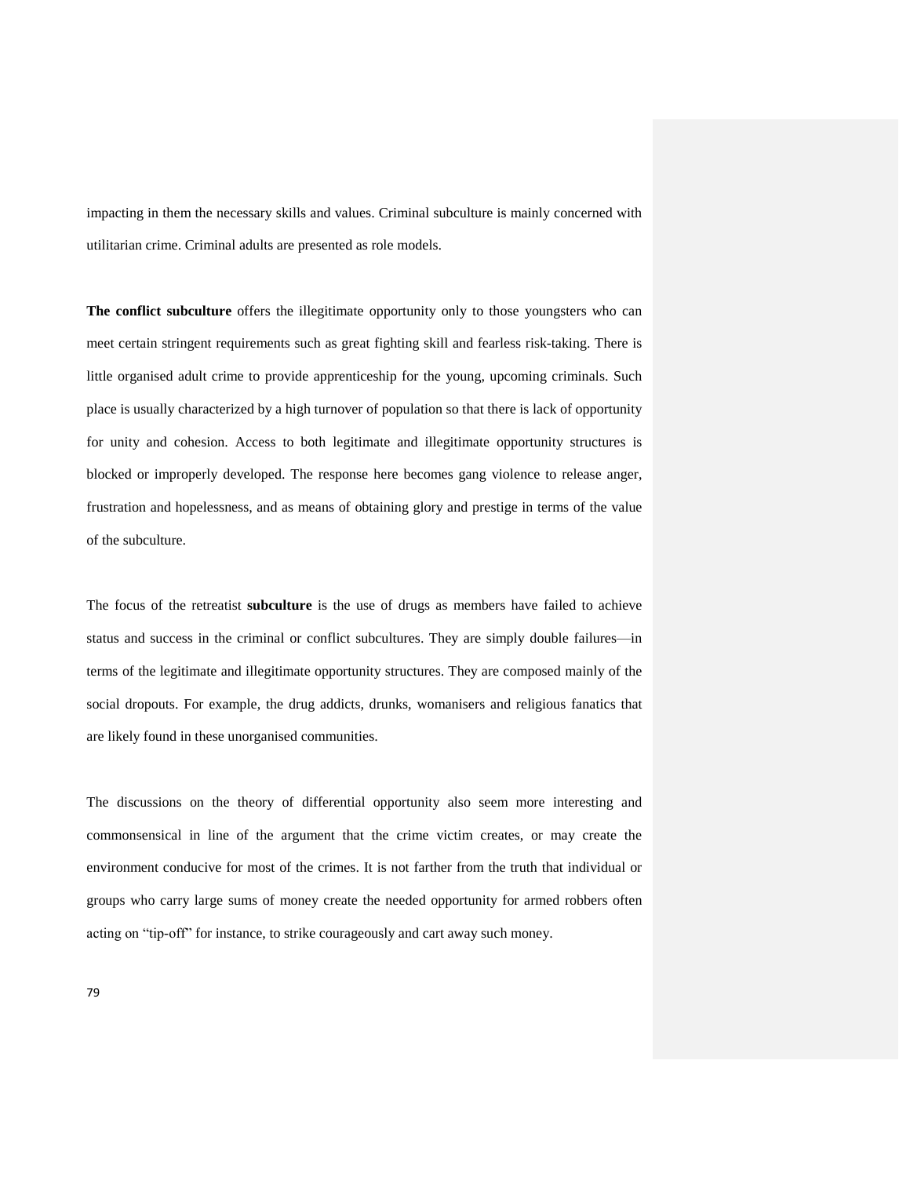impacting in them the necessary skills and values. Criminal subculture is mainly concerned with utilitarian crime. Criminal adults are presented as role models.

**The conflict subculture** offers the illegitimate opportunity only to those youngsters who can meet certain stringent requirements such as great fighting skill and fearless risk-taking. There is little organised adult crime to provide apprenticeship for the young, upcoming criminals. Such place is usually characterized by a high turnover of population so that there is lack of opportunity for unity and cohesion. Access to both legitimate and illegitimate opportunity structures is blocked or improperly developed. The response here becomes gang violence to release anger, frustration and hopelessness, and as means of obtaining glory and prestige in terms of the value of the subculture.

The focus of the retreatist **subculture** is the use of drugs as members have failed to achieve status and success in the criminal or conflict subcultures. They are simply double failures—in terms of the legitimate and illegitimate opportunity structures. They are composed mainly of the social dropouts. For example, the drug addicts, drunks, womanisers and religious fanatics that are likely found in these unorganised communities.

The discussions on the theory of differential opportunity also seem more interesting and commonsensical in line of the argument that the crime victim creates, or may create the environment conducive for most of the crimes. It is not farther from the truth that individual or groups who carry large sums of money create the needed opportunity for armed robbers often acting on "tip-off" for instance, to strike courageously and cart away such money.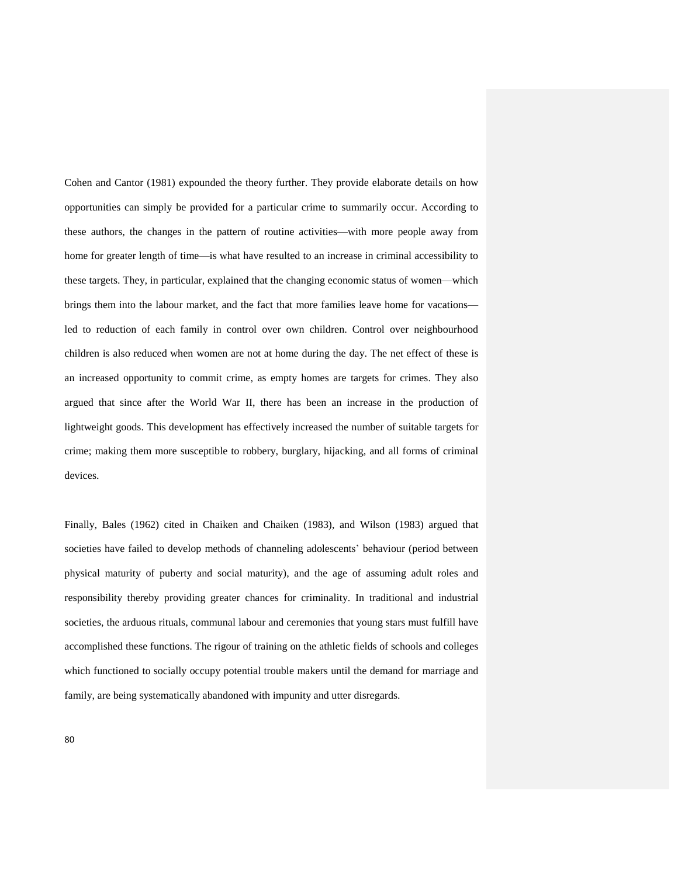Cohen and Cantor (1981) expounded the theory further. They provide elaborate details on how opportunities can simply be provided for a particular crime to summarily occur. According to these authors, the changes in the pattern of routine activities—with more people away from home for greater length of time—is what have resulted to an increase in criminal accessibility to these targets. They, in particular, explained that the changing economic status of women—which brings them into the labour market, and the fact that more families leave home for vacations—led to reduction of each family in control over own children. Control over neighbourhood children is also reduced when women are not at home during the day. The net effect of these is an increased opportunity to commit crime, as empty homes are targets for crimes. They also argued that since after the World War II, there has been an increase in the production of lightweight goods. This development has effectively increased the number of suitable targets for crime; making them more susceptible to robbery, burglary, hijacking, and all forms of criminal devices.

Finally, Bales (1962) cited in Chaiken and Chaiken (1983), and Wilson (1983) argued that societies have failed to develop methods of channeling adolescents' behaviour (period between physical maturity of puberty and social maturity), and the age of assuming adult roles and responsibility thereby providing greater chances for criminality. In traditional and industrial societies, the arduous rituals, communal labour and ceremonies that young stars must fulfill have accomplished these functions. The rigour of training on the athletic fields of schools and colleges which functioned to socially occupy potential trouble makers until the demand for marriage and family, are being systematically abandoned with impunity and utter disregards.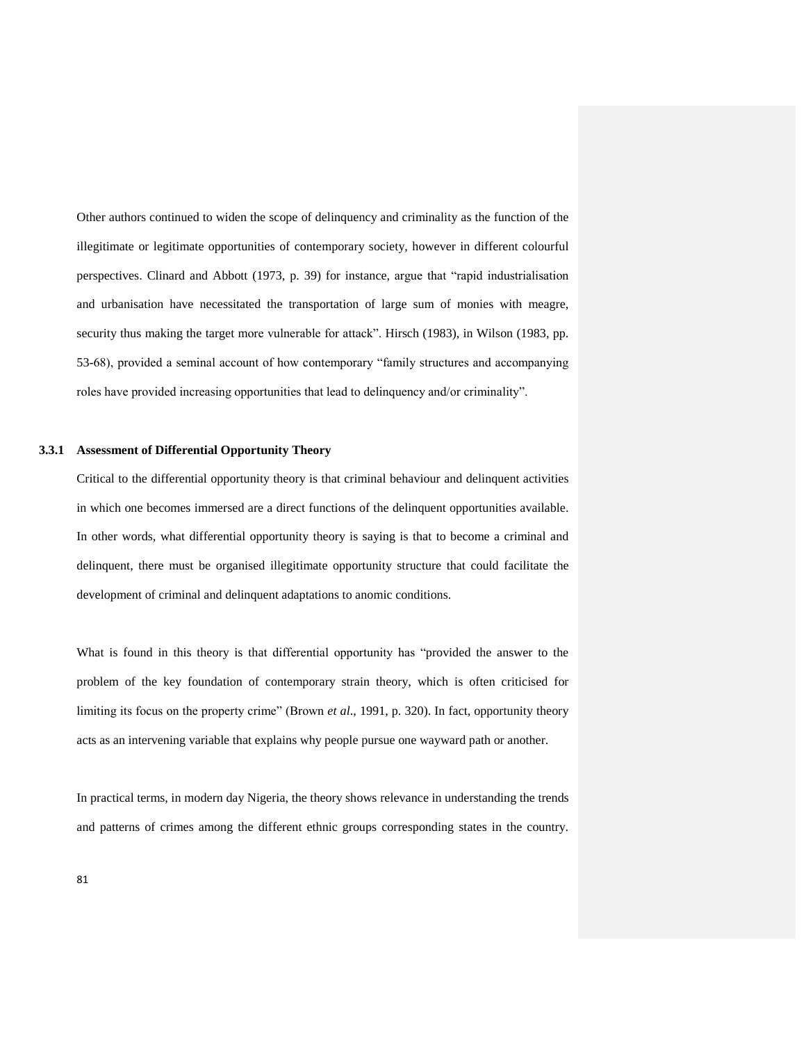Other authors continued to widen the scope of delinquency and criminality as the function of the illegitimate or legitimate opportunities of contemporary society, however in different colourful perspectives. Clinard and Abbott (1973, p. 39) for instance, argue that "rapid industrialisation and urbanisation have necessitated the transportation of large sum of monies with meagre, security thus making the target more vulnerable for attack". Hirsch (1983), in Wilson (1983, pp. 53-68), provided a seminal account of how contemporary "family structures and accompanying roles have provided increasing opportunities that lead to delinquency and/or criminality".

### 3.3.1 Assessment of Differential Opportunity Theory

Critical to the differential opportunity theory is that criminal behaviour and delinquent activities in which one becomes immersed are a direct functions of the delinquent opportunities available. In other words, what differential opportunity theory is saying is that to become a criminal and delinquent, there must be organised illegitimate opportunity structure that could facilitate the development of criminal and delinquent adaptations to anomic conditions.

What is found in this theory is that differential opportunity has "provided the answer to the problem of the key foundation of contemporary strain theory, which is often criticised for limiting its focus on the property crime" (Brown *et al*., 1991, p. 320). In fact, opportunity theory acts as an intervening variable that explains why people pursue one wayward path or another.

In practical terms, in modern day Nigeria, the theory shows relevance in understanding the trends and patterns of crimes among the different ethnic groups corresponding states in the country.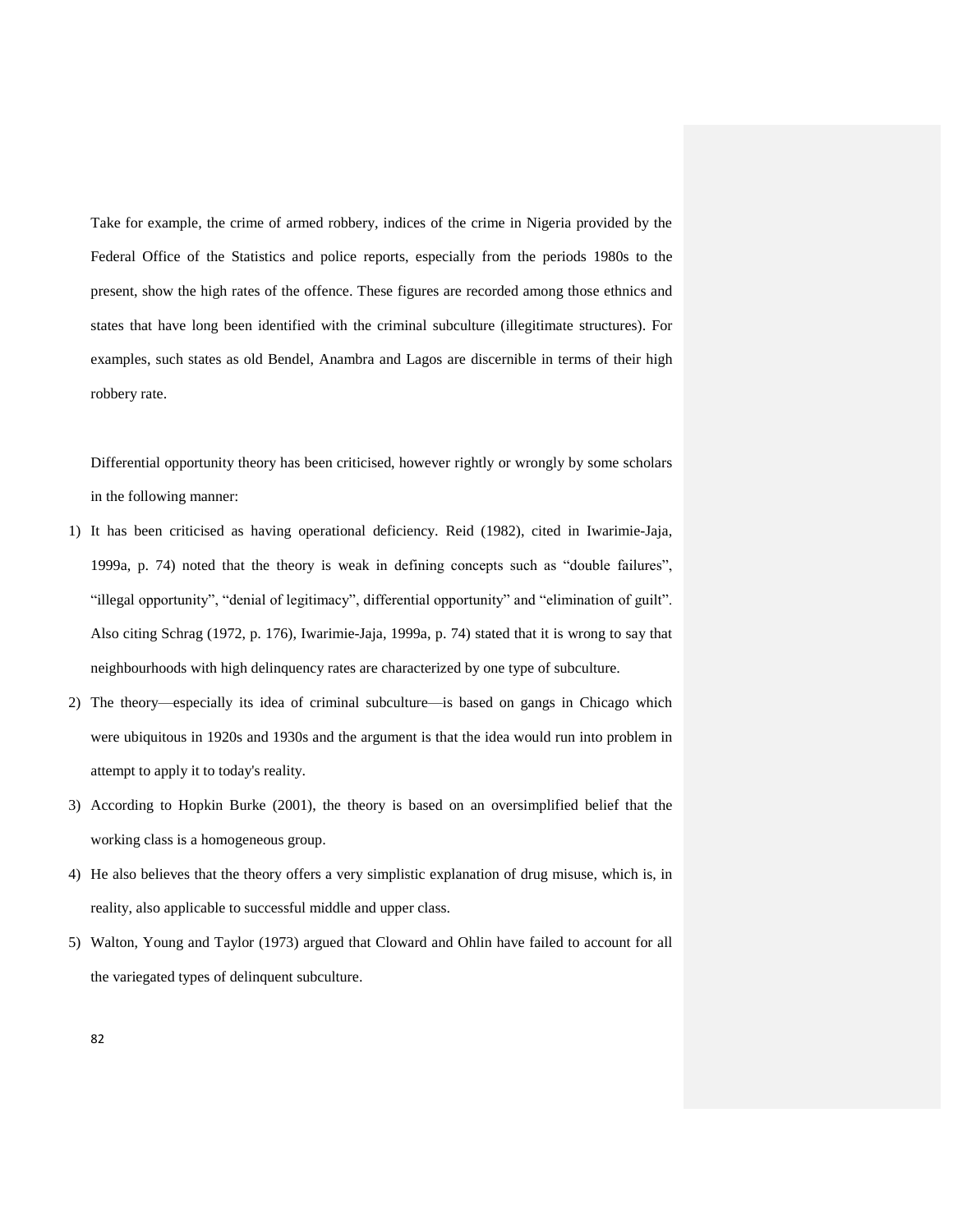Take for example, the crime of armed robbery, indices of the crime in Nigeria provided by the Federal Office of the Statistics and police reports, especially from the periods 1980s to the present, show the high rates of the offence. These figures are recorded among those ethnics and states that have long been identified with the criminal subculture (illegitimate structures). For examples, such states as old Bendel, Anambra and Lagos are discernible in terms of their high robbery rate.

Differential opportunity theory has been criticised, however rightly or wrongly by some scholars in the following manner:

1) It has been criticised as having operational deficiency. Reid (1982), cited in Iwarimie-Jaja, 1999a, p. 74) noted that the theory is weak in defining concepts such as "double failures", "illegal opportunity", "denial of legitimacy", differential opportunity" and "elimination of guilt". Also citing Schrag (1972, p. 176), Iwarimie-Jaja, 1999a, p. 74) stated that it is wrong to say that neighbourhoods with high delinquency rates are characterized by one type of subculture.
2) The theory—especially its idea of criminal subculture—is based on gangs in Chicago which were ubiquitous in 1920s and 1930s and the argument is that the idea would run into problem in attempt to apply it to today's reality.
3) According to Hopkin Burke (2001), the theory is based on an oversimplified belief that the working class is a homogeneous group.
4) He also believes that the theory offers a very simplistic explanation of drug misuse, which is, in reality, also applicable to successful middle and upper class.
5) Walton, Young and Taylor (1973) argued that Cloward and Ohlin have failed to account for all the variegated types of delinquent subculture.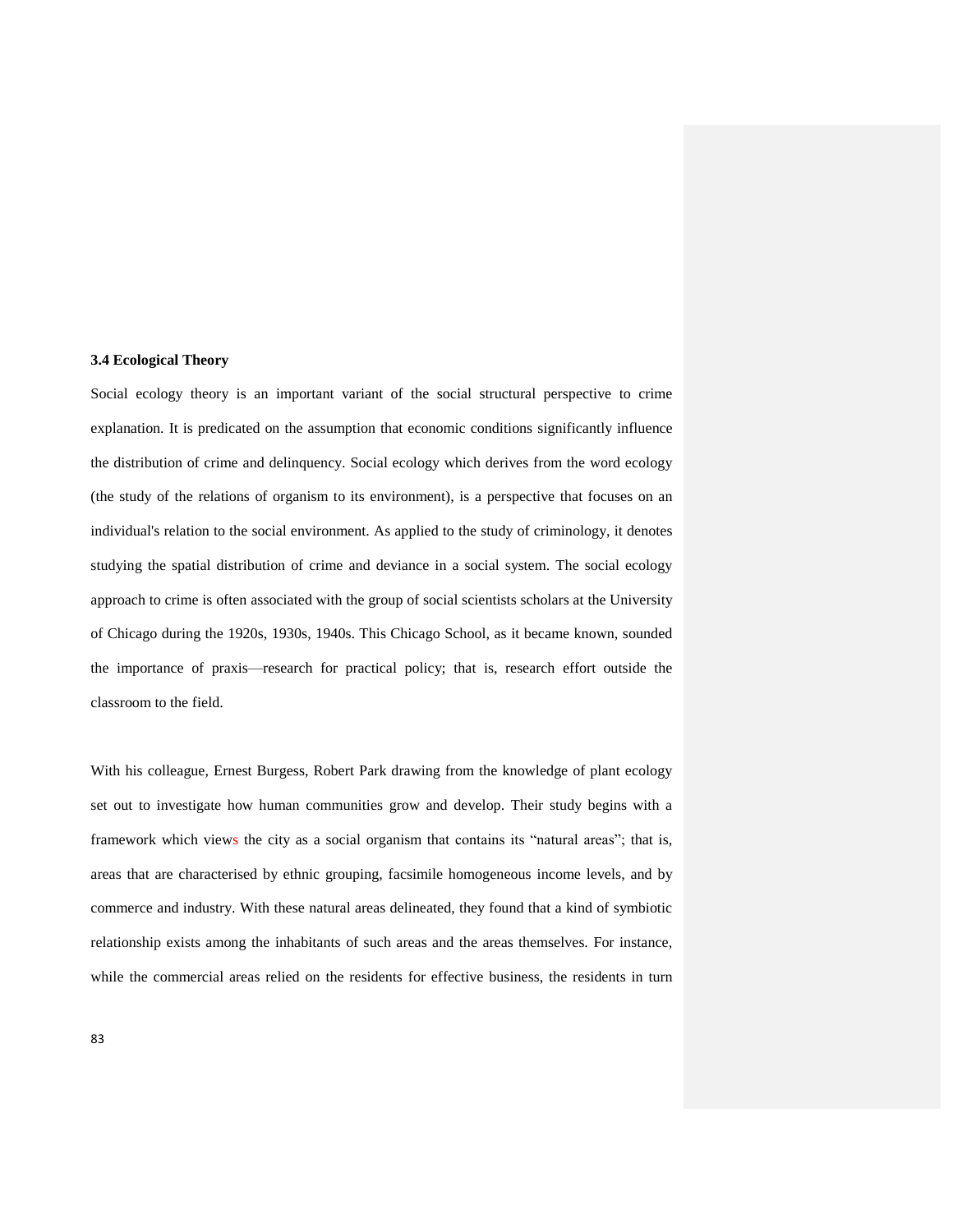### 3.4 Ecological Theory

Social ecology theory is an important variant of the social structural perspective to crime explanation. It is predicated on the assumption that economic conditions significantly influence the distribution of crime and delinquency. Social ecology which derives from the word ecology (the study of the relations of organism to its environment), is a perspective that focuses on an individual's relation to the social environment. As applied to the study of criminology, it denotes studying the spatial distribution of crime and deviance in a social system. The social ecology approach to crime is often associated with the group of social scientists scholars at the University of Chicago during the 1920s, 1930s, 1940s. This Chicago School, as it became known, sounded the importance of praxis—research for practical policy; that is, research effort outside the classroom to the field.

With his colleague, Ernest Burgess, Robert Park drawing from the knowledge of plant ecology set out to investigate how human communities grow and develop. Their study begins with a framework which views the city as a social organism that contains its "natural areas"; that is, areas that are characterised by ethnic grouping, facsimile homogeneous income levels, and by commerce and industry. With these natural areas delineated, they found that a kind of symbiotic relationship exists among the inhabitants of such areas and the areas themselves. For instance, while the commercial areas relied on the residents for effective business, the residents in turn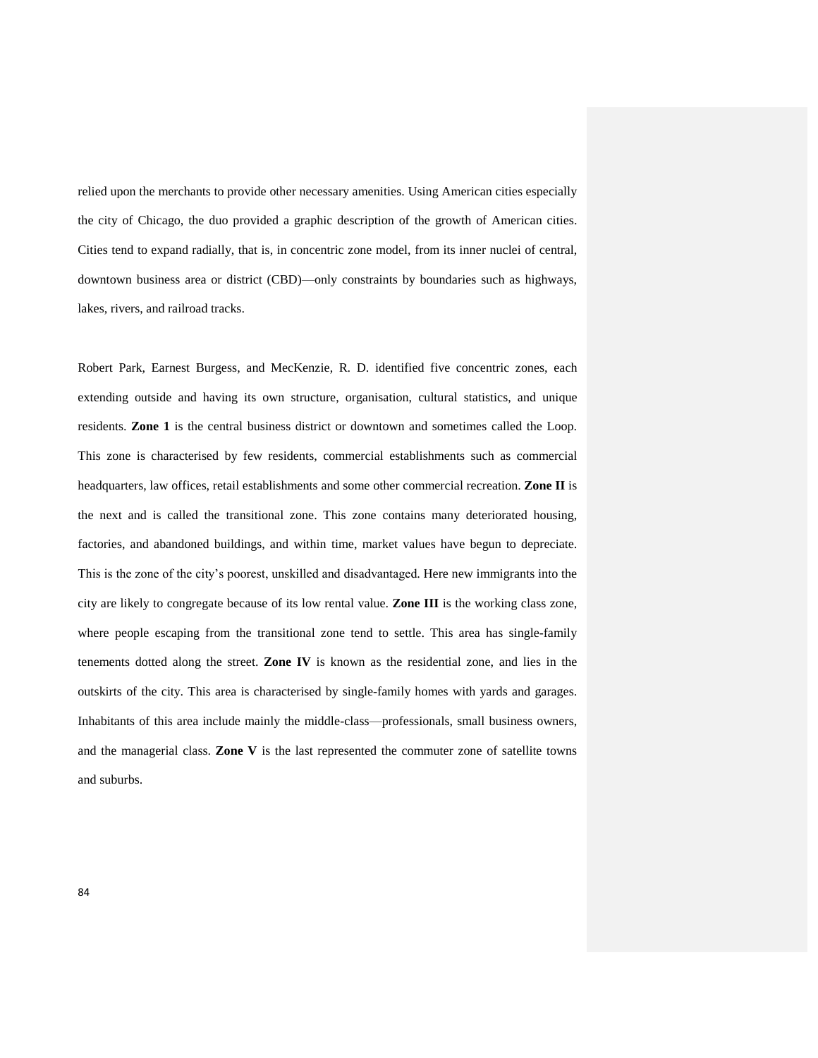relied upon the merchants to provide other necessary amenities. Using American cities especially the city of Chicago, the duo provided a graphic description of the growth of American cities. Cities tend to expand radially, that is, in concentric zone model, from its inner nuclei of central, downtown business area or district (CBD)—only constraints by boundaries such as highways, lakes, rivers, and railroad tracks.

Robert Park, Earnest Burgess, and MecKenzie, R. D. identified five concentric zones, each extending outside and having its own structure, organisation, cultural statistics, and unique residents. **Zone 1** is the central business district or downtown and sometimes called the Loop. This zone is characterised by few residents, commercial establishments such as commercial headquarters, law offices, retail establishments and some other commercial recreation. **Zone II** is the next and is called the transitional zone. This zone contains many deteriorated housing, factories, and abandoned buildings, and within time, market values have begun to depreciate. This is the zone of the city's poorest, unskilled and disadvantaged. Here new immigrants into the city are likely to congregate because of its low rental value. **Zone III** is the working class zone, where people escaping from the transitional zone tend to settle. This area has single-family tenements dotted along the street. **Zone IV** is known as the residential zone, and lies in the outskirts of the city. This area is characterised by single-family homes with yards and garages. Inhabitants of this area include mainly the middle-class—professionals, small business owners, and the managerial class. **Zone V** is the last represented the commuter zone of satellite towns and suburbs.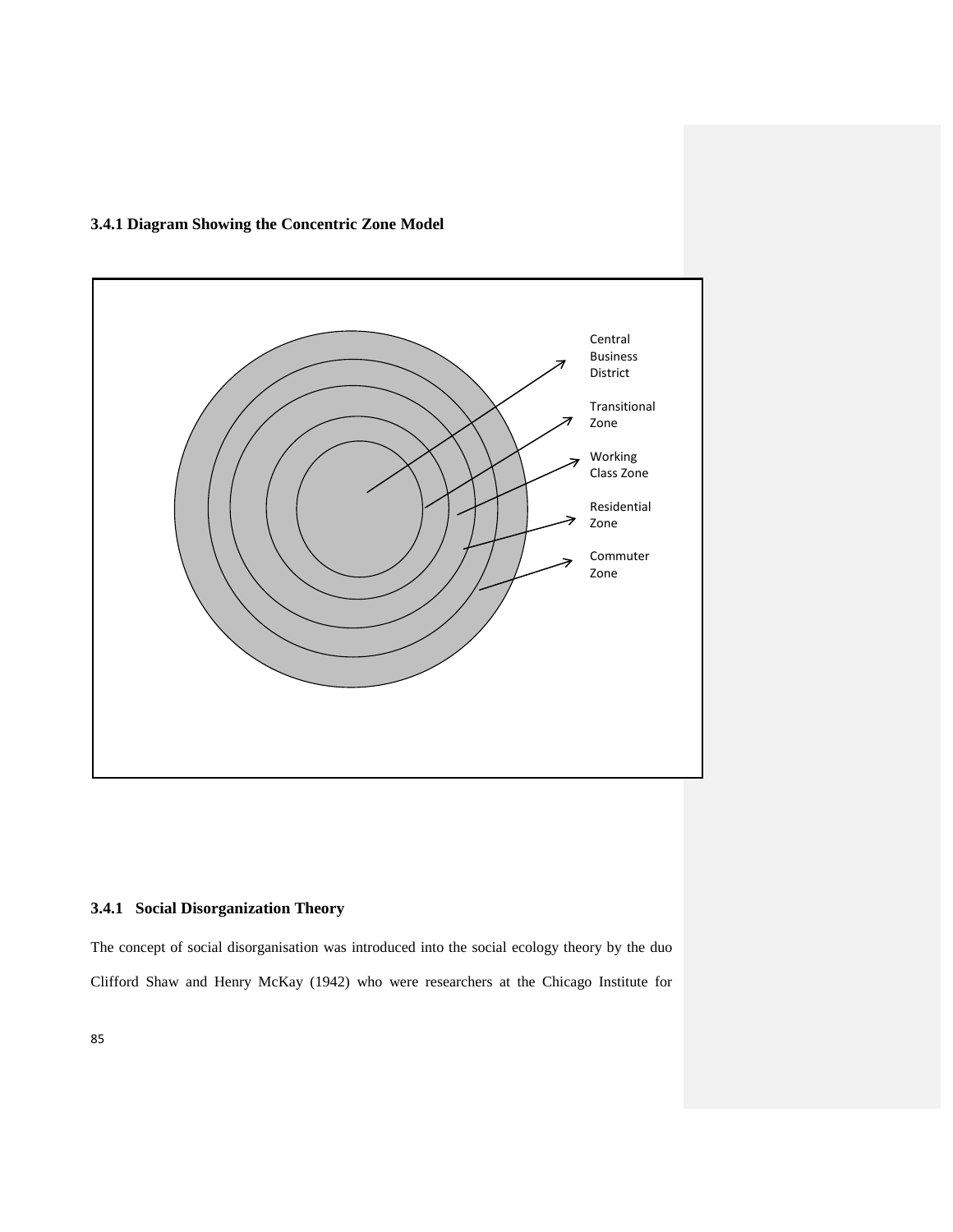### 3.4.1 Diagram Showing the Concentric Zone Model

Central Business District

Transitional Zone

Working Class Zone

Residential Zone

Commuter Zone

### 3.4.1 Social Disorganization Theory

The concept of social disorganisation was introduced into the social ecology theory by the duo Clifford Shaw and Henry McKay (1942) who were researchers at the Chicago Institute for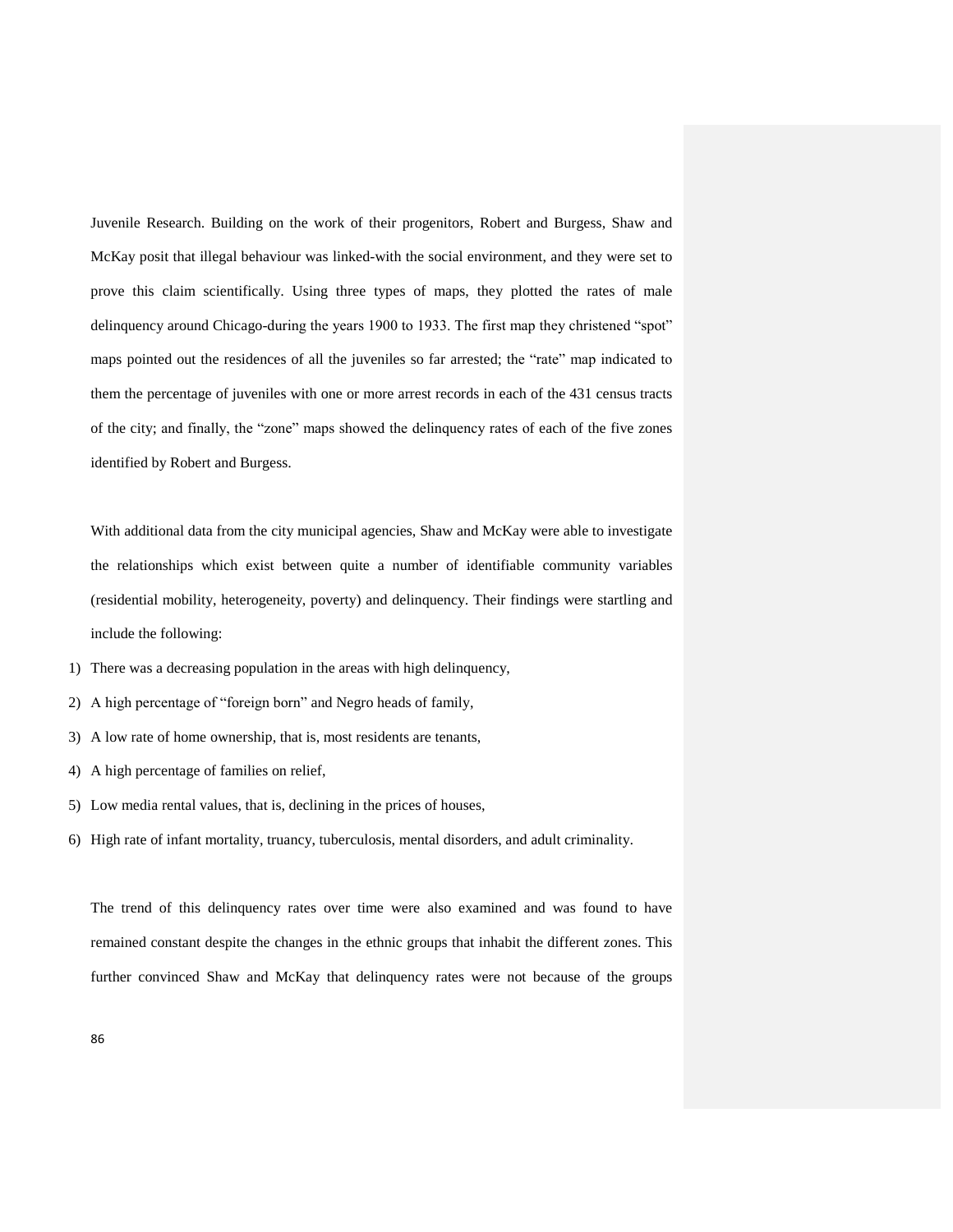Juvenile Research. Building on the work of their progenitors, Robert and Burgess, Shaw and McKay posit that illegal behaviour was linked-with the social environment, and they were set to prove this claim scientifically. Using three types of maps, they plotted the rates of male delinquency around Chicago-during the years 1900 to 1933. The first map they christened "spot" maps pointed out the residences of all the juveniles so far arrested; the "rate" map indicated to them the percentage of juveniles with one or more arrest records in each of the 431 census tracts of the city; and finally, the "zone" maps showed the delinquency rates of each of the five zones identified by Robert and Burgess.

With additional data from the city municipal agencies, Shaw and McKay were able to investigate the relationships which exist between quite a number of identifiable community variables (residential mobility, heterogeneity, poverty) and delinquency. Their findings were startling and include the following:

1) There was a decreasing population in the areas with high delinquency,
2) A high percentage of "foreign born" and Negro heads of family,
3) A low rate of home ownership, that is, most residents are tenants,
4) A high percentage of families on relief,
5) Low media rental values, that is, declining in the prices of houses,
6) High rate of infant mortality, truancy, tuberculosis, mental disorders, and adult criminality.

The trend of this delinquency rates over time were also examined and was found to have remained constant despite the changes in the ethnic groups that inhabit the different zones. This further convinced Shaw and McKay that delinquency rates were not because of the groups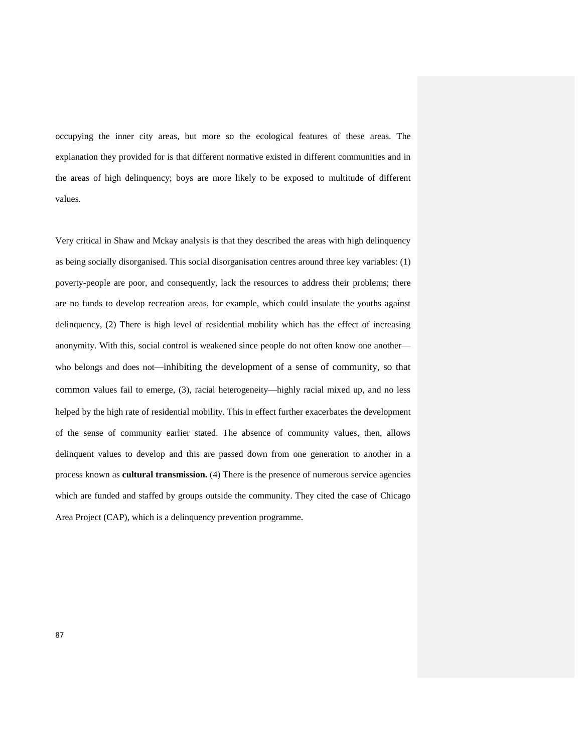occupying the inner city areas, but more so the ecological features of these areas. The explanation they provided for is that different normative existed in different communities and in the areas of high delinquency; boys are more likely to be exposed to multitude of different values.

Very critical in Shaw and Mckay analysis is that they described the areas with high delinquency as being socially disorganised. This social disorganisation centres around three key variables: (1) poverty-people are poor, and consequently, lack the resources to address their problems; there are no funds to develop recreation areas, for example, which could insulate the youths against delinquency, (2) There is high level of residential mobility which has the effect of increasing anonymity. With this, social control is weakened since people do not often know one another—who belongs and does not—inhibiting the development of a sense of community, so that common values fail to emerge, (3), racial heterogeneity—highly racial mixed up, and no less helped by the high rate of residential mobility. This in effect further exacerbates the development of the sense of community earlier stated. The absence of community values, then, allows delinquent values to develop and this are passed down from one generation to another in a process known as **cultural transmission.** (4) There is the presence of numerous service agencies which are funded and staffed by groups outside the community. They cited the case of Chicago Area Project (CAP), which is a delinquency prevention programme.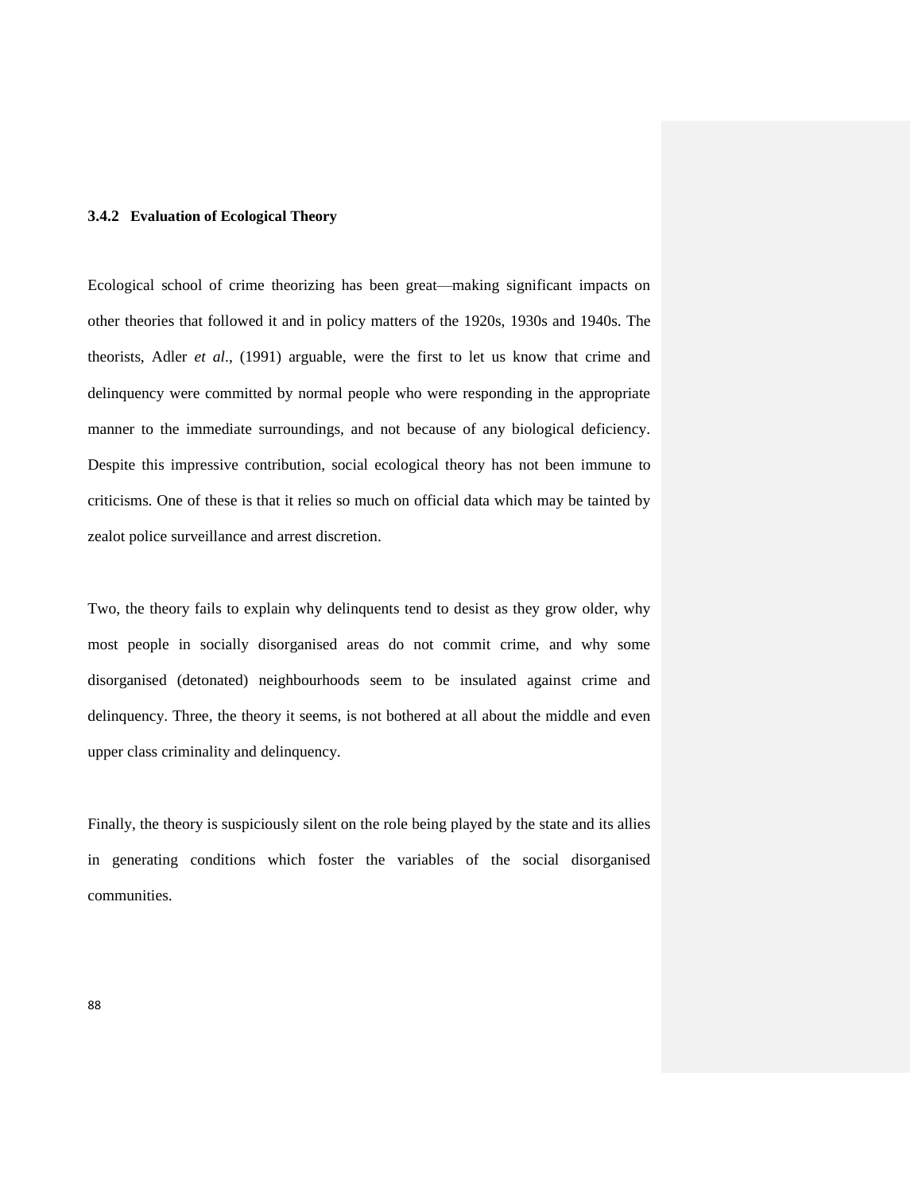### 3.4.2 Evaluation of Ecological Theory

Ecological school of crime theorizing has been great—making significant impacts on other theories that followed it and in policy matters of the 1920s, 1930s and 1940s. The theorists, Adler *et al*., (1991) arguable, were the first to let us know that crime and delinquency were committed by normal people who were responding in the appropriate manner to the immediate surroundings, and not because of any biological deficiency. Despite this impressive contribution, social ecological theory has not been immune to criticisms. One of these is that it relies so much on official data which may be tainted by zealot police surveillance and arrest discretion.

Two, the theory fails to explain why delinquents tend to desist as they grow older, why most people in socially disorganised areas do not commit crime, and why some disorganised (detonated) neighbourhoods seem to be insulated against crime and delinquency. Three, the theory it seems, is not bothered at all about the middle and even upper class criminality and delinquency.

Finally, the theory is suspiciously silent on the role being played by the state and its allies in generating conditions which foster the variables of the social disorganised communities.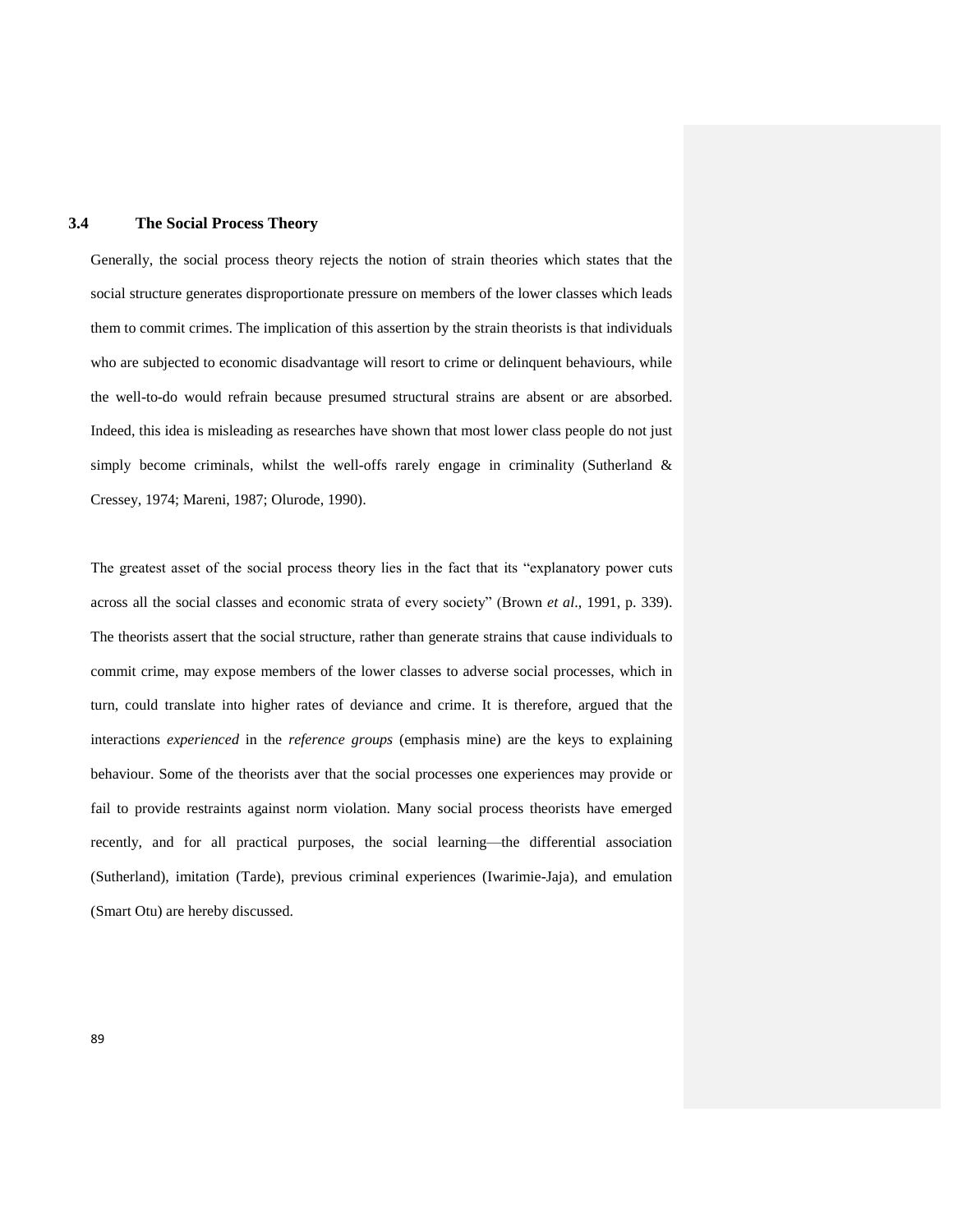## 3.4 The Social Process Theory

Generally, the social process theory rejects the notion of strain theories which states that the social structure generates disproportionate pressure on members of the lower classes which leads them to commit crimes. The implication of this assertion by the strain theorists is that individuals who are subjected to economic disadvantage will resort to crime or delinquent behaviours, while the well-to-do would refrain because presumed structural strains are absent or are absorbed. Indeed, this idea is misleading as researches have shown that most lower class people do not just simply become criminals, whilst the well-offs rarely engage in criminality (Sutherland & Cressey, 1974; Mareni, 1987; Olurode, 1990).

The greatest asset of the social process theory lies in the fact that its "explanatory power cuts across all the social classes and economic strata of every society" (Brown *et al*., 1991, p. 339). The theorists assert that the social structure, rather than generate strains that cause individuals to commit crime, may expose members of the lower classes to adverse social processes, which in turn, could translate into higher rates of deviance and crime. It is therefore, argued that the interactions *experienced* in the *reference groups* (emphasis mine) are the keys to explaining behaviour. Some of the theorists aver that the social processes one experiences may provide or fail to provide restraints against norm violation. Many social process theorists have emerged recently, and for all practical purposes, the social learning—the differential association (Sutherland), imitation (Tarde), previous criminal experiences (Iwarimie-Jaja), and emulation (Smart Otu) are hereby discussed.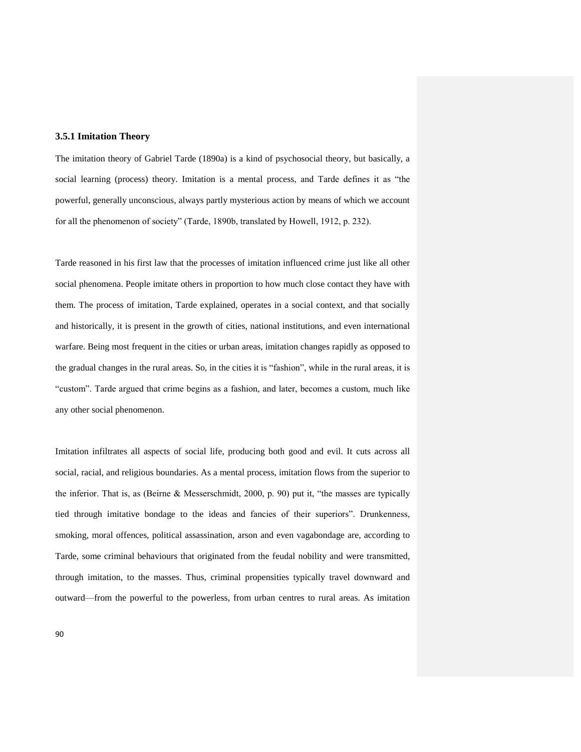### 3.5.1 Imitation Theory

The imitation theory of Gabriel Tarde (1890a) is a kind of psychosocial theory, but basically, a social learning (process) theory. Imitation is a mental process, and Tarde defines it as "the powerful, generally unconscious, always partly mysterious action by means of which we account for all the phenomenon of society" (Tarde, 1890b, translated by Howell, 1912, p. 232).

Tarde reasoned in his first law that the processes of imitation influenced crime just like all other social phenomena. People imitate others in proportion to how much close contact they have with them. The process of imitation, Tarde explained, operates in a social context, and that socially and historically, it is present in the growth of cities, national institutions, and even international warfare. Being most frequent in the cities or urban areas, imitation changes rapidly as opposed to the gradual changes in the rural areas. So, in the cities it is "fashion", while in the rural areas, it is "custom". Tarde argued that crime begins as a fashion, and later, becomes a custom, much like any other social phenomenon.

Imitation infiltrates all aspects of social life, producing both good and evil. It cuts across all social, racial, and religious boundaries. As a mental process, imitation flows from the superior to the inferior. That is, as (Beirne & Messerschmidt, 2000, p. 90) put it, "the masses are typically tied through imitative bondage to the ideas and fancies of their superiors". Drunkenness, smoking, moral offences, political assassination, arson and even vagabondage are, according to Tarde, some criminal behaviours that originated from the feudal nobility and were transmitted, through imitation, to the masses. Thus, criminal propensities typically travel downward and outward—from the powerful to the powerless, from urban centres to rural areas. As imitation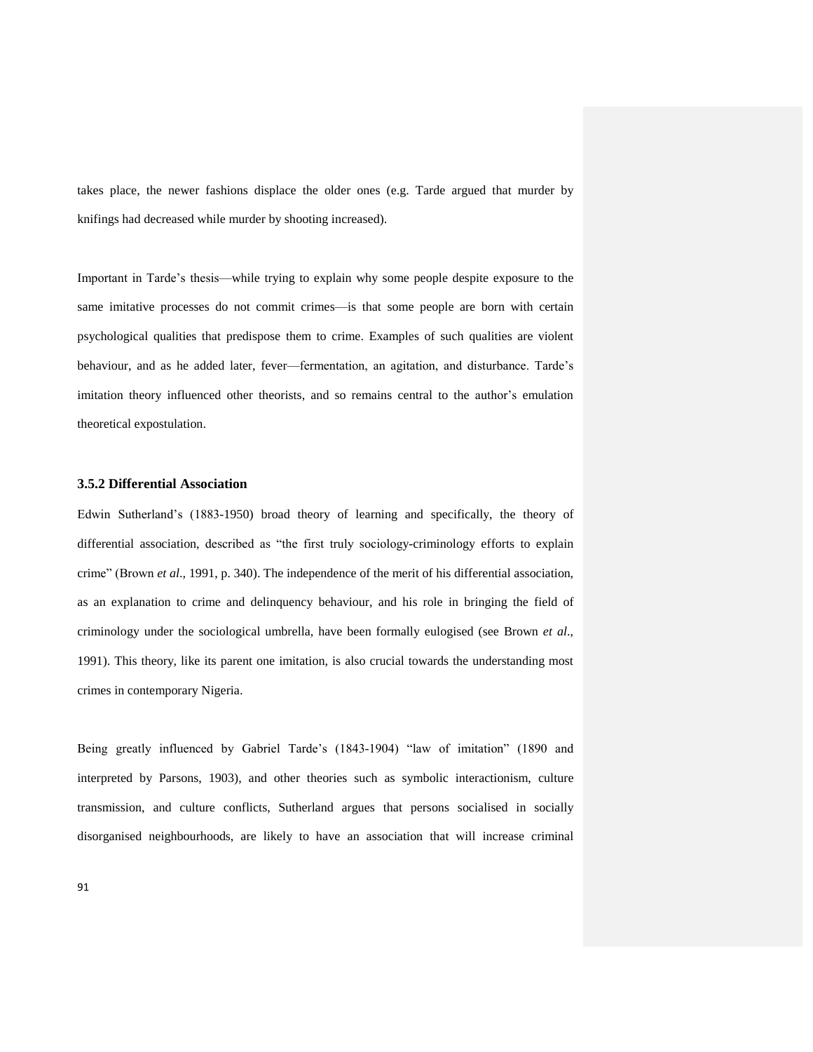takes place, the newer fashions displace the older ones (e.g. Tarde argued that murder by knifings had decreased while murder by shooting increased).

Important in Tarde's thesis—while trying to explain why some people despite exposure to the same imitative processes do not commit crimes—is that some people are born with certain psychological qualities that predispose them to crime. Examples of such qualities are violent behaviour, and as he added later, fever—fermentation, an agitation, and disturbance. Tarde's imitation theory influenced other theorists, and so remains central to the author's emulation theoretical expostulation.

### 3.5.2 Differential Association

Edwin Sutherland's (1883-1950) broad theory of learning and specifically, the theory of differential association, described as "the first truly sociology-criminology efforts to explain crime" (Brown *et al.,* 1991, p. 340). The independence of the merit of his differential association, as an explanation to crime and delinquency behaviour, and his role in bringing the field of criminology under the sociological umbrella, have been formally eulogised (see Brown *et al*., 1991). This theory, like its parent one imitation, is also crucial towards the understanding most crimes in contemporary Nigeria.

Being greatly influenced by Gabriel Tarde's (1843-1904) "law of imitation" (1890 and interpreted by Parsons, 1903), and other theories such as symbolic interactionism, culture transmission, and culture conflicts, Sutherland argues that persons socialised in socially disorganised neighbourhoods, are likely to have an association that will increase criminal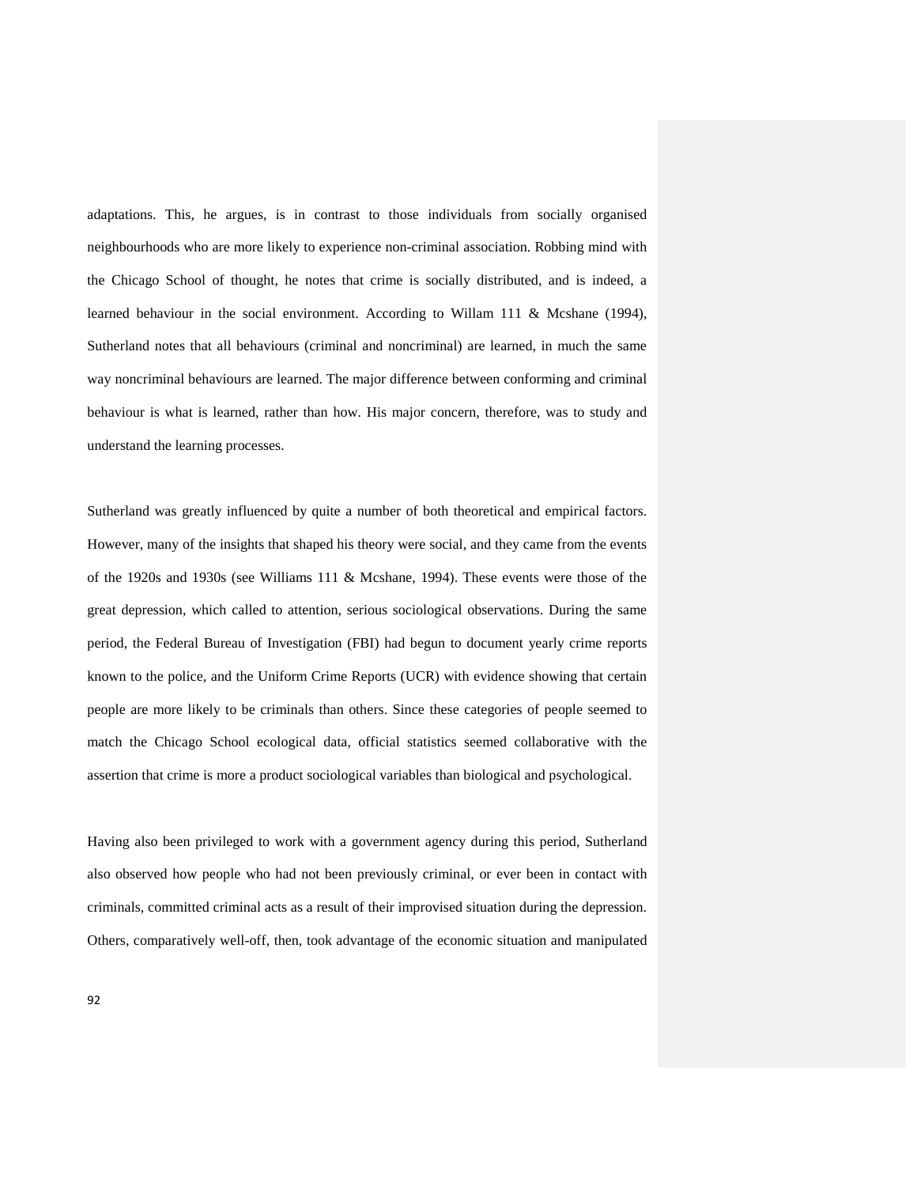adaptations. This, he argues, is in contrast to those individuals from socially organised neighbourhoods who are more likely to experience non-criminal association. Robbing mind with the Chicago School of thought, he notes that crime is socially distributed, and is indeed, a learned behaviour in the social environment. According to Willam 111 & Mcshane (1994), Sutherland notes that all behaviours (criminal and noncriminal) are learned, in much the same way noncriminal behaviours are learned. The major difference between conforming and criminal behaviour is what is learned, rather than how. His major concern, therefore, was to study and understand the learning processes.

Sutherland was greatly influenced by quite a number of both theoretical and empirical factors. However, many of the insights that shaped his theory were social, and they came from the events of the 1920s and 1930s (see Williams 111 & Mcshane, 1994). These events were those of the great depression, which called to attention, serious sociological observations. During the same period, the Federal Bureau of Investigation (FBI) had begun to document yearly crime reports known to the police, and the Uniform Crime Reports (UCR) with evidence showing that certain people are more likely to be criminals than others. Since these categories of people seemed to match the Chicago School ecological data, official statistics seemed collaborative with the assertion that crime is more a product sociological variables than biological and psychological.

Having also been privileged to work with a government agency during this period, Sutherland also observed how people who had not been previously criminal, or ever been in contact with criminals, committed criminal acts as a result of their improvised situation during the depression. Others, comparatively well-off, then, took advantage of the economic situation and manipulated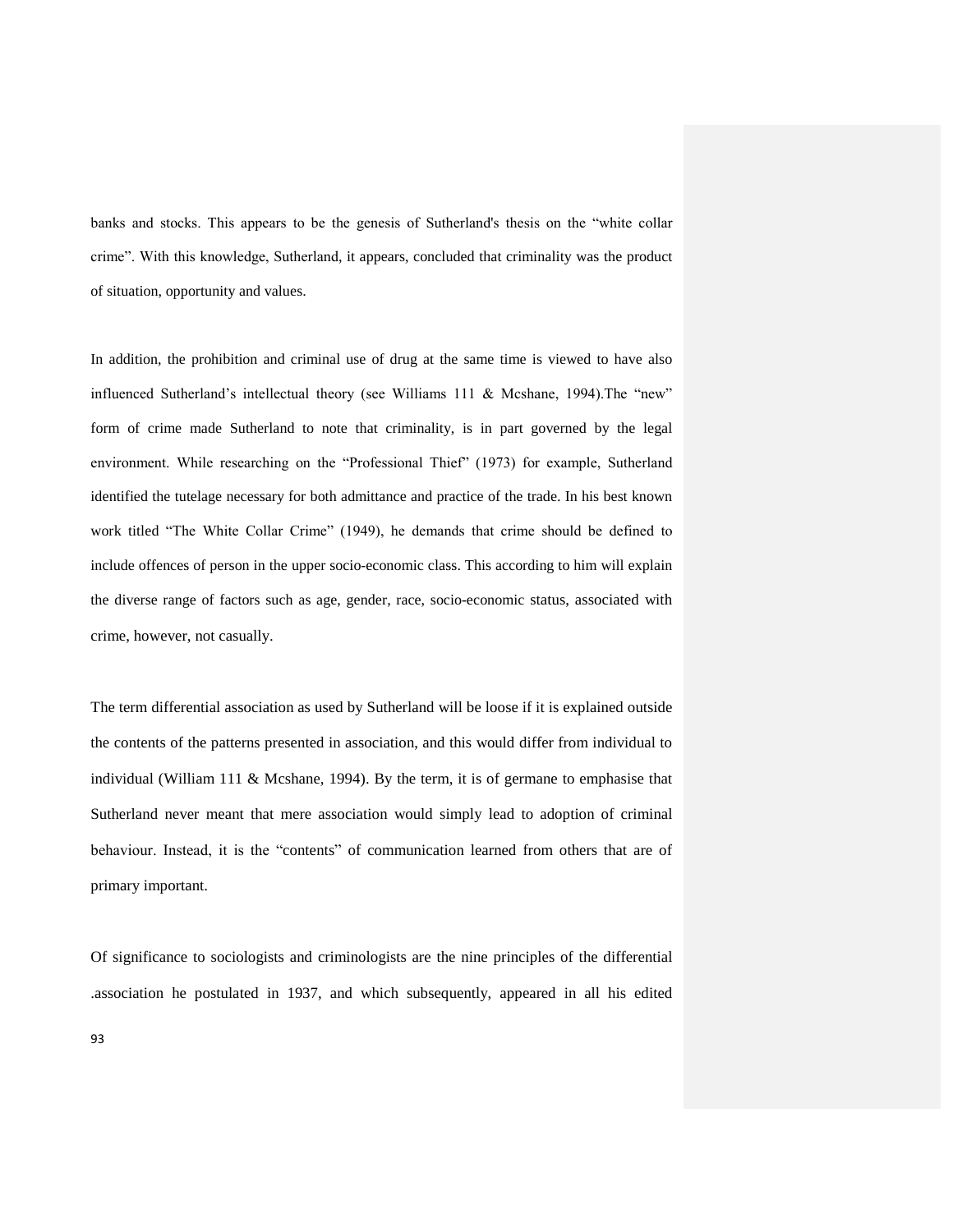banks and stocks. This appears to be the genesis of Sutherland's thesis on the "white collar crime". With this knowledge, Sutherland, it appears, concluded that criminality was the product of situation, opportunity and values.

In addition, the prohibition and criminal use of drug at the same time is viewed to have also influenced Sutherland's intellectual theory (see Williams 111 & Mcshane, 1994).The "new" form of crime made Sutherland to note that criminality, is in part governed by the legal environment. While researching on the "Professional Thief" (1973) for example, Sutherland identified the tutelage necessary for both admittance and practice of the trade. In his best known work titled "The White Collar Crime" (1949), he demands that crime should be defined to include offences of person in the upper socio-economic class. This according to him will explain the diverse range of factors such as age, gender, race, socio-economic status, associated with crime, however, not casually.

The term differential association as used by Sutherland will be loose if it is explained outside the contents of the patterns presented in association, and this would differ from individual to individual (William 111 & Mcshane, 1994). By the term, it is of germane to emphasise that Sutherland never meant that mere association would simply lead to adoption of criminal behaviour. Instead, it is the "contents" of communication learned from others that are of primary important.

Of significance to sociologists and criminologists are the nine principles of the differential .association he postulated in 1937, and which subsequently, appeared in all his edited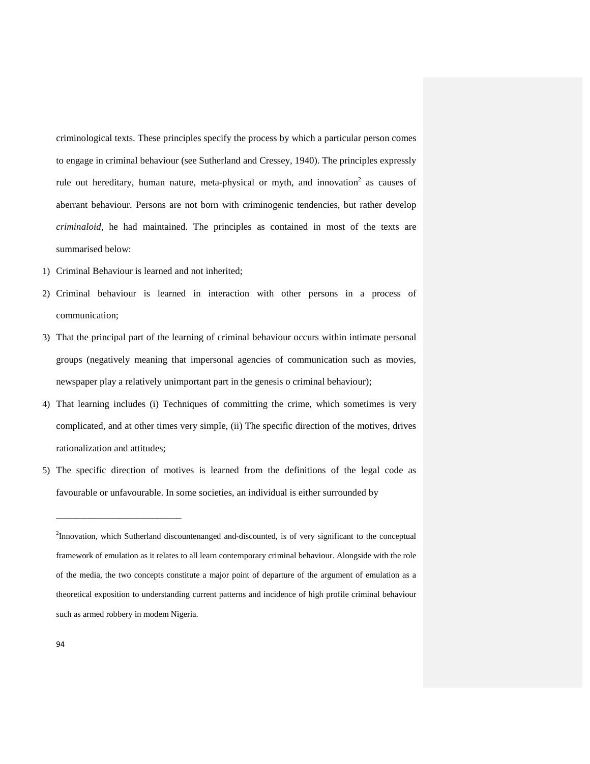criminological texts. These principles specify the process by which a particular person comes to engage in criminal behaviour (see Sutherland and Cressey, 1940). The principles expressly rule out hereditary, human nature, meta-physical or myth, and innovation[2] as causes of aberrant behaviour. Persons are not born with criminogenic tendencies, but rather develop *criminaloid,* he had maintained. The principles as contained in most of the texts are summarised below:

1) Criminal Behaviour is learned and not inherited;
2) Criminal behaviour is learned in interaction with other persons in a process of communication;
3) That the principal part of the learning of criminal behaviour occurs within intimate personal groups (negatively meaning that impersonal agencies of communication such as movies, newspaper play a relatively unimportant part in the genesis o criminal behaviour);
4) That learning includes (i) Techniques of committing the crime, which sometimes is very complicated, and at other times very simple, (ii) The specific direction of the motives, drives rationalization and attitudes;
5) The specific direction of motives is learned from the definitions of the legal code as favourable or unfavourable. In some societies, an individual is either surrounded by

---

[2]Innovation, which Sutherland discountenanged and-discounted, is of very significant to the conceptual framework of emulation as it relates to all learn contemporary criminal behaviour. Alongside with the role of the media, the two concepts constitute a major point of departure of the argument of emulation as a theoretical exposition to understanding current patterns and incidence of high profile criminal behaviour such as armed robbery in modem Nigeria.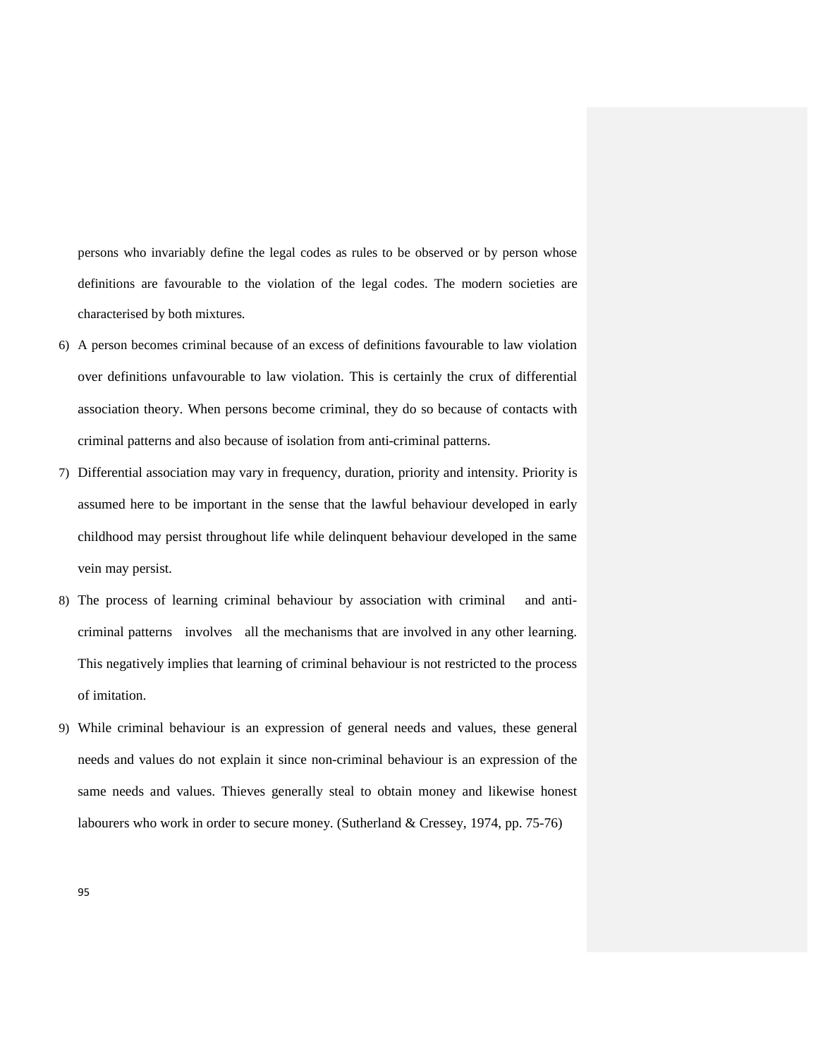persons who invariably define the legal codes as rules to be observed or by person whose definitions are favourable to the violation of the legal codes. The modern societies are characterised by both mixtures.

6) A person becomes criminal because of an excess of definitions favourable to law violation over definitions unfavourable to law violation. This is certainly the crux of differential association theory. When persons become criminal, they do so because of contacts with criminal patterns and also because of isolation from anti-criminal patterns.
7) Differential association may vary in frequency, duration, priority and intensity. Priority is assumed here to be important in the sense that the lawful behaviour developed in early childhood may persist throughout life while delinquent behaviour developed in the same vein may persist.
8) The process of learning criminal behaviour by association with criminal and anti-criminal patterns involves all the mechanisms that are involved in any other learning. This negatively implies that learning of criminal behaviour is not restricted to the process of imitation.
9) While criminal behaviour is an expression of general needs and values, these general needs and values do not explain it since non-criminal behaviour is an expression of the same needs and values. Thieves generally steal to obtain money and likewise honest labourers who work in order to secure money. (Sutherland & Cressey, 1974, pp. 75-76)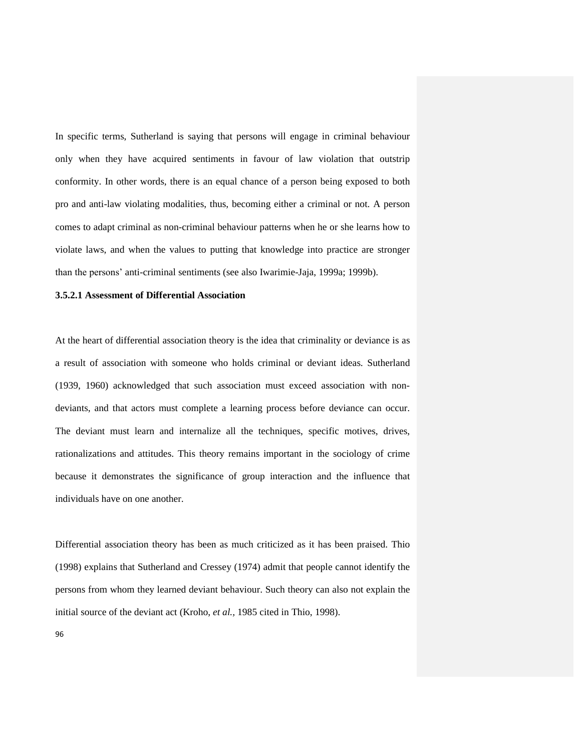In specific terms, Sutherland is saying that persons will engage in criminal behaviour only when they have acquired sentiments in favour of law violation that outstrip conformity. In other words, there is an equal chance of a person being exposed to both pro and anti-law violating modalities, thus, becoming either a criminal or not. A person comes to adapt criminal as non-criminal behaviour patterns when he or she learns how to violate laws, and when the values to putting that knowledge into practice are stronger than the persons' anti-criminal sentiments (see also Iwarimie-Jaja, 1999a; 1999b).

#### 3.5.2.1 Assessment of Differential Association

At the heart of differential association theory is the idea that criminality or deviance is as a result of association with someone who holds criminal or deviant ideas. Sutherland (1939, 1960) acknowledged that such association must exceed association with non-deviants, and that actors must complete a learning process before deviance can occur. The deviant must learn and internalize all the techniques, specific motives, drives, rationalizations and attitudes. This theory remains important in the sociology of crime because it demonstrates the significance of group interaction and the influence that individuals have on one another.

Differential association theory has been as much criticized as it has been praised. Thio (1998) explains that Sutherland and Cressey (1974) admit that people cannot identify the persons from whom they learned deviant behaviour. Such theory can also not explain the initial source of the deviant act (Kroho, *et al.*, 1985 cited in Thio, 1998).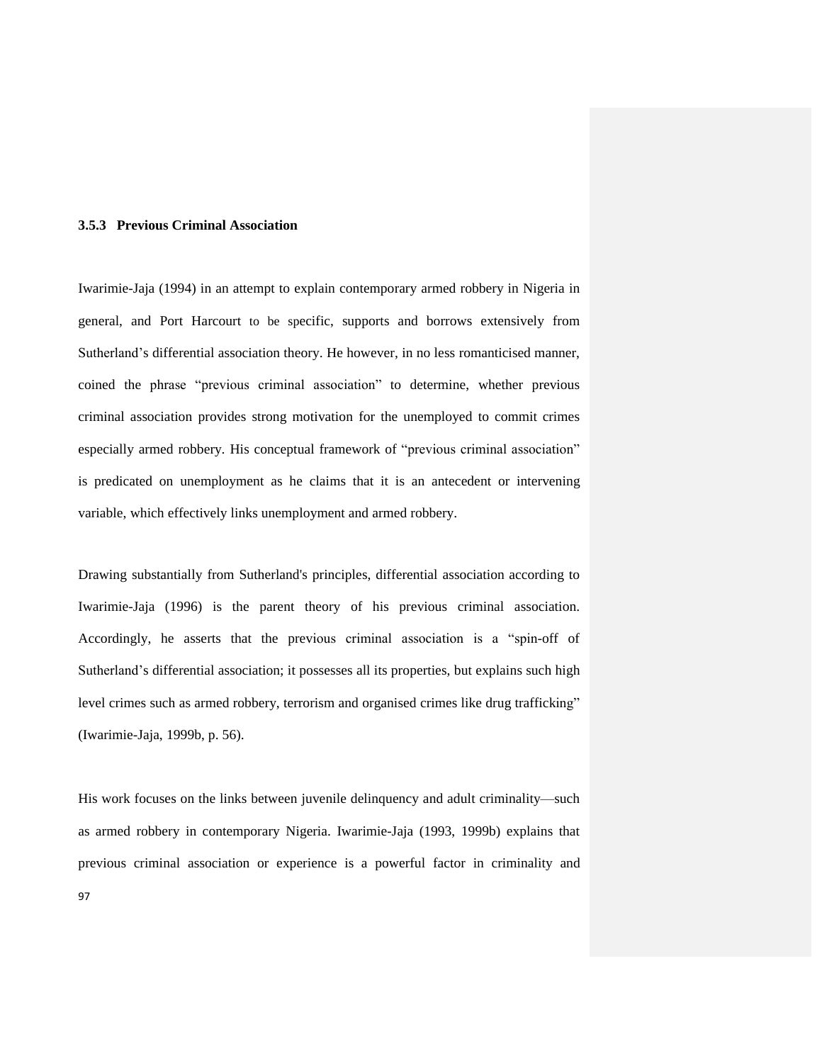### 3.5.3 Previous Criminal Association

Iwarimie-Jaja (1994) in an attempt to explain contemporary armed robbery in Nigeria in general, and Port Harcourt to be specific, supports and borrows extensively from Sutherland's differential association theory. He however, in no less romanticised manner, coined the phrase "previous criminal association" to determine, whether previous criminal association provides strong motivation for the unemployed to commit crimes especially armed robbery. His conceptual framework of "previous criminal association" is predicated on unemployment as he claims that it is an antecedent or intervening variable, which effectively links unemployment and armed robbery.

Drawing substantially from Sutherland's principles, differential association according to Iwarimie-Jaja (1996) is the parent theory of his previous criminal association. Accordingly, he asserts that the previous criminal association is a "spin-off of Sutherland's differential association; it possesses all its properties, but explains such high level crimes such as armed robbery, terrorism and organised crimes like drug trafficking" (Iwarimie-Jaja, 1999b, p. 56).

His work focuses on the links between juvenile delinquency and adult criminality—such as armed robbery in contemporary Nigeria. Iwarimie-Jaja (1993, 1999b) explains that previous criminal association or experience is a powerful factor in criminality and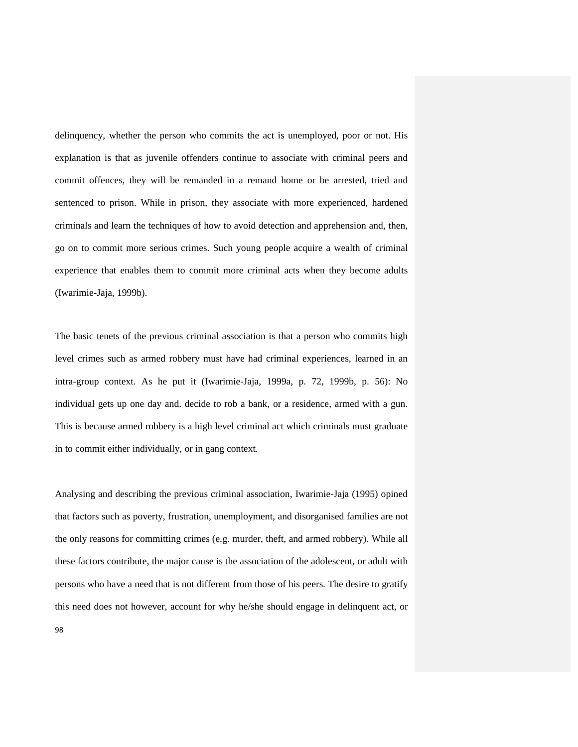delinquency, whether the person who commits the act is unemployed, poor or not. His explanation is that as juvenile offenders continue to associate with criminal peers and commit offences, they will be remanded in a remand home or be arrested, tried and sentenced to prison. While in prison, they associate with more experienced, hardened criminals and learn the techniques of how to avoid detection and apprehension and, then, go on to commit more serious crimes. Such young people acquire a wealth of criminal experience that enables them to commit more criminal acts when they become adults (Iwarimie-Jaja, 1999b).

The basic tenets of the previous criminal association is that a person who commits high level crimes such as armed robbery must have had criminal experiences, learned in an intra-group context. As he put it (Iwarimie-Jaja, 1999a, p. 72, 1999b, p. 56): No individual gets up one day and. decide to rob a bank, or a residence, armed with a gun. This is because armed robbery is a high level criminal act which criminals must graduate in to commit either individually, or in gang context.

Analysing and describing the previous criminal association, Iwarimie-Jaja (1995) opined that factors such as poverty, frustration, unemployment, and disorganised families are not the only reasons for committing crimes (e.g. murder, theft, and armed robbery). While all these factors contribute, the major cause is the association of the adolescent, or adult with persons who have a need that is not different from those of his peers. The desire to gratify this need does not however, account for why he/she should engage in delinquent act, or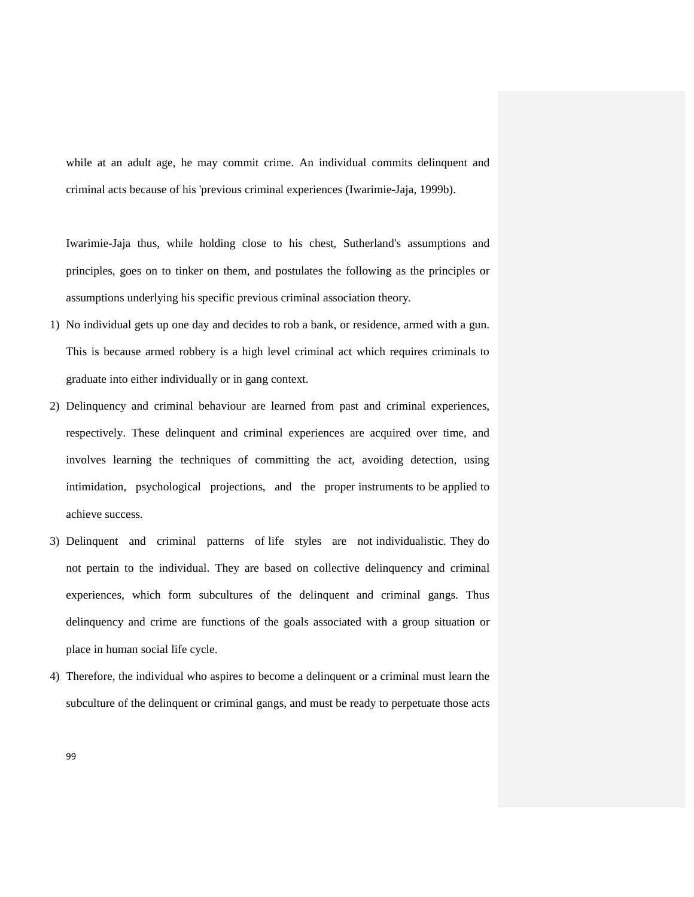while at an adult age, he may commit crime. An individual commits delinquent and criminal acts because of his 'previous criminal experiences (Iwarimie-Jaja, 1999b).

Iwarimie-Jaja thus, while holding close to his chest, Sutherland's assumptions and principles, goes on to tinker on them, and postulates the following as the principles or assumptions underlying his specific previous criminal association theory.

1) No individual gets up one day and decides to rob a bank, or residence, armed with a gun. This is because armed robbery is a high level criminal act which requires criminals to graduate into either individually or in gang context.
2) Delinquency and criminal behaviour are learned from past and criminal experiences, respectively. These delinquent and criminal experiences are acquired over time, and involves learning the techniques of committing the act, avoiding detection, using intimidation, psychological projections, and the proper instruments to be applied to achieve success.
3) Delinquent and criminal patterns of life styles are not individualistic. They do not pertain to the individual. They are based on collective delinquency and criminal experiences, which form subcultures of the delinquent and criminal gangs. Thus delinquency and crime are functions of the goals associated with a group situation or place in human social life cycle.
4) Therefore, the individual who aspires to become a delinquent or a criminal must learn the subculture of the delinquent or criminal gangs, and must be ready to perpetuate those acts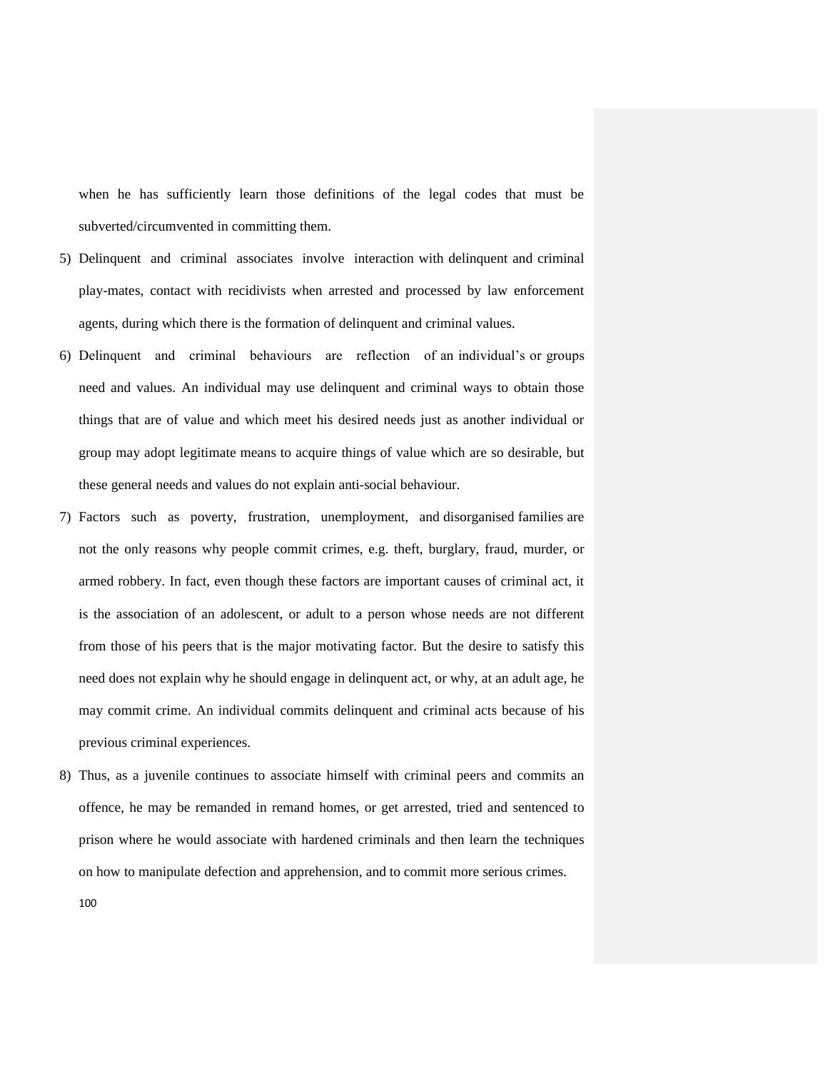when he has sufficiently learn those definitions of the legal codes that must be subverted/circumvented in committing them.

5) Delinquent and criminal associates involve interaction with delinquent and criminal play-mates, contact with recidivists when arrested and processed by law enforcement agents, during which there is the formation of delinquent and criminal values.
6) Delinquent and criminal behaviours are reflection of an individual's or groups need and values. An individual may use delinquent and criminal ways to obtain those things that are of value and which meet his desired needs just as another individual or group may adopt legitimate means to acquire things of value which are so desirable, but these general needs and values do not explain anti-social behaviour.
7) Factors such as poverty, frustration, unemployment, and disorganised families are not the only reasons why people commit crimes, e.g. theft, burglary, fraud, murder, or armed robbery. In fact, even though these factors are important causes of criminal act, it is the association of an adolescent, or adult to a person whose needs are not different from those of his peers that is the major motivating factor. But the desire to satisfy this need does not explain why he should engage in delinquent act, or why, at an adult age, he may commit crime. An individual commits delinquent and criminal acts because of his previous criminal experiences.
8) Thus, as a juvenile continues to associate himself with criminal peers and commits an offence, he may be remanded in remand homes, or get arrested, tried and sentenced to prison where he would associate with hardened criminals and then learn the techniques on how to manipulate defection and apprehension, and to commit more serious crimes.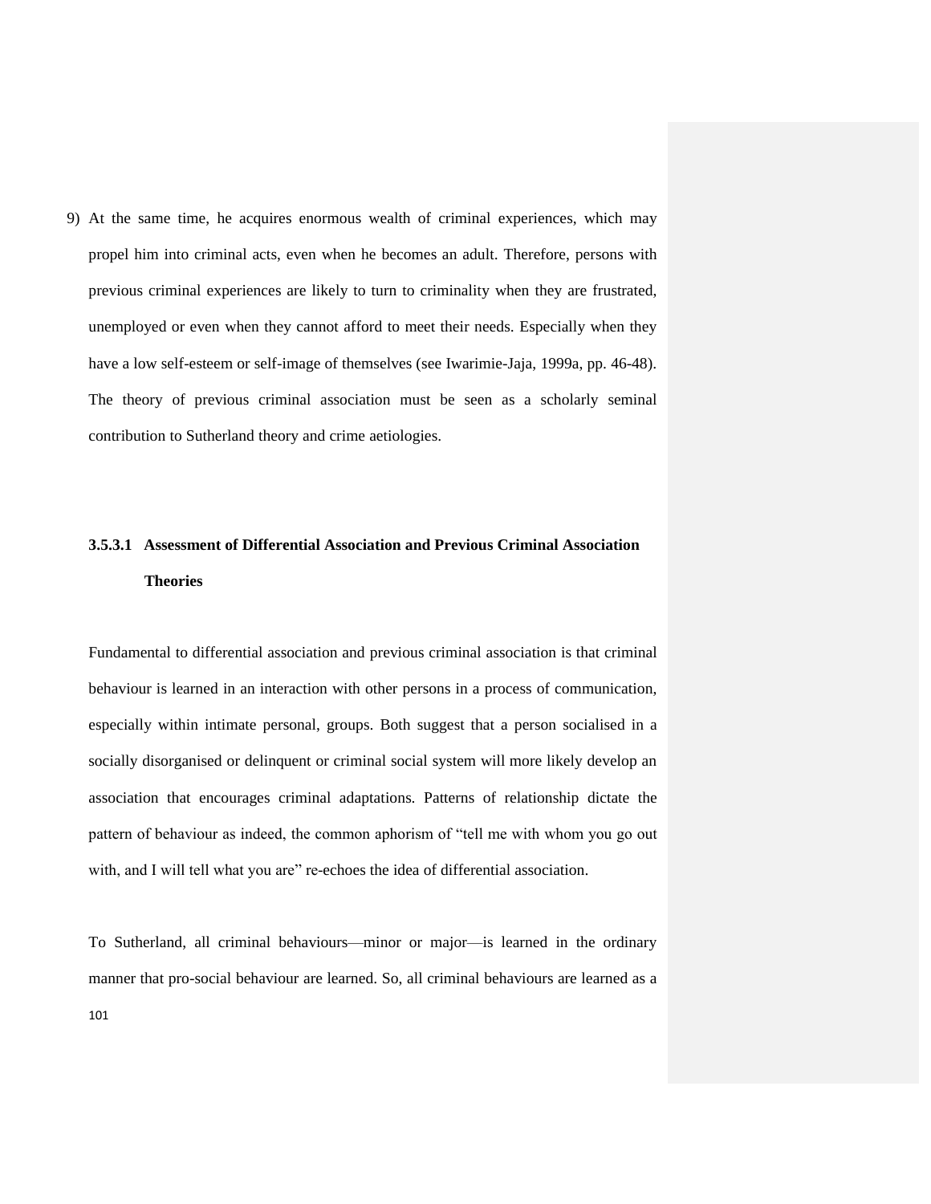9) At the same time, he acquires enormous wealth of criminal experiences, which may propel him into criminal acts, even when he becomes an adult. Therefore, persons with previous criminal experiences are likely to turn to criminality when they are frustrated, unemployed or even when they cannot afford to meet their needs. Especially when they have a low self-esteem or self-image of themselves (see Iwarimie-Jaja, 1999a, pp. 46-48). The theory of previous criminal association must be seen as a scholarly seminal contribution to Sutherland theory and crime aetiologies.

#### 3.5.3.1 Assessment of Differential Association and Previous Criminal Association Theories

Fundamental to differential association and previous criminal association is that criminal behaviour is learned in an interaction with other persons in a process of communication, especially within intimate personal, groups. Both suggest that a person socialised in a socially disorganised or delinquent or criminal social system will more likely develop an association that encourages criminal adaptations. Patterns of relationship dictate the pattern of behaviour as indeed, the common aphorism of "tell me with whom you go out with, and I will tell what you are" re-echoes the idea of differential association.

To Sutherland, all criminal behaviours—minor or major—is learned in the ordinary manner that pro-social behaviour are learned. So, all criminal behaviours are learned as a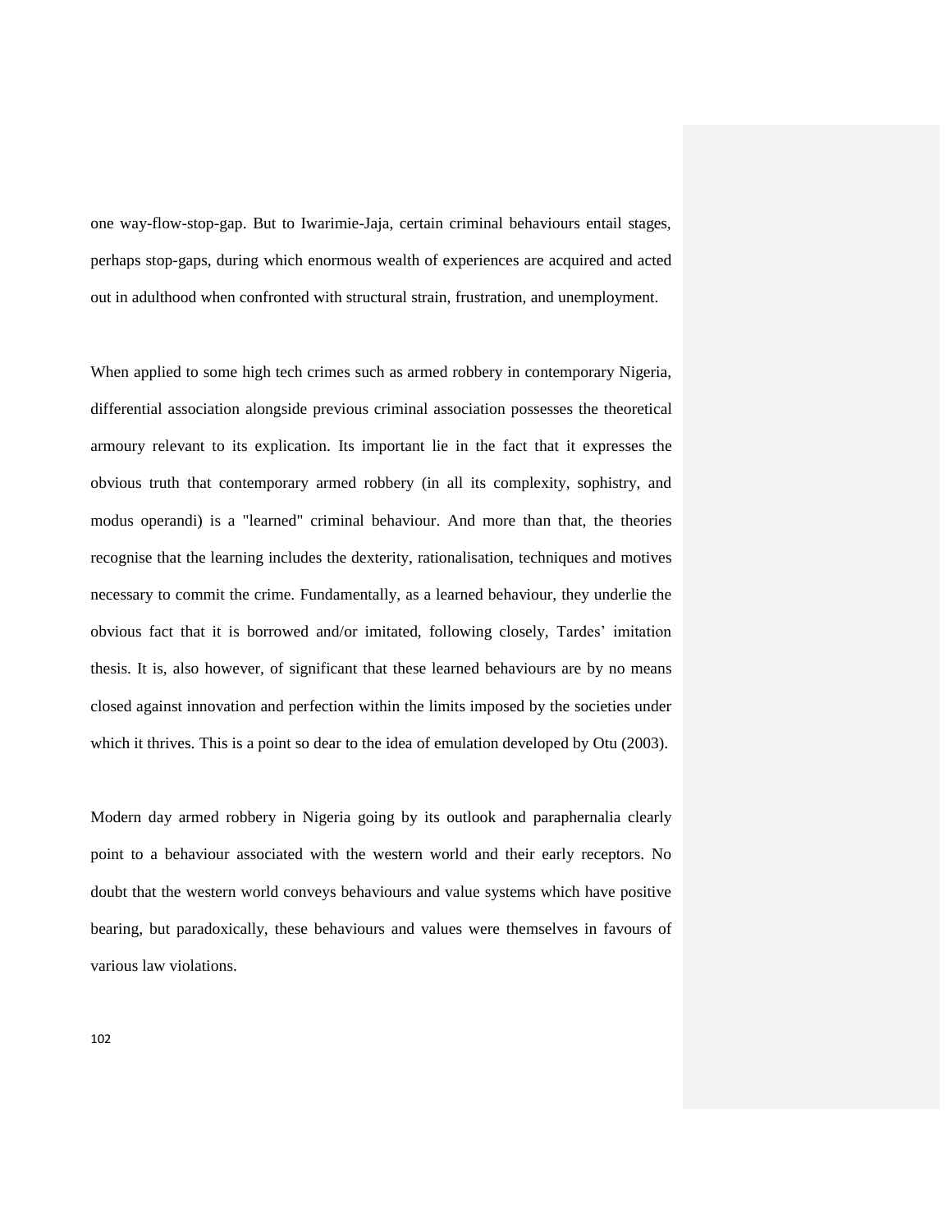one way-flow-stop-gap. But to Iwarimie-Jaja, certain criminal behaviours entail stages, perhaps stop-gaps, during which enormous wealth of experiences are acquired and acted out in adulthood when confronted with structural strain, frustration, and unemployment.

When applied to some high tech crimes such as armed robbery in contemporary Nigeria, differential association alongside previous criminal association possesses the theoretical armoury relevant to its explication. Its important lie in the fact that it expresses the obvious truth that contemporary armed robbery (in all its complexity, sophistry, and modus operandi) is a "learned" criminal behaviour. And more than that, the theories recognise that the learning includes the dexterity, rationalisation, techniques and motives necessary to commit the crime. Fundamentally, as a learned behaviour, they underlie the obvious fact that it is borrowed and/or imitated, following closely, Tardes' imitation thesis. It is, also however, of significant that these learned behaviours are by no means closed against innovation and perfection within the limits imposed by the societies under which it thrives. This is a point so dear to the idea of emulation developed by Otu (2003).

Modern day armed robbery in Nigeria going by its outlook and paraphernalia clearly point to a behaviour associated with the western world and their early receptors. No doubt that the western world conveys behaviours and value systems which have positive bearing, but paradoxically, these behaviours and values were themselves in favours of various law violations.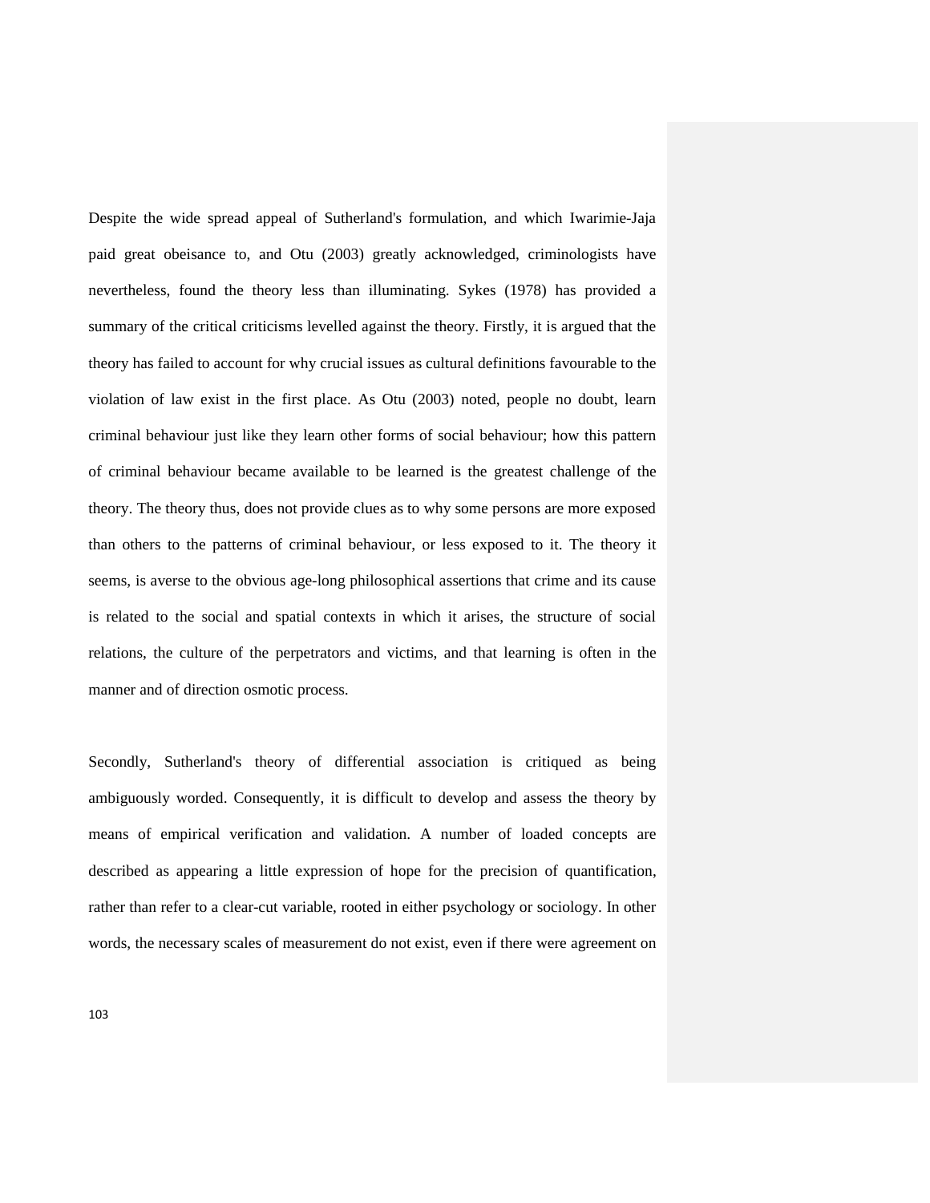Despite the wide spread appeal of Sutherland's formulation, and which Iwarimie-Jaja paid great obeisance to, and Otu (2003) greatly acknowledged, criminologists have nevertheless, found the theory less than illuminating. Sykes (1978) has provided a summary of the critical criticisms levelled against the theory. Firstly, it is argued that the theory has failed to account for why crucial issues as cultural definitions favourable to the violation of law exist in the first place. As Otu (2003) noted, people no doubt, learn criminal behaviour just like they learn other forms of social behaviour; how this pattern of criminal behaviour became available to be learned is the greatest challenge of the theory. The theory thus, does not provide clues as to why some persons are more exposed than others to the patterns of criminal behaviour, or less exposed to it. The theory it seems, is averse to the obvious age-long philosophical assertions that crime and its cause is related to the social and spatial contexts in which it arises, the structure of social relations, the culture of the perpetrators and victims, and that learning is often in the manner and of direction osmotic process.

Secondly, Sutherland's theory of differential association is critiqued as being ambiguously worded. Consequently, it is difficult to develop and assess the theory by means of empirical verification and validation. A number of loaded concepts are described as appearing a little expression of hope for the precision of quantification, rather than refer to a clear-cut variable, rooted in either psychology or sociology. In other words, the necessary scales of measurement do not exist, even if there were agreement on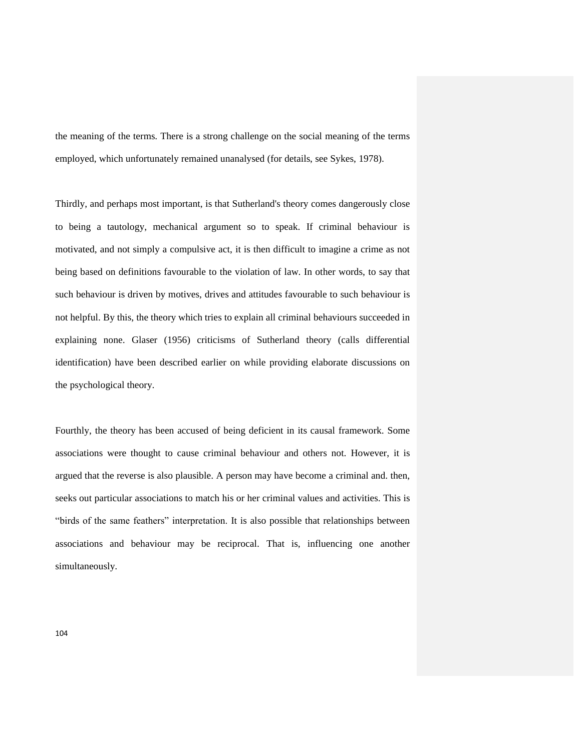the meaning of the terms. There is a strong challenge on the social meaning of the terms employed, which unfortunately remained unanalysed (for details, see Sykes, 1978).

Thirdly, and perhaps most important, is that Sutherland's theory comes dangerously close to being a tautology, mechanical argument so to speak. If criminal behaviour is motivated, and not simply a compulsive act, it is then difficult to imagine a crime as not being based on definitions favourable to the violation of law. In other words, to say that such behaviour is driven by motives, drives and attitudes favourable to such behaviour is not helpful. By this, the theory which tries to explain all criminal behaviours succeeded in explaining none. Glaser (1956) criticisms of Sutherland theory (calls differential identification) have been described earlier on while providing elaborate discussions on the psychological theory.

Fourthly, the theory has been accused of being deficient in its causal framework. Some associations were thought to cause criminal behaviour and others not. However, it is argued that the reverse is also plausible. A person may have become a criminal and. then, seeks out particular associations to match his or her criminal values and activities. This is "birds of the same feathers" interpretation. It is also possible that relationships between associations and behaviour may be reciprocal. That is, influencing one another simultaneously.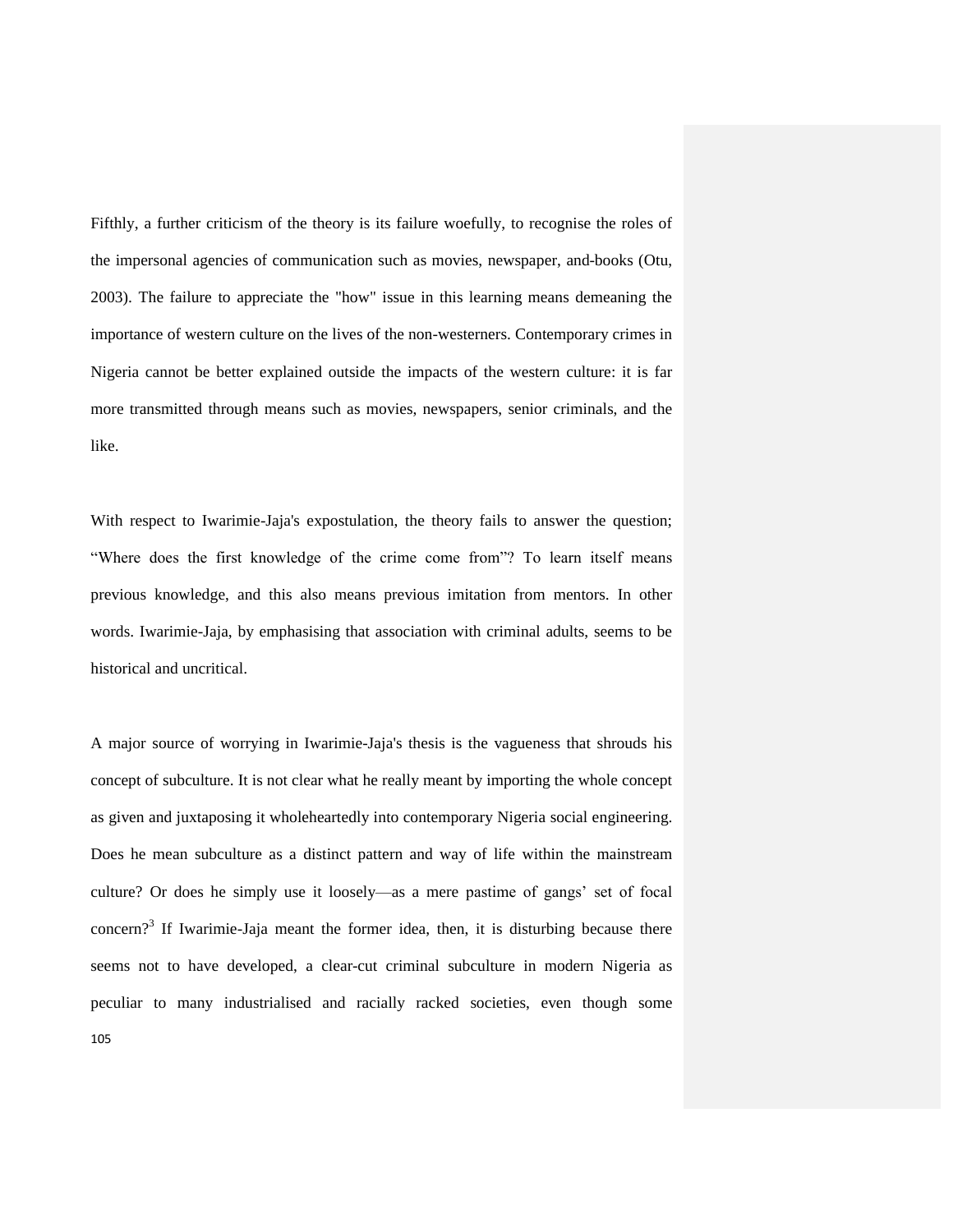Fifthly, a further criticism of the theory is its failure woefully, to recognise the roles of the impersonal agencies of communication such as movies, newspaper, and-books (Otu, 2003). The failure to appreciate the "how" issue in this learning means demeaning the importance of western culture on the lives of the non-westerners. Contemporary crimes in Nigeria cannot be better explained outside the impacts of the western culture: it is far more transmitted through means such as movies, newspapers, senior criminals, and the like.

With respect to Iwarimie-Jaja's expostulation, the theory fails to answer the question; “Where does the first knowledge of the crime come from”? To learn itself means previous knowledge, and this also means previous imitation from mentors. In other words. Iwarimie-Jaja, by emphasising that association with criminal adults, seems to be historical and uncritical.

A major source of worrying in Iwarimie-Jaja's thesis is the vagueness that shrouds his concept of subculture. It is not clear what he really meant by importing the whole concept as given and juxtaposing it wholeheartedly into contemporary Nigeria social engineering. Does he mean subculture as a distinct pattern and way of life within the mainstream culture? Or does he simply use it loosely—as a mere pastime of gangs’ set of focal concern?[3] If Iwarimie-Jaja meant the former idea, then, it is disturbing because there seems not to have developed, a clear-cut criminal subculture in modern Nigeria as peculiar to many industrialised and racially racked societies, even though some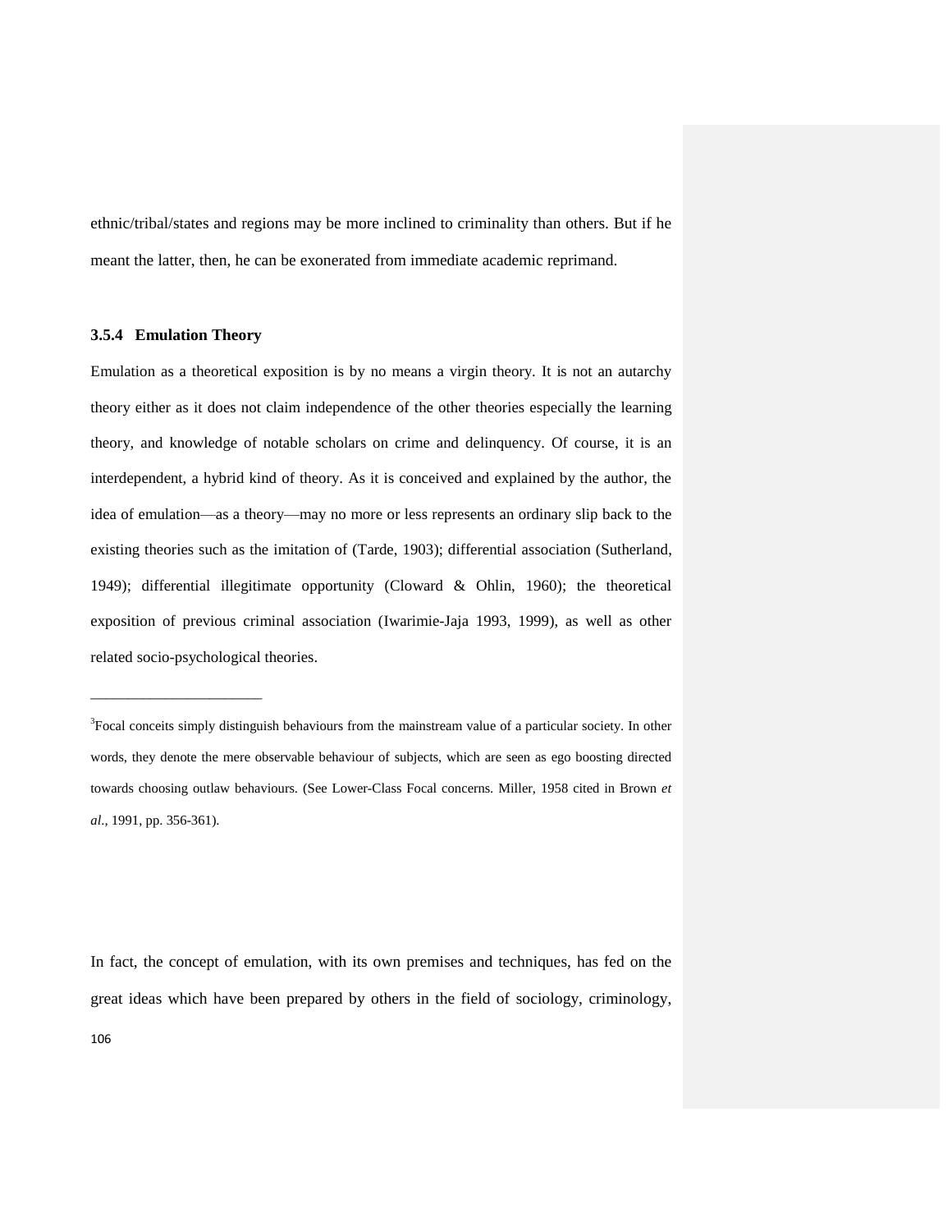ethnic/tribal/states and regions may be more inclined to criminality than others. But if he meant the latter, then, he can be exonerated from immediate academic reprimand.

### 3.5.4 Emulation Theory

Emulation as a theoretical exposition is by no means a virgin theory. It is not an autarchy theory either as it does not claim independence of the other theories especially the learning theory, and knowledge of notable scholars on crime and delinquency. Of course, it is an interdependent, a hybrid kind of theory. As it is conceived and explained by the author, the idea of emulation—as a theory—may no more or less represents an ordinary slip back to the existing theories such as the imitation of (Tarde, 1903); differential association (Sutherland, 1949); differential illegitimate opportunity (Cloward & Ohlin, 1960); the theoretical exposition of previous criminal association (Iwarimie-Jaja 1993, 1999), as well as other related socio-psychological theories.

---

[3]Focal conceits simply distinguish behaviours from the mainstream value of a particular society. In other words, they denote the mere observable behaviour of subjects, which are seen as ego boosting directed towards choosing outlaw behaviours. (See Lower-Class Focal concerns. Miller, 1958 cited in Brown *et al.*, 1991, pp. 356-361).

In fact, the concept of emulation, with its own premises and techniques, has fed on the great ideas which have been prepared by others in the field of sociology, criminology,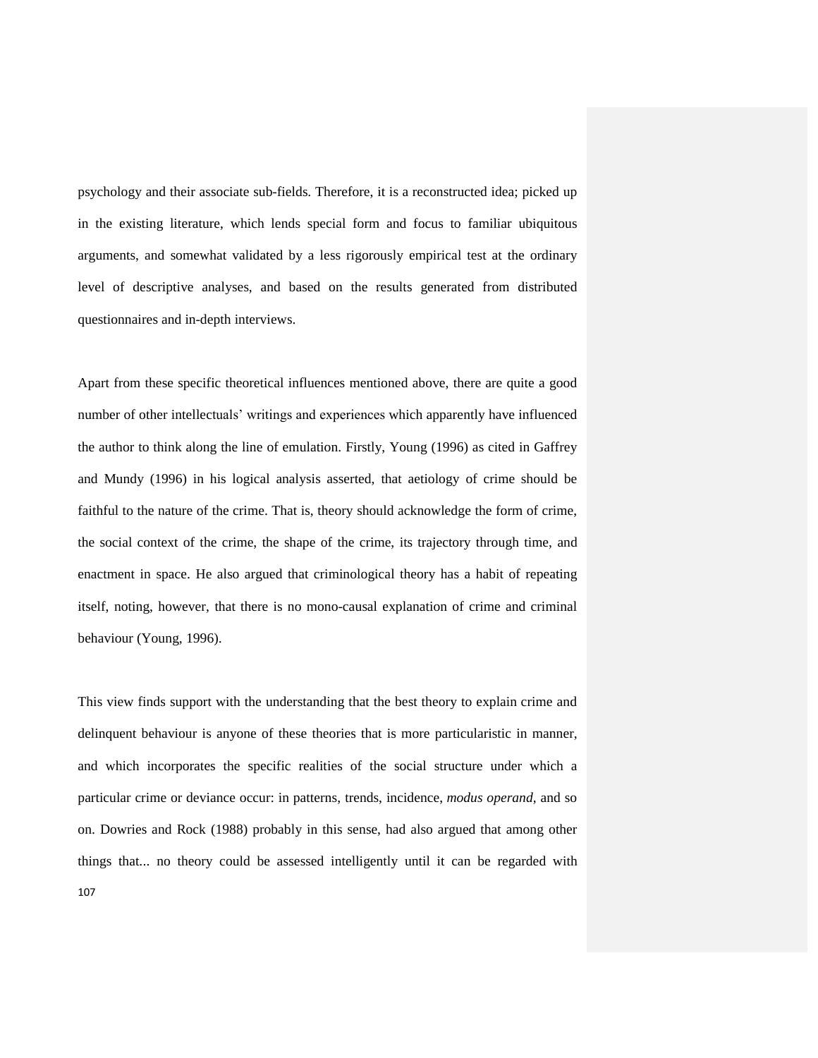psychology and their associate sub-fields. Therefore, it is a reconstructed idea; picked up in the existing literature, which lends special form and focus to familiar ubiquitous arguments, and somewhat validated by a less rigorously empirical test at the ordinary level of descriptive analyses, and based on the results generated from distributed questionnaires and in-depth interviews.

Apart from these specific theoretical influences mentioned above, there are quite a good number of other intellectuals' writings and experiences which apparently have influenced the author to think along the line of emulation. Firstly, Young (1996) as cited in Gaffrey and Mundy (1996) in his logical analysis asserted, that aetiology of crime should be faithful to the nature of the crime. That is, theory should acknowledge the form of crime, the social context of the crime, the shape of the crime, its trajectory through time, and enactment in space. He also argued that criminological theory has a habit of repeating itself, noting, however, that there is no mono-causal explanation of crime and criminal behaviour (Young, 1996).

This view finds support with the understanding that the best theory to explain crime and delinquent behaviour is anyone of these theories that is more particularistic in manner, and which incorporates the specific realities of the social structure under which a particular crime or deviance occur: in patterns, trends, incidence, *modus operand*, and so on. Dowries and Rock (1988) probably in this sense, had also argued that among other things that... no theory could be assessed intelligently until it can be regarded with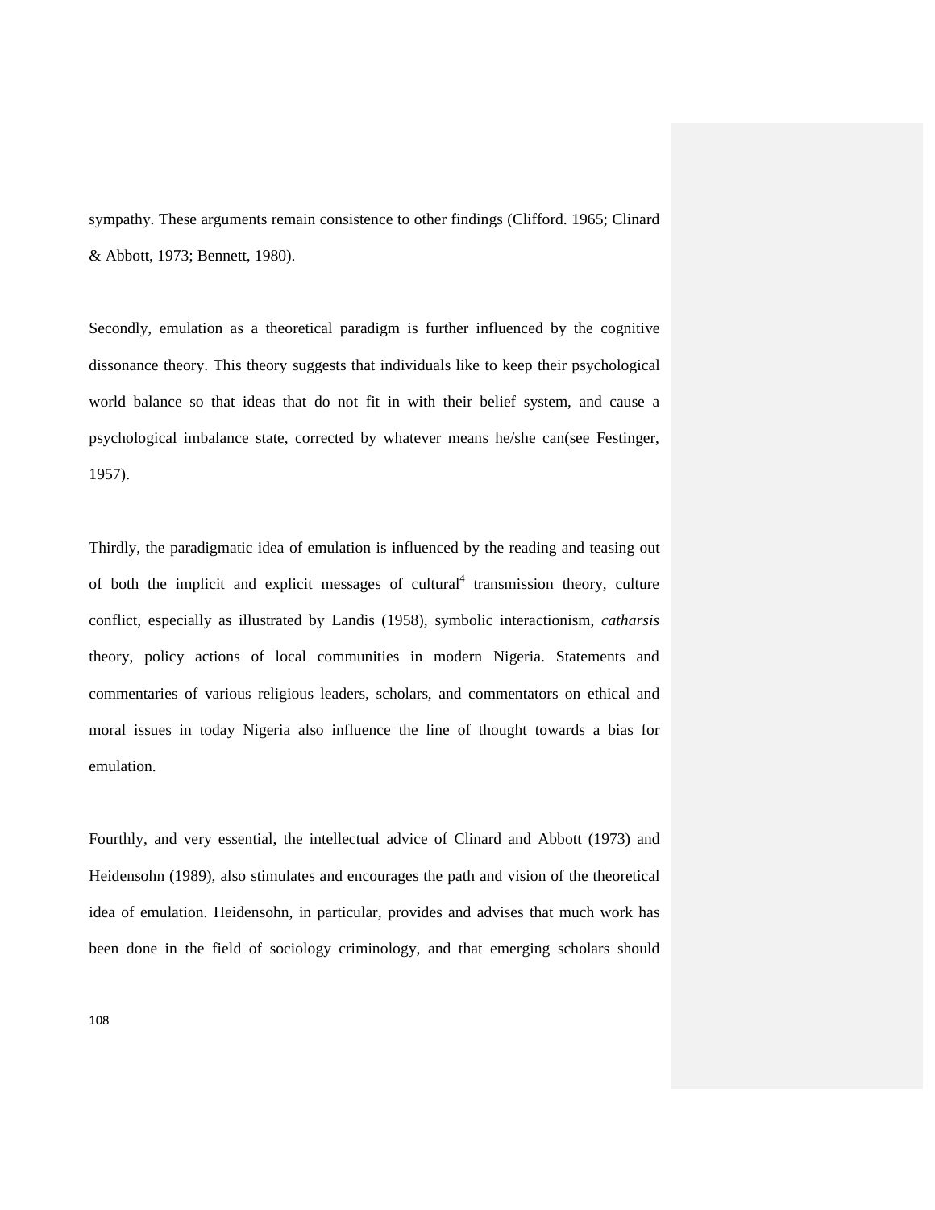sympathy. These arguments remain consistence to other findings (Clifford. 1965; Clinard & Abbott, 1973; Bennett, 1980).

Secondly, emulation as a theoretical paradigm is further influenced by the cognitive dissonance theory. This theory suggests that individuals like to keep their psychological world balance so that ideas that do not fit in with their belief system, and cause a psychological imbalance state, corrected by whatever means he/she can(see Festinger, 1957).

Thirdly, the paradigmatic idea of emulation is influenced by the reading and teasing out of both the implicit and explicit messages of cultural[4] transmission theory, culture conflict, especially as illustrated by Landis (1958), symbolic interactionism, *catharsis* theory, policy actions of local communities in modern Nigeria. Statements and commentaries of various religious leaders, scholars, and commentators on ethical and moral issues in today Nigeria also influence the line of thought towards a bias for emulation.

Fourthly, and very essential, the intellectual advice of Clinard and Abbott (1973) and Heidensohn (1989), also stimulates and encourages the path and vision of the theoretical idea of emulation. Heidensohn, in particular, provides and advises that much work has been done in the field of sociology criminology, and that emerging scholars should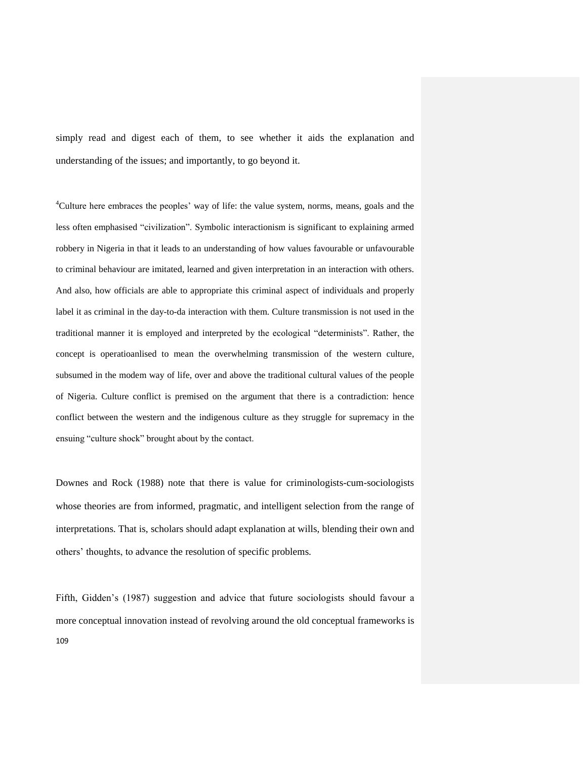simply read and digest each of them, to see whether it aids the explanation and understanding of the issues; and importantly, to go beyond it.

[4]Culture here embraces the peoples' way of life: the value system, norms, means, goals and the less often emphasised "civilization". Symbolic interactionism is significant to explaining armed robbery in Nigeria in that it leads to an understanding of how values favourable or unfavourable to criminal behaviour are imitated, learned and given interpretation in an interaction with others. And also, how officials are able to appropriate this criminal aspect of individuals and properly label it as criminal in the day-to-da interaction with them. Culture transmission is not used in the traditional manner it is employed and interpreted by the ecological "determinists". Rather, the concept is operatioanlised to mean the overwhelming transmission of the western culture, subsumed in the modem way of life, over and above the traditional cultural values of the people of Nigeria. Culture conflict is premised on the argument that there is a contradiction: hence conflict between the western and the indigenous culture as they struggle for supremacy in the ensuing "culture shock" brought about by the contact.

Downes and Rock (1988) note that there is value for criminologists-cum-sociologists whose theories are from informed, pragmatic, and intelligent selection from the range of interpretations. That is, scholars should adapt explanation at wills, blending their own and others' thoughts, to advance the resolution of specific problems.

Fifth, Gidden's (1987) suggestion and advice that future sociologists should favour a more conceptual innovation instead of revolving around the old conceptual frameworks is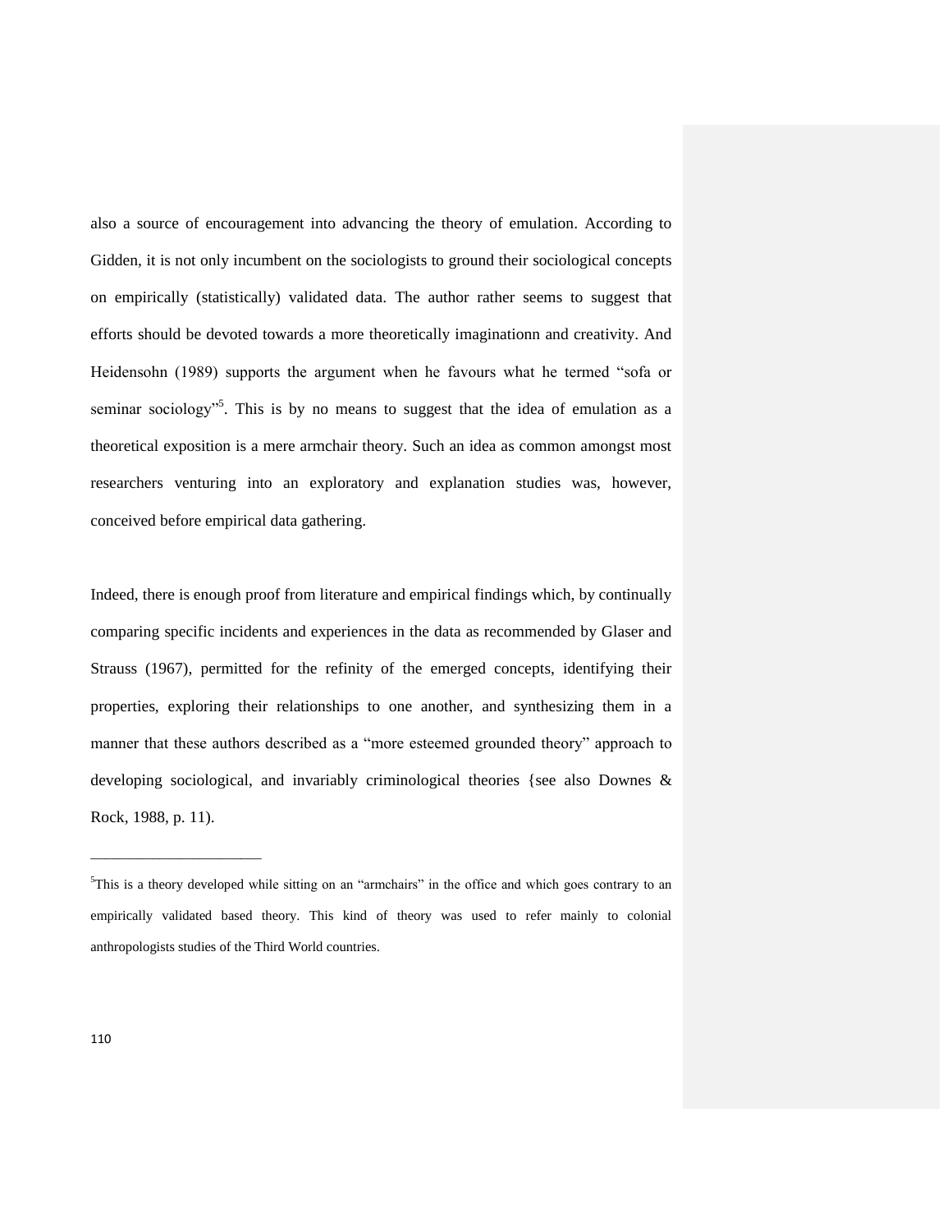also a source of encouragement into advancing the theory of emulation. According to Gidden, it is not only incumbent on the sociologists to ground their sociological concepts on empirically (statistically) validated data. The author rather seems to suggest that efforts should be devoted towards a more theoretically imaginationn and creativity. And Heidensohn (1989) supports the argument when he favours what he termed "sofa or seminar sociology"[5]. This is by no means to suggest that the idea of emulation as a theoretical exposition is a mere armchair theory. Such an idea as common amongst most researchers venturing into an exploratory and explanation studies was, however, conceived before empirical data gathering.

Indeed, there is enough proof from literature and empirical findings which, by continually comparing specific incidents and experiences in the data as recommended by Glaser and Strauss (1967), permitted for the refinity of the emerged concepts, identifying their properties, exploring their relationships to one another, and synthesizing them in a manner that these authors described as a "more esteemed grounded theory" approach to developing sociological, and invariably criminological theories {see also Downes & Rock, 1988, p. 11).

---

[5]This is a theory developed while sitting on an "armchairs" in the office and which goes contrary to an empirically validated based theory. This kind of theory was used to refer mainly to colonial anthropologists studies of the Third World countries.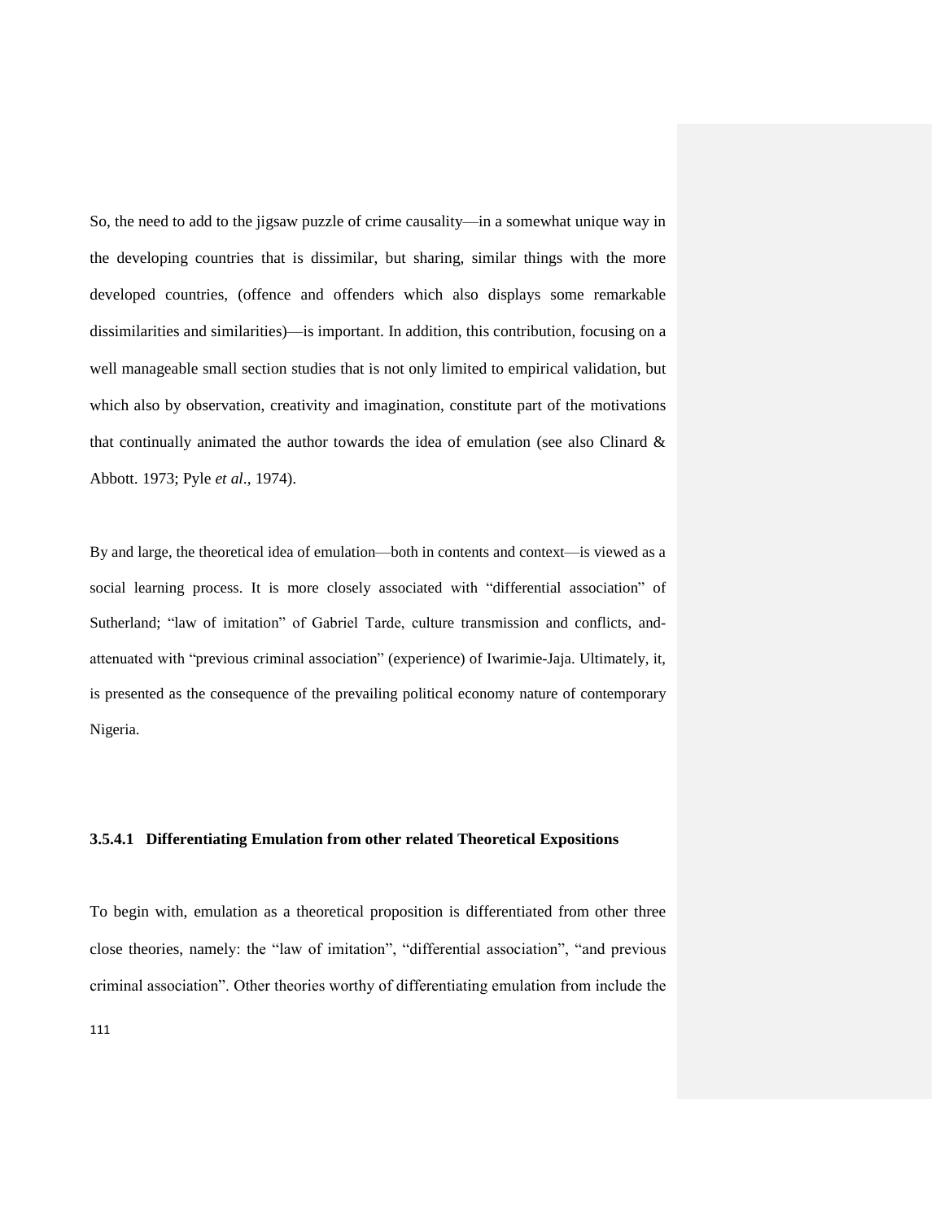So, the need to add to the jigsaw puzzle of crime causality—in a somewhat unique way in the developing countries that is dissimilar, but sharing, similar things with the more developed countries, (offence and offenders which also displays some remarkable dissimilarities and similarities)—is important. In addition, this contribution, focusing on a well manageable small section studies that is not only limited to empirical validation, but which also by observation, creativity and imagination, constitute part of the motivations that continually animated the author towards the idea of emulation (see also Clinard & Abbott. 1973; Pyle *et al*., 1974).

By and large, the theoretical idea of emulation—both in contents and context—is viewed as a social learning process. It is more closely associated with “differential association” of Sutherland; “law of imitation” of Gabriel Tarde, culture transmission and conflicts, and-attenuated with “previous criminal association” (experience) of Iwarimie-Jaja. Ultimately, it, is presented as the consequence of the prevailing political economy nature of contemporary Nigeria.

#### 3.5.4.1 Differentiating Emulation from other related Theoretical Expositions

To begin with, emulation as a theoretical proposition is differentiated from other three close theories, namely: the “law of imitation”, “differential association”, “and previous criminal association”. Other theories worthy of differentiating emulation from include the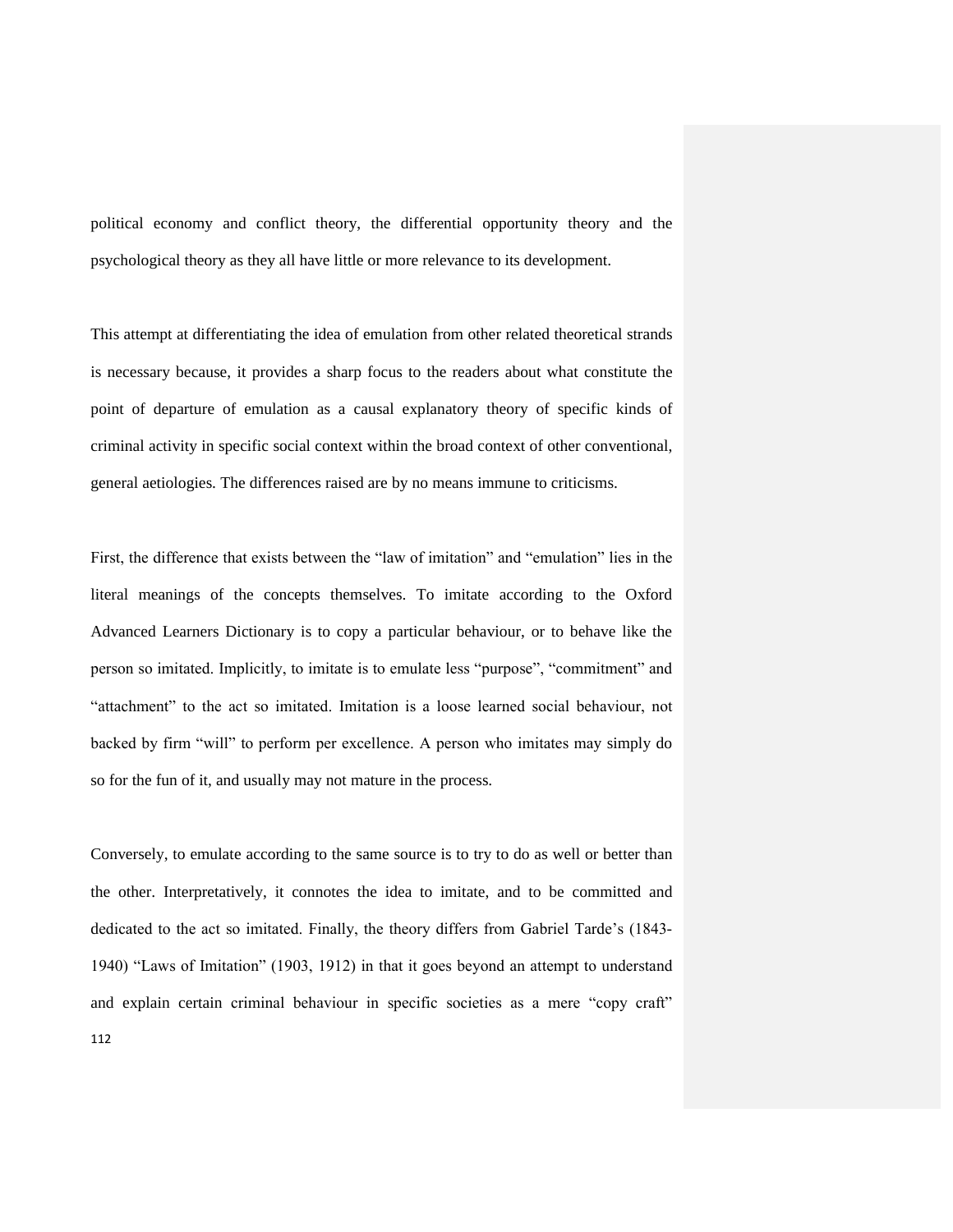political economy and conflict theory, the differential opportunity theory and the psychological theory as they all have little or more relevance to its development.

This attempt at differentiating the idea of emulation from other related theoretical strands is necessary because, it provides a sharp focus to the readers about what constitute the point of departure of emulation as a causal explanatory theory of specific kinds of criminal activity in specific social context within the broad context of other conventional, general aetiologies. The differences raised are by no means immune to criticisms.

First, the difference that exists between the "law of imitation" and "emulation" lies in the literal meanings of the concepts themselves. To imitate according to the Oxford Advanced Learners Dictionary is to copy a particular behaviour, or to behave like the person so imitated. Implicitly, to imitate is to emulate less "purpose", "commitment" and "attachment" to the act so imitated. Imitation is a loose learned social behaviour, not backed by firm "will" to perform per excellence. A person who imitates may simply do so for the fun of it, and usually may not mature in the process.

Conversely, to emulate according to the same source is to try to do as well or better than the other. Interpretatively, it connotes the idea to imitate, and to be committed and dedicated to the act so imitated. Finally, the theory differs from Gabriel Tarde's (1843-1940) "Laws of Imitation" (1903, 1912) in that it goes beyond an attempt to understand and explain certain criminal behaviour in specific societies as a mere "copy craft"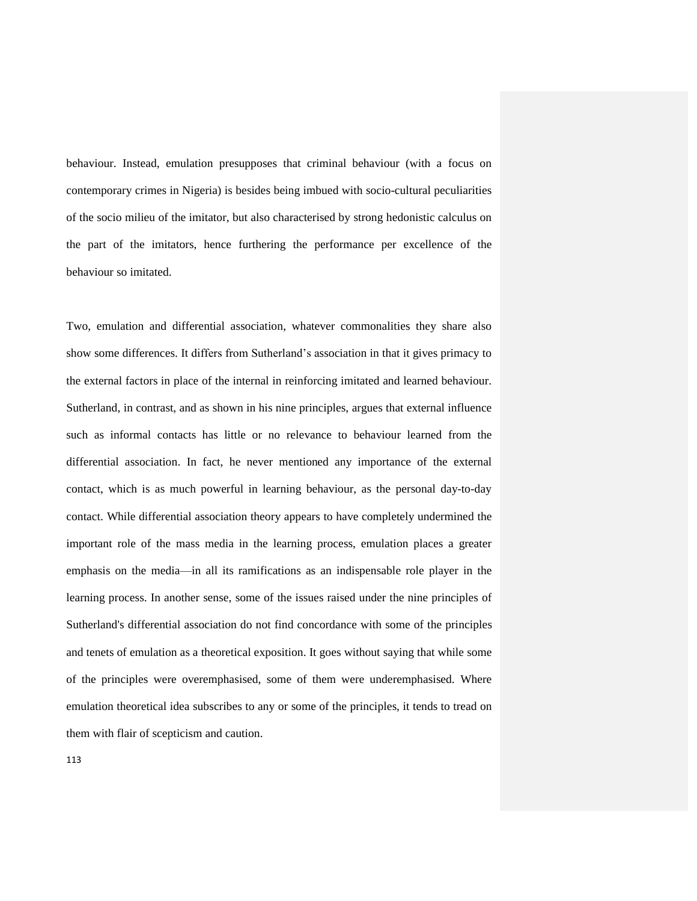behaviour. Instead, emulation presupposes that criminal behaviour (with a focus on contemporary crimes in Nigeria) is besides being imbued with socio-cultural peculiarities of the socio milieu of the imitator, but also characterised by strong hedonistic calculus on the part of the imitators, hence furthering the performance per excellence of the behaviour so imitated.

Two, emulation and differential association, whatever commonalities they share also show some differences. It differs from Sutherland's association in that it gives primacy to the external factors in place of the internal in reinforcing imitated and learned behaviour. Sutherland, in contrast, and as shown in his nine principles, argues that external influence such as informal contacts has little or no relevance to behaviour learned from the differential association. In fact, he never mentioned any importance of the external contact, which is as much powerful in learning behaviour, as the personal day-to-day contact. While differential association theory appears to have completely undermined the important role of the mass media in the learning process, emulation places a greater emphasis on the media—in all its ramifications as an indispensable role player in the learning process. In another sense, some of the issues raised under the nine principles of Sutherland's differential association do not find concordance with some of the principles and tenets of emulation as a theoretical exposition. It goes without saying that while some of the principles were overemphasised, some of them were underemphasised. Where emulation theoretical idea subscribes to any or some of the principles, it tends to tread on them with flair of scepticism and caution.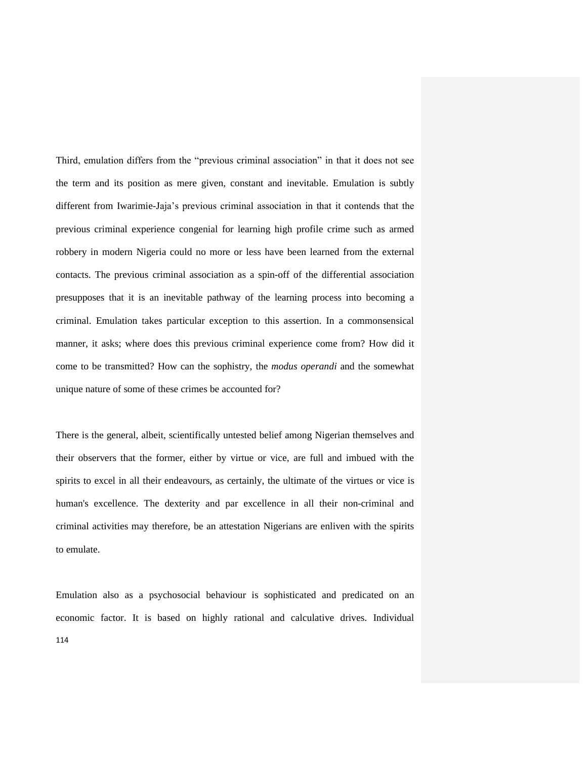Third, emulation differs from the "previous criminal association" in that it does not see the term and its position as mere given, constant and inevitable. Emulation is subtly different from Iwarimie-Jaja's previous criminal association in that it contends that the previous criminal experience congenial for learning high profile crime such as armed robbery in modern Nigeria could no more or less have been learned from the external contacts. The previous criminal association as a spin-off of the differential association presupposes that it is an inevitable pathway of the learning process into becoming a criminal. Emulation takes particular exception to this assertion. In a commonsensical manner, it asks; where does this previous criminal experience come from? How did it come to be transmitted? How can the sophistry, the *modus operandi* and the somewhat unique nature of some of these crimes be accounted for?

There is the general, albeit, scientifically untested belief among Nigerian themselves and their observers that the former, either by virtue or vice, are full and imbued with the spirits to excel in all their endeavours, as certainly, the ultimate of the virtues or vice is human's excellence. The dexterity and par excellence in all their non-criminal and criminal activities may therefore, be an attestation Nigerians are enliven with the spirits to emulate.

Emulation also as a psychosocial behaviour is sophisticated and predicated on an economic factor. It is based on highly rational and calculative drives. Individual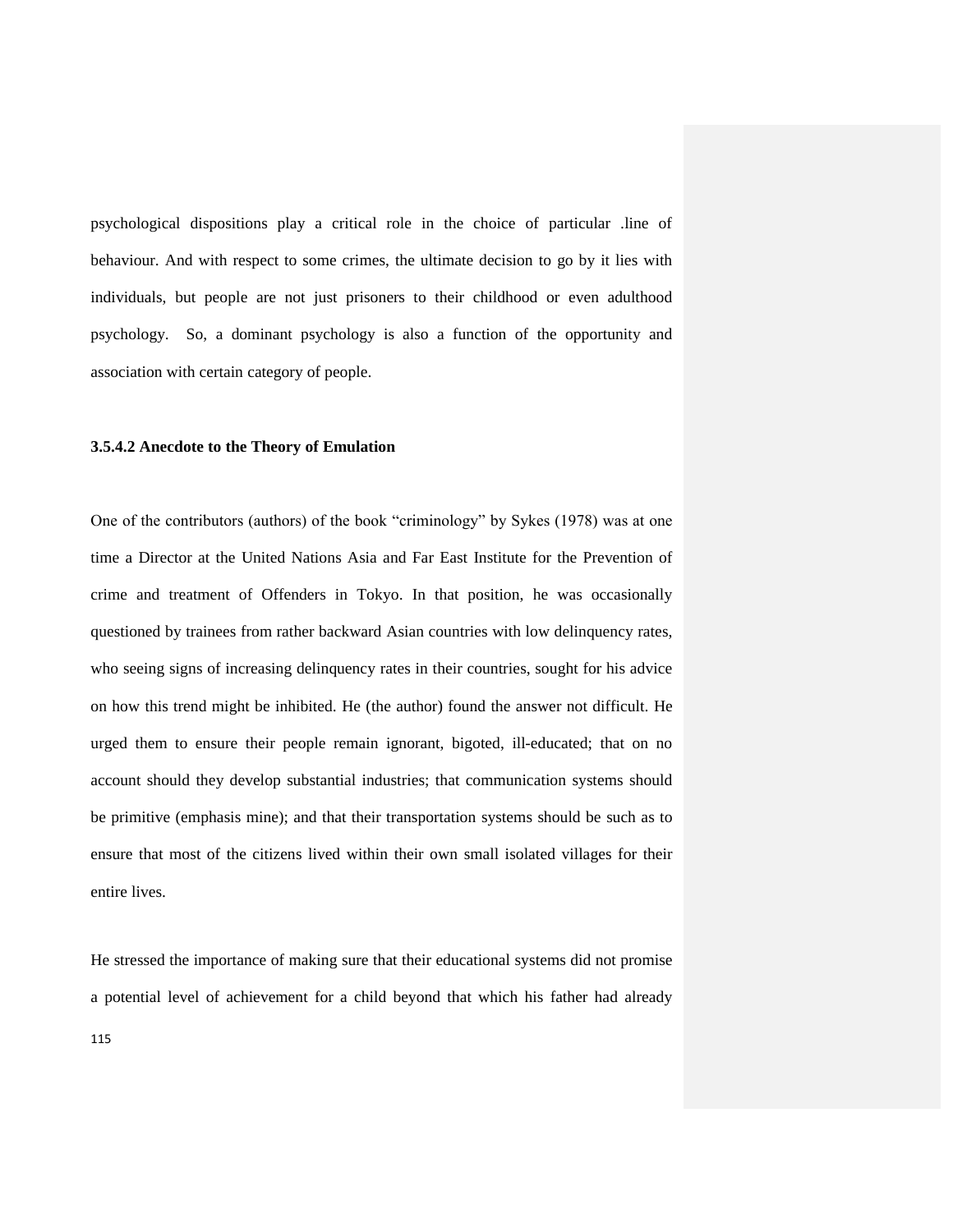psychological dispositions play a critical role in the choice of particular .line of behaviour. And with respect to some crimes, the ultimate decision to go by it lies with individuals, but people are not just prisoners to their childhood or even adulthood psychology. So, a dominant psychology is also a function of the opportunity and association with certain category of people.

**3.5.4.2 Anecdote to the Theory of Emulation**

One of the contributors (authors) of the book "criminology" by Sykes (1978) was at one time a Director at the United Nations Asia and Far East Institute for the Prevention of crime and treatment of Offenders in Tokyo. In that position, he was occasionally questioned by trainees from rather backward Asian countries with low delinquency rates, who seeing signs of increasing delinquency rates in their countries, sought for his advice on how this trend might be inhibited. He (the author) found the answer not difficult. He urged them to ensure their people remain ignorant, bigoted, ill-educated; that on no account should they develop substantial industries; that communication systems should be primitive (emphasis mine); and that their transportation systems should be such as to ensure that most of the citizens lived within their own small isolated villages for their entire lives.

He stressed the importance of making sure that their educational systems did not promise a potential level of achievement for a child beyond that which his father had already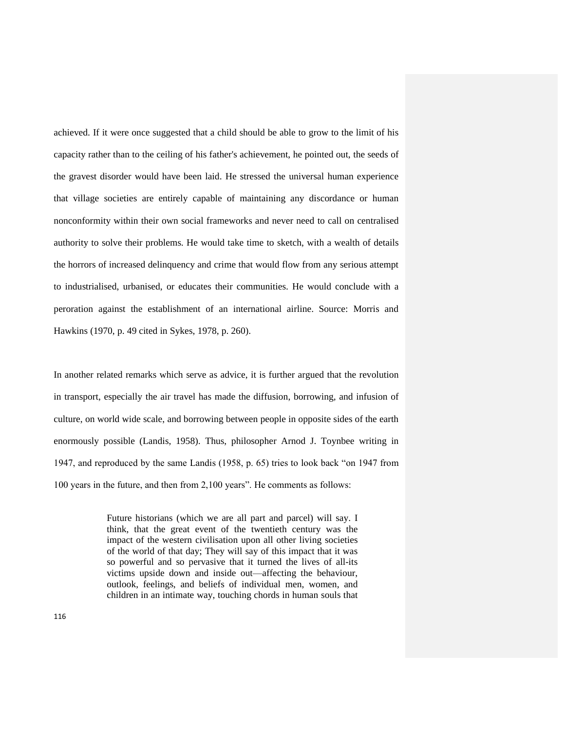achieved. If it were once suggested that a child should be able to grow to the limit of his capacity rather than to the ceiling of his father's achievement, he pointed out, the seeds of the gravest disorder would have been laid. He stressed the universal human experience that village societies are entirely capable of maintaining any discordance or human nonconformity within their own social frameworks and never need to call on centralised authority to solve their problems. He would take time to sketch, with a wealth of details the horrors of increased delinquency and crime that would flow from any serious attempt to industrialised, urbanised, or educates their communities. He would conclude with a peroration against the establishment of an international airline. Source: Morris and Hawkins (1970, p. 49 cited in Sykes, 1978, p. 260).

In another related remarks which serve as advice, it is further argued that the revolution in transport, especially the air travel has made the diffusion, borrowing, and infusion of culture, on world wide scale, and borrowing between people in opposite sides of the earth enormously possible (Landis, 1958). Thus, philosopher Arnod J. Toynbee writing in 1947, and reproduced by the same Landis (1958, p. 65) tries to look back "on 1947 from 100 years in the future, and then from 2,100 years". He comments as follows:

> Future historians (which we are all part and parcel) will say. I think, that the great event of the twentieth century was the impact of the western civilisation upon all other living societies of the world of that day; They will say of this impact that it was so powerful and so pervasive that it turned the lives of all-its victims upside down and inside out—affecting the behaviour, outlook, feelings, and beliefs of individual men, women, and children in an intimate way, touching chords in human souls that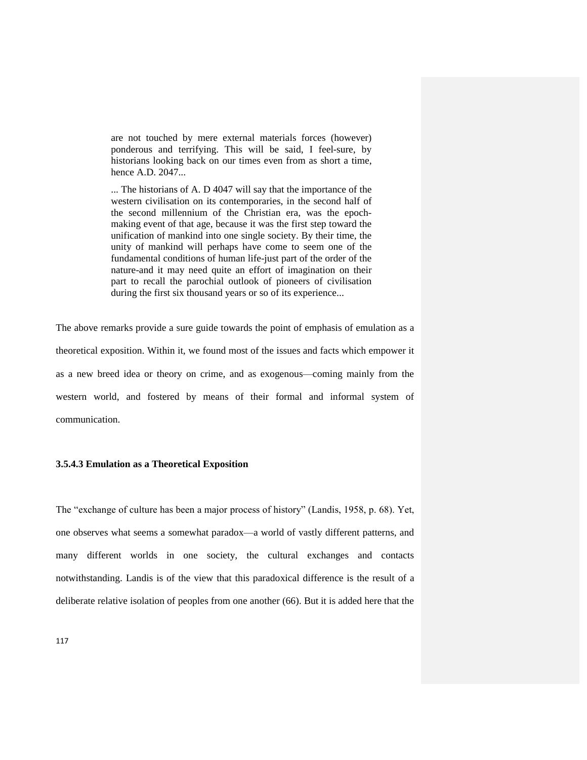> are not touched by mere external materials forces (however) ponderous and terrifying. This will be said, I feel-sure, by historians looking back on our times even from as short a time, hence A.D. 2047...
>
> ... The historians of A. D 4047 will say that the importance of the western civilisation on its contemporaries, in the second half of the second millennium of the Christian era, was the epoch-making event of that age, because it was the first step toward the unification of mankind into one single society. By their time, the unity of mankind will perhaps have come to seem one of the fundamental conditions of human life-just part of the order of the nature-and it may need quite an effort of imagination on their part to recall the parochial outlook of pioneers of civilisation during the first six thousand years or so of its experience...

The above remarks provide a sure guide towards the point of emphasis of emulation as a theoretical exposition. Within it, we found most of the issues and facts which empower it as a new breed idea or theory on crime, and as exogenous—coming mainly from the western world, and fostered by means of their formal and informal system of communication.

### 3.5.4.3 Emulation as a Theoretical Exposition

The "exchange of culture has been a major process of history" (Landis, 1958, p. 68). Yet, one observes what seems a somewhat paradox—a world of vastly different patterns, and many different worlds in one society, the cultural exchanges and contacts notwithstanding. Landis is of the view that this paradoxical difference is the result of a deliberate relative isolation of peoples from one another (66). But it is added here that the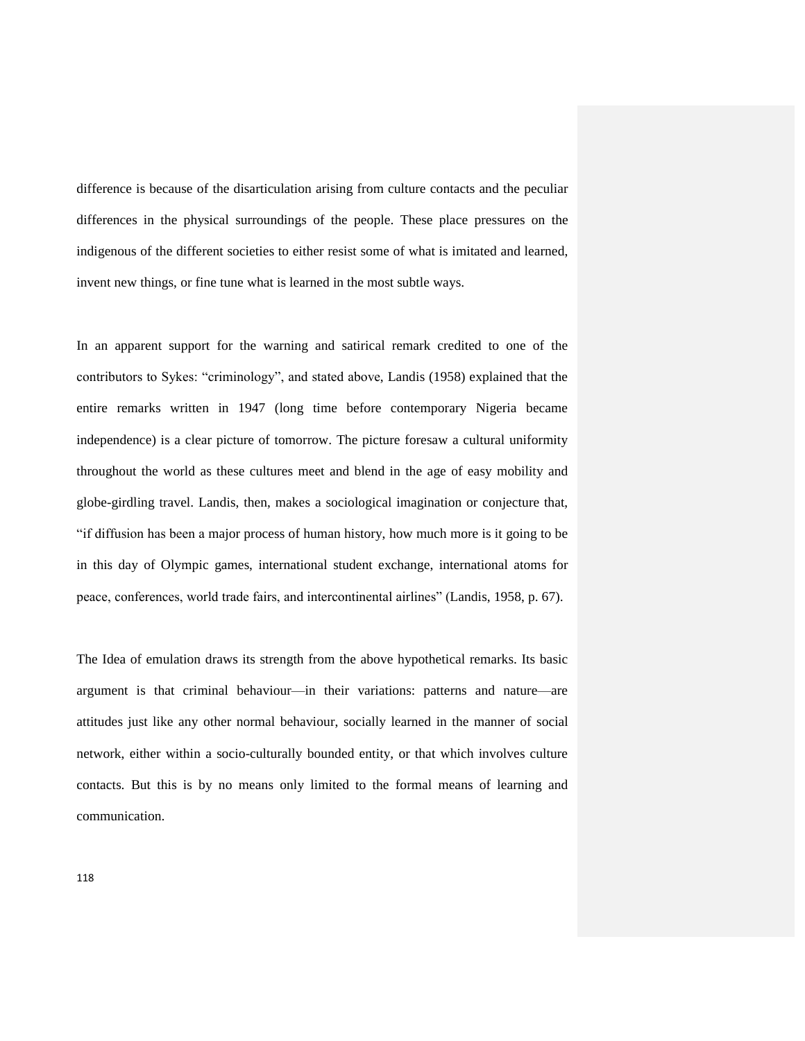difference is because of the disarticulation arising from culture contacts and the peculiar differences in the physical surroundings of the people. These place pressures on the indigenous of the different societies to either resist some of what is imitated and learned, invent new things, or fine tune what is learned in the most subtle ways.

In an apparent support for the warning and satirical remark credited to one of the contributors to Sykes: "criminology", and stated above, Landis (1958) explained that the entire remarks written in 1947 (long time before contemporary Nigeria became independence) is a clear picture of tomorrow. The picture foresaw a cultural uniformity throughout the world as these cultures meet and blend in the age of easy mobility and globe-girdling travel. Landis, then, makes a sociological imagination or conjecture that, "if diffusion has been a major process of human history, how much more is it going to be in this day of Olympic games, international student exchange, international atoms for peace, conferences, world trade fairs, and intercontinental airlines" (Landis, 1958, p. 67).

The Idea of emulation draws its strength from the above hypothetical remarks. Its basic argument is that criminal behaviour—in their variations: patterns and nature—are attitudes just like any other normal behaviour, socially learned in the manner of social network, either within a socio-culturally bounded entity, or that which involves culture contacts. But this is by no means only limited to the formal means of learning and communication.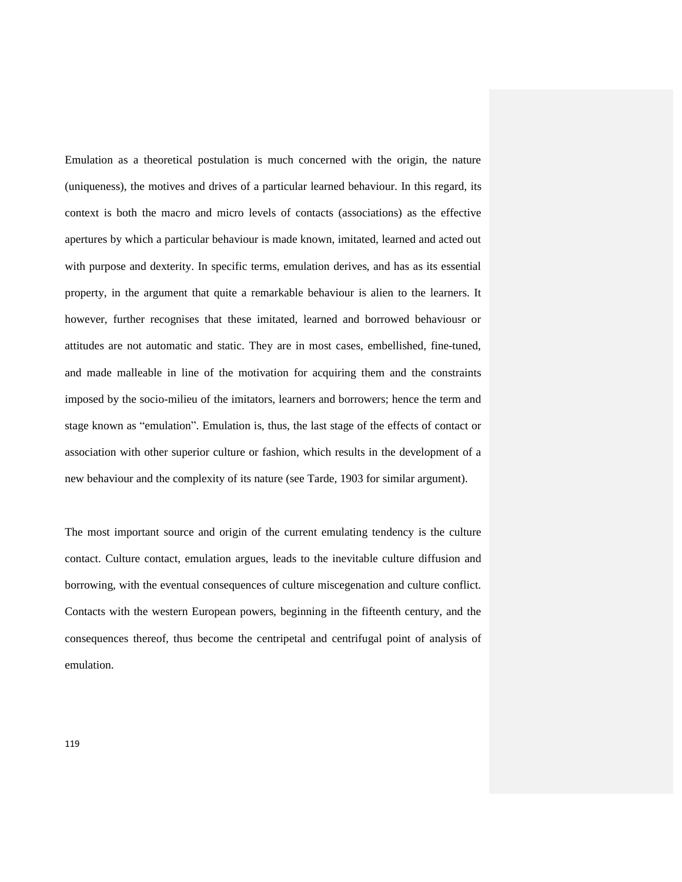Emulation as a theoretical postulation is much concerned with the origin, the nature (uniqueness), the motives and drives of a particular learned behaviour. In this regard, its context is both the macro and micro levels of contacts (associations) as the effective apertures by which a particular behaviour is made known, imitated, learned and acted out with purpose and dexterity. In specific terms, emulation derives, and has as its essential property, in the argument that quite a remarkable behaviour is alien to the learners. It however, further recognises that these imitated, learned and borrowed behaviousr or attitudes are not automatic and static. They are in most cases, embellished, fine-tuned, and made malleable in line of the motivation for acquiring them and the constraints imposed by the socio-milieu of the imitators, learners and borrowers; hence the term and stage known as "emulation". Emulation is, thus, the last stage of the effects of contact or association with other superior culture or fashion, which results in the development of a new behaviour and the complexity of its nature (see Tarde, 1903 for similar argument).

The most important source and origin of the current emulating tendency is the culture contact. Culture contact, emulation argues, leads to the inevitable culture diffusion and borrowing, with the eventual consequences of culture miscegenation and culture conflict. Contacts with the western European powers, beginning in the fifteenth century, and the consequences thereof, thus become the centripetal and centrifugal point of analysis of emulation.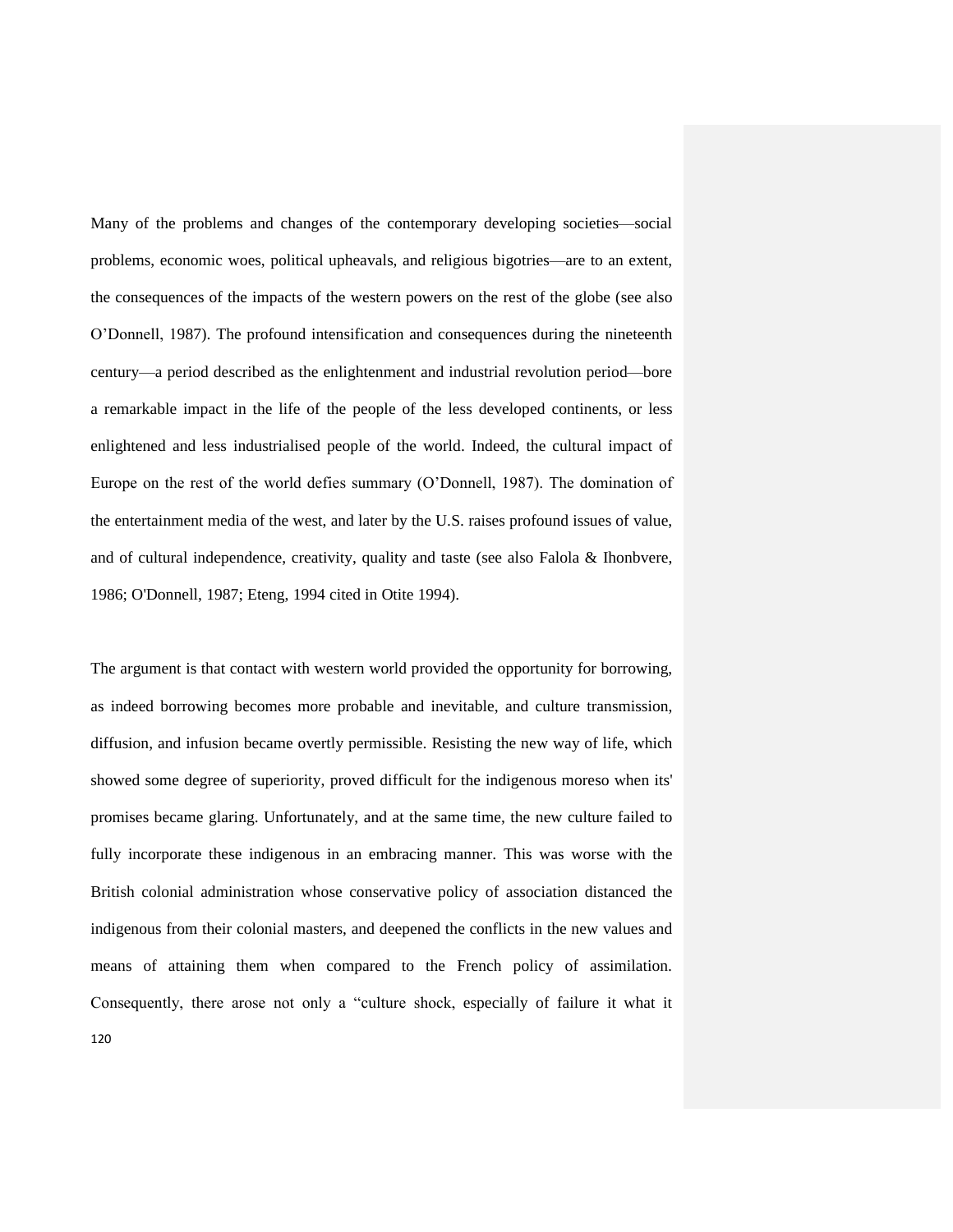Many of the problems and changes of the contemporary developing societies—social problems, economic woes, political upheavals, and religious bigotries—are to an extent, the consequences of the impacts of the western powers on the rest of the globe (see also O'Donnell, 1987). The profound intensification and consequences during the nineteenth century—a period described as the enlightenment and industrial revolution period—bore a remarkable impact in the life of the people of the less developed continents, or less enlightened and less industrialised people of the world. Indeed, the cultural impact of Europe on the rest of the world defies summary (O'Donnell, 1987). The domination of the entertainment media of the west, and later by the U.S. raises profound issues of value, and of cultural independence, creativity, quality and taste (see also Falola & Ihonbvere, 1986; O'Donnell, 1987; Eteng, 1994 cited in Otite 1994).

The argument is that contact with western world provided the opportunity for borrowing, as indeed borrowing becomes more probable and inevitable, and culture transmission, diffusion, and infusion became overtly permissible. Resisting the new way of life, which showed some degree of superiority, proved difficult for the indigenous moreso when its' promises became glaring. Unfortunately, and at the same time, the new culture failed to fully incorporate these indigenous in an embracing manner. This was worse with the British colonial administration whose conservative policy of association distanced the indigenous from their colonial masters, and deepened the conflicts in the new values and means of attaining them when compared to the French policy of assimilation. Consequently, there arose not only a "culture shock, especially of failure it what it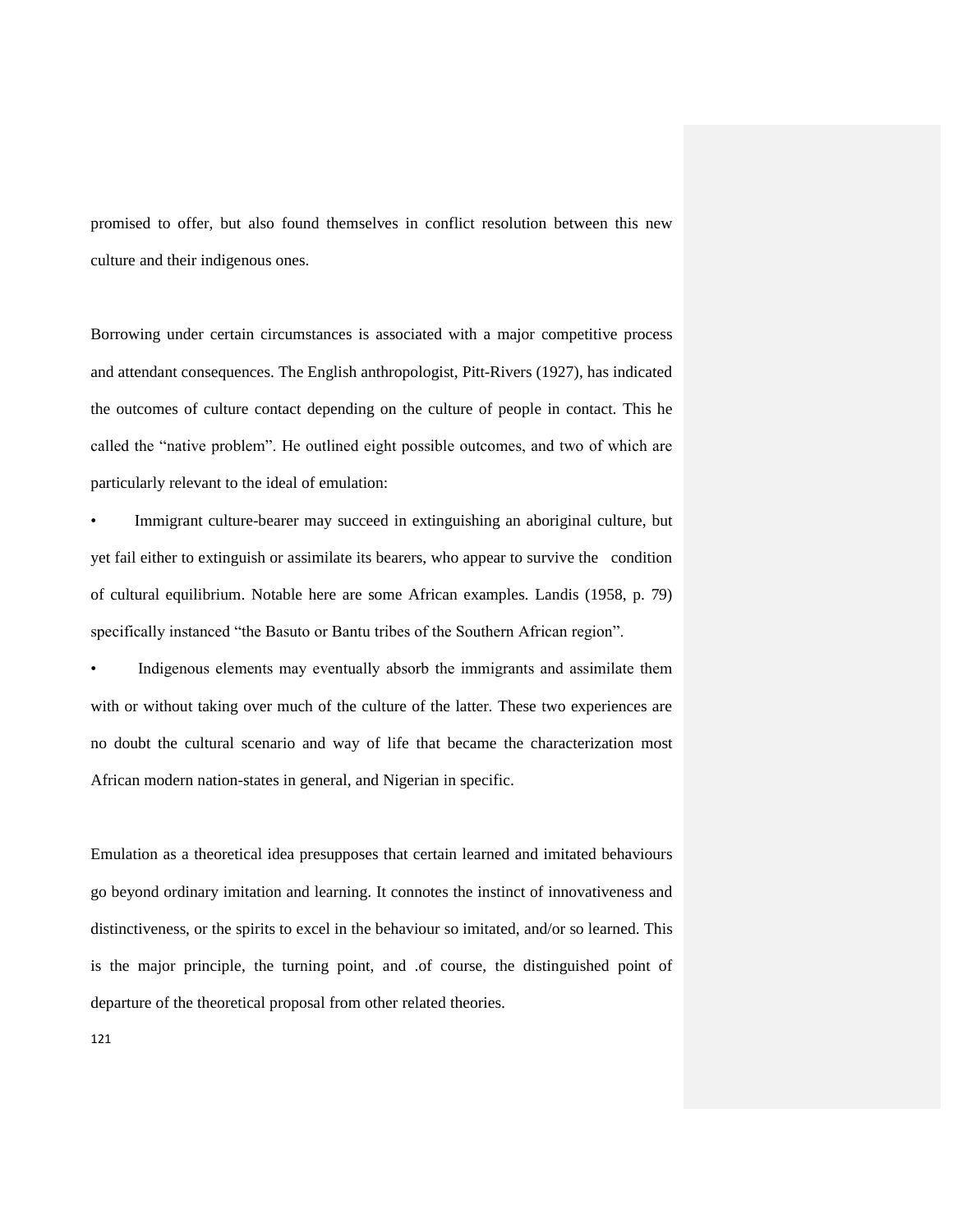promised to offer, but also found themselves in conflict resolution between this new culture and their indigenous ones.

Borrowing under certain circumstances is associated with a major competitive process and attendant consequences. The English anthropologist, Pitt-Rivers (1927), has indicated the outcomes of culture contact depending on the culture of people in contact. This he called the "native problem". He outlined eight possible outcomes, and two of which are particularly relevant to the ideal of emulation:

- Immigrant culture-bearer may succeed in extinguishing an aboriginal culture, but yet fail either to extinguish or assimilate its bearers, who appear to survive the condition of cultural equilibrium. Notable here are some African examples. Landis (1958, p. 79) specifically instanced "the Basuto or Bantu tribes of the Southern African region".
- Indigenous elements may eventually absorb the immigrants and assimilate them with or without taking over much of the culture of the latter. These two experiences are no doubt the cultural scenario and way of life that became the characterization most African modern nation-states in general, and Nigerian in specific.

Emulation as a theoretical idea presupposes that certain learned and imitated behaviours go beyond ordinary imitation and learning. It connotes the instinct of innovativeness and distinctiveness, or the spirits to excel in the behaviour so imitated, and/or so learned. This is the major principle, the turning point, and .of course, the distinguished point of departure of the theoretical proposal from other related theories.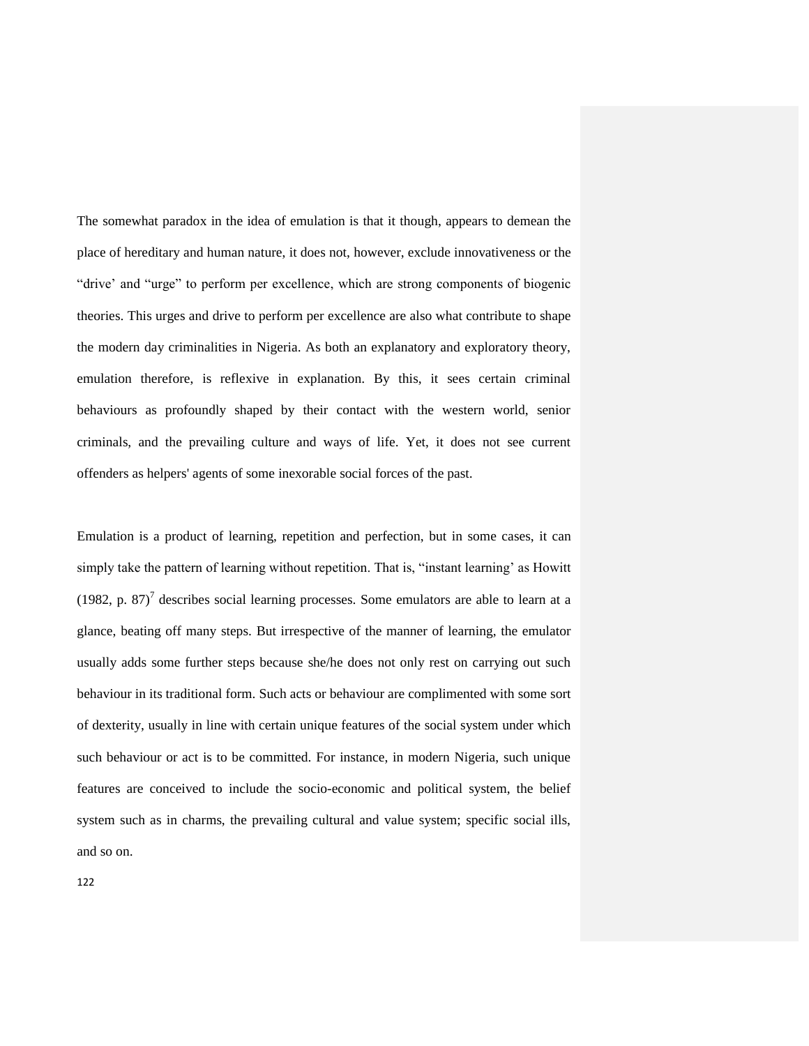The somewhat paradox in the idea of emulation is that it though, appears to demean the place of hereditary and human nature, it does not, however, exclude innovativeness or the “drive’ and “urge” to perform per excellence, which are strong components of biogenic theories. This urges and drive to perform per excellence are also what contribute to shape the modern day criminalities in Nigeria. As both an explanatory and exploratory theory, emulation therefore, is reflexive in explanation. By this, it sees certain criminal behaviours as profoundly shaped by their contact with the western world, senior criminals, and the prevailing culture and ways of life. Yet, it does not see current offenders as helpers' agents of some inexorable social forces of the past.

Emulation is a product of learning, repetition and perfection, but in some cases, it can simply take the pattern of learning without repetition. That is, “instant learning’ as Howitt (1982, p. 87)[7] describes social learning processes. Some emulators are able to learn at a glance, beating off many steps. But irrespective of the manner of learning, the emulator usually adds some further steps because she/he does not only rest on carrying out such behaviour in its traditional form. Such acts or behaviour are complimented with some sort of dexterity, usually in line with certain unique features of the social system under which such behaviour or act is to be committed. For instance, in modern Nigeria, such unique features are conceived to include the socio-economic and political system, the belief system such as in charms, the prevailing cultural and value system; specific social ills, and so on.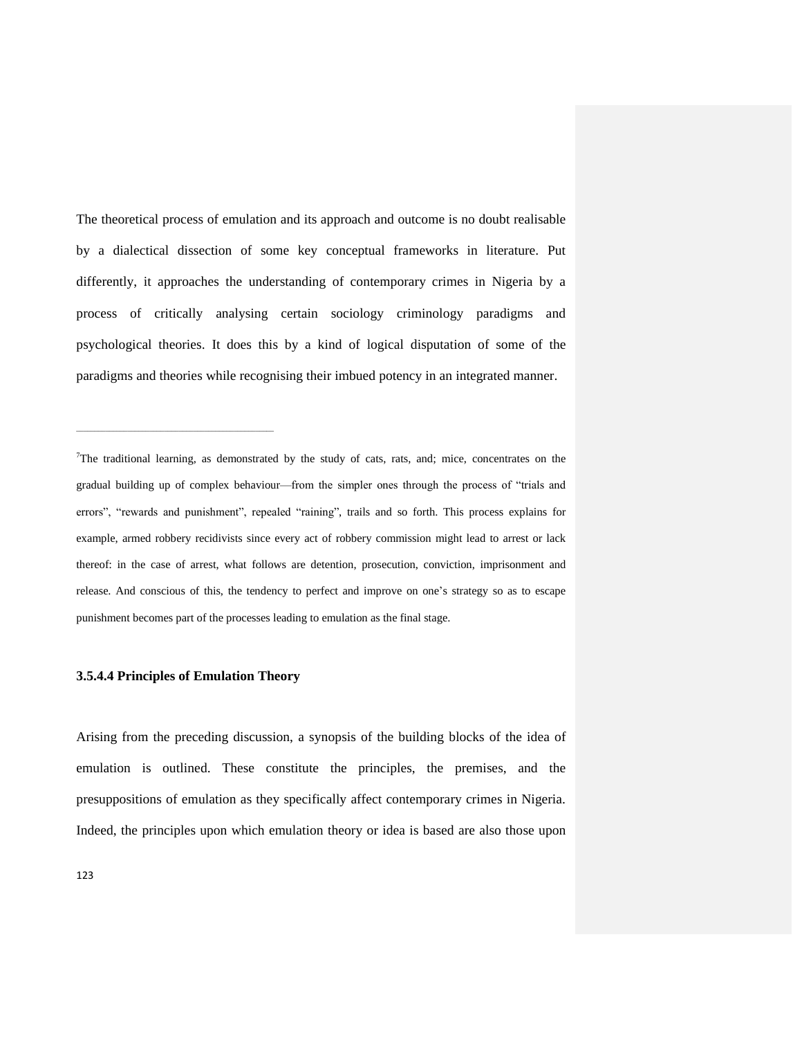The theoretical process of emulation and its approach and outcome is no doubt realisable by a dialectical dissection of some key conceptual frameworks in literature. Put differently, it approaches the understanding of contemporary crimes in Nigeria by a process of critically analysing certain sociology criminology paradigms and psychological theories. It does this by a kind of logical disputation of some of the paradigms and theories while recognising their imbued potency in an integrated manner.

---

[7]The traditional learning, as demonstrated by the study of cats, rats, and; mice, concentrates on the gradual building up of complex behaviour—from the simpler ones through the process of "trials and errors", "rewards and punishment", repealed "raining", trails and so forth. This process explains for example, armed robbery recidivists since every act of robbery commission might lead to arrest or lack thereof: in the case of arrest, what follows are detention, prosecution, conviction, imprisonment and release. And conscious of this, the tendency to perfect and improve on one's strategy so as to escape punishment becomes part of the processes leading to emulation as the final stage.

#### 3.5.4.4 Principles of Emulation Theory

Arising from the preceding discussion, a synopsis of the building blocks of the idea of emulation is outlined. These constitute the principles, the premises, and the presuppositions of emulation as they specifically affect contemporary crimes in Nigeria. Indeed, the principles upon which emulation theory or idea is based are also those upon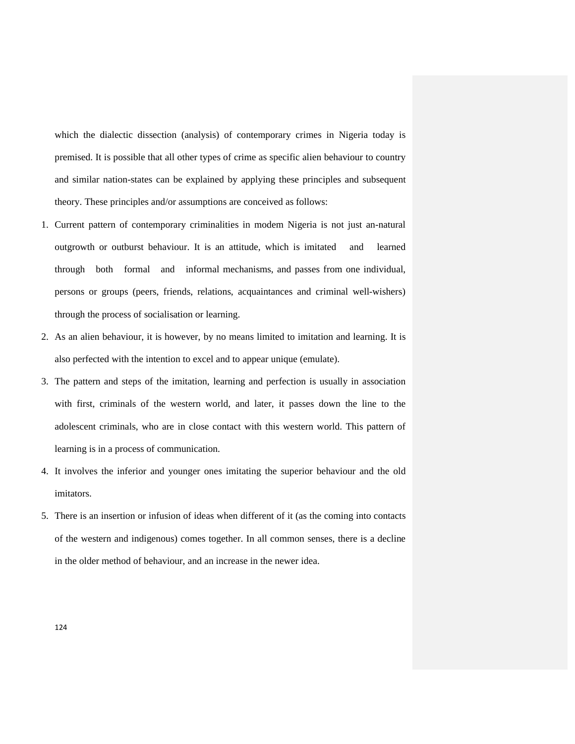which the dialectic dissection (analysis) of contemporary crimes in Nigeria today is premised. It is possible that all other types of crime as specific alien behaviour to country and similar nation-states can be explained by applying these principles and subsequent theory. These principles and/or assumptions are conceived as follows:

1. Current pattern of contemporary criminalities in modem Nigeria is not just an-natural outgrowth or outburst behaviour. It is an attitude, which is imitated and learned through both formal and informal mechanisms, and passes from one individual, persons or groups (peers, friends, relations, acquaintances and criminal well-wishers) through the process of socialisation or learning.
2. As an alien behaviour, it is however, by no means limited to imitation and learning. It is also perfected with the intention to excel and to appear unique (emulate).
3. The pattern and steps of the imitation, learning and perfection is usually in association with first, criminals of the western world, and later, it passes down the line to the adolescent criminals, who are in close contact with this western world. This pattern of learning is in a process of communication.
4. It involves the inferior and younger ones imitating the superior behaviour and the old imitators.
5. There is an insertion or infusion of ideas when different of it (as the coming into contacts of the western and indigenous) comes together. In all common senses, there is a decline in the older method of behaviour, and an increase in the newer idea.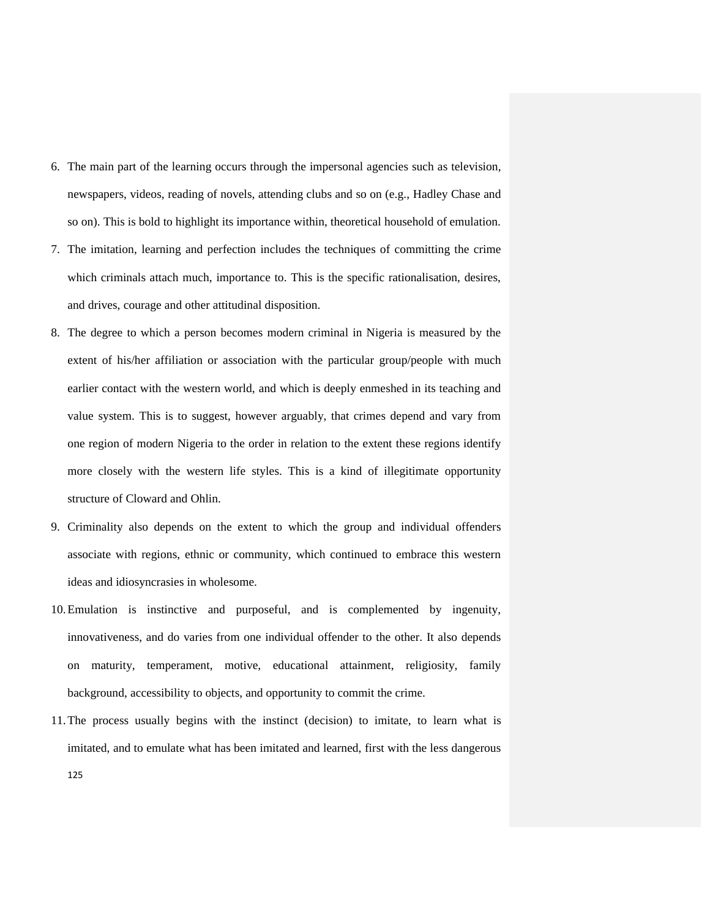6. The main part of the learning occurs through the impersonal agencies such as television, newspapers, videos, reading of novels, attending clubs and so on (e.g., Hadley Chase and so on). This is bold to highlight its importance within, theoretical household of emulation.
7. The imitation, learning and perfection includes the techniques of committing the crime which criminals attach much, importance to. This is the specific rationalisation, desires, and drives, courage and other attitudinal disposition.
8. The degree to which a person becomes modern criminal in Nigeria is measured by the extent of his/her affiliation or association with the particular group/people with much earlier contact with the western world, and which is deeply enmeshed in its teaching and value system. This is to suggest, however arguably, that crimes depend and vary from one region of modern Nigeria to the order in relation to the extent these regions identify more closely with the western life styles. This is a kind of illegitimate opportunity structure of Cloward and Ohlin.
9. Criminality also depends on the extent to which the group and individual offenders associate with regions, ethnic or community, which continued to embrace this western ideas and idiosyncrasies in wholesome.
10. Emulation is instinctive and purposeful, and is complemented by ingenuity, innovativeness, and do varies from one individual offender to the other. It also depends on maturity, temperament, motive, educational attainment, religiosity, family background, accessibility to objects, and opportunity to commit the crime.
11. The process usually begins with the instinct (decision) to imitate, to learn what is imitated, and to emulate what has been imitated and learned, first with the less dangerous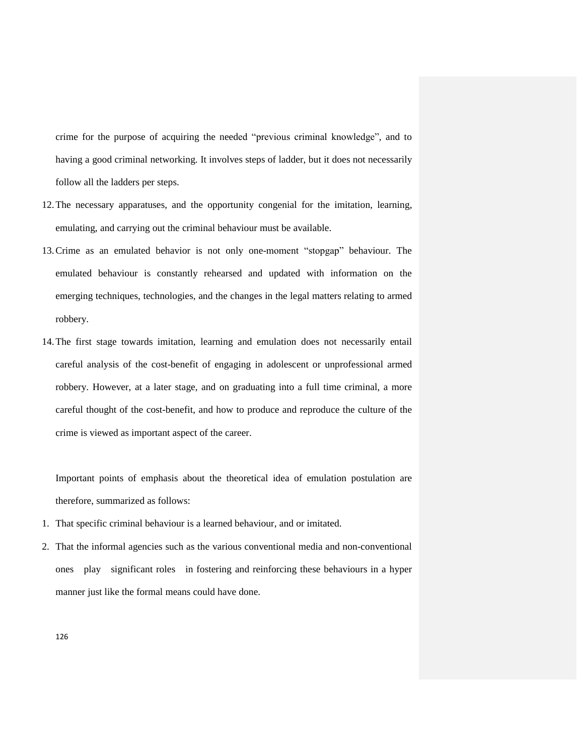crime for the purpose of acquiring the needed "previous criminal knowledge", and to having a good criminal networking. It involves steps of ladder, but it does not necessarily follow all the ladders per steps.

12. The necessary apparatuses, and the opportunity congenial for the imitation, learning, emulating, and carrying out the criminal behaviour must be available.
13. Crime as an emulated behavior is not only one-moment "stopgap" behaviour. The emulated behaviour is constantly rehearsed and updated with information on the emerging techniques, technologies, and the changes in the legal matters relating to armed robbery.
14. The first stage towards imitation, learning and emulation does not necessarily entail careful analysis of the cost-benefit of engaging in adolescent or unprofessional armed robbery. However, at a later stage, and on graduating into a full time criminal, a more careful thought of the cost-benefit, and how to produce and reproduce the culture of the crime is viewed as important aspect of the career.

Important points of emphasis about the theoretical idea of emulation postulation are therefore, summarized as follows:

1. That specific criminal behaviour is a learned behaviour, and or imitated.
2. That the informal agencies such as the various conventional media and non-conventional ones play significant roles in fostering and reinforcing these behaviours in a hyper manner just like the formal means could have done.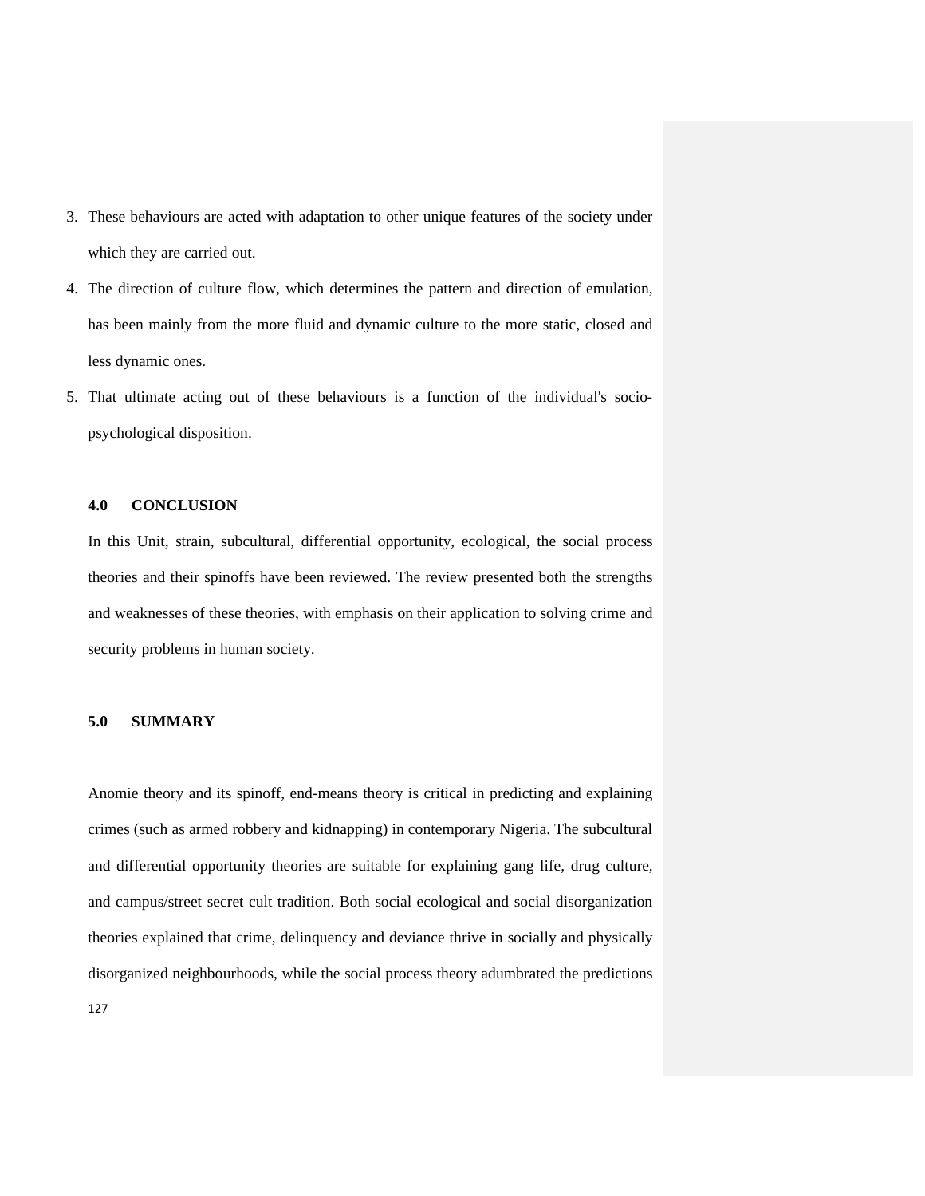3. These behaviours are acted with adaptation to other unique features of the society under which they are carried out.
4. The direction of culture flow, which determines the pattern and direction of emulation, has been mainly from the more fluid and dynamic culture to the more static, closed and less dynamic ones.
5. That ultimate acting out of these behaviours is a function of the individual's socio-psychological disposition.

## 4.0 CONCLUSION

In this Unit, strain, subcultural, differential opportunity, ecological, the social process theories and their spinoffs have been reviewed. The review presented both the strengths and weaknesses of these theories, with emphasis on their application to solving crime and security problems in human society.

## 5.0 SUMMARY

Anomie theory and its spinoff, end-means theory is critical in predicting and explaining crimes (such as armed robbery and kidnapping) in contemporary Nigeria. The subcultural and differential opportunity theories are suitable for explaining gang life, drug culture, and campus/street secret cult tradition. Both social ecological and social disorganization theories explained that crime, delinquency and deviance thrive in socially and physically disorganized neighbourhoods, while the social process theory adumbrated the predictions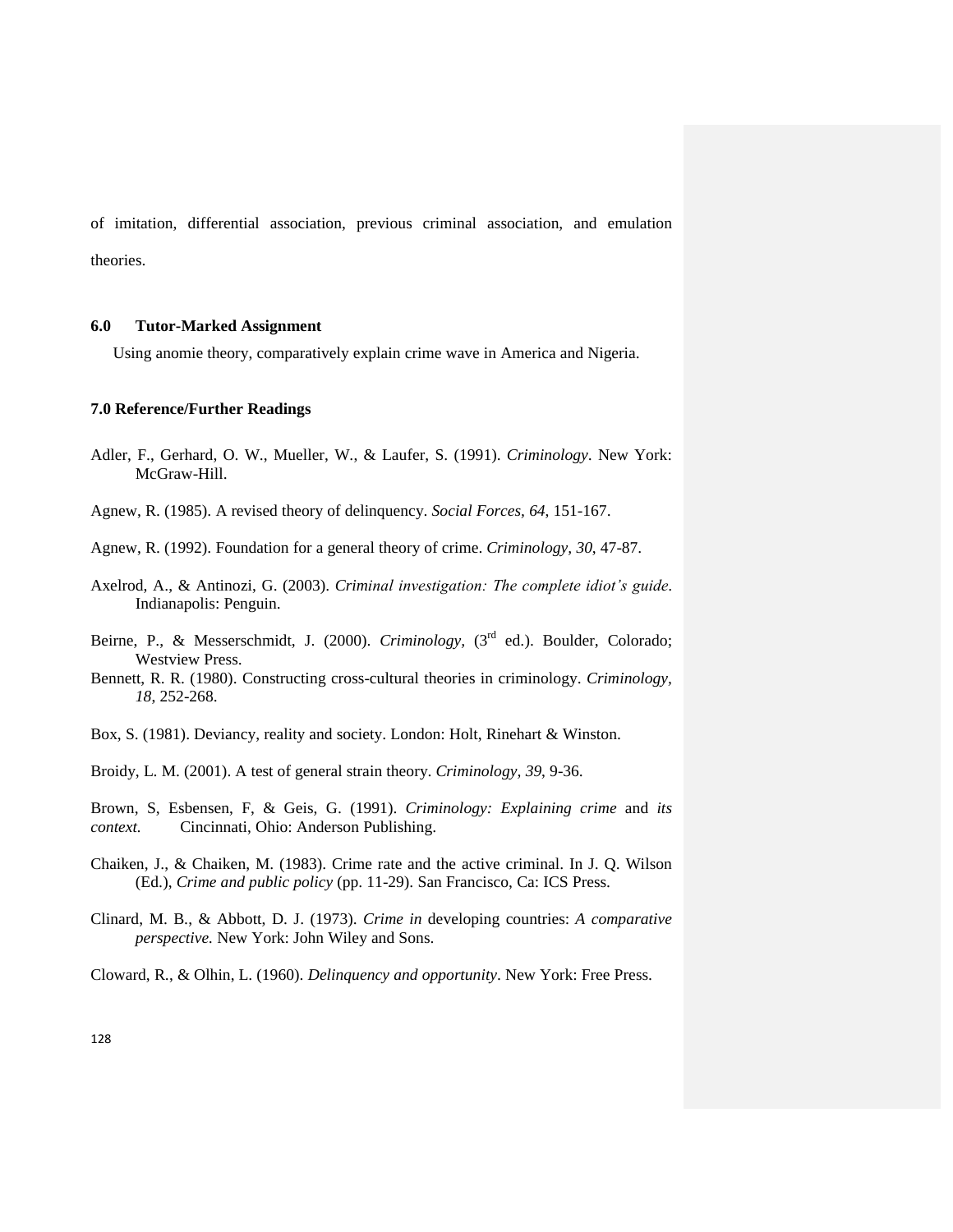of imitation, differential association, previous criminal association, and emulation theories.

### 6.0 Tutor-Marked Assignment

Using anomie theory, comparatively explain crime wave in America and Nigeria.

### 7.0 Reference/Further Readings

Adler, F., Gerhard, O. W., Mueller, W., & Laufer, S. (1991). *Criminology*. New York: McGraw-Hill.

Agnew, R. (1985). A revised theory of delinquency. *Social Forces*, *64*, 151-167.

Agnew, R. (1992). Foundation for a general theory of crime. *Criminology, 30*, 47-87.

Axelrod, A., & Antinozi, G. (2003). *Criminal investigation: The complete idiot's guide*. Indianapolis: Penguin.

Beirne, P., & Messerschmidt, J. (2000). *Criminology*, (3rd ed.). Boulder, Colorado; Westview Press.

Bennett, R. R. (1980). Constructing cross-cultural theories in criminology. *Criminology*, *18*, 252-268.

Box, S. (1981). Deviancy, reality and society. London: Holt, Rinehart & Winston.

Broidy, L. M. (2001). A test of general strain theory. *Criminology, 39*, 9-36.

Brown, S, Esbensen, F, & Geis, G. (1991). *Criminology: Explaining crime* and *its context.* Cincinnati, Ohio: Anderson Publishing.

Chaiken, J., & Chaiken, M. (1983). Crime rate and the active criminal. In J. Q. Wilson (Ed.), *Crime and public policy* (pp. 11-29). San Francisco, Ca: ICS Press.

Clinard, M. B., & Abbott, D. J. (1973). *Crime in* developing countries: *A comparative perspective.* New York: John Wiley and Sons.

Cloward, R., & Olhin, L. (1960). *Delinquency and opportunity*. New York: Free Press.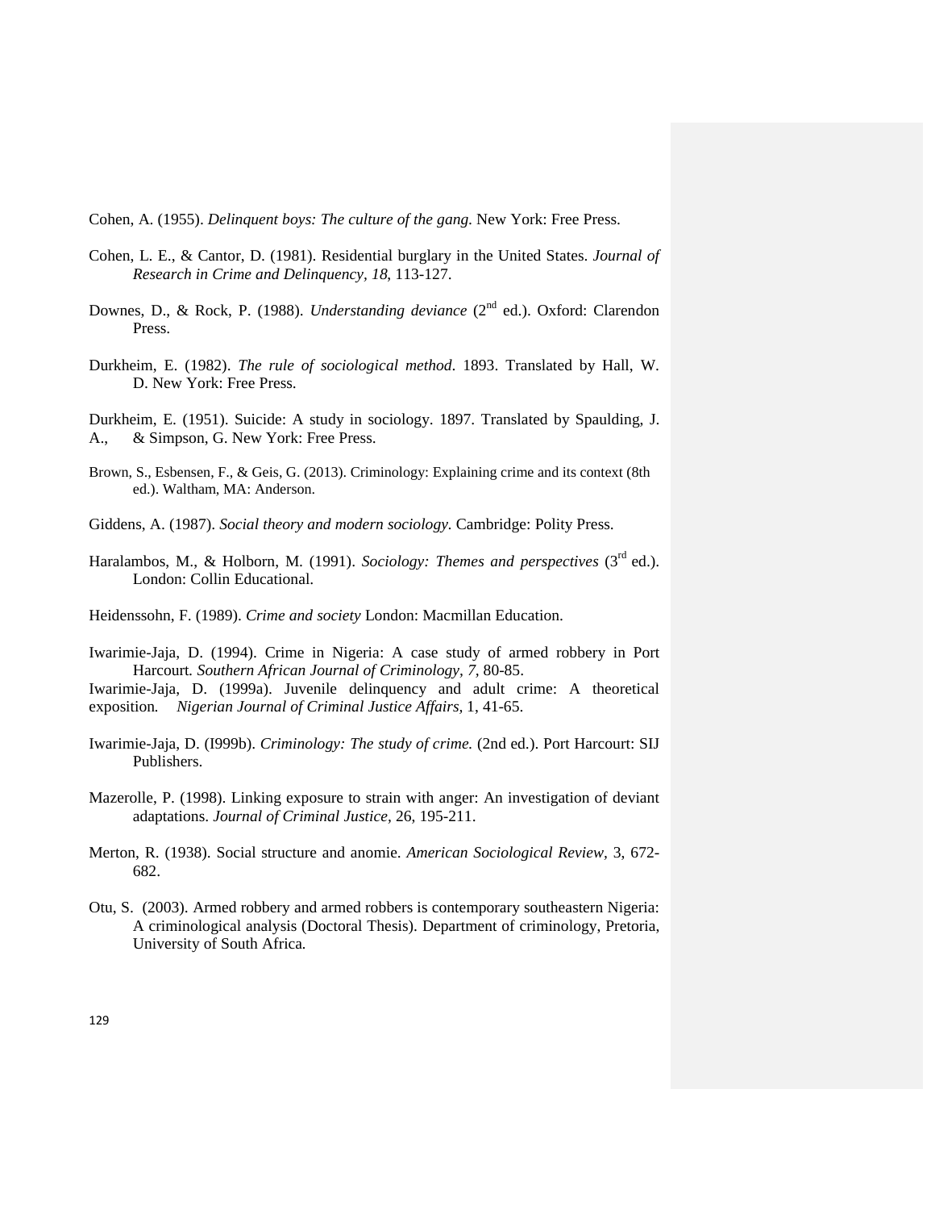Cohen, A. (1955). *Delinquent boys: The culture of the gang*. New York: Free Press.

Cohen, L. E., & Cantor, D. (1981). Residential burglary in the United States. *Journal of Research in Crime and Delinquency, 18*, 113-127.

Downes, D., & Rock, P. (1988). *Understanding deviance* (2nd ed.). Oxford: Clarendon Press.

Durkheim, E. (1982). *The rule of sociological method*. 1893. Translated by Hall, W. D. New York: Free Press.

Durkheim, E. (1951). Suicide: A study in sociology. 1897. Translated by Spaulding, J. A., & Simpson, G. New York: Free Press.

Brown, S., Esbensen, F., & Geis, G. (2013). Criminology: Explaining crime and its context (8th ed.). Waltham, MA: Anderson.

Giddens, A. (1987). *Social theory and modern sociology*. Cambridge: Polity Press.

Haralambos, M., & Holborn, M. (1991). *Sociology: Themes and perspectives* (3rd ed.). London: Collin Educational.

Heidenssohn, F. (1989). *Crime and society* London: Macmillan Education.

Iwarimie-Jaja, D. (1994). Crime in Nigeria: A case study of armed robbery in Port Harcourt. *Southern African Journal of Criminology, 7*, 80-85.

Iwarimie-Jaja, D. (1999a). Juvenile delinquency and adult crime: A theoretical exposition. *Nigerian Journal of Criminal Justice Affairs*, 1, 41-65.

Iwarimie-Jaja, D. (I999b). *Criminology: The study of crime.* (2nd ed.). Port Harcourt: SIJ Publishers.

Mazerolle, P. (1998). Linking exposure to strain with anger: An investigation of deviant adaptations. *Journal of Criminal Justice*, 26, 195-211.

Merton, R. (1938). Social structure and anomie. *American Sociological Review*, 3, 672-682.

Otu, S. (2003). Armed robbery and armed robbers is contemporary southeastern Nigeria: A criminological analysis (Doctoral Thesis). Department of criminology, Pretoria, University of South Africa.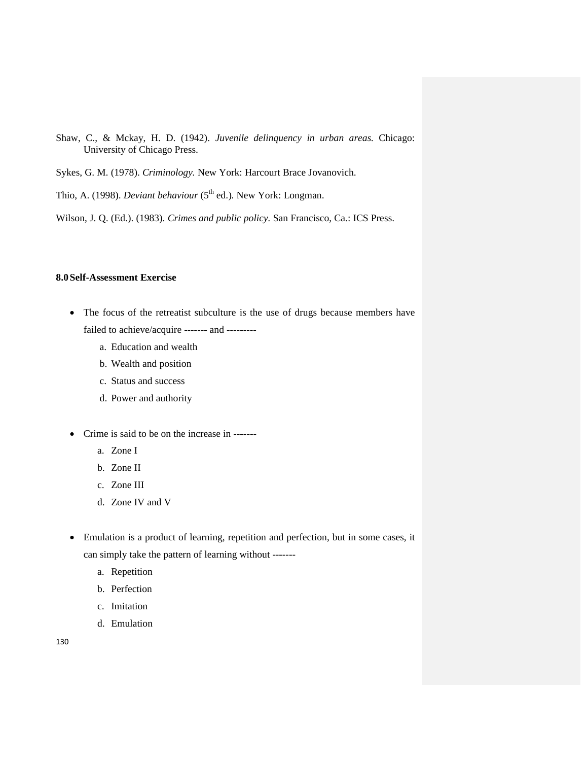Shaw, C., & Mckay, H. D. (1942). *Juvenile delinquency in urban areas.* Chicago: University of Chicago Press.

Sykes, G. M. (1978). *Criminology.* New York: Harcourt Brace Jovanovich.

Thio, A. (1998). *Deviant behaviour* (5th ed.). New York: Longman.

Wilson, J. Q. (Ed.). (1983). *Crimes and public policy*. San Francisco, Ca.: ICS Press.

## 8.0 Self-Assessment Exercise

- The focus of the retreatist subculture is the use of drugs because members have failed to achieve/acquire ------- and ---------
  a. Education and wealth
  b. Wealth and position
  c. Status and success
  d. Power and authority

- Crime is said to be on the increase in -------
  a. Zone I
  b. Zone II
  c. Zone III
  d. Zone IV and V

- Emulation is a product of learning, repetition and perfection, but in some cases, it can simply take the pattern of learning without -------
  a. Repetition
  b. Perfection
  c. Imitation
  d. Emulation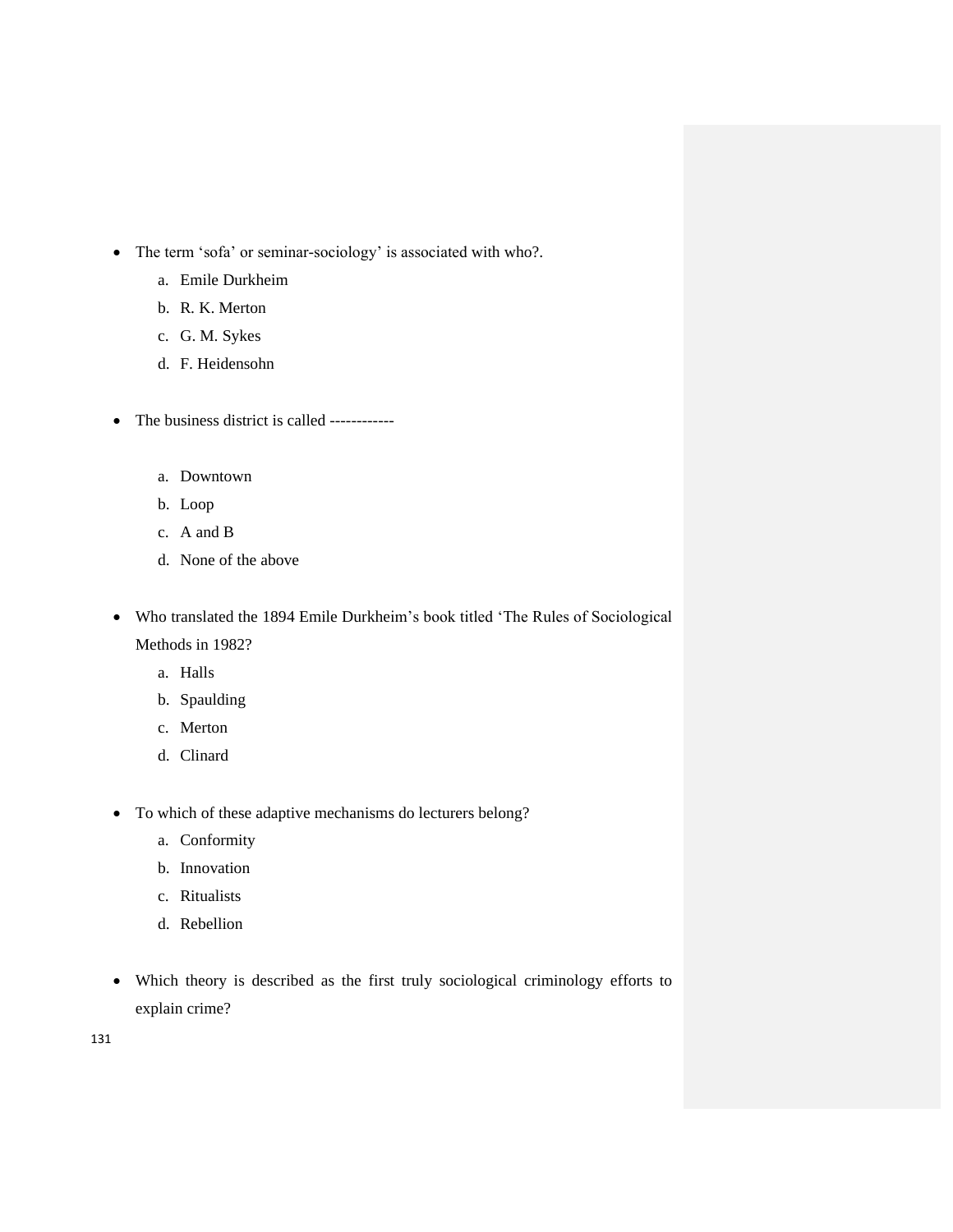- The term 'sofa' or seminar-sociology' is associated with who?.
  a. Emile Durkheim
  b. R. K. Merton
  c. G. M. Sykes
  d. F. Heidensohn

- The business district is called ------------

  a. Downtown
  b. Loop
  c. A and B
  d. None of the above

- Who translated the 1894 Emile Durkheim's book titled 'The Rules of Sociological Methods in 1982?
  a. Halls
  b. Spaulding
  c. Merton
  d. Clinard

- To which of these adaptive mechanisms do lecturers belong?
  a. Conformity
  b. Innovation
  c. Ritualists
  d. Rebellion

- Which theory is described as the first truly sociological criminology efforts to explain crime?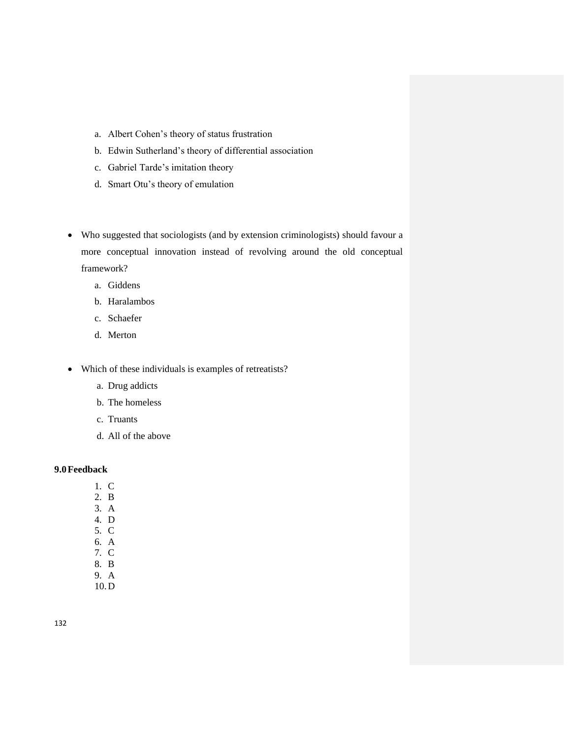a. Albert Cohen's theory of status frustration
b. Edwin Sutherland's theory of differential association
c. Gabriel Tarde's imitation theory
d. Smart Otu's theory of emulation

- Who suggested that sociologists (and by extension criminologists) should favour a more conceptual innovation instead of revolving around the old conceptual framework?
  a. Giddens
  b. Haralambos
  c. Schaefer
  d. Merton

- Which of these individuals is examples of retreatists?
  a. Drug addicts
  b. The homeless
  c. Truants
  d. All of the above

**9.0 Feedback**

1. C
2. B
3. A
4. D
5. C
6. A
7. C
8. B
9. A
10. D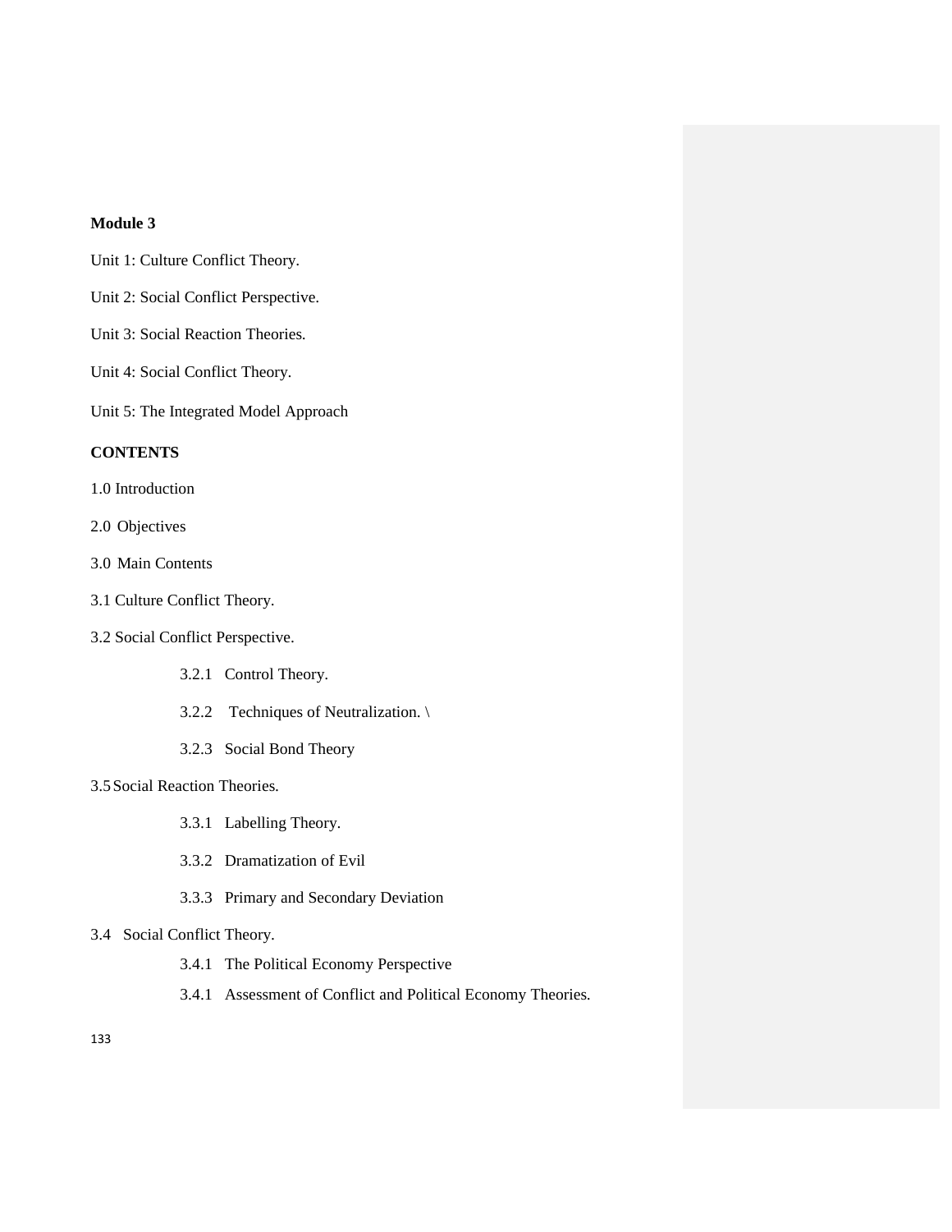**Module 3**

Unit 1: Culture Conflict Theory.

Unit 2: Social Conflict Perspective.

Unit 3: Social Reaction Theories.

Unit 4: Social Conflict Theory.

Unit 5: The Integrated Model Approach

**CONTENTS**

1.0 Introduction

2.0 Objectives

3.0 Main Contents

3.1 Culture Conflict Theory.

3.2 Social Conflict Perspective.

- 3.2.1 Control Theory.
- 3.2.2 Techniques of Neutralization. \
- 3.2.3 Social Bond Theory

3.5 Social Reaction Theories.

- 3.3.1 Labelling Theory.
- 3.3.2 Dramatization of Evil
- 3.3.3 Primary and Secondary Deviation

3.4 Social Conflict Theory.

- 3.4.1 The Political Economy Perspective
- 3.4.1 Assessment of Conflict and Political Economy Theories.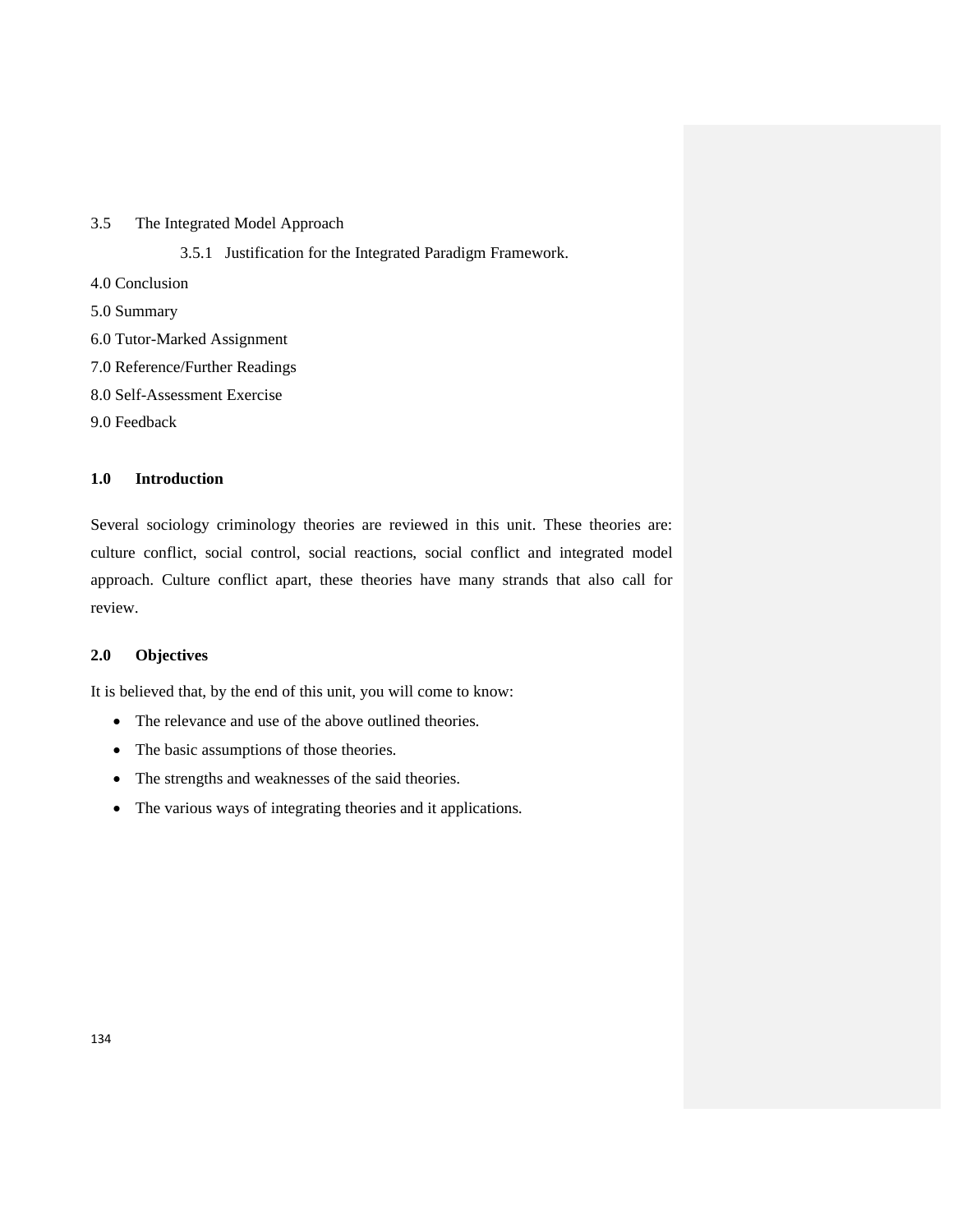3.5 The Integrated Model Approach

3.5.1 Justification for the Integrated Paradigm Framework.

4.0 Conclusion

5.0 Summary

6.0 Tutor-Marked Assignment

7.0 Reference/Further Readings

8.0 Self-Assessment Exercise

9.0 Feedback

## 1.0 Introduction

Several sociology criminology theories are reviewed in this unit. These theories are: culture conflict, social control, social reactions, social conflict and integrated model approach. Culture conflict apart, these theories have many strands that also call for review.

## 2.0 Objectives

It is believed that, by the end of this unit, you will come to know:

- The relevance and use of the above outlined theories.
- The basic assumptions of those theories.
- The strengths and weaknesses of the said theories.
- The various ways of integrating theories and it applications.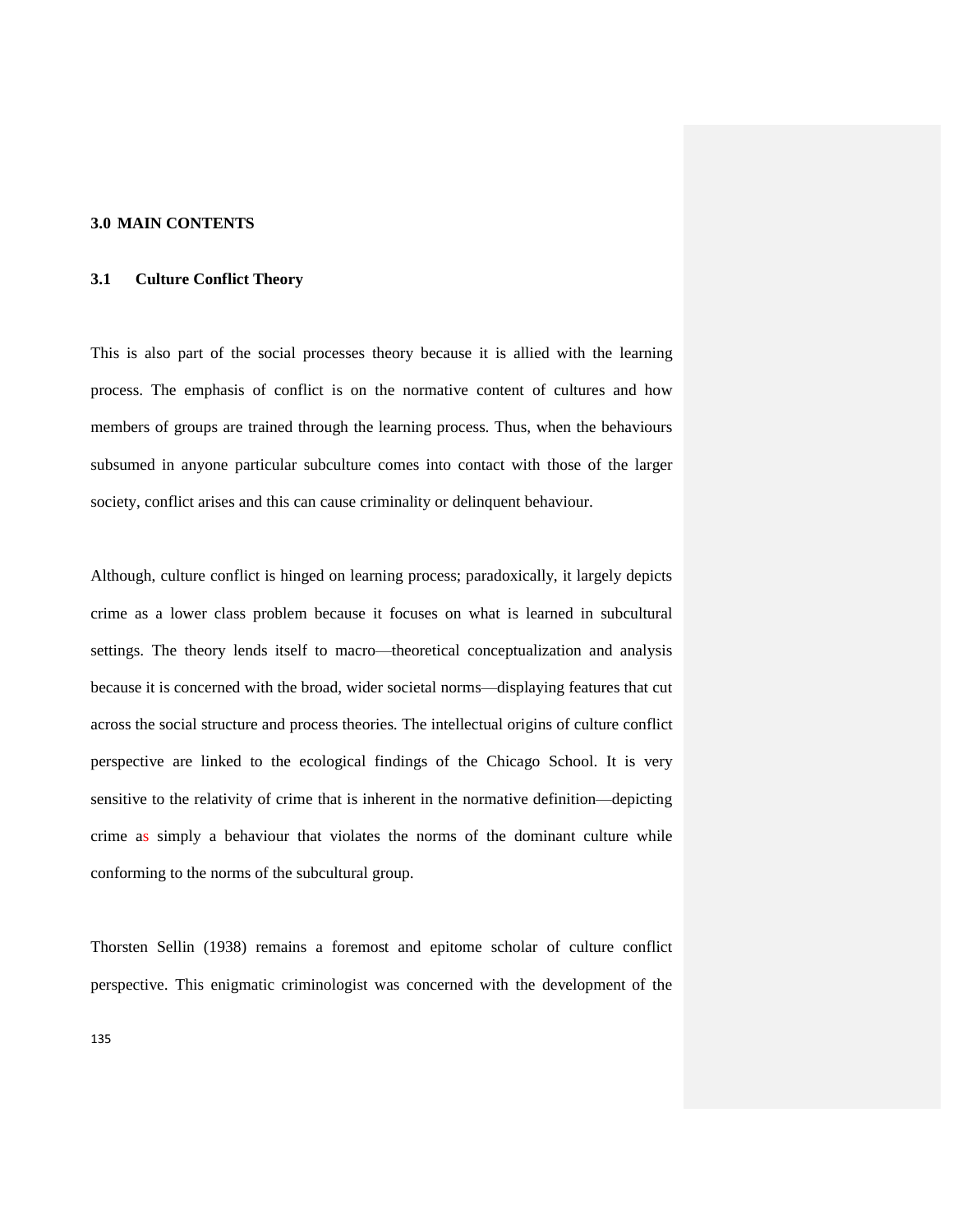## 3.0 MAIN CONTENTS

### 3.1 Culture Conflict Theory

This is also part of the social processes theory because it is allied with the learning process. The emphasis of conflict is on the normative content of cultures and how members of groups are trained through the learning process. Thus, when the behaviours subsumed in anyone particular subculture comes into contact with those of the larger society, conflict arises and this can cause criminality or delinquent behaviour.

Although, culture conflict is hinged on learning process; paradoxically, it largely depicts crime as a lower class problem because it focuses on what is learned in subcultural settings. The theory lends itself to macro—theoretical conceptualization and analysis because it is concerned with the broad, wider societal norms—displaying features that cut across the social structure and process theories. The intellectual origins of culture conflict perspective are linked to the ecological findings of the Chicago School. It is very sensitive to the relativity of crime that is inherent in the normative definition—depicting crime as simply a behaviour that violates the norms of the dominant culture while conforming to the norms of the subcultural group.

Thorsten Sellin (1938) remains a foremost and epitome scholar of culture conflict perspective. This enigmatic criminologist was concerned with the development of the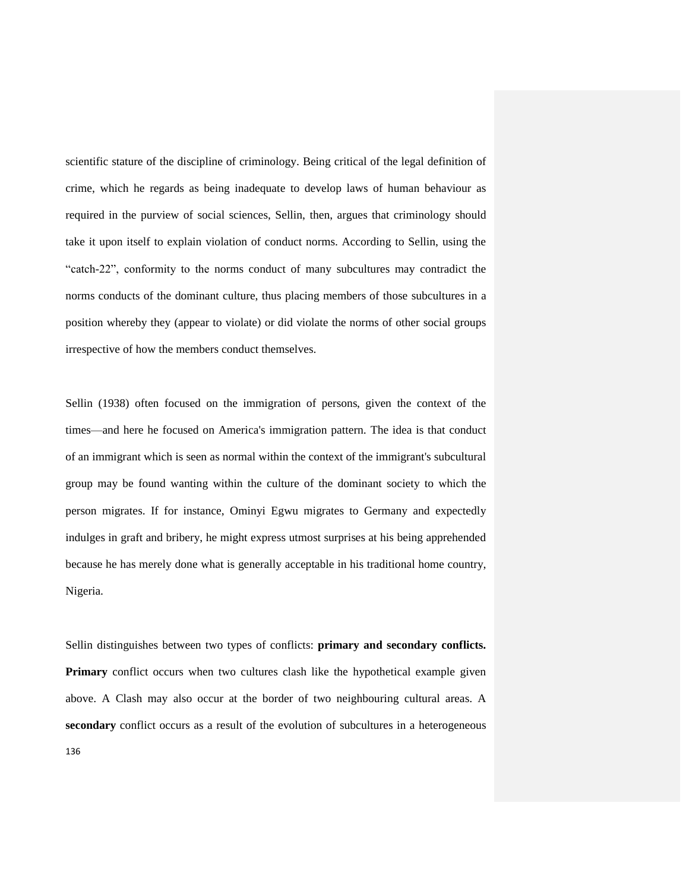scientific stature of the discipline of criminology. Being critical of the legal definition of crime, which he regards as being inadequate to develop laws of human behaviour as required in the purview of social sciences, Sellin, then, argues that criminology should take it upon itself to explain violation of conduct norms. According to Sellin, using the "catch-22", conformity to the norms conduct of many subcultures may contradict the norms conducts of the dominant culture, thus placing members of those subcultures in a position whereby they (appear to violate) or did violate the norms of other social groups irrespective of how the members conduct themselves.

Sellin (1938) often focused on the immigration of persons, given the context of the times—and here he focused on America's immigration pattern. The idea is that conduct of an immigrant which is seen as normal within the context of the immigrant's subcultural group may be found wanting within the culture of the dominant society to which the person migrates. If for instance, Ominyi Egwu migrates to Germany and expectedly indulges in graft and bribery, he might express utmost surprises at his being apprehended because he has merely done what is generally acceptable in his traditional home country, Nigeria.

Sellin distinguishes between two types of conflicts: **primary and secondary conflicts. Primary** conflict occurs when two cultures clash like the hypothetical example given above. A Clash may also occur at the border of two neighbouring cultural areas. A **secondary** conflict occurs as a result of the evolution of subcultures in a heterogeneous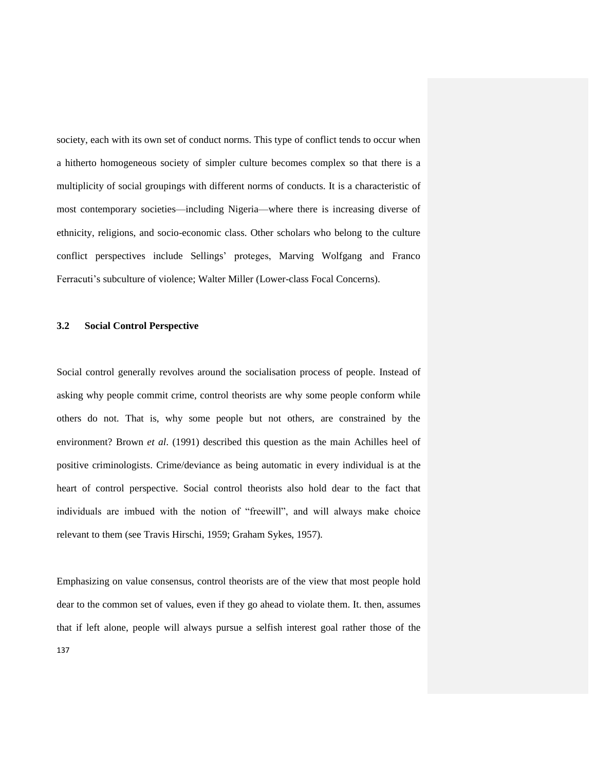society, each with its own set of conduct norms. This type of conflict tends to occur when a hitherto homogeneous society of simpler culture becomes complex so that there is a multiplicity of social groupings with different norms of conducts. It is a characteristic of most contemporary societies—including Nigeria—where there is increasing diverse of ethnicity, religions, and socio-economic class. Other scholars who belong to the culture conflict perspectives include Sellings' proteges, Marving Wolfgang and Franco Ferracuti's subculture of violence; Walter Miller (Lower-class Focal Concerns).

### 3.2 Social Control Perspective

Social control generally revolves around the socialisation process of people. Instead of asking why people commit crime, control theorists are why some people conform while others do not. That is, why some people but not others, are constrained by the environment? Brown *et al*. (1991) described this question as the main Achilles heel of positive criminologists. Crime/deviance as being automatic in every individual is at the heart of control perspective. Social control theorists also hold dear to the fact that individuals are imbued with the notion of "freewill", and will always make choice relevant to them (see Travis Hirschi, 1959; Graham Sykes, 1957).

Emphasizing on value consensus, control theorists are of the view that most people hold dear to the common set of values, even if they go ahead to violate them. It. then, assumes that if left alone, people will always pursue a selfish interest goal rather those of the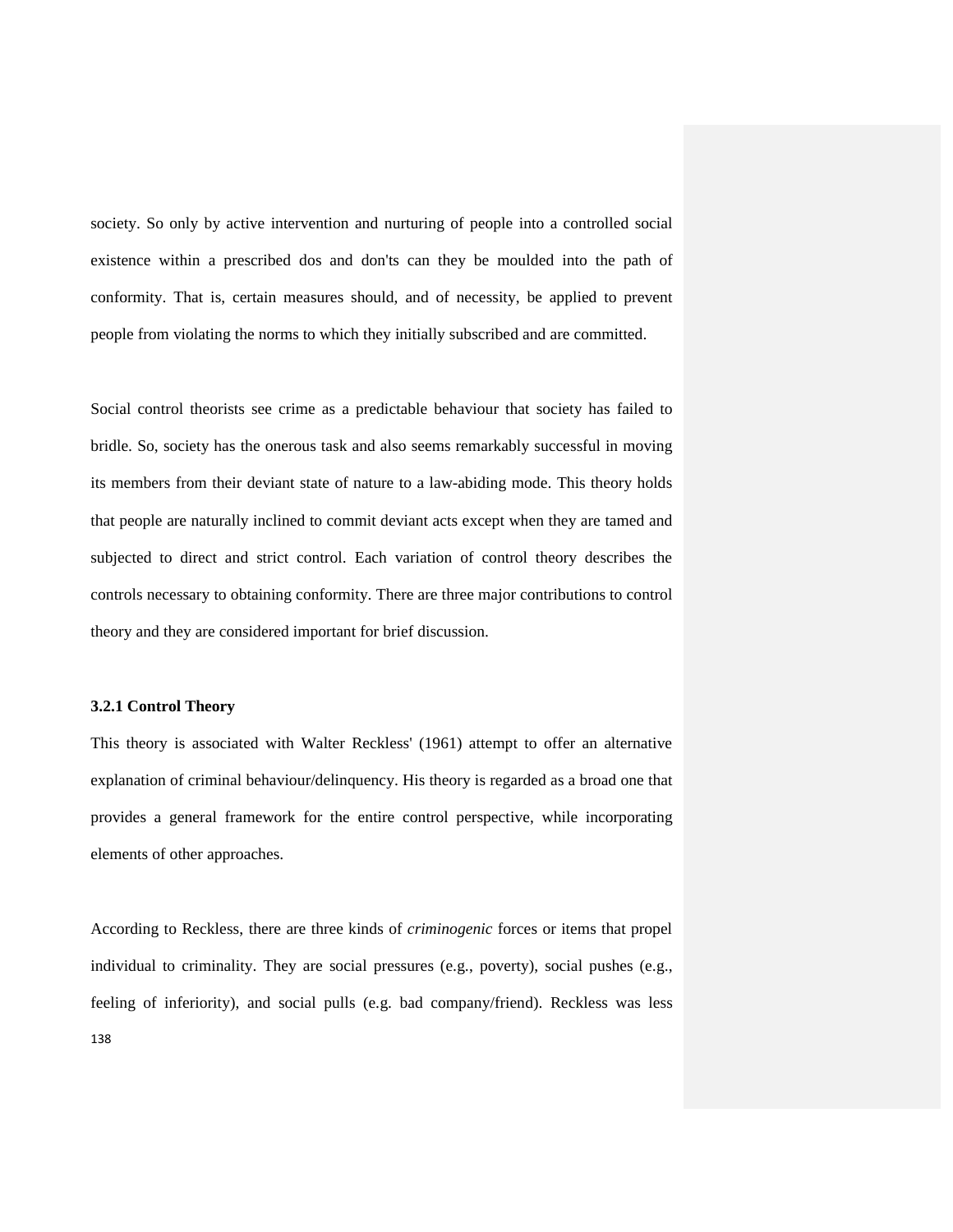society. So only by active intervention and nurturing of people into a controlled social existence within a prescribed dos and don'ts can they be moulded into the path of conformity. That is, certain measures should, and of necessity, be applied to prevent people from violating the norms to which they initially subscribed and are committed.

Social control theorists see crime as a predictable behaviour that society has failed to bridle. So, society has the onerous task and also seems remarkably successful in moving its members from their deviant state of nature to a law-abiding mode. This theory holds that people are naturally inclined to commit deviant acts except when they are tamed and subjected to direct and strict control. Each variation of control theory describes the controls necessary to obtaining conformity. There are three major contributions to control theory and they are considered important for brief discussion.

### 3.2.1 Control Theory

This theory is associated with Walter Reckless' (1961) attempt to offer an alternative explanation of criminal behaviour/delinquency. His theory is regarded as a broad one that provides a general framework for the entire control perspective, while incorporating elements of other approaches.

According to Reckless, there are three kinds of *criminogenic* forces or items that propel individual to criminality. They are social pressures (e.g., poverty), social pushes (e.g., feeling of inferiority), and social pulls (e.g. bad company/friend). Reckless was less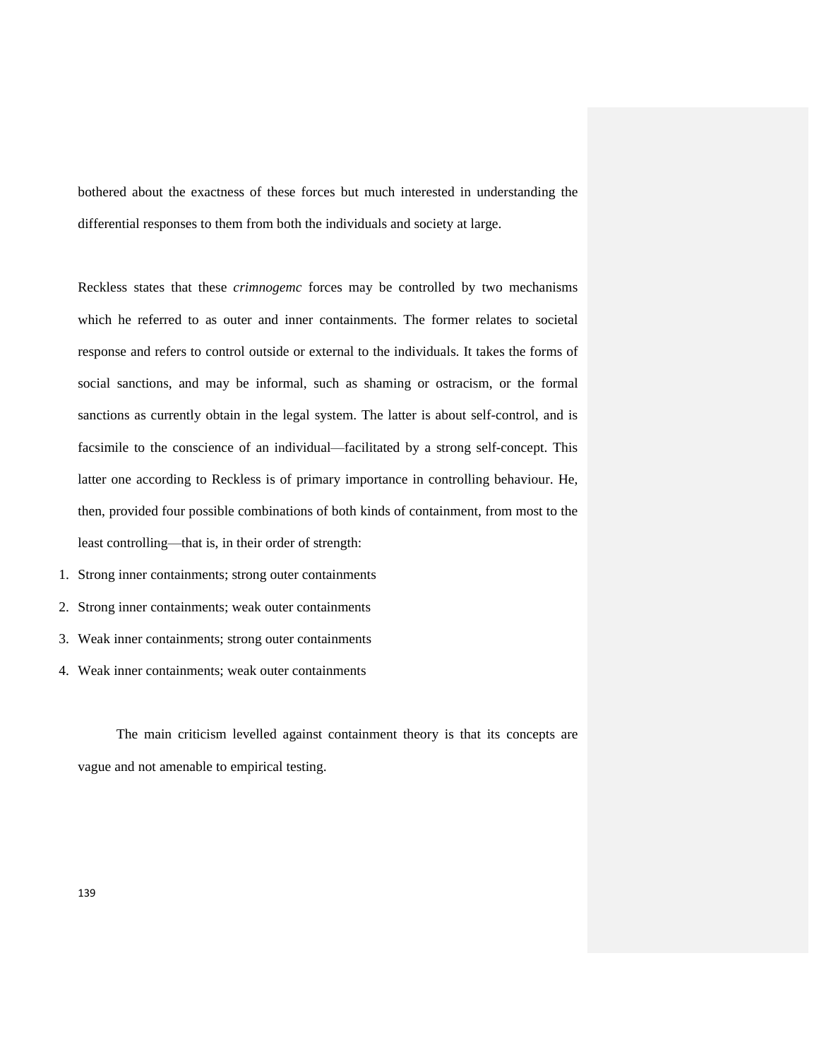bothered about the exactness of these forces but much interested in understanding the differential responses to them from both the individuals and society at large.

Reckless states that these *crimnogemc* forces may be controlled by two mechanisms which he referred to as outer and inner containments. The former relates to societal response and refers to control outside or external to the individuals. It takes the forms of social sanctions, and may be informal, such as shaming or ostracism, or the formal sanctions as currently obtain in the legal system. The latter is about self-control, and is facsimile to the conscience of an individual—facilitated by a strong self-concept. This latter one according to Reckless is of primary importance in controlling behaviour. He, then, provided four possible combinations of both kinds of containment, from most to the least controlling—that is, in their order of strength:

1. Strong inner containments; strong outer containments
2. Strong inner containments; weak outer containments
3. Weak inner containments; strong outer containments
4. Weak inner containments; weak outer containments

The main criticism levelled against containment theory is that its concepts are vague and not amenable to empirical testing.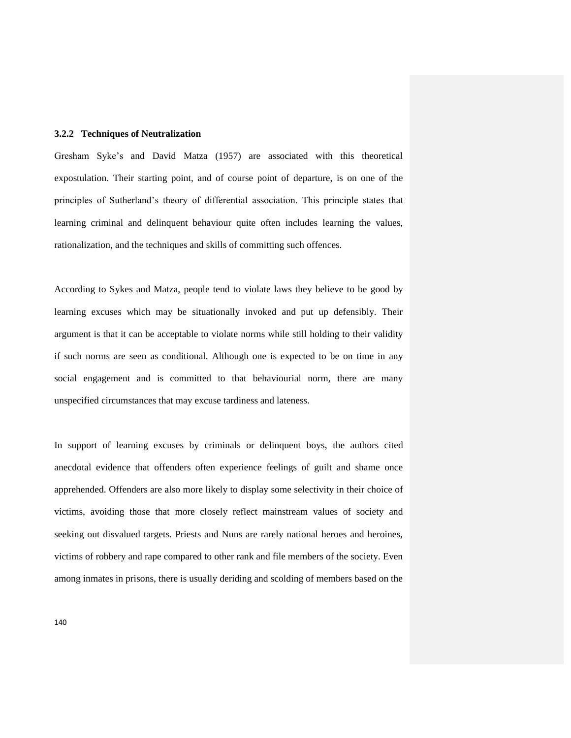### 3.2.2 Techniques of Neutralization

Gresham Syke's and David Matza (1957) are associated with this theoretical expostulation. Their starting point, and of course point of departure, is on one of the principles of Sutherland's theory of differential association. This principle states that learning criminal and delinquent behaviour quite often includes learning the values, rationalization, and the techniques and skills of committing such offences.

According to Sykes and Matza, people tend to violate laws they believe to be good by learning excuses which may be situationally invoked and put up defensibly. Their argument is that it can be acceptable to violate norms while still holding to their validity if such norms are seen as conditional. Although one is expected to be on time in any social engagement and is committed to that behaviourial norm, there are many unspecified circumstances that may excuse tardiness and lateness.

In support of learning excuses by criminals or delinquent boys, the authors cited anecdotal evidence that offenders often experience feelings of guilt and shame once apprehended. Offenders are also more likely to display some selectivity in their choice of victims, avoiding those that more closely reflect mainstream values of society and seeking out disvalued targets. Priests and Nuns are rarely national heroes and heroines, victims of robbery and rape compared to other rank and file members of the society. Even among inmates in prisons, there is usually deriding and scolding of members based on the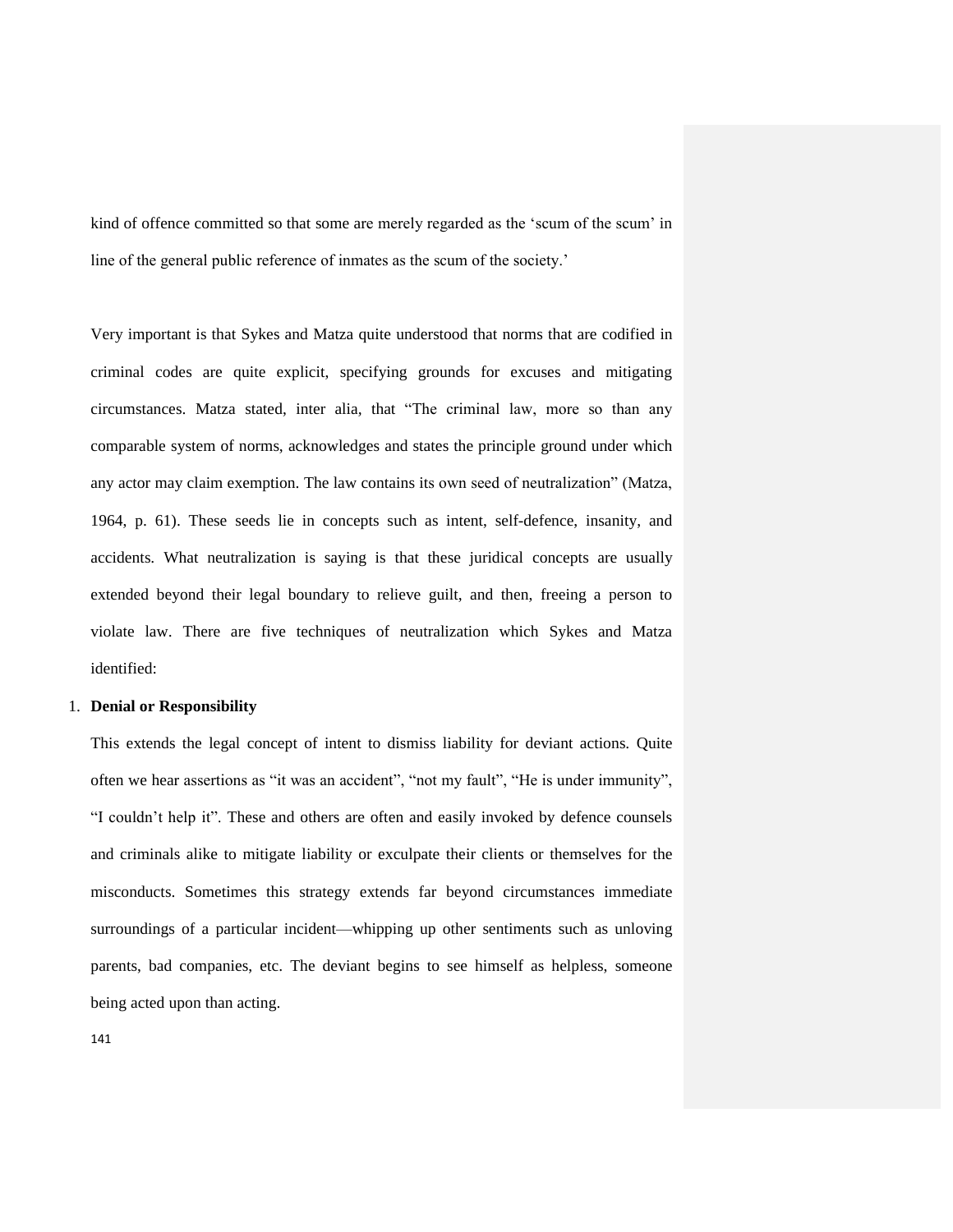kind of offence committed so that some are merely regarded as the 'scum of the scum' in line of the general public reference of inmates as the scum of the society.'

Very important is that Sykes and Matza quite understood that norms that are codified in criminal codes are quite explicit, specifying grounds for excuses and mitigating circumstances. Matza stated, inter alia, that "The criminal law, more so than any comparable system of norms, acknowledges and states the principle ground under which any actor may claim exemption. The law contains its own seed of neutralization" (Matza, 1964, p. 61). These seeds lie in concepts such as intent, self-defence, insanity, and accidents. What neutralization is saying is that these juridical concepts are usually extended beyond their legal boundary to relieve guilt, and then, freeing a person to violate law. There are five techniques of neutralization which Sykes and Matza identified:

1. **Denial or Responsibility**

   This extends the legal concept of intent to dismiss liability for deviant actions. Quite often we hear assertions as "it was an accident", "not my fault", "He is under immunity", "I couldn't help it". These and others are often and easily invoked by defence counsels and criminals alike to mitigate liability or exculpate their clients or themselves for the misconducts. Sometimes this strategy extends far beyond circumstances immediate surroundings of a particular incident—whipping up other sentiments such as unloving parents, bad companies, etc. The deviant begins to see himself as helpless, someone being acted upon than acting.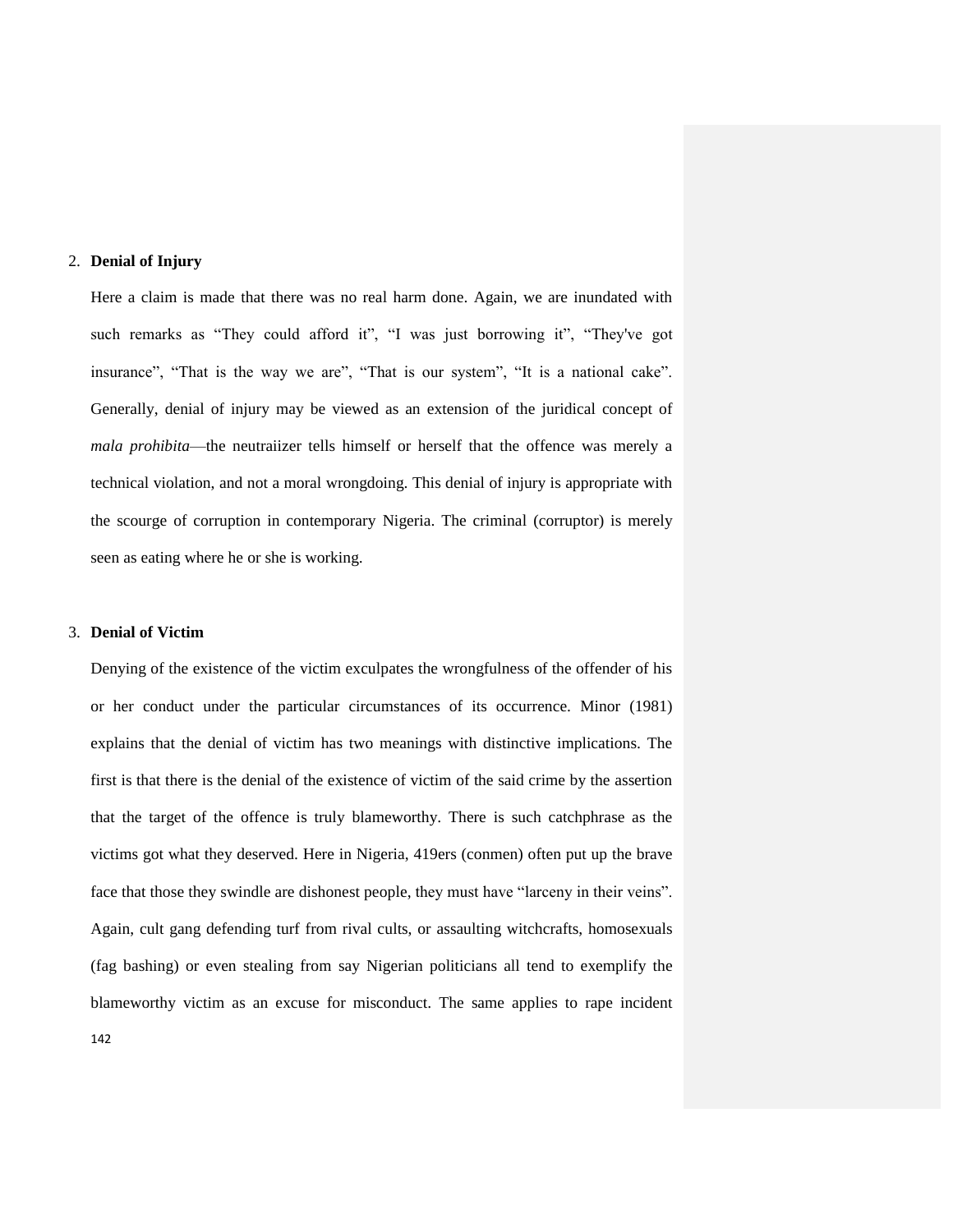2. **Denial of Injury**

   Here a claim is made that there was no real harm done. Again, we are inundated with such remarks as "They could afford it", "I was just borrowing it", "They've got insurance", "That is the way we are", "That is our system", "It is a national cake". Generally, denial of injury may be viewed as an extension of the juridical concept of *mala prohibita*—the neutraiizer tells himself or herself that the offence was merely a technical violation, and not a moral wrongdoing. This denial of injury is appropriate with the scourge of corruption in contemporary Nigeria. The criminal (corruptor) is merely seen as eating where he or she is working.

3. **Denial of Victim**

   Denying of the existence of the victim exculpates the wrongfulness of the offender of his or her conduct under the particular circumstances of its occurrence. Minor (1981) explains that the denial of victim has two meanings with distinctive implications. The first is that there is the denial of the existence of victim of the said crime by the assertion that the target of the offence is truly blameworthy. There is such catchphrase as the victims got what they deserved. Here in Nigeria, 419ers (conmen) often put up the brave face that those they swindle are dishonest people, they must have "larceny in their veins". Again, cult gang defending turf from rival cults, or assaulting witchcrafts, homosexuals (fag bashing) or even stealing from say Nigerian politicians all tend to exemplify the blameworthy victim as an excuse for misconduct. The same applies to rape incident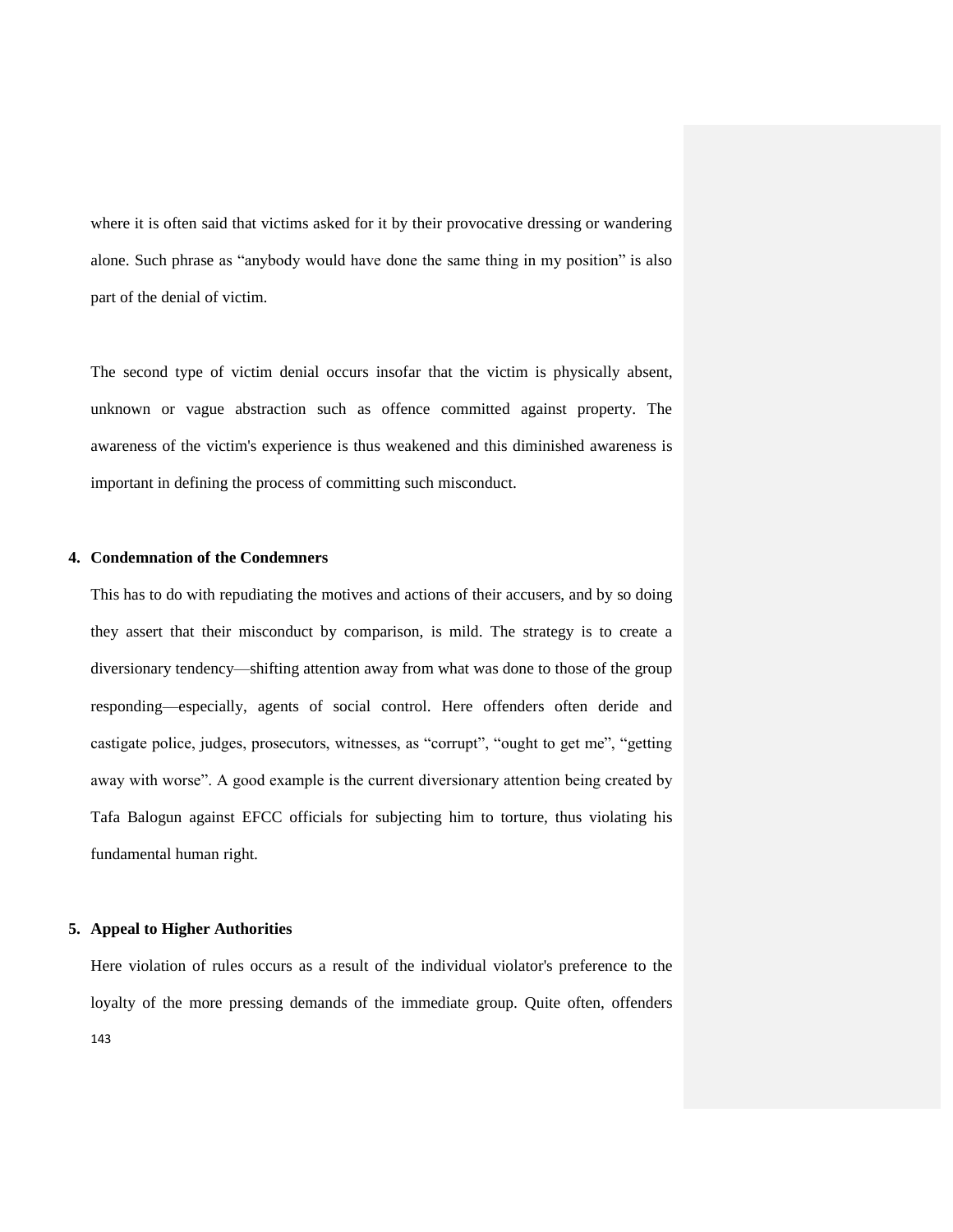where it is often said that victims asked for it by their provocative dressing or wandering alone. Such phrase as “anybody would have done the same thing in my position” is also part of the denial of victim.

The second type of victim denial occurs insofar that the victim is physically absent, unknown or vague abstraction such as offence committed against property. The awareness of the victim's experience is thus weakened and this diminished awareness is important in defining the process of committing such misconduct.

4. **Condemnation of the Condemners**

   This has to do with repudiating the motives and actions of their accusers, and by so doing they assert that their misconduct by comparison, is mild. The strategy is to create a diversionary tendency—shifting attention away from what was done to those of the group responding—especially, agents of social control. Here offenders often deride and castigate police, judges, prosecutors, witnesses, as “corrupt”, “ought to get me”, “getting away with worse”. A good example is the current diversionary attention being created by Tafa Balogun against EFCC officials for subjecting him to torture, thus violating his fundamental human right.

5. **Appeal to Higher Authorities**

   Here violation of rules occurs as a result of the individual violator's preference to the loyalty of the more pressing demands of the immediate group. Quite often, offenders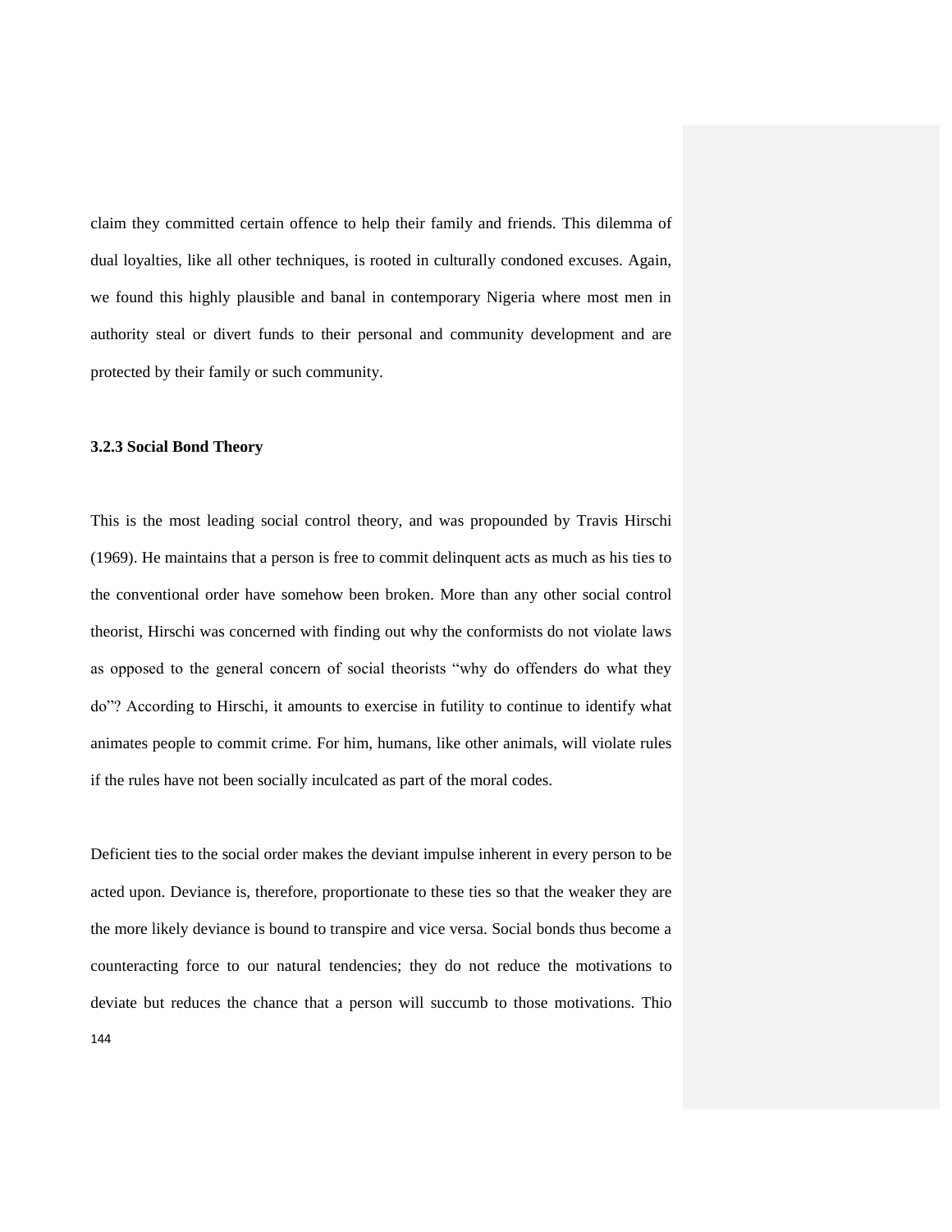claim they committed certain offence to help their family and friends. This dilemma of dual loyalties, like all other techniques, is rooted in culturally condoned excuses. Again, we found this highly plausible and banal in contemporary Nigeria where most men in authority steal or divert funds to their personal and community development and are protected by their family or such community.

### 3.2.3 Social Bond Theory

This is the most leading social control theory, and was propounded by Travis Hirschi (1969). He maintains that a person is free to commit delinquent acts as much as his ties to the conventional order have somehow been broken. More than any other social control theorist, Hirschi was concerned with finding out why the conformists do not violate laws as opposed to the general concern of social theorists "why do offenders do what they do"? According to Hirschi, it amounts to exercise in futility to continue to identify what animates people to commit crime. For him, humans, like other animals, will violate rules if the rules have not been socially inculcated as part of the moral codes.

Deficient ties to the social order makes the deviant impulse inherent in every person to be acted upon. Deviance is, therefore, proportionate to these ties so that the weaker they are the more likely deviance is bound to transpire and vice versa. Social bonds thus become a counteracting force to our natural tendencies; they do not reduce the motivations to deviate but reduces the chance that a person will succumb to those motivations. Thio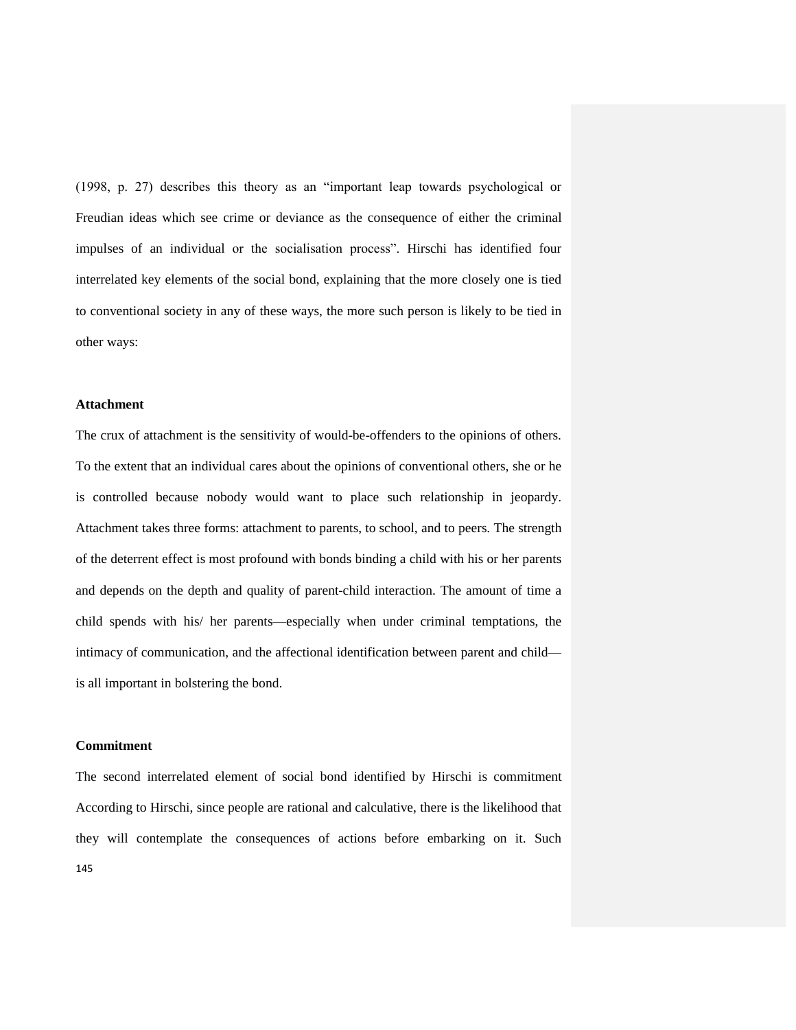(1998, p. 27) describes this theory as an "important leap towards psychological or Freudian ideas which see crime or deviance as the consequence of either the criminal impulses of an individual or the socialisation process". Hirschi has identified four interrelated key elements of the social bond, explaining that the more closely one is tied to conventional society in any of these ways, the more such person is likely to be tied in other ways:

**Attachment**

The crux of attachment is the sensitivity of would-be-offenders to the opinions of others. To the extent that an individual cares about the opinions of conventional others, she or he is controlled because nobody would want to place such relationship in jeopardy. Attachment takes three forms: attachment to parents, to school, and to peers. The strength of the deterrent effect is most profound with bonds binding a child with his or her parents and depends on the depth and quality of parent-child interaction. The amount of time a child spends with his/ her parents—especially when under criminal temptations, the intimacy of communication, and the affectional identification between parent and child—is all important in bolstering the bond.

**Commitment**

The second interrelated element of social bond identified by Hirschi is commitment According to Hirschi, since people are rational and calculative, there is the likelihood that they will contemplate the consequences of actions before embarking on it. Such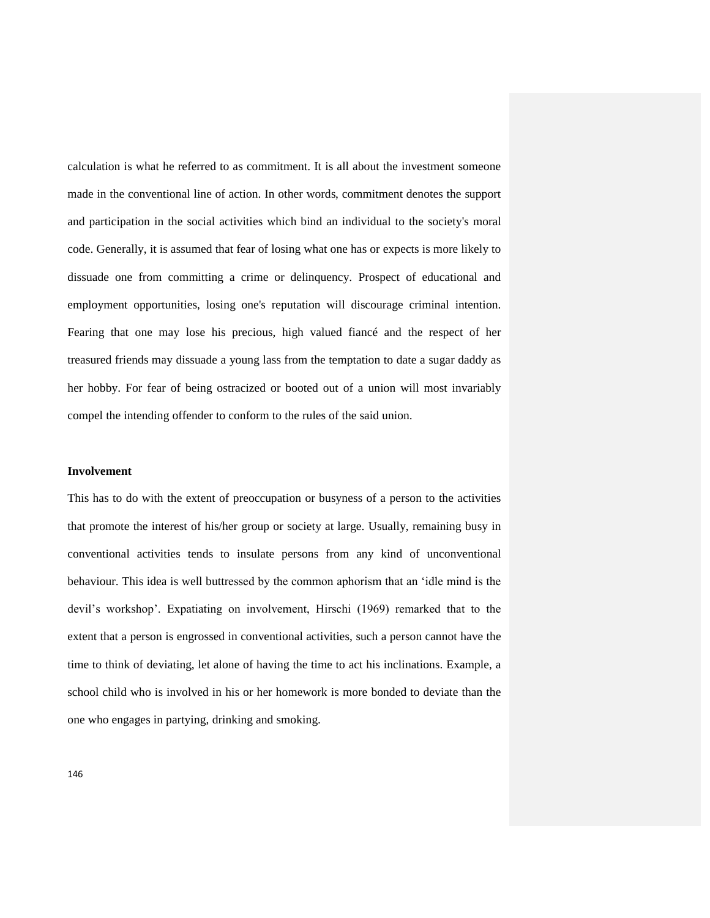calculation is what he referred to as commitment. It is all about the investment someone made in the conventional line of action. In other words, commitment denotes the support and participation in the social activities which bind an individual to the society's moral code. Generally, it is assumed that fear of losing what one has or expects is more likely to dissuade one from committing a crime or delinquency. Prospect of educational and employment opportunities, losing one's reputation will discourage criminal intention. Fearing that one may lose his precious, high valued fiancé and the respect of her treasured friends may dissuade a young lass from the temptation to date a sugar daddy as her hobby. For fear of being ostracized or booted out of a union will most invariably compel the intending offender to conform to the rules of the said union.

**Involvement**

This has to do with the extent of preoccupation or busyness of a person to the activities that promote the interest of his/her group or society at large. Usually, remaining busy in conventional activities tends to insulate persons from any kind of unconventional behaviour. This idea is well buttressed by the common aphorism that an 'idle mind is the devil's workshop'. Expatiating on involvement, Hirschi (1969) remarked that to the extent that a person is engrossed in conventional activities, such a person cannot have the time to think of deviating, let alone of having the time to act his inclinations. Example, a school child who is involved in his or her homework is more bonded to deviate than the one who engages in partying, drinking and smoking.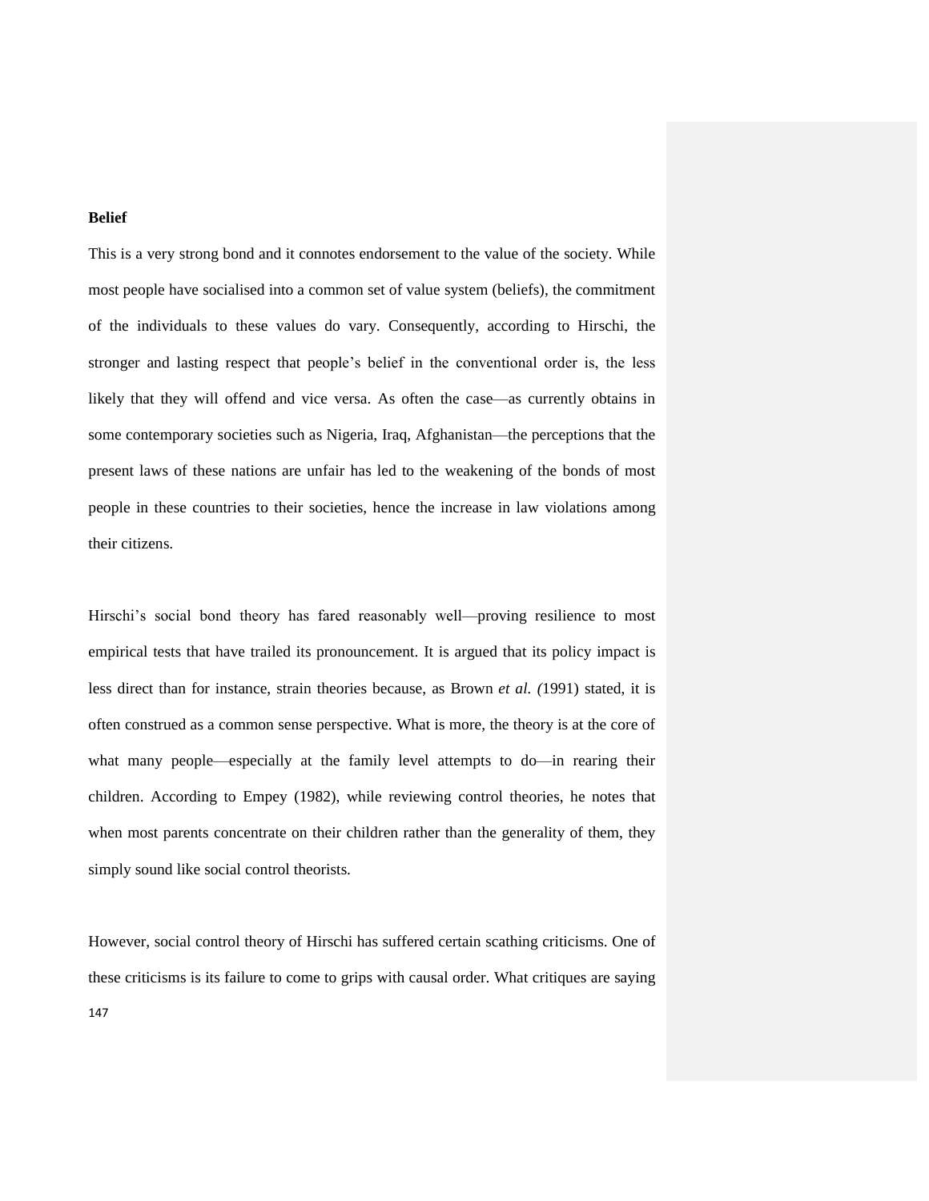**Belief**

This is a very strong bond and it connotes endorsement to the value of the society. While most people have socialised into a common set of value system (beliefs), the commitment of the individuals to these values do vary. Consequently, according to Hirschi, the stronger and lasting respect that people's belief in the conventional order is, the less likely that they will offend and vice versa. As often the case—as currently obtains in some contemporary societies such as Nigeria, Iraq, Afghanistan—the perceptions that the present laws of these nations are unfair has led to the weakening of the bonds of most people in these countries to their societies, hence the increase in law violations among their citizens.

Hirschi's social bond theory has fared reasonably well—proving resilience to most empirical tests that have trailed its pronouncement. It is argued that its policy impact is less direct than for instance, strain theories because, as Brown *et al. (*1991) stated, it is often construed as a common sense perspective. What is more, the theory is at the core of what many people—especially at the family level attempts to do—in rearing their children. According to Empey (1982), while reviewing control theories, he notes that when most parents concentrate on their children rather than the generality of them, they simply sound like social control theorists.

However, social control theory of Hirschi has suffered certain scathing criticisms. One of these criticisms is its failure to come to grips with causal order. What critiques are saying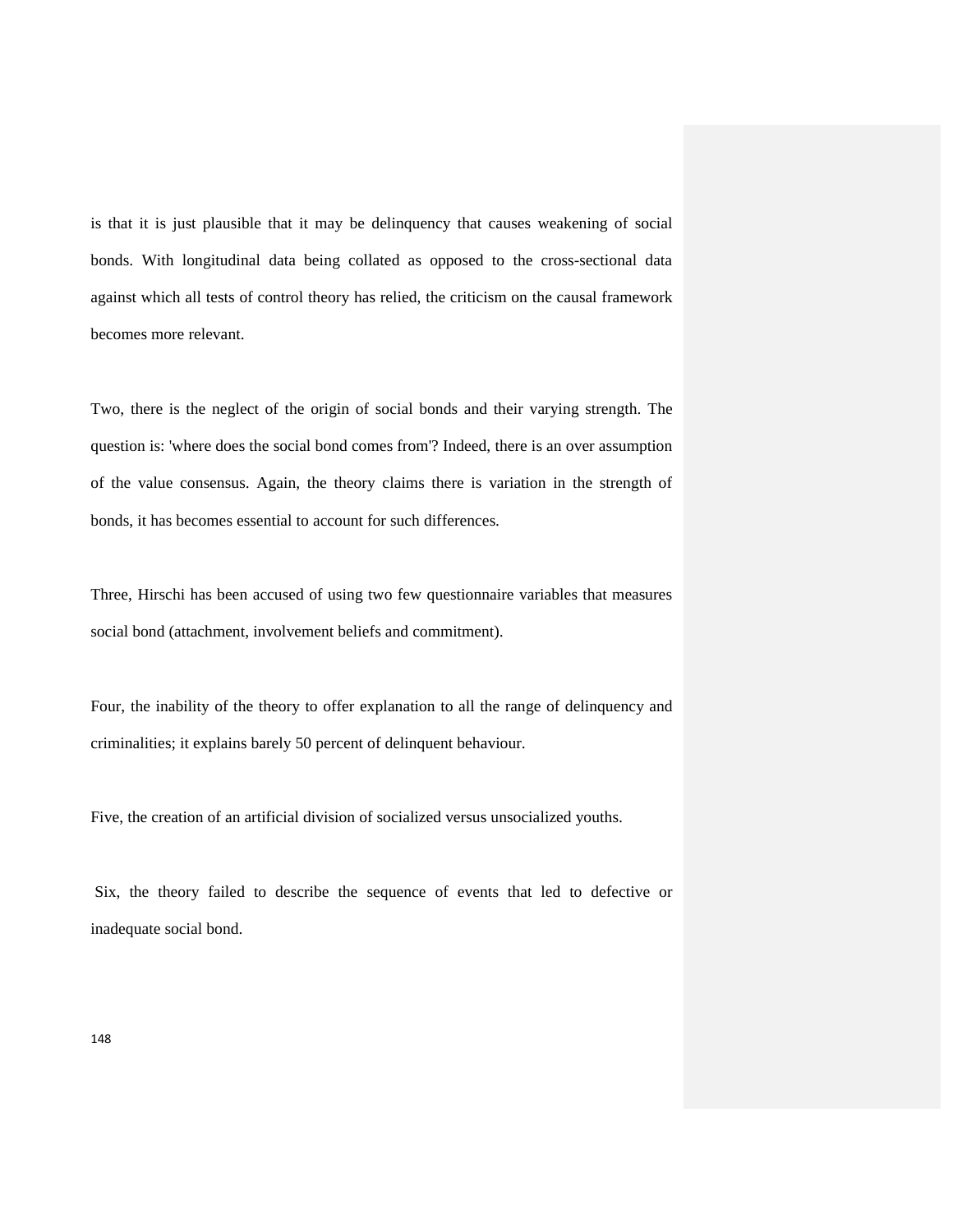is that it is just plausible that it may be delinquency that causes weakening of social bonds. With longitudinal data being collated as opposed to the cross-sectional data against which all tests of control theory has relied, the criticism on the causal framework becomes more relevant.

Two, there is the neglect of the origin of social bonds and their varying strength. The question is: 'where does the social bond comes from'? Indeed, there is an over assumption of the value consensus. Again, the theory claims there is variation in the strength of bonds, it has becomes essential to account for such differences.

Three, Hirschi has been accused of using two few questionnaire variables that measures social bond (attachment, involvement beliefs and commitment).

Four, the inability of the theory to offer explanation to all the range of delinquency and criminalities; it explains barely 50 percent of delinquent behaviour.

Five, the creation of an artificial division of socialized versus unsocialized youths.

Six, the theory failed to describe the sequence of events that led to defective or inadequate social bond.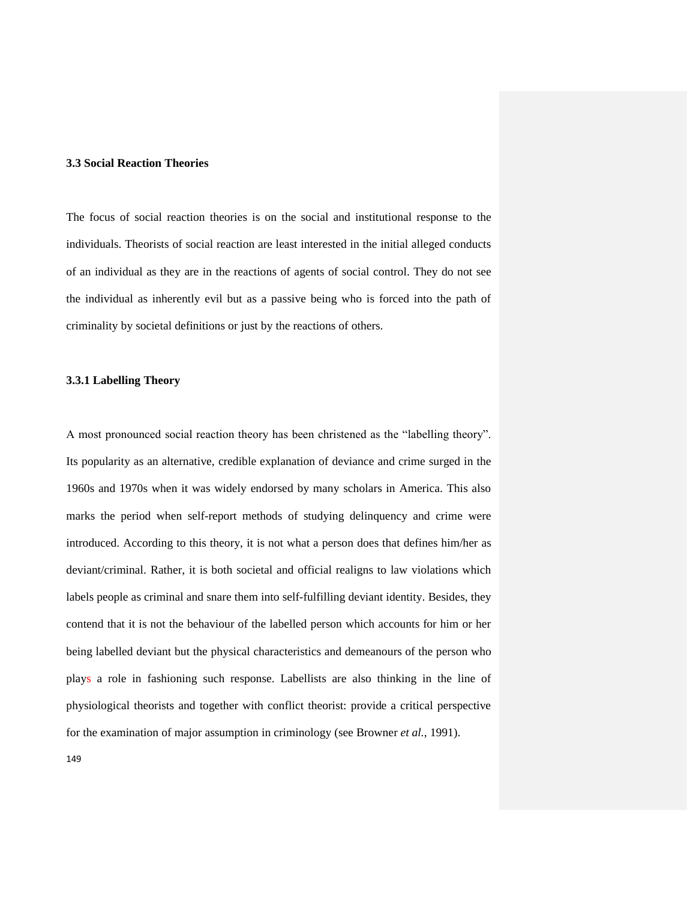### 3.3 Social Reaction Theories

The focus of social reaction theories is on the social and institutional response to the individuals. Theorists of social reaction are least interested in the initial alleged conducts of an individual as they are in the reactions of agents of social control. They do not see the individual as inherently evil but as a passive being who is forced into the path of criminality by societal definitions or just by the reactions of others.

#### 3.3.1 Labelling Theory

A most pronounced social reaction theory has been christened as the "labelling theory". Its popularity as an alternative, credible explanation of deviance and crime surged in the 1960s and 1970s when it was widely endorsed by many scholars in America. This also marks the period when self-report methods of studying delinquency and crime were introduced. According to this theory, it is not what a person does that defines him/her as deviant/criminal. Rather, it is both societal and official realigns to law violations which labels people as criminal and snare them into self-fulfilling deviant identity. Besides, they contend that it is not the behaviour of the labelled person which accounts for him or her being labelled deviant but the physical characteristics and demeanours of the person who plays a role in fashioning such response. Labellists are also thinking in the line of physiological theorists and together with conflict theorist: provide a critical perspective for the examination of major assumption in criminology (see Browner *et al.*, 1991).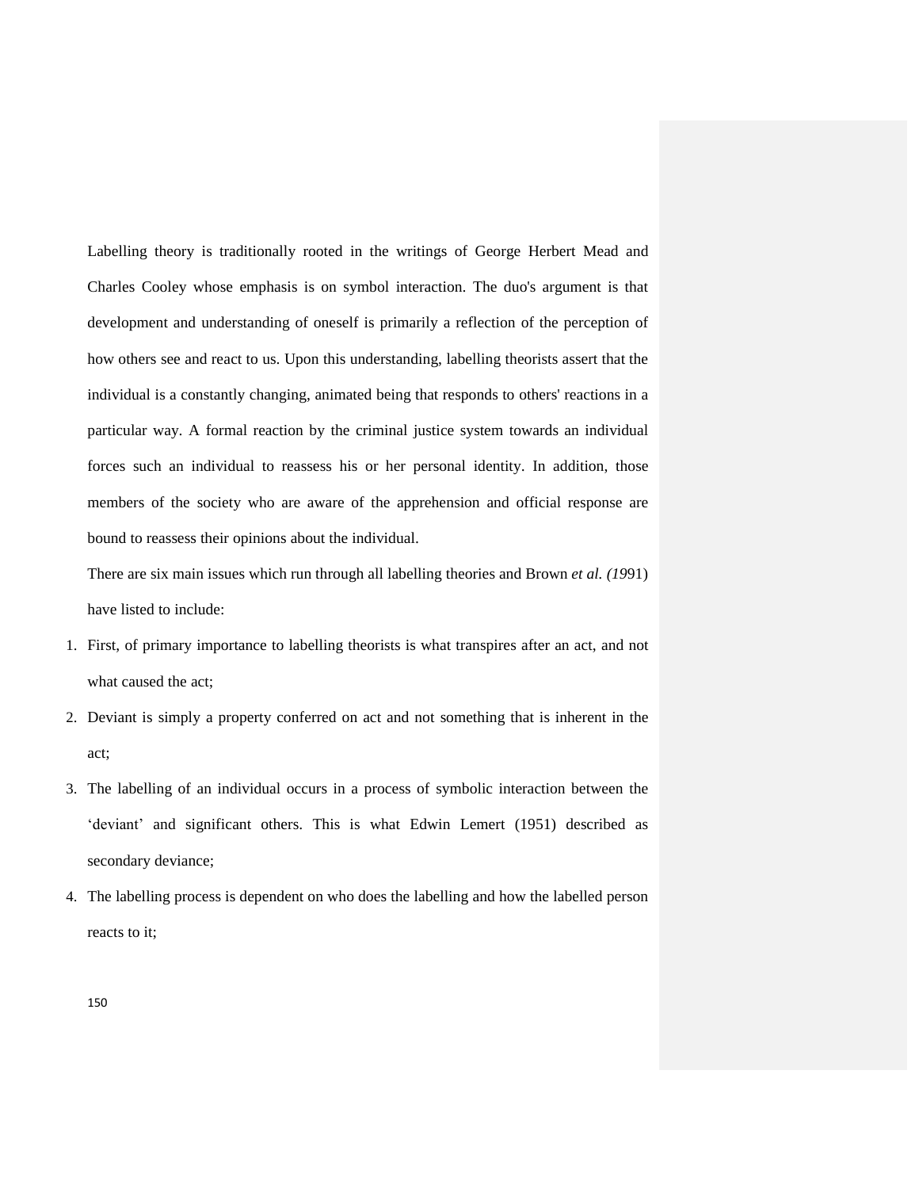Labelling theory is traditionally rooted in the writings of George Herbert Mead and Charles Cooley whose emphasis is on symbol interaction. The duo's argument is that development and understanding of oneself is primarily a reflection of the perception of how others see and react to us. Upon this understanding, labelling theorists assert that the individual is a constantly changing, animated being that responds to others' reactions in a particular way. A formal reaction by the criminal justice system towards an individual forces such an individual to reassess his or her personal identity. In addition, those members of the society who are aware of the apprehension and official response are bound to reassess their opinions about the individual.

There are six main issues which run through all labelling theories and Brown *et al. (19*91) have listed to include:

1. First, of primary importance to labelling theorists is what transpires after an act, and not what caused the act;
2. Deviant is simply a property conferred on act and not something that is inherent in the act;
3. The labelling of an individual occurs in a process of symbolic interaction between the 'deviant' and significant others. This is what Edwin Lemert (1951) described as secondary deviance;
4. The labelling process is dependent on who does the labelling and how the labelled person reacts to it;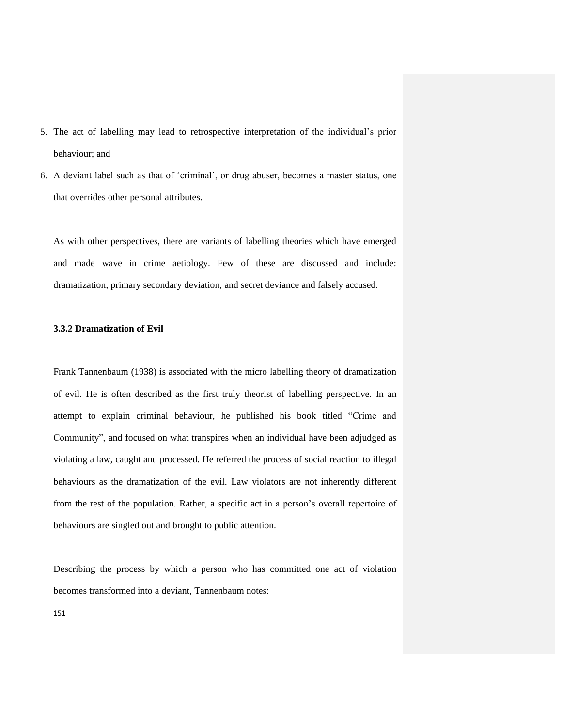5. The act of labelling may lead to retrospective interpretation of the individual's prior behaviour; and
6. A deviant label such as that of 'criminal', or drug abuser, becomes a master status, one that overrides other personal attributes.

As with other perspectives, there are variants of labelling theories which have emerged and made wave in crime aetiology. Few of these are discussed and include: dramatization, primary secondary deviation, and secret deviance and falsely accused.

### 3.3.2 Dramatization of Evil

Frank Tannenbaum (1938) is associated with the micro labelling theory of dramatization of evil. He is often described as the first truly theorist of labelling perspective. In an attempt to explain criminal behaviour, he published his book titled "Crime and Community", and focused on what transpires when an individual have been adjudged as violating a law, caught and processed. He referred the process of social reaction to illegal behaviours as the dramatization of the evil. Law violators are not inherently different from the rest of the population. Rather, a specific act in a person's overall repertoire of behaviours are singled out and brought to public attention.

Describing the process by which a person who has committed one act of violation becomes transformed into a deviant, Tannenbaum notes: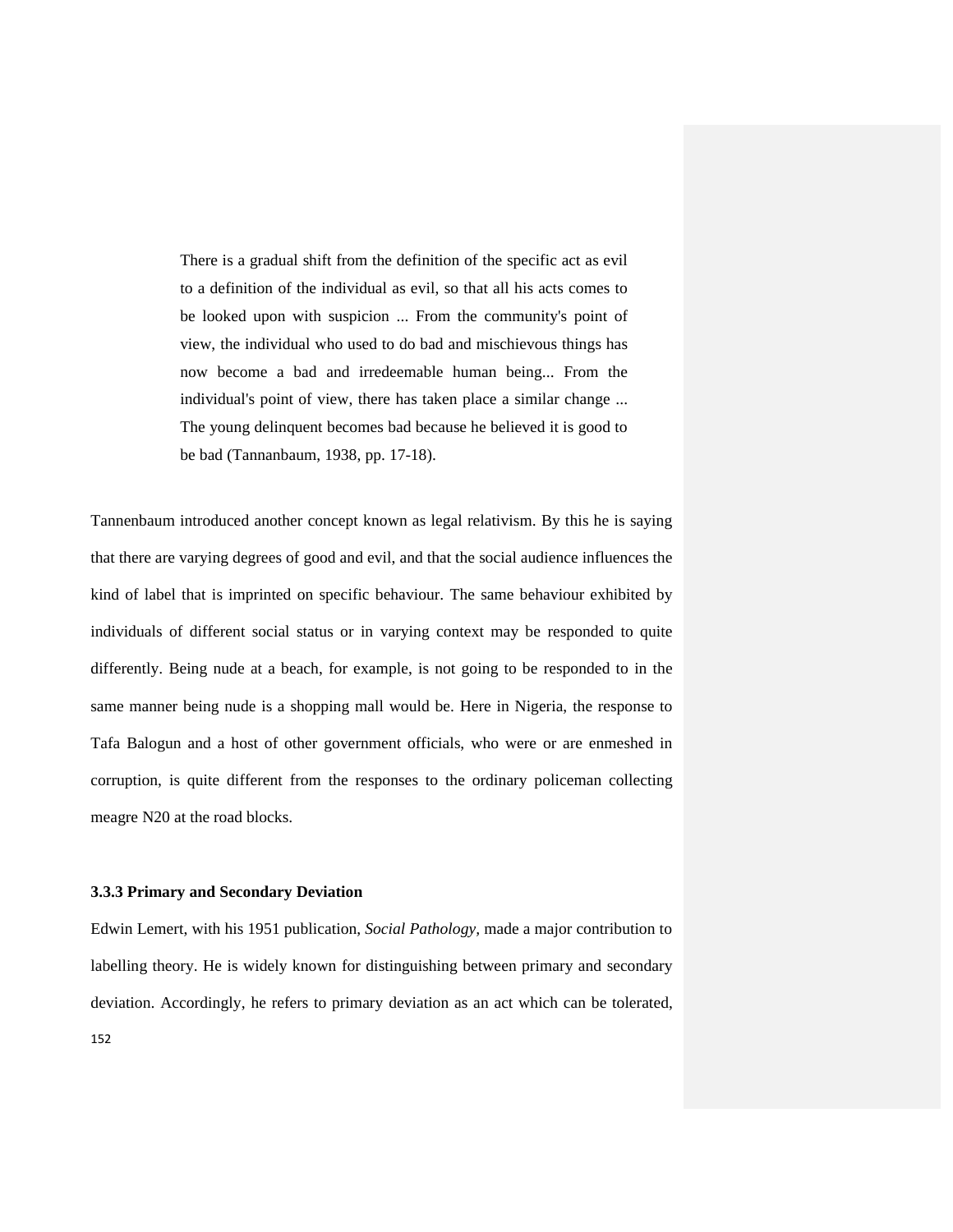> There is a gradual shift from the definition of the specific act as evil to a definition of the individual as evil, so that all his acts comes to be looked upon with suspicion ... From the community's point of view, the individual who used to do bad and mischievous things has now become a bad and irredeemable human being... From the individual's point of view, there has taken place a similar change ... The young delinquent becomes bad because he believed it is good to be bad (Tannanbaum, 1938, pp. 17-18).

Tannenbaum introduced another concept known as legal relativism. By this he is saying that there are varying degrees of good and evil, and that the social audience influences the kind of label that is imprinted on specific behaviour. The same behaviour exhibited by individuals of different social status or in varying context may be responded to quite differently. Being nude at a beach, for example, is not going to be responded to in the same manner being nude is a shopping mall would be. Here in Nigeria, the response to Tafa Balogun and a host of other government officials, who were or are enmeshed in corruption, is quite different from the responses to the ordinary policeman collecting meagre N20 at the road blocks.

### 3.3.3 Primary and Secondary Deviation

Edwin Lemert, with his 1951 publication, *Social Pathology,* made a major contribution to labelling theory. He is widely known for distinguishing between primary and secondary deviation. Accordingly, he refers to primary deviation as an act which can be tolerated,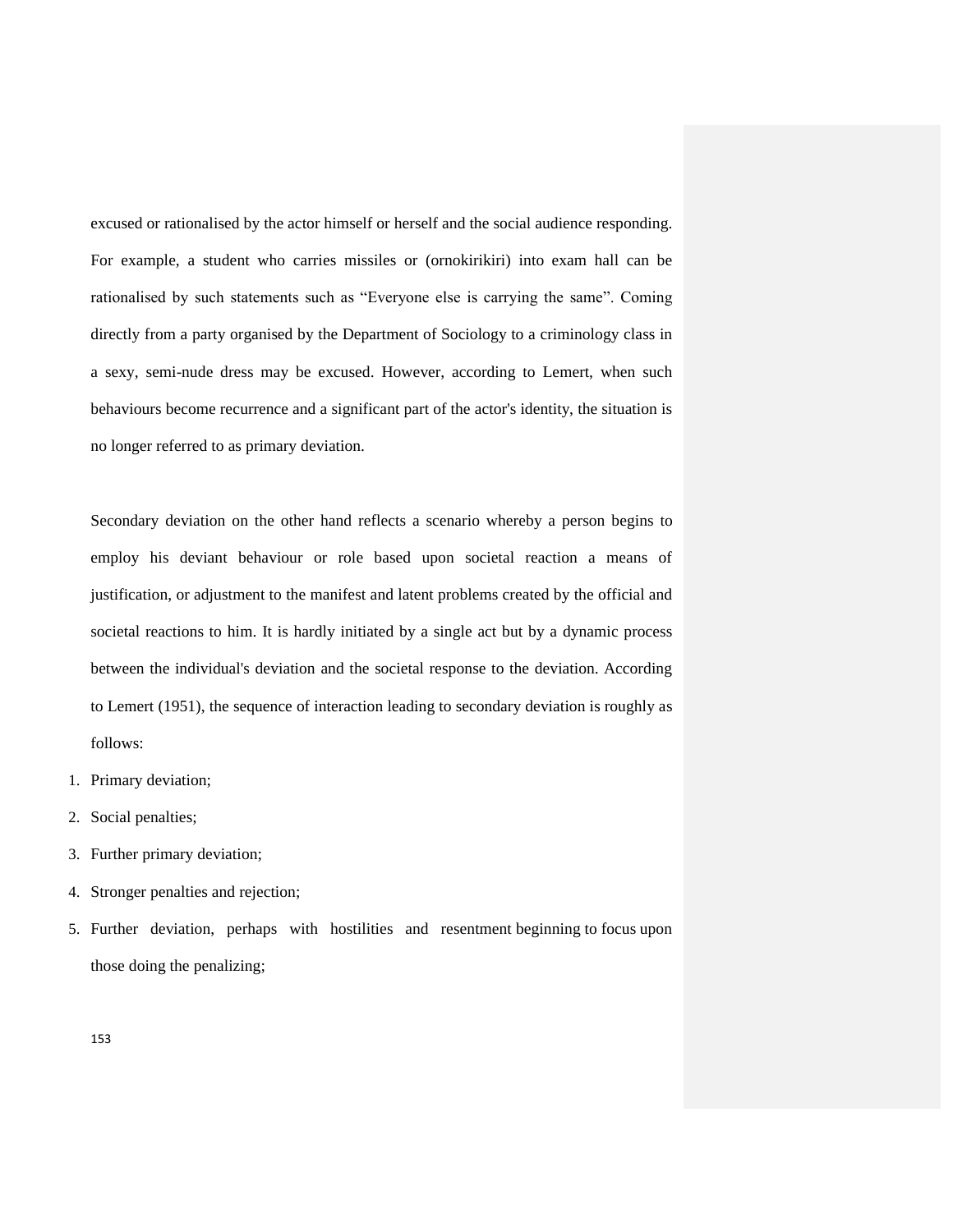excused or rationalised by the actor himself or herself and the social audience responding. For example, a student who carries missiles or (ornokirikiri) into exam hall can be rationalised by such statements such as “Everyone else is carrying the same”. Coming directly from a party organised by the Department of Sociology to a criminology class in a sexy, semi-nude dress may be excused. However, according to Lemert, when such behaviours become recurrence and a significant part of the actor's identity, the situation is no longer referred to as primary deviation.

Secondary deviation on the other hand reflects a scenario whereby a person begins to employ his deviant behaviour or role based upon societal reaction a means of justification, or adjustment to the manifest and latent problems created by the official and societal reactions to him. It is hardly initiated by a single act but by a dynamic process between the individual's deviation and the societal response to the deviation. According to Lemert (1951), the sequence of interaction leading to secondary deviation is roughly as follows:

1. Primary deviation;
2. Social penalties;
3. Further primary deviation;
4. Stronger penalties and rejection;
5. Further deviation, perhaps with hostilities and resentment beginning to focus upon those doing the penalizing;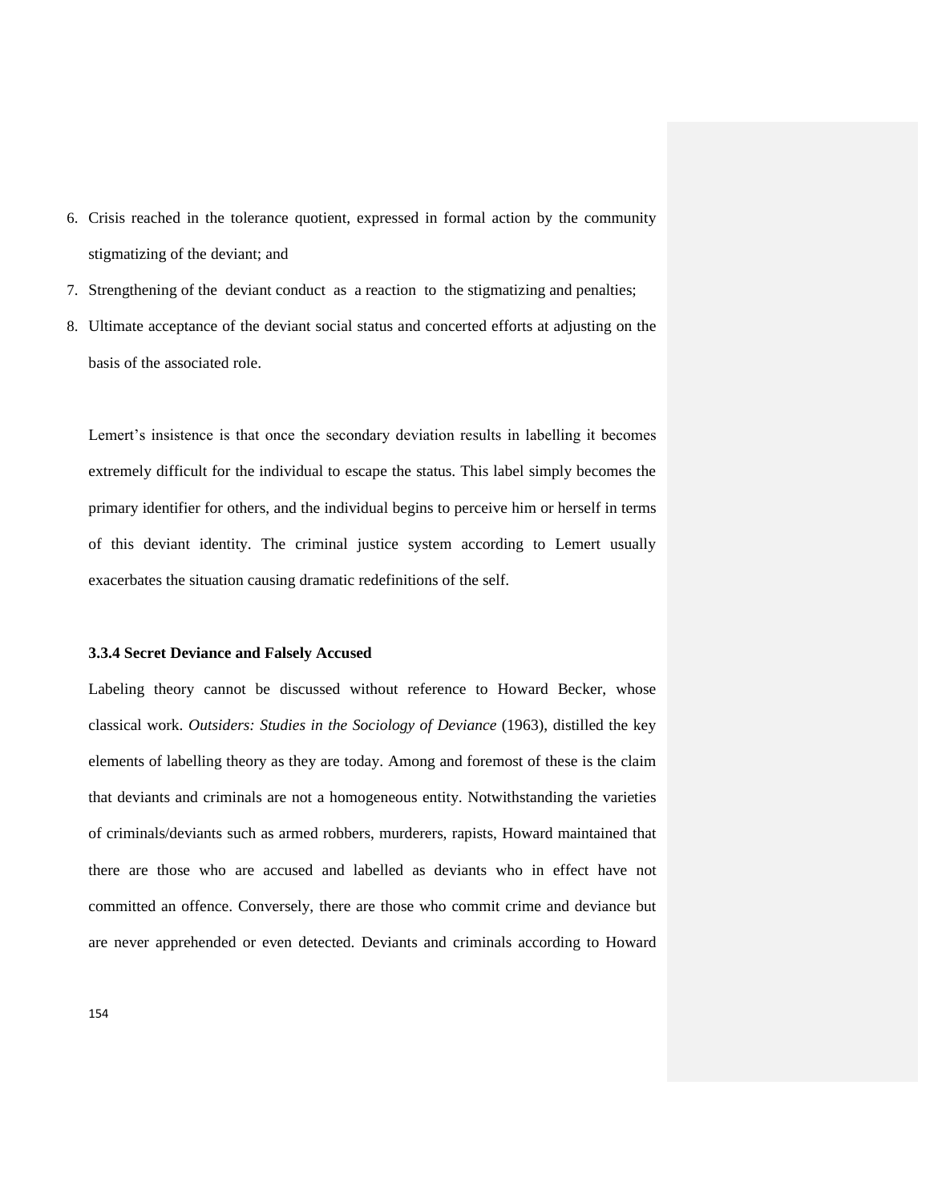6. Crisis reached in the tolerance quotient, expressed in formal action by the community stigmatizing of the deviant; and
7. Strengthening of the deviant conduct as a reaction to the stigmatizing and penalties;
8. Ultimate acceptance of the deviant social status and concerted efforts at adjusting on the basis of the associated role.

Lemert's insistence is that once the secondary deviation results in labelling it becomes extremely difficult for the individual to escape the status. This label simply becomes the primary identifier for others, and the individual begins to perceive him or herself in terms of this deviant identity. The criminal justice system according to Lemert usually exacerbates the situation causing dramatic redefinitions of the self.

### 3.3.4 Secret Deviance and Falsely Accused

Labeling theory cannot be discussed without reference to Howard Becker, whose classical work. *Outsiders: Studies in the Sociology of Deviance* (1963), distilled the key elements of labelling theory as they are today. Among and foremost of these is the claim that deviants and criminals are not a homogeneous entity. Notwithstanding the varieties of criminals/deviants such as armed robbers, murderers, rapists, Howard maintained that there are those who are accused and labelled as deviants who in effect have not committed an offence. Conversely, there are those who commit crime and deviance but are never apprehended or even detected. Deviants and criminals according to Howard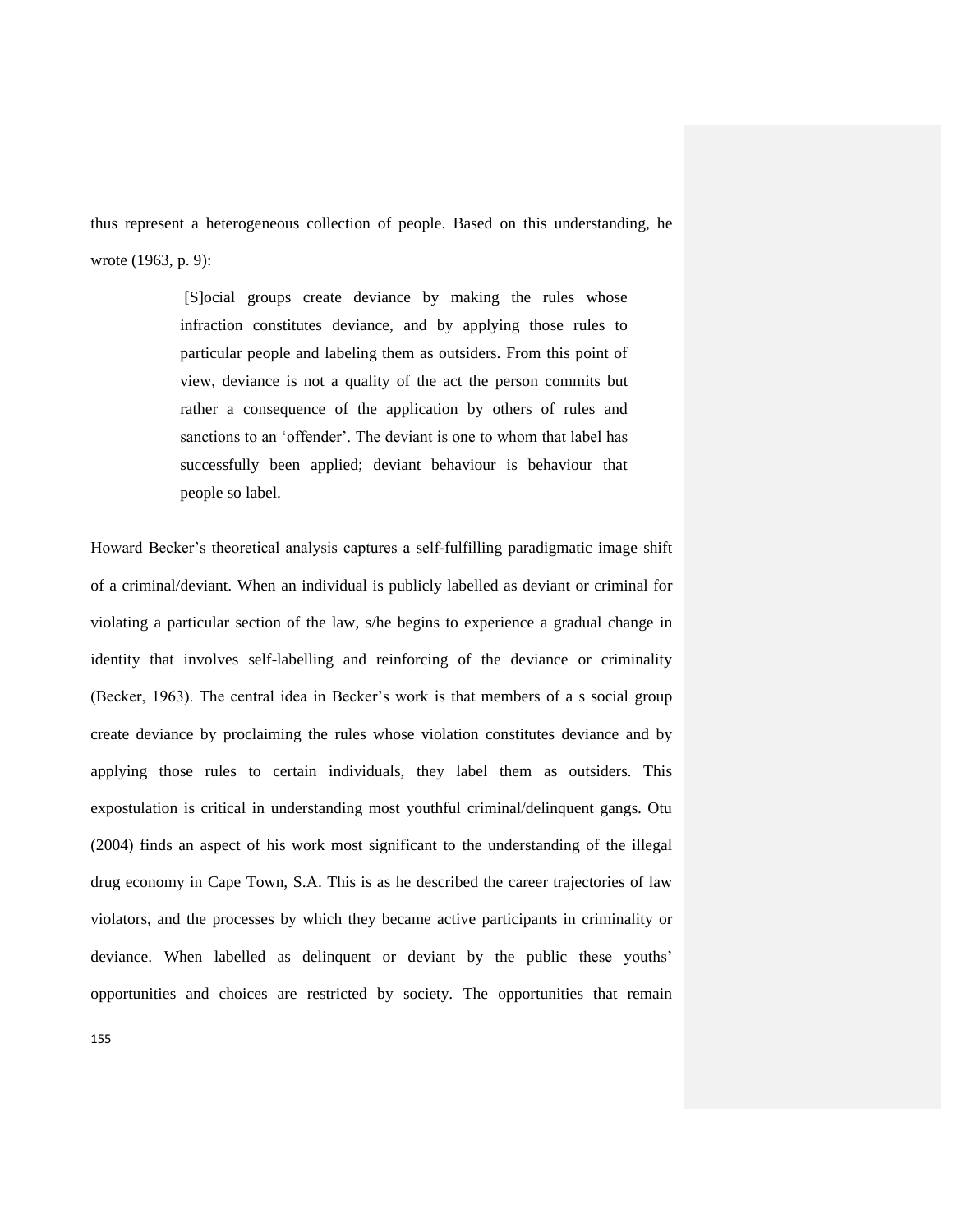thus represent a heterogeneous collection of people. Based on this understanding, he wrote (1963, p. 9):

> [S]ocial groups create deviance by making the rules whose infraction constitutes deviance, and by applying those rules to particular people and labeling them as outsiders. From this point of view, deviance is not a quality of the act the person commits but rather a consequence of the application by others of rules and sanctions to an 'offender'. The deviant is one to whom that label has successfully been applied; deviant behaviour is behaviour that people so label.

Howard Becker's theoretical analysis captures a self-fulfilling paradigmatic image shift of a criminal/deviant. When an individual is publicly labelled as deviant or criminal for violating a particular section of the law, s/he begins to experience a gradual change in identity that involves self-labelling and reinforcing of the deviance or criminality (Becker, 1963). The central idea in Becker's work is that members of a s social group create deviance by proclaiming the rules whose violation constitutes deviance and by applying those rules to certain individuals, they label them as outsiders. This expostulation is critical in understanding most youthful criminal/delinquent gangs. Otu (2004) finds an aspect of his work most significant to the understanding of the illegal drug economy in Cape Town, S.A. This is as he described the career trajectories of law violators, and the processes by which they became active participants in criminality or deviance. When labelled as delinquent or deviant by the public these youths' opportunities and choices are restricted by society. The opportunities that remain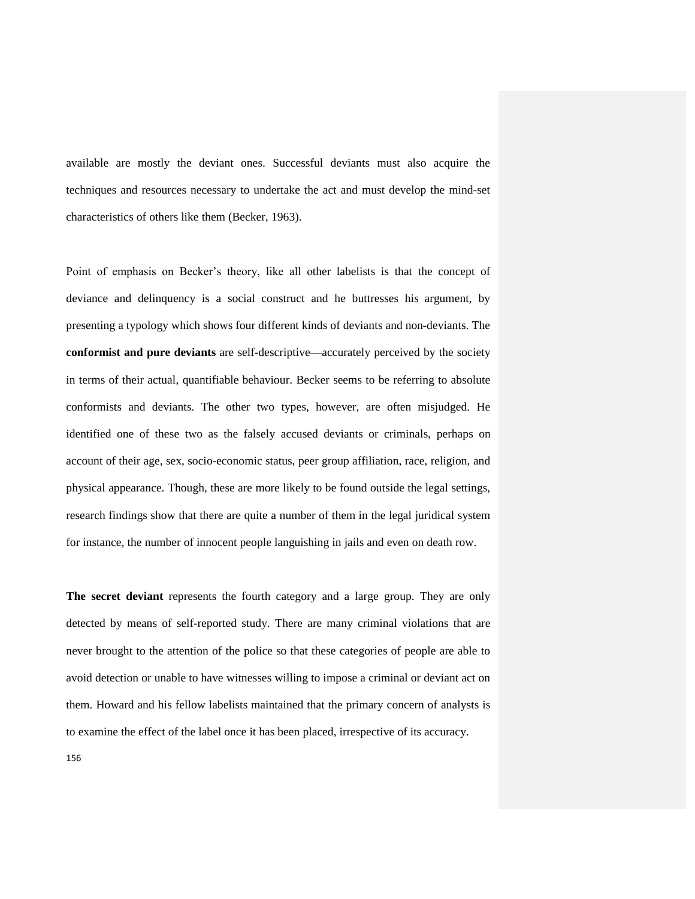available are mostly the deviant ones. Successful deviants must also acquire the techniques and resources necessary to undertake the act and must develop the mind-set characteristics of others like them (Becker, 1963).

Point of emphasis on Becker's theory, like all other labelists is that the concept of deviance and delinquency is a social construct and he buttresses his argument, by presenting a typology which shows four different kinds of deviants and non-deviants. The **conformist and pure deviants** are self-descriptive—accurately perceived by the society in terms of their actual, quantifiable behaviour. Becker seems to be referring to absolute conformists and deviants. The other two types, however, are often misjudged. He identified one of these two as the falsely accused deviants or criminals, perhaps on account of their age, sex, socio-economic status, peer group affiliation, race, religion, and physical appearance. Though, these are more likely to be found outside the legal settings, research findings show that there are quite a number of them in the legal juridical system for instance, the number of innocent people languishing in jails and even on death row.

**The secret deviant** represents the fourth category and a large group. They are only detected by means of self-reported study. There are many criminal violations that are never brought to the attention of the police so that these categories of people are able to avoid detection or unable to have witnesses willing to impose a criminal or deviant act on them. Howard and his fellow labelists maintained that the primary concern of analysts is to examine the effect of the label once it has been placed, irrespective of its accuracy.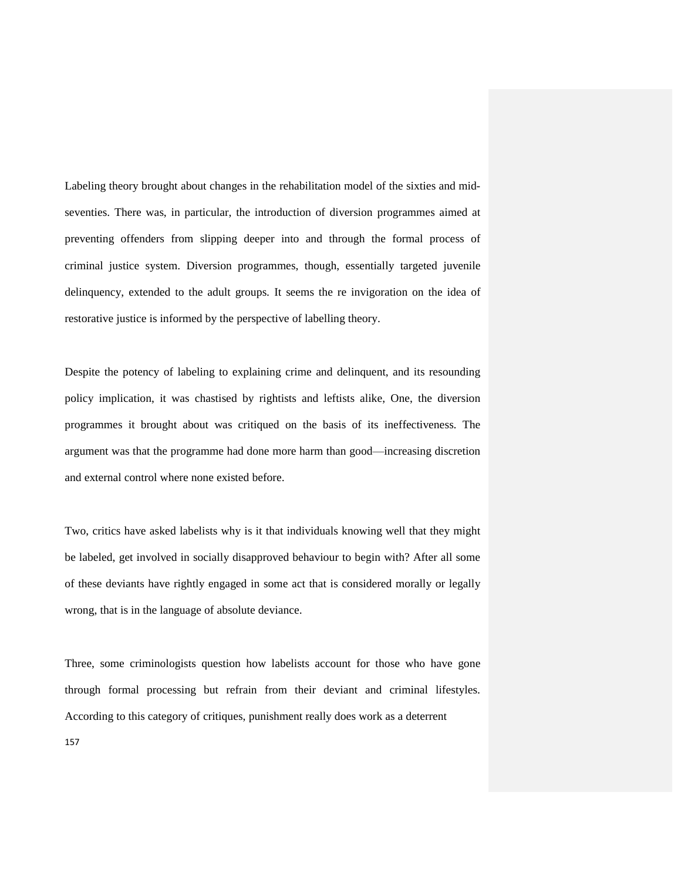Labeling theory brought about changes in the rehabilitation model of the sixties and mid-seventies. There was, in particular, the introduction of diversion programmes aimed at preventing offenders from slipping deeper into and through the formal process of criminal justice system. Diversion programmes, though, essentially targeted juvenile delinquency, extended to the adult groups. It seems the re invigoration on the idea of restorative justice is informed by the perspective of labelling theory.

Despite the potency of labeling to explaining crime and delinquent, and its resounding policy implication, it was chastised by rightists and leftists alike, One, the diversion programmes it brought about was critiqued on the basis of its ineffectiveness. The argument was that the programme had done more harm than good—increasing discretion and external control where none existed before.

Two, critics have asked labelists why is it that individuals knowing well that they might be labeled, get involved in socially disapproved behaviour to begin with? After all some of these deviants have rightly engaged in some act that is considered morally or legally wrong, that is in the language of absolute deviance.

Three, some criminologists question how labelists account for those who have gone through formal processing but refrain from their deviant and criminal lifestyles. According to this category of critiques, punishment really does work as a deterrent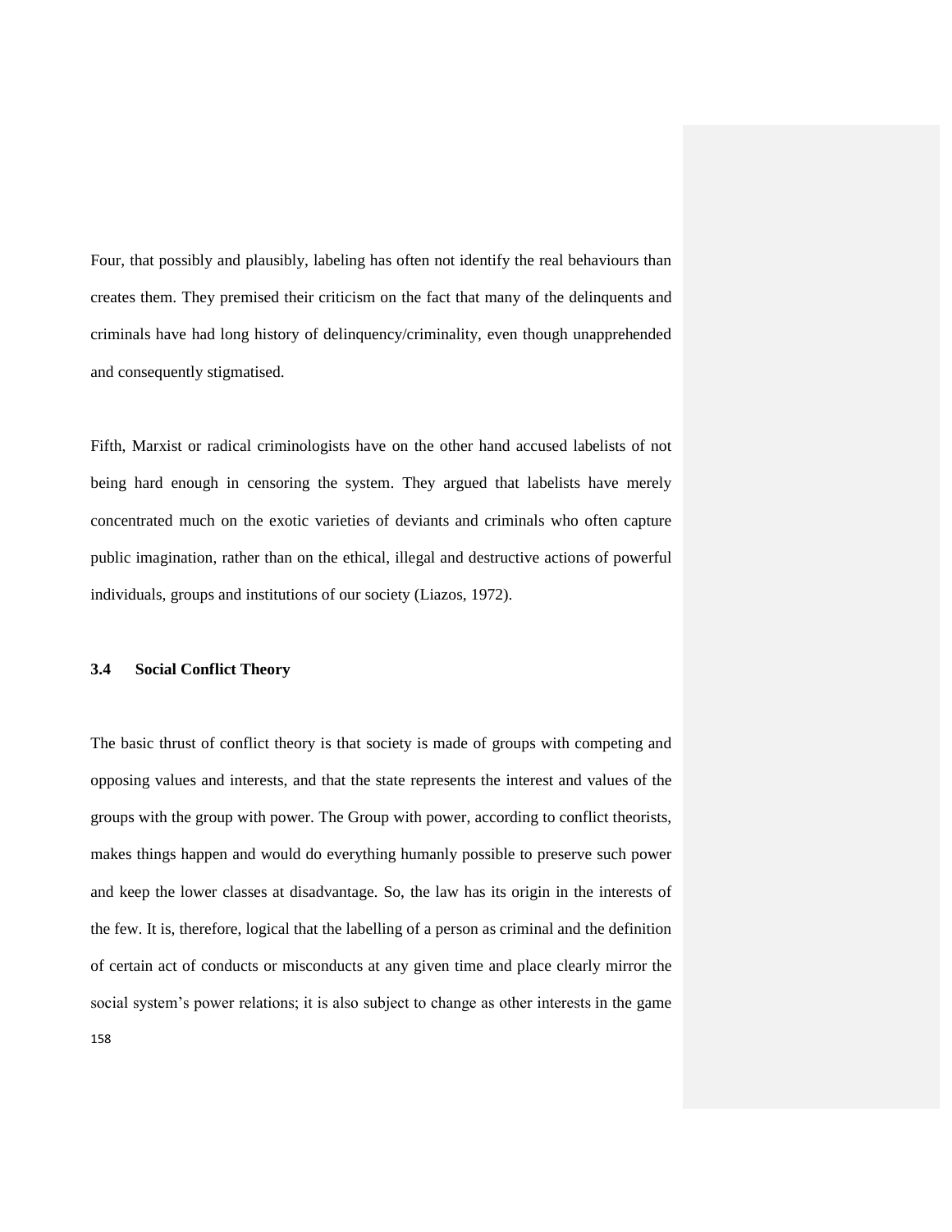Four, that possibly and plausibly, labeling has often not identify the real behaviours than creates them. They premised their criticism on the fact that many of the delinquents and criminals have had long history of delinquency/criminality, even though unapprehended and consequently stigmatised.

Fifth, Marxist or radical criminologists have on the other hand accused labelists of not being hard enough in censoring the system. They argued that labelists have merely concentrated much on the exotic varieties of deviants and criminals who often capture public imagination, rather than on the ethical, illegal and destructive actions of powerful individuals, groups and institutions of our society (Liazos, 1972).

### 3.4 Social Conflict Theory

The basic thrust of conflict theory is that society is made of groups with competing and opposing values and interests, and that the state represents the interest and values of the groups with the group with power. The Group with power, according to conflict theorists, makes things happen and would do everything humanly possible to preserve such power and keep the lower classes at disadvantage. So, the law has its origin in the interests of the few. It is, therefore, logical that the labelling of a person as criminal and the definition of certain act of conducts or misconducts at any given time and place clearly mirror the social system's power relations; it is also subject to change as other interests in the game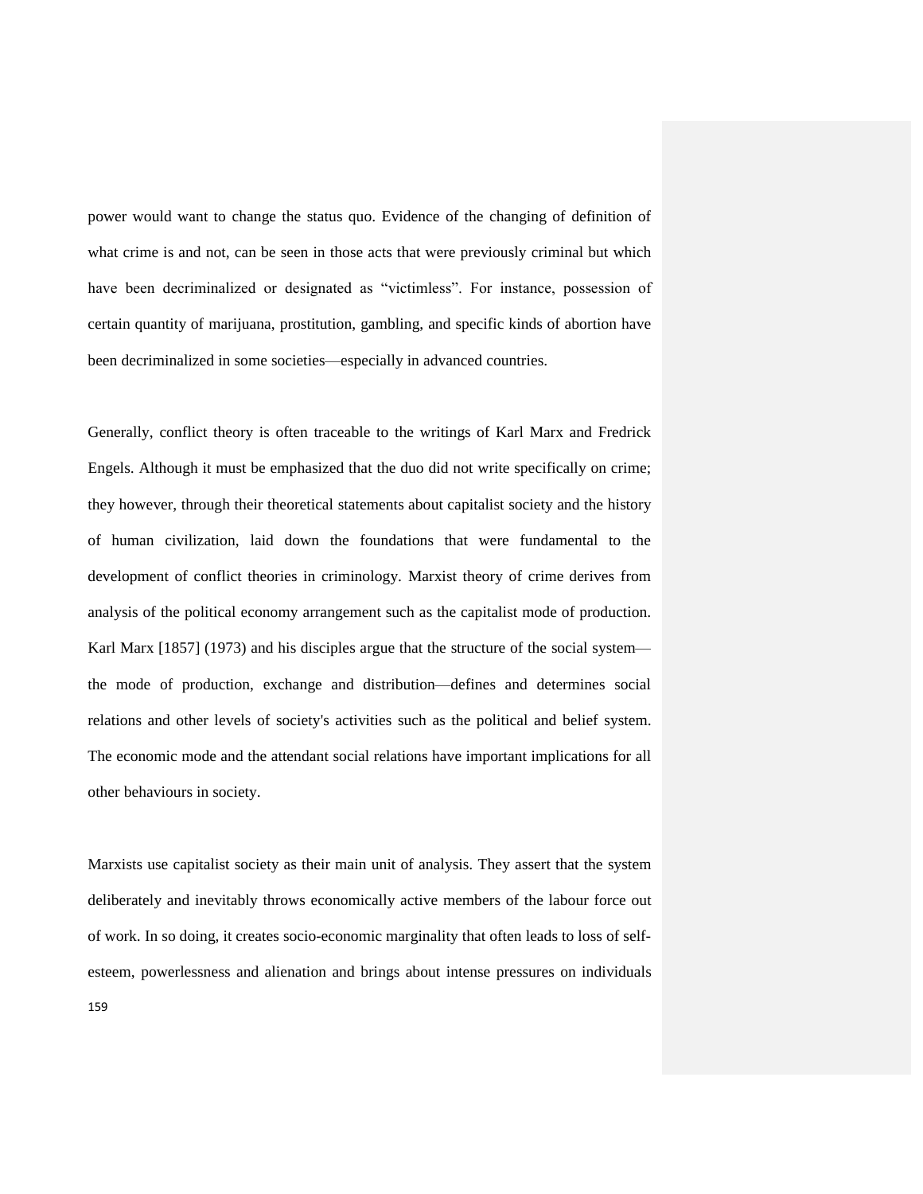power would want to change the status quo. Evidence of the changing of definition of what crime is and not, can be seen in those acts that were previously criminal but which have been decriminalized or designated as "victimless". For instance, possession of certain quantity of marijuana, prostitution, gambling, and specific kinds of abortion have been decriminalized in some societies—especially in advanced countries.

Generally, conflict theory is often traceable to the writings of Karl Marx and Fredrick Engels. Although it must be emphasized that the duo did not write specifically on crime; they however, through their theoretical statements about capitalist society and the history of human civilization, laid down the foundations that were fundamental to the development of conflict theories in criminology. Marxist theory of crime derives from analysis of the political economy arrangement such as the capitalist mode of production. Karl Marx [1857] (1973) and his disciples argue that the structure of the social system—the mode of production, exchange and distribution—defines and determines social relations and other levels of society's activities such as the political and belief system. The economic mode and the attendant social relations have important implications for all other behaviours in society.

Marxists use capitalist society as their main unit of analysis. They assert that the system deliberately and inevitably throws economically active members of the labour force out of work. In so doing, it creates socio-economic marginality that often leads to loss of self-esteem, powerlessness and alienation and brings about intense pressures on individuals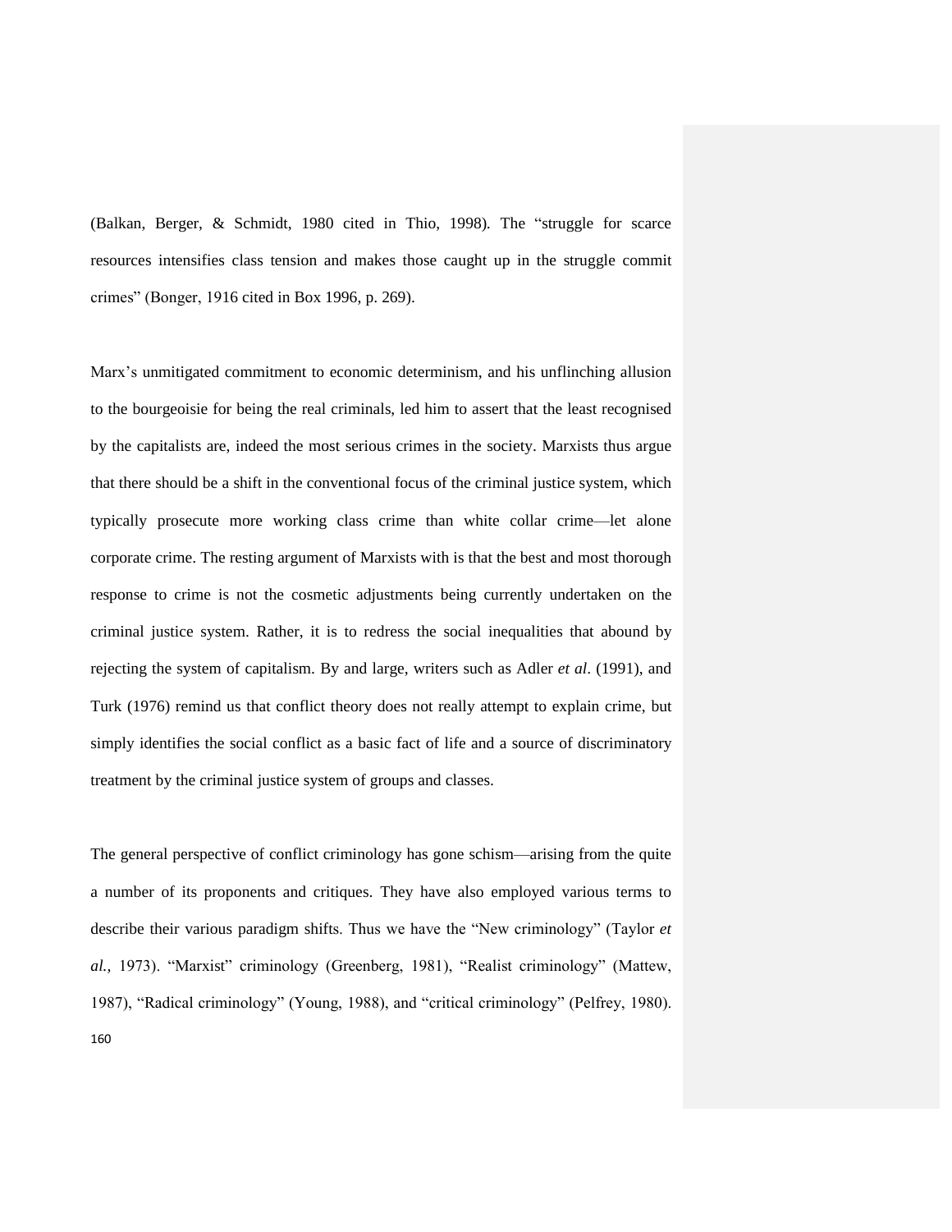(Balkan, Berger, & Schmidt, 1980 cited in Thio, 1998). The "struggle for scarce resources intensifies class tension and makes those caught up in the struggle commit crimes" (Bonger, 1916 cited in Box 1996, p. 269).

Marx's unmitigated commitment to economic determinism, and his unflinching allusion to the bourgeoisie for being the real criminals, led him to assert that the least recognised by the capitalists are, indeed the most serious crimes in the society. Marxists thus argue that there should be a shift in the conventional focus of the criminal justice system, which typically prosecute more working class crime than white collar crime—let alone corporate crime. The resting argument of Marxists with is that the best and most thorough response to crime is not the cosmetic adjustments being currently undertaken on the criminal justice system. Rather, it is to redress the social inequalities that abound by rejecting the system of capitalism. By and large, writers such as Adler *et al*. (1991), and Turk (1976) remind us that conflict theory does not really attempt to explain crime, but simply identifies the social conflict as a basic fact of life and a source of discriminatory treatment by the criminal justice system of groups and classes.

The general perspective of conflict criminology has gone schism—arising from the quite a number of its proponents and critiques. They have also employed various terms to describe their various paradigm shifts. Thus we have the "New criminology" (Taylor *et al.,* 1973). "Marxist" criminology (Greenberg, 1981), "Realist criminology" (Mattew, 1987), "Radical criminology" (Young, 1988), and "critical criminology" (Pelfrey, 1980).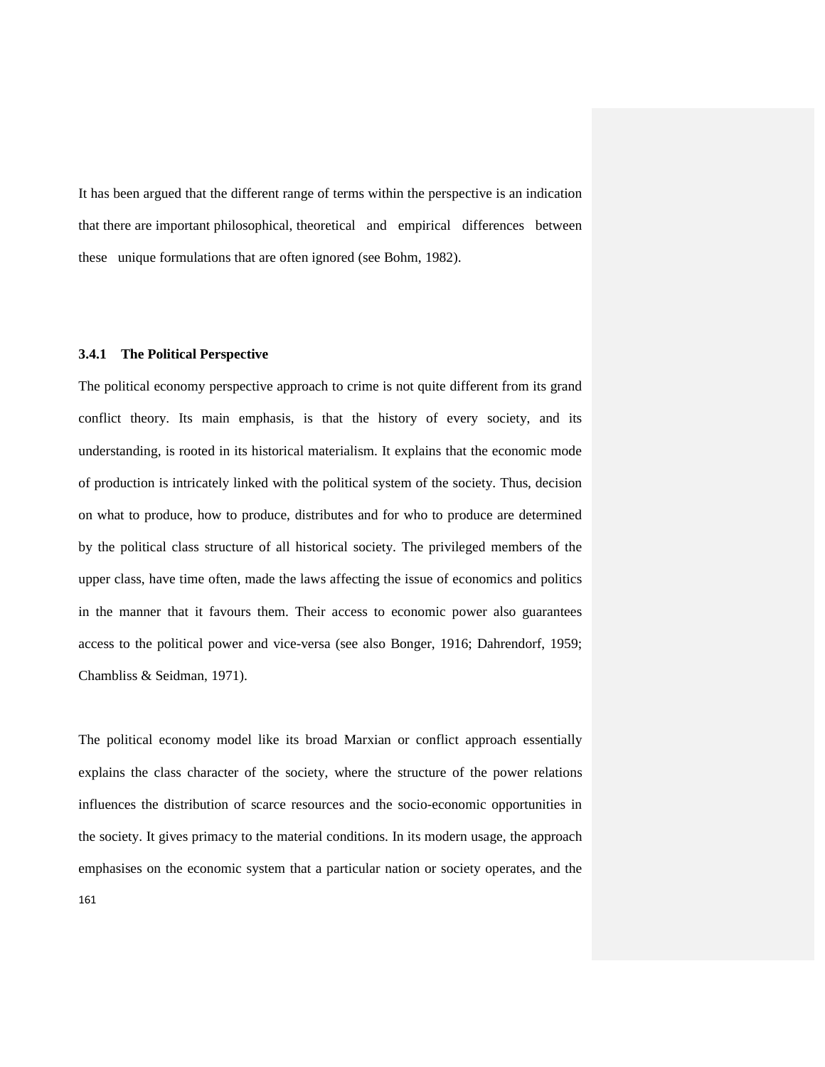It has been argued that the different range of terms within the perspective is an indication that there are important philosophical, theoretical and empirical differences between these unique formulations that are often ignored (see Bohm, 1982).

### 3.4.1 The Political Perspective

The political economy perspective approach to crime is not quite different from its grand conflict theory. Its main emphasis, is that the history of every society, and its understanding, is rooted in its historical materialism. It explains that the economic mode of production is intricately linked with the political system of the society. Thus, decision on what to produce, how to produce, distributes and for who to produce are determined by the political class structure of all historical society. The privileged members of the upper class, have time often, made the laws affecting the issue of economics and politics in the manner that it favours them. Their access to economic power also guarantees access to the political power and vice-versa (see also Bonger, 1916; Dahrendorf, 1959; Chambliss & Seidman, 1971).

The political economy model like its broad Marxian or conflict approach essentially explains the class character of the society, where the structure of the power relations influences the distribution of scarce resources and the socio-economic opportunities in the society. It gives primacy to the material conditions. In its modern usage, the approach emphasises on the economic system that a particular nation or society operates, and the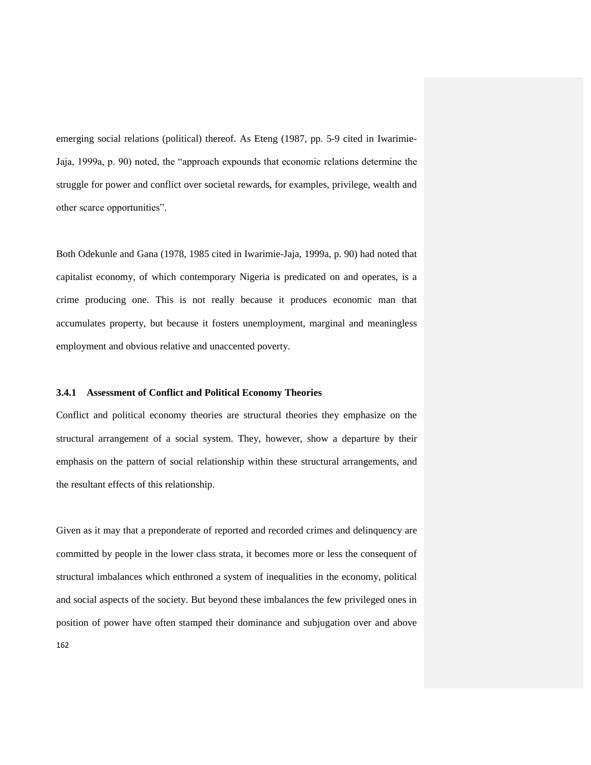emerging social relations (political) thereof. As Eteng (1987, pp. 5-9 cited in Iwarimie-Jaja, 1999a, p. 90) noted, the "approach expounds that economic relations determine the struggle for power and conflict over societal rewards, for examples, privilege, wealth and other scarce opportunities".

Both Odekunle and Gana (1978, 1985 cited in Iwarimie-Jaja, 1999a, p. 90) had noted that capitalist economy, of which contemporary Nigeria is predicated on and operates, is a crime producing one. This is not really because it produces economic man that accumulates property, but because it fosters unemployment, marginal and meaningless employment and obvious relative and unaccented poverty.

### 3.4.1 Assessment of Conflict and Political Economy Theories

Conflict and political economy theories are structural theories they emphasize on the structural arrangement of a social system. They, however, show a departure by their emphasis on the pattern of social relationship within these structural arrangements, and the resultant effects of this relationship.

Given as it may that a preponderate of reported and recorded crimes and delinquency are committed by people in the lower class strata, it becomes more or less the consequent of structural imbalances which enthroned a system of inequalities in the economy, political and social aspects of the society. But beyond these imbalances the few privileged ones in position of power have often stamped their dominance and subjugation over and above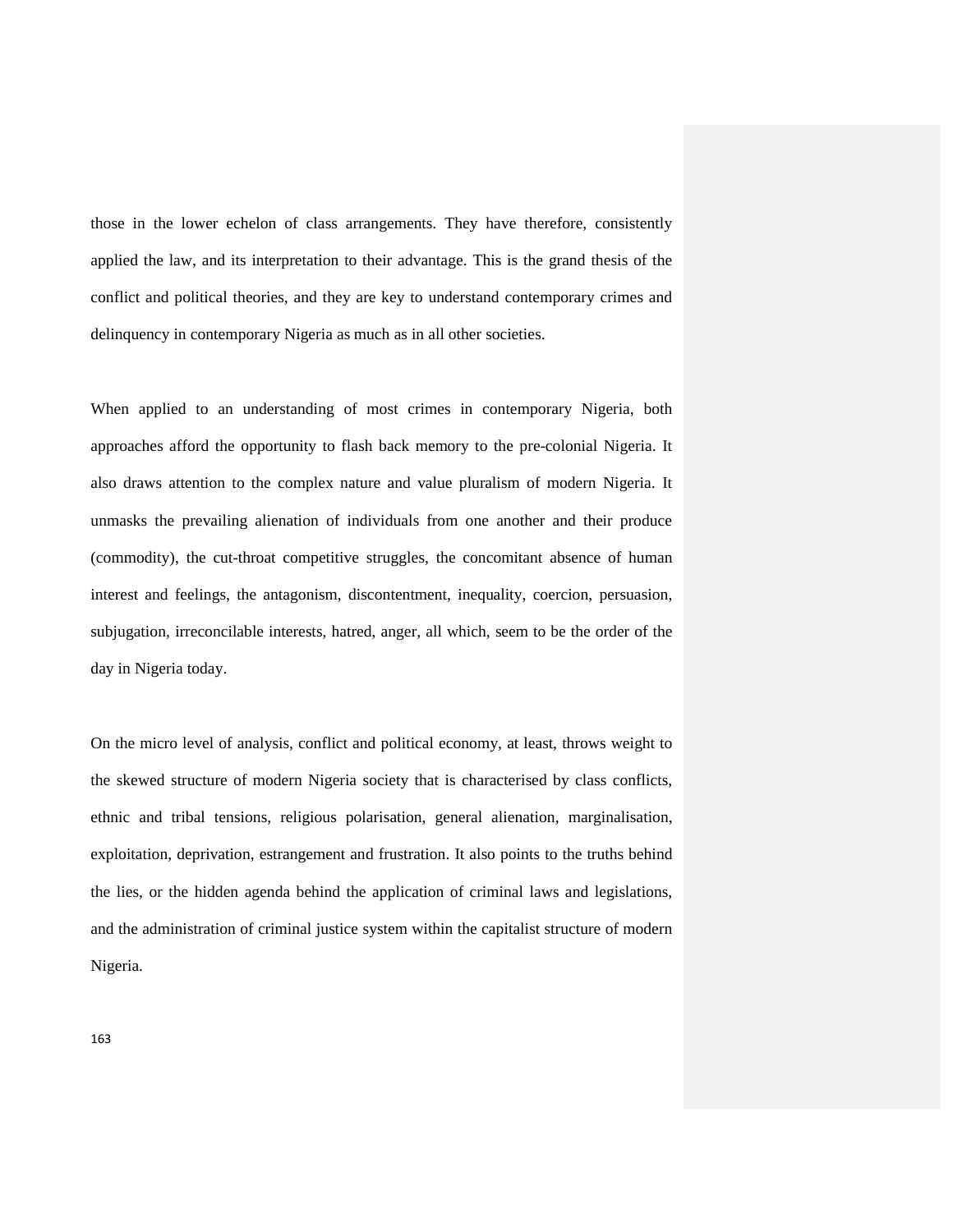those in the lower echelon of class arrangements. They have therefore, consistently applied the law, and its interpretation to their advantage. This is the grand thesis of the conflict and political theories, and they are key to understand contemporary crimes and delinquency in contemporary Nigeria as much as in all other societies.

When applied to an understanding of most crimes in contemporary Nigeria, both approaches afford the opportunity to flash back memory to the pre-colonial Nigeria. It also draws attention to the complex nature and value pluralism of modern Nigeria. It unmasks the prevailing alienation of individuals from one another and their produce (commodity), the cut-throat competitive struggles, the concomitant absence of human interest and feelings, the antagonism, discontentment, inequality, coercion, persuasion, subjugation, irreconcilable interests, hatred, anger, all which, seem to be the order of the day in Nigeria today.

On the micro level of analysis, conflict and political economy, at least, throws weight to the skewed structure of modern Nigeria society that is characterised by class conflicts, ethnic and tribal tensions, religious polarisation, general alienation, marginalisation, exploitation, deprivation, estrangement and frustration. It also points to the truths behind the lies, or the hidden agenda behind the application of criminal laws and legislations, and the administration of criminal justice system within the capitalist structure of modern Nigeria.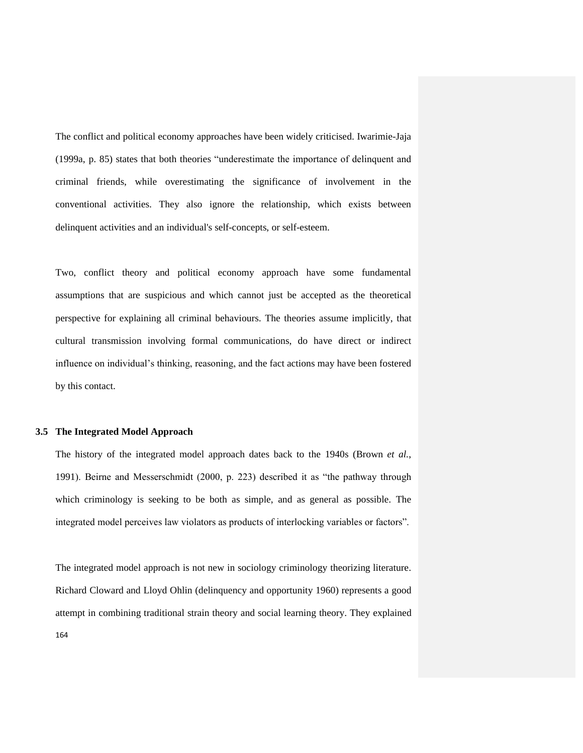The conflict and political economy approaches have been widely criticised. Iwarimie-Jaja (1999a, p. 85) states that both theories "underestimate the importance of delinquent and criminal friends, while overestimating the significance of involvement in the conventional activities. They also ignore the relationship, which exists between delinquent activities and an individual's self-concepts, or self-esteem.

Two, conflict theory and political economy approach have some fundamental assumptions that are suspicious and which cannot just be accepted as the theoretical perspective for explaining all criminal behaviours. The theories assume implicitly, that cultural transmission involving formal communications, do have direct or indirect influence on individual's thinking, reasoning, and the fact actions may have been fostered by this contact.

## 3.5 The Integrated Model Approach

The history of the integrated model approach dates back to the 1940s (Brown *et al.*, 1991). Beirne and Messerschmidt (2000, p. 223) described it as "the pathway through which criminology is seeking to be both as simple, and as general as possible. The integrated model perceives law violators as products of interlocking variables or factors".

The integrated model approach is not new in sociology criminology theorizing literature. Richard Cloward and Lloyd Ohlin (delinquency and opportunity 1960) represents a good attempt in combining traditional strain theory and social learning theory. They explained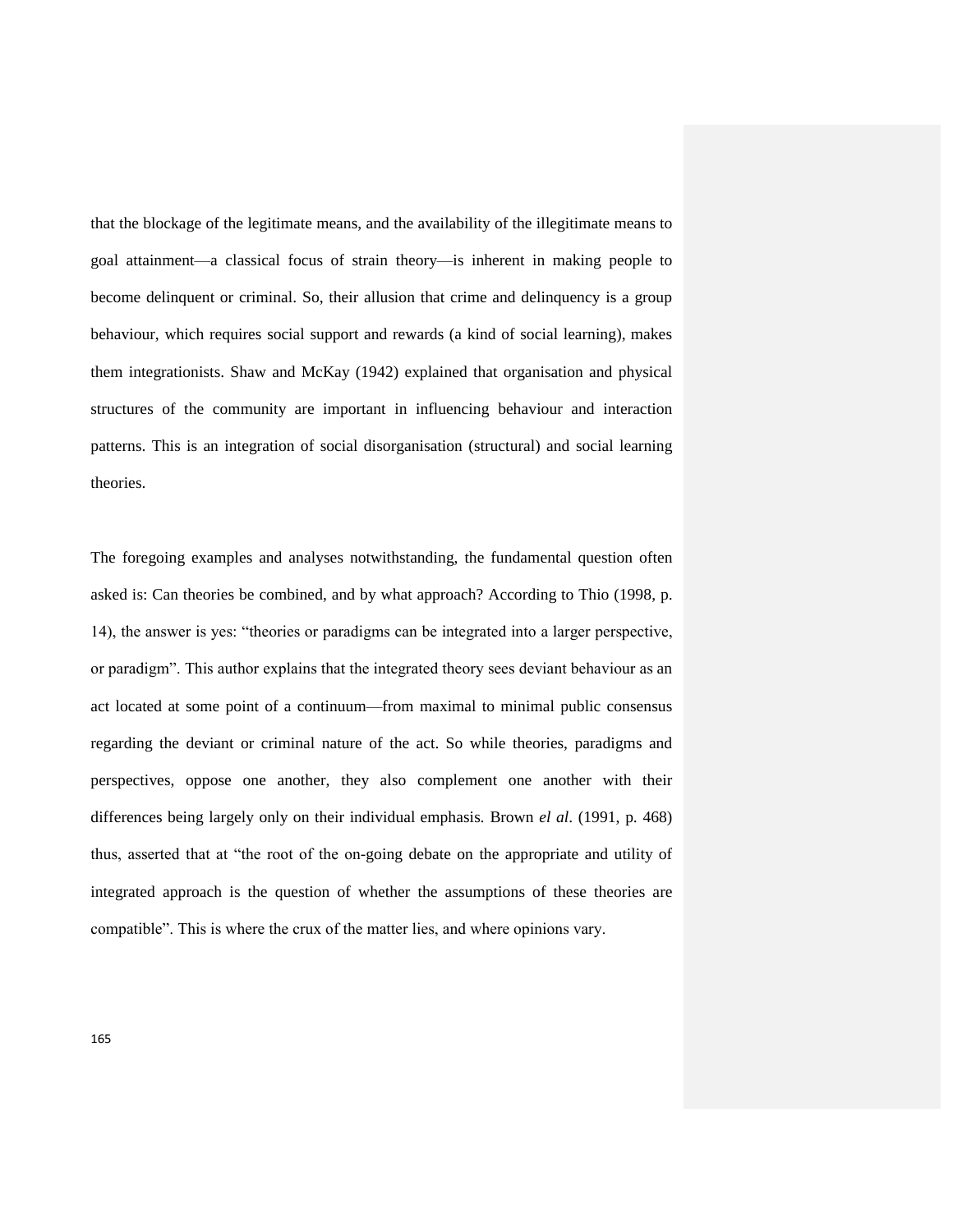that the blockage of the legitimate means, and the availability of the illegitimate means to goal attainment—a classical focus of strain theory—is inherent in making people to become delinquent or criminal. So, their allusion that crime and delinquency is a group behaviour, which requires social support and rewards (a kind of social learning), makes them integrationists. Shaw and McKay (1942) explained that organisation and physical structures of the community are important in influencing behaviour and interaction patterns. This is an integration of social disorganisation (structural) and social learning theories.

The foregoing examples and analyses notwithstanding, the fundamental question often asked is: Can theories be combined, and by what approach? According to Thio (1998, p. 14), the answer is yes: "theories or paradigms can be integrated into a larger perspective, or paradigm". This author explains that the integrated theory sees deviant behaviour as an act located at some point of a continuum—from maximal to minimal public consensus regarding the deviant or criminal nature of the act. So while theories, paradigms and perspectives, oppose one another, they also complement one another with their differences being largely only on their individual emphasis. Brown *el al*. (1991, p. 468) thus, asserted that at "the root of the on-going debate on the appropriate and utility of integrated approach is the question of whether the assumptions of these theories are compatible". This is where the crux of the matter lies, and where opinions vary.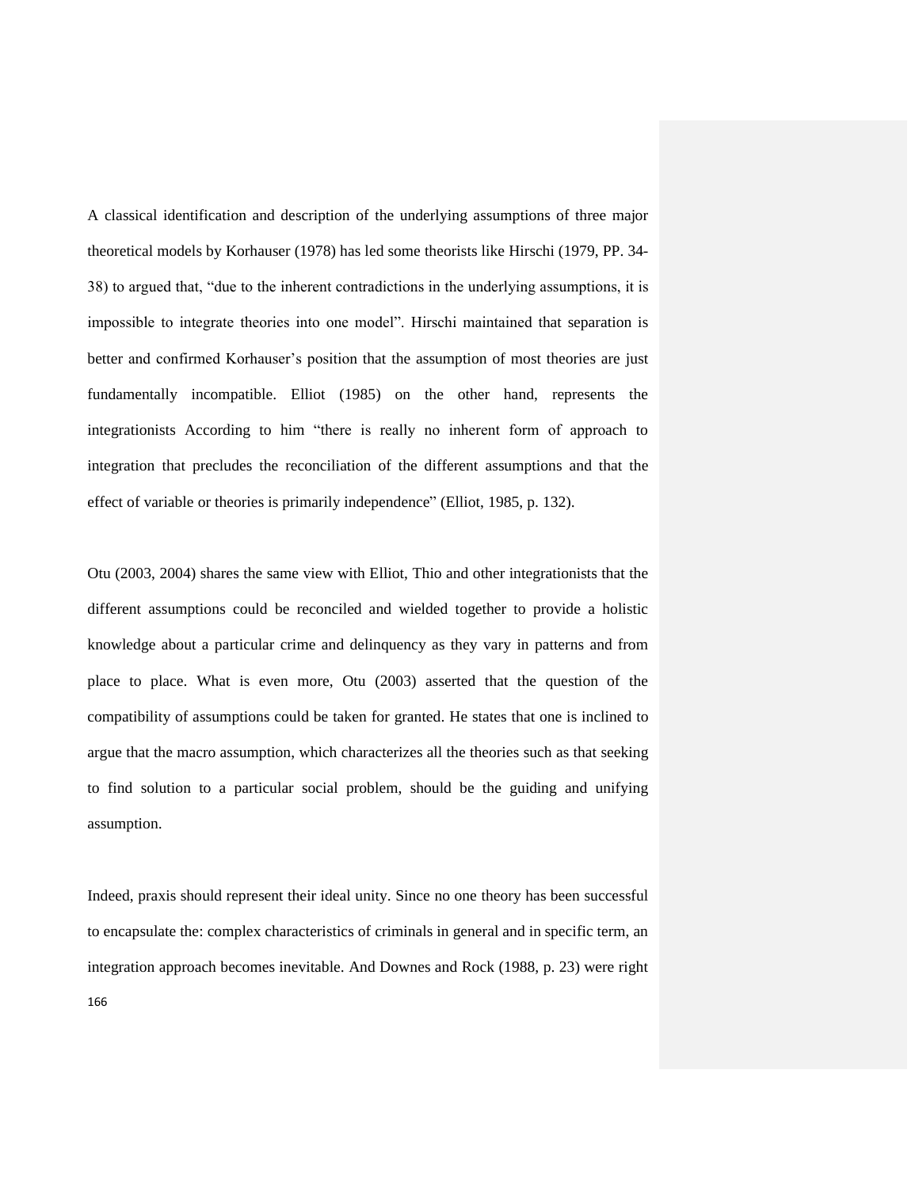A classical identification and description of the underlying assumptions of three major theoretical models by Korhauser (1978) has led some theorists like Hirschi (1979, PP. 34-38) to argued that, “due to the inherent contradictions in the underlying assumptions, it is impossible to integrate theories into one model”. Hirschi maintained that separation is better and confirmed Korhauser’s position that the assumption of most theories are just fundamentally incompatible. Elliot (1985) on the other hand, represents the integrationists According to him “there is really no inherent form of approach to integration that precludes the reconciliation of the different assumptions and that the effect of variable or theories is primarily independence” (Elliot, 1985, p. 132).

Otu (2003, 2004) shares the same view with Elliot, Thio and other integrationists that the different assumptions could be reconciled and wielded together to provide a holistic knowledge about a particular crime and delinquency as they vary in patterns and from place to place. What is even more, Otu (2003) asserted that the question of the compatibility of assumptions could be taken for granted. He states that one is inclined to argue that the macro assumption, which characterizes all the theories such as that seeking to find solution to a particular social problem, should be the guiding and unifying assumption.

Indeed, praxis should represent their ideal unity. Since no one theory has been successful to encapsulate the: complex characteristics of criminals in general and in specific term, an integration approach becomes inevitable. And Downes and Rock (1988, p. 23) were right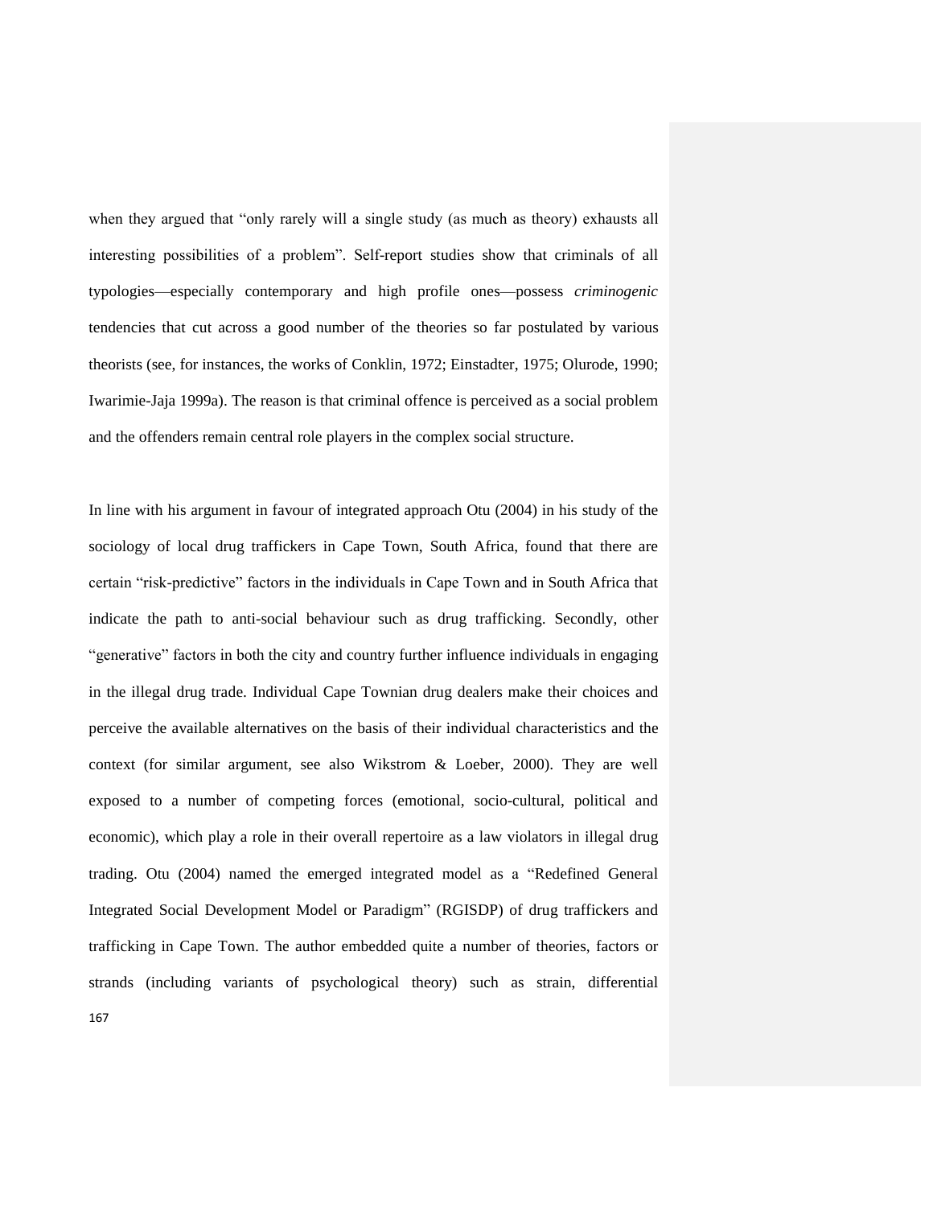when they argued that "only rarely will a single study (as much as theory) exhausts all interesting possibilities of a problem". Self-report studies show that criminals of all typologies—especially contemporary and high profile ones—possess *criminogenic* tendencies that cut across a good number of the theories so far postulated by various theorists (see, for instances, the works of Conklin, 1972; Einstadter, 1975; Olurode, 1990; Iwarimie-Jaja 1999a). The reason is that criminal offence is perceived as a social problem and the offenders remain central role players in the complex social structure.

In line with his argument in favour of integrated approach Otu (2004) in his study of the sociology of local drug traffickers in Cape Town, South Africa, found that there are certain "risk-predictive" factors in the individuals in Cape Town and in South Africa that indicate the path to anti-social behaviour such as drug trafficking. Secondly, other "generative" factors in both the city and country further influence individuals in engaging in the illegal drug trade. Individual Cape Townian drug dealers make their choices and perceive the available alternatives on the basis of their individual characteristics and the context (for similar argument, see also Wikstrom & Loeber, 2000). They are well exposed to a number of competing forces (emotional, socio-cultural, political and economic), which play a role in their overall repertoire as a law violators in illegal drug trading. Otu (2004) named the emerged integrated model as a "Redefined General Integrated Social Development Model or Paradigm" (RGISDP) of drug traffickers and trafficking in Cape Town. The author embedded quite a number of theories, factors or strands (including variants of psychological theory) such as strain, differential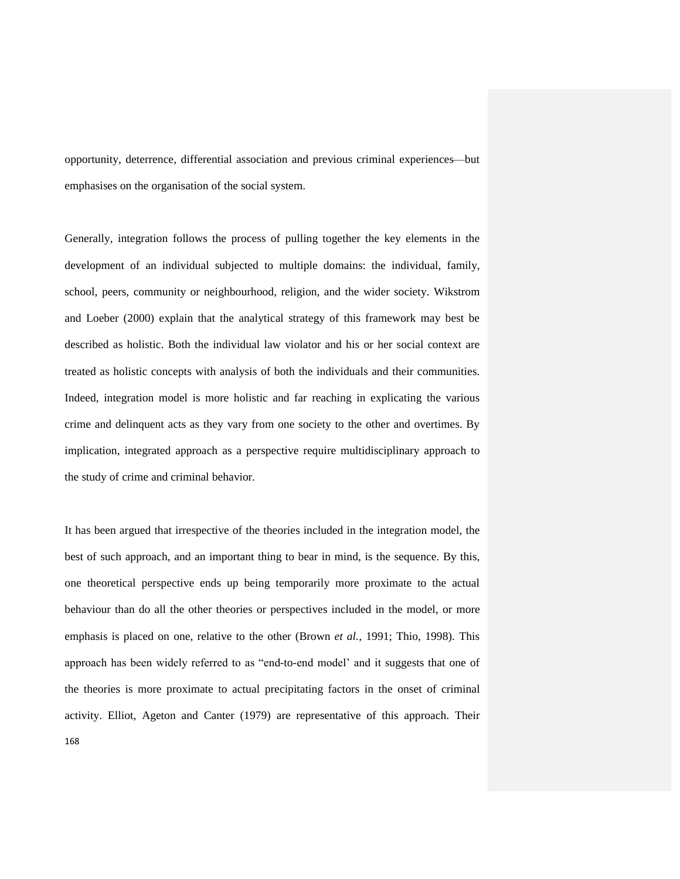opportunity, deterrence, differential association and previous criminal experiences—but emphasises on the organisation of the social system.

Generally, integration follows the process of pulling together the key elements in the development of an individual subjected to multiple domains: the individual, family, school, peers, community or neighbourhood, religion, and the wider society. Wikstrom and Loeber (2000) explain that the analytical strategy of this framework may best be described as holistic. Both the individual law violator and his or her social context are treated as holistic concepts with analysis of both the individuals and their communities. Indeed, integration model is more holistic and far reaching in explicating the various crime and delinquent acts as they vary from one society to the other and overtimes. By implication, integrated approach as a perspective require multidisciplinary approach to the study of crime and criminal behavior.

It has been argued that irrespective of the theories included in the integration model, the best of such approach, and an important thing to bear in mind, is the sequence. By this, one theoretical perspective ends up being temporarily more proximate to the actual behaviour than do all the other theories or perspectives included in the model, or more emphasis is placed on one, relative to the other (Brown *et al.*, 1991; Thio, 1998). This approach has been widely referred to as "end-to-end model' and it suggests that one of the theories is more proximate to actual precipitating factors in the onset of criminal activity. Elliot, Ageton and Canter (1979) are representative of this approach. Their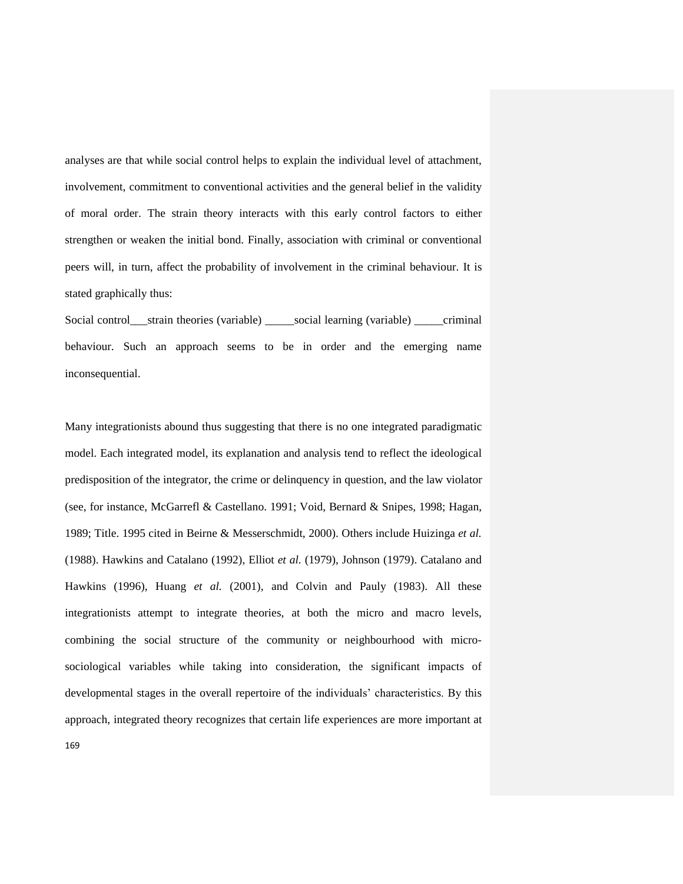analyses are that while social control helps to explain the individual level of attachment, involvement, commitment to conventional activities and the general belief in the validity of moral order. The strain theory interacts with this early control factors to either strengthen or weaken the initial bond. Finally, association with criminal or conventional peers will, in turn, affect the probability of involvement in the criminal behaviour. It is stated graphically thus:

Social control___strain theories (variable) _____social learning (variable) _____criminal behaviour. Such an approach seems to be in order and the emerging name inconsequential.

Many integrationists abound thus suggesting that there is no one integrated paradigmatic model. Each integrated model, its explanation and analysis tend to reflect the ideological predisposition of the integrator, the crime or delinquency in question, and the law violator (see, for instance, McGarrefl & Castellano. 1991; Void, Bernard & Snipes, 1998; Hagan, 1989; Title. 1995 cited in Beirne & Messerschmidt, 2000). Others include Huizinga *et al.* (1988). Hawkins and Catalano (1992), Elliot *et al.* (1979), Johnson (1979). Catalano and Hawkins (1996), Huang *et al.* (2001), and Colvin and Pauly (1983). All these integrationists attempt to integrate theories, at both the micro and macro levels, combining the social structure of the community or neighbourhood with micro-sociological variables while taking into consideration, the significant impacts of developmental stages in the overall repertoire of the individuals' characteristics. By this approach, integrated theory recognizes that certain life experiences are more important at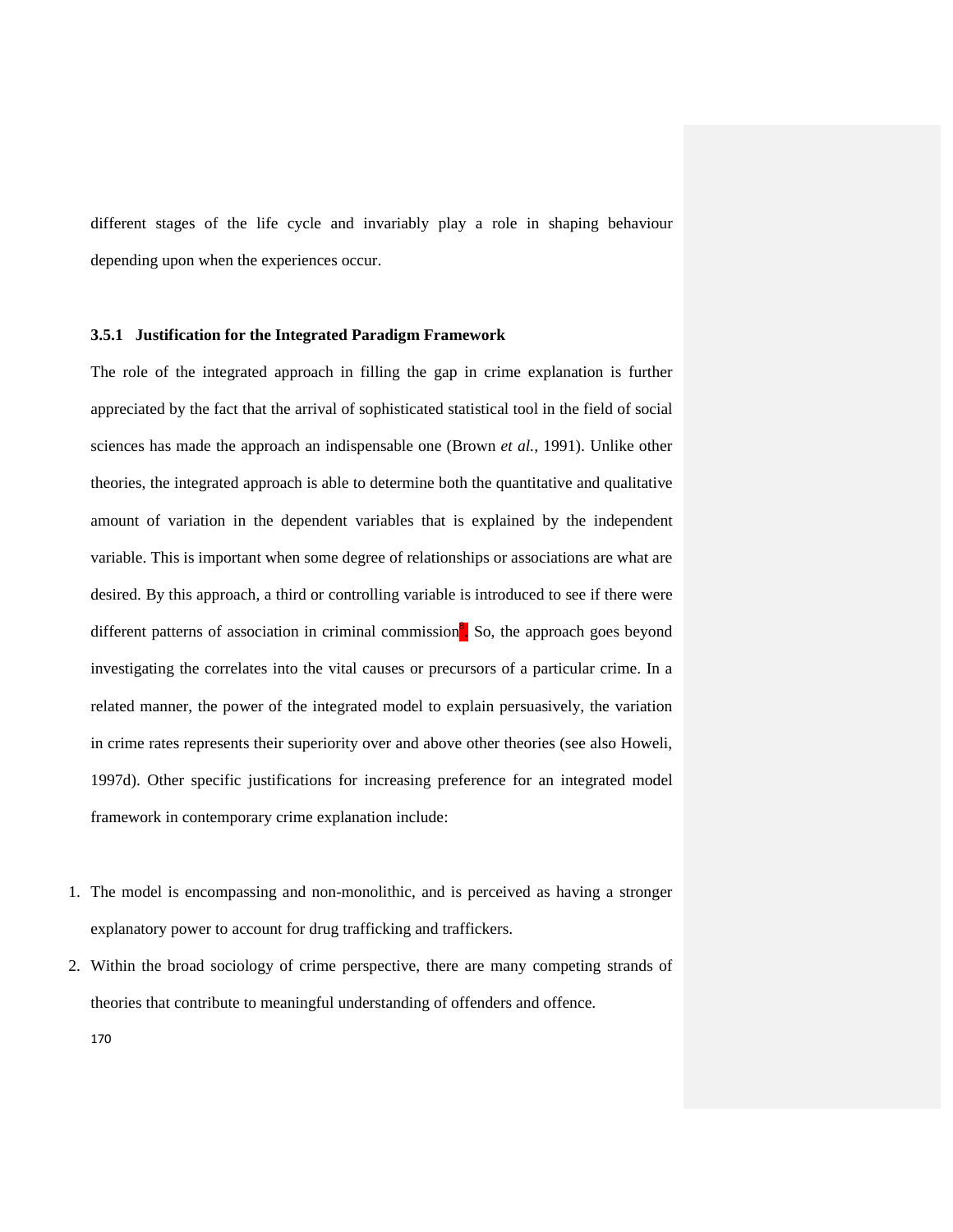different stages of the life cycle and invariably play a role in shaping behaviour depending upon when the experiences occur.

### 3.5.1 Justification for the Integrated Paradigm Framework

The role of the integrated approach in filling the gap in crime explanation is further appreciated by the fact that the arrival of sophisticated statistical tool in the field of social sciences has made the approach an indispensable one (Brown *et al.*, 1991). Unlike other theories, the integrated approach is able to determine both the quantitative and qualitative amount of variation in the dependent variables that is explained by the independent variable. This is important when some degree of relationships or associations are what are desired. By this approach, a third or controlling variable is introduced to see if there were different patterns of association in criminal commission. So, the approach goes beyond investigating the correlates into the vital causes or precursors of a particular crime. In a related manner, the power of the integrated model to explain persuasively, the variation in crime rates represents their superiority over and above other theories (see also Howeli, 1997d). Other specific justifications for increasing preference for an integrated model framework in contemporary crime explanation include:

1. The model is encompassing and non-monolithic, and is perceived as having a stronger explanatory power to account for drug trafficking and traffickers.
2. Within the broad sociology of crime perspective, there are many competing strands of theories that contribute to meaningful understanding of offenders and offence.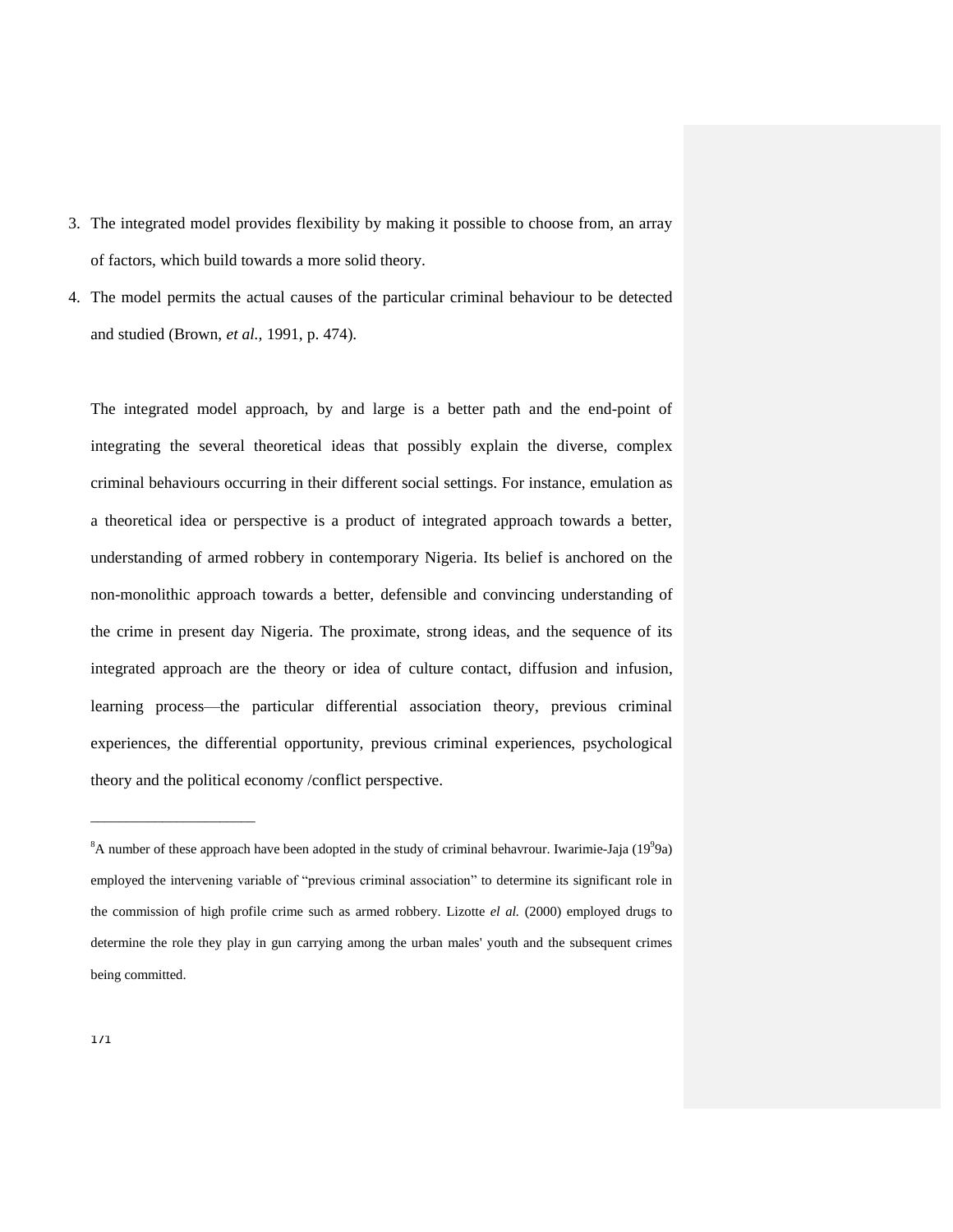3. The integrated model provides flexibility by making it possible to choose from, an array of factors, which build towards a more solid theory.
4. The model permits the actual causes of the particular criminal behaviour to be detected and studied (Brown, *et al.,* 1991, p. 474).

The integrated model approach, by and large is a better path and the end-point of integrating the several theoretical ideas that possibly explain the diverse, complex criminal behaviours occurring in their different social settings. For instance, emulation as a theoretical idea or perspective is a product of integrated approach towards a better, understanding of armed robbery in contemporary Nigeria. Its belief is anchored on the non-monolithic approach towards a better, defensible and convincing understanding of the crime in present day Nigeria. The proximate, strong ideas, and the sequence of its integrated approach are the theory or idea of culture contact, diffusion and infusion, learning process—the particular differential association theory, previous criminal experiences, the differential opportunity, previous criminal experiences, psychological theory and the political economy /conflict perspective.

---

[8]A number of these approach have been adopted in the study of criminal behavrour. Iwarimie-Jaja (19[9]9a) employed the intervening variable of "previous criminal association" to determine its significant role in the commission of high profile crime such as armed robbery. Lizotte *el al.* (2000) employed drugs to determine the role they play in gun carrying among the urban males' youth and the subsequent crimes being committed.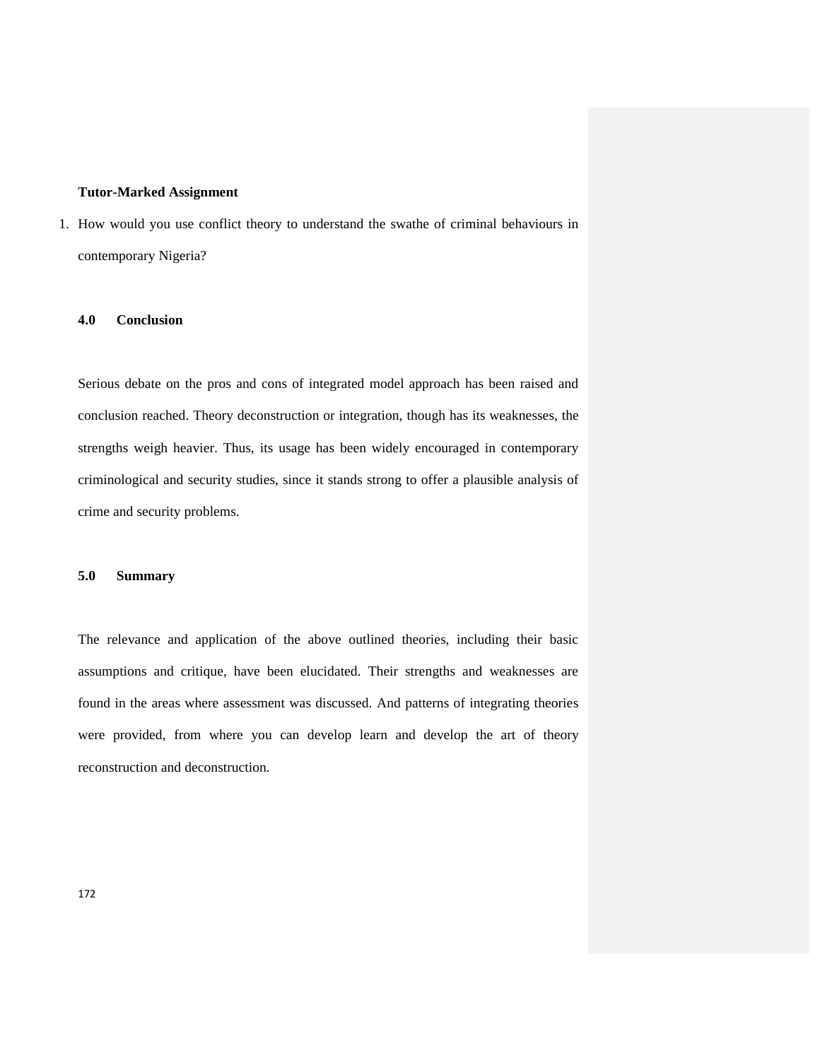**Tutor-Marked Assignment**

1. How would you use conflict theory to understand the swathe of criminal behaviours in contemporary Nigeria?

## 4.0 Conclusion

Serious debate on the pros and cons of integrated model approach has been raised and conclusion reached. Theory deconstruction or integration, though has its weaknesses, the strengths weigh heavier. Thus, its usage has been widely encouraged in contemporary criminological and security studies, since it stands strong to offer a plausible analysis of crime and security problems.

## 5.0 Summary

The relevance and application of the above outlined theories, including their basic assumptions and critique, have been elucidated. Their strengths and weaknesses are found in the areas where assessment was discussed. And patterns of integrating theories were provided, from where you can develop learn and develop the art of theory reconstruction and deconstruction.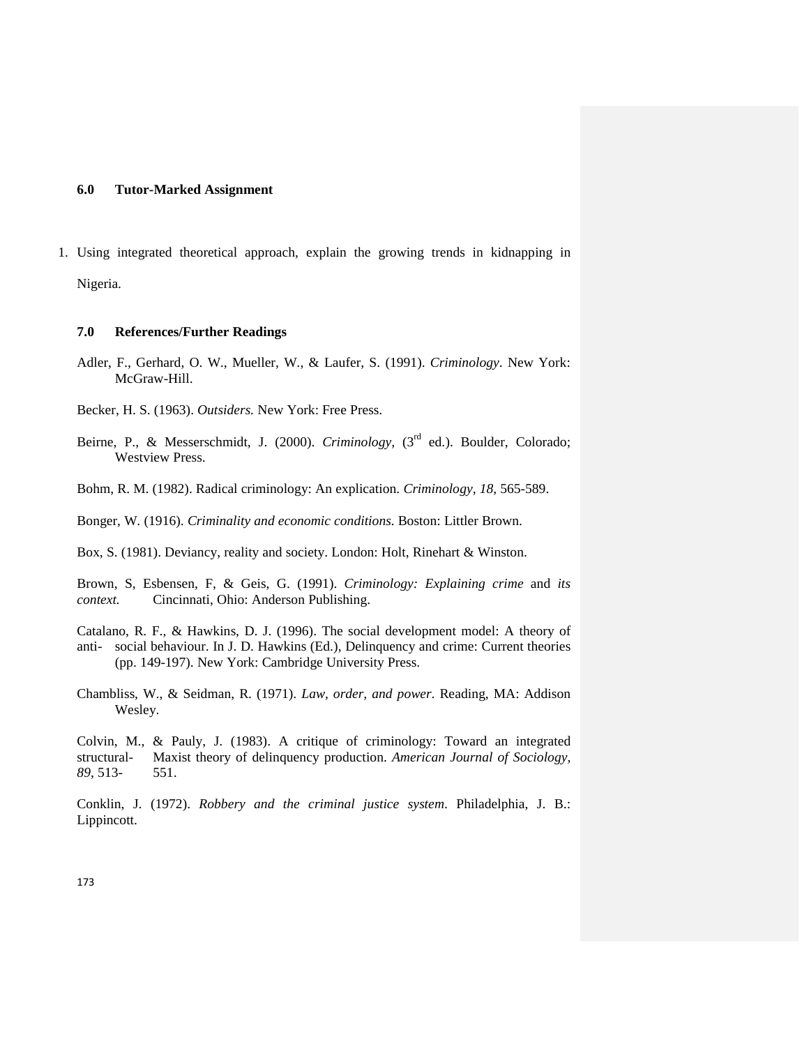## 6.0 Tutor-Marked Assignment

1. Using integrated theoretical approach, explain the growing trends in kidnapping in Nigeria.

## 7.0 References/Further Readings

Adler, F., Gerhard, O. W., Mueller, W., & Laufer, S. (1991). *Criminology*. New York: McGraw-Hill.

Becker, H. S. (1963). *Outsiders.* New York: Free Press.

Beirne, P., & Messerschmidt, J. (2000). *Criminology,* (3rd ed.). Boulder, Colorado; Westview Press.

Bohm, R. M. (1982). Radical criminology: An explication. *Criminology, 18*, 565-589.

Bonger, W. (1916). *Criminality and economic conditions.* Boston: Littler Brown.

Box, S. (1981). Deviancy, reality and society. London: Holt, Rinehart & Winston.

Brown, S, Esbensen, F, & Geis, G. (1991). *Criminology: Explaining crime* and *its context.* Cincinnati, Ohio: Anderson Publishing.

Catalano, R. F., & Hawkins, D. J. (1996). The social development model: A theory of anti- social behaviour. In J. D. Hawkins (Ed.), Delinquency and crime: Current theories (pp. 149-197). New York: Cambridge University Press.

Chambliss, W., & Seidman, R. (1971). *Law, order, and power*. Reading, MA: Addison Wesley.

Colvin, M., & Pauly, J. (1983). A critique of criminology: Toward an integrated structural- Maxist theory of delinquency production. *American Journal of Sociology, 89*, 513- 551.

Conklin, J. (1972). *Robbery and the criminal justice system*. Philadelphia, J. B.: Lippincott.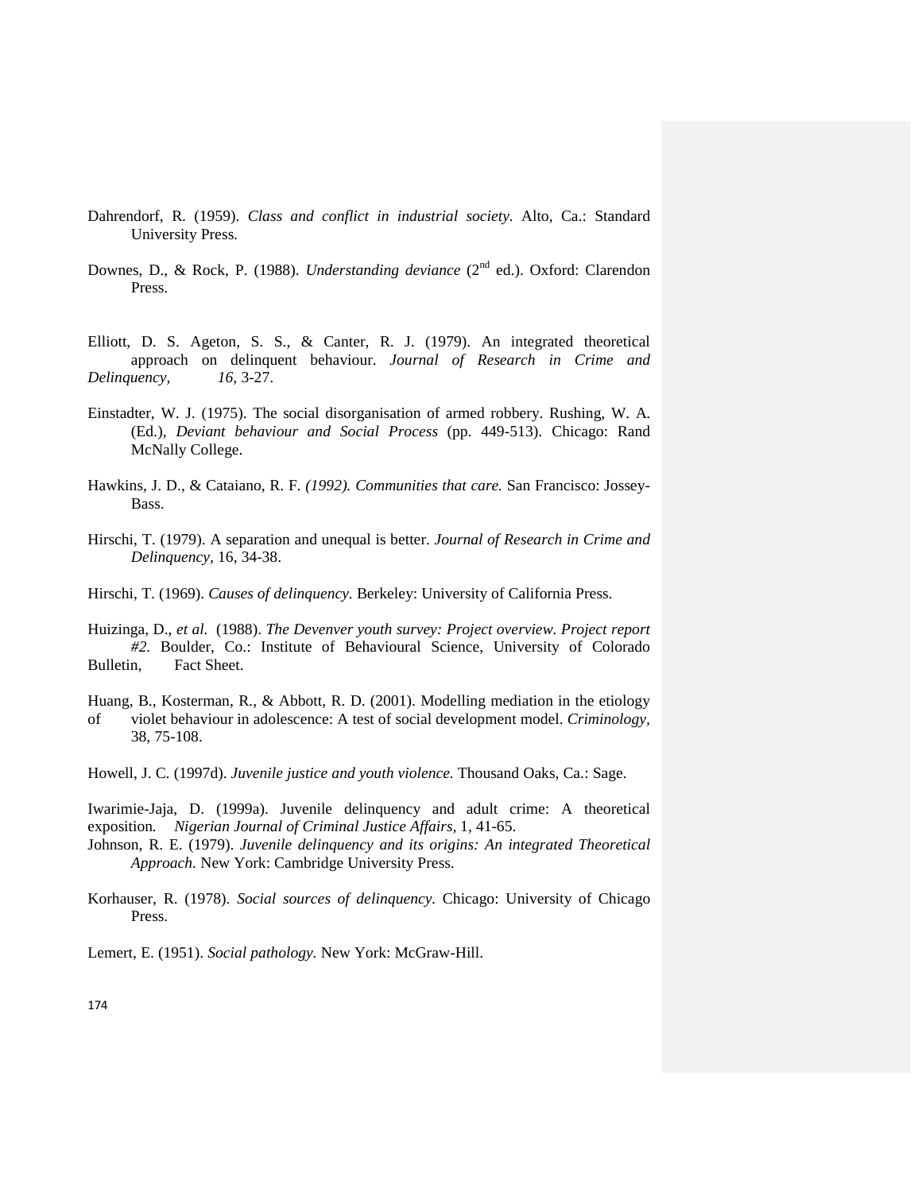Dahrendorf, R. (1959). *Class and conflict in industrial society.* Alto, Ca.: Standard University Press.

Downes, D., & Rock, P. (1988). *Understanding deviance* (2nd ed.). Oxford: Clarendon Press.

Elliott, D. S. Ageton, S. S., & Canter, R. J. (1979). An integrated theoretical approach on delinquent behaviour. *Journal of Research in Crime and Delinquency, 16,* 3-27.

Einstadter, W. J. (1975). The social disorganisation of armed robbery. Rushing, W. A. (Ed.), *Deviant behaviour and Social Process* (pp. 449-513). Chicago: Rand McNally College.

Hawkins, J. D., & Cataiano, R. F. *(1992). Communities that care.* San Francisco: Jossey-Bass.

Hirschi, T. (1979). A separation and unequal is better. *Journal of Research in Crime and Delinquency,* 16, 34-38.

Hirschi, T. (1969). *Causes of delinquency.* Berkeley: University of California Press.

Huizinga, D., *et al.* (1988). *The Devenver youth survey: Project overview. Project report #2.* Boulder, Co.: Institute of Behavioural Science, University of Colorado Bulletin, Fact Sheet.

Huang, B., Kosterman, R., & Abbott, R. D. (2001). Modelling mediation in the etiology of violet behaviour in adolescence: A test of social development model. *Criminology,* 38, 75-108.

Howell, J. C. (1997d). *Juvenile justice and youth violence.* Thousand Oaks, Ca.: Sage.

Iwarimie-Jaja, D. (1999a). Juvenile delinquency and adult crime: A theoretical exposition. *Nigerian Journal of Criminal Justice Affairs,* 1, 41-65.

Johnson, R. E. (1979). *Juvenile delinquency and its origins: An integrated Theoretical Approach.* New York: Cambridge University Press.

Korhauser, R. (1978). *Social sources of delinquency.* Chicago: University of Chicago Press.

Lemert, E. (1951). *Social pathology.* New York: McGraw-Hill.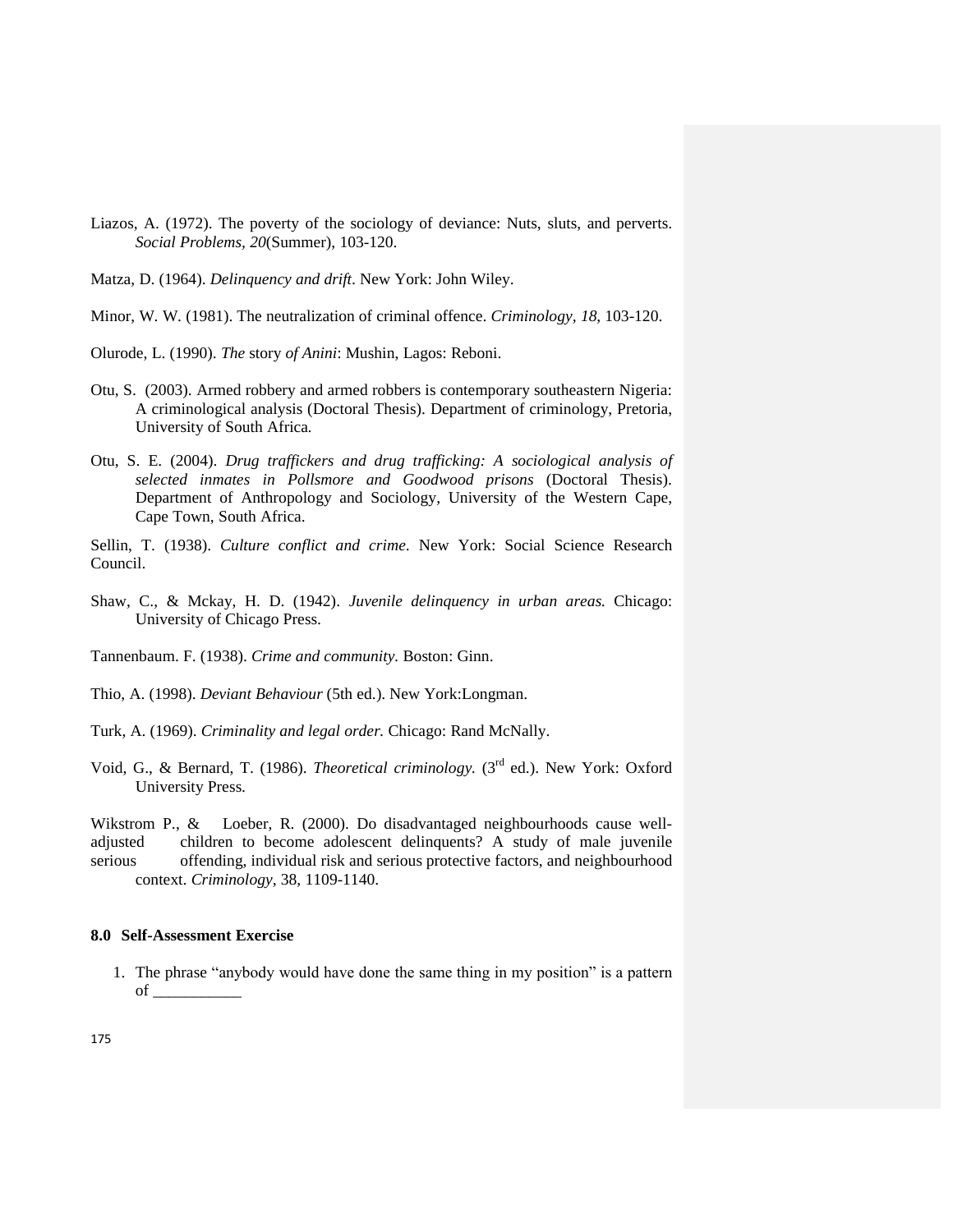Liazos, A. (1972). The poverty of the sociology of deviance: Nuts, sluts, and perverts. *Social Problems*, *20*(Summer), 103-120.

Matza, D. (1964). *Delinquency and drift*. New York: John Wiley.

Minor, W. W. (1981). The neutralization of criminal offence. *Criminology*, *18*, 103-120.

Olurode, L. (1990). *The* story *of Anini*: Mushin, Lagos: Reboni.

Otu, S. (2003). Armed robbery and armed robbers is contemporary southeastern Nigeria: A criminological analysis (Doctoral Thesis). Department of criminology, Pretoria, University of South Africa.

Otu, S. E. (2004). *Drug traffickers and drug trafficking: A sociological analysis of selected inmates in Pollsmore and Goodwood prisons* (Doctoral Thesis). Department of Anthropology and Sociology, University of the Western Cape, Cape Town, South Africa.

Sellin, T. (1938). *Culture conflict and crime*. New York: Social Science Research Council.

Shaw, C., & Mckay, H. D. (1942). *Juvenile delinquency in urban areas.* Chicago: University of Chicago Press.

Tannenbaum. F. (1938). *Crime and community.* Boston: Ginn.

Thio, A. (1998). *Deviant Behaviour* (5th ed.). New York:Longman.

Turk, A. (1969). *Criminality and legal order.* Chicago: Rand McNally.

Void, G., & Bernard, T. (1986). *Theoretical criminology.* (3rd ed.). New York: Oxford University Press.

Wikstrom P., & Loeber, R. (2000). Do disadvantaged neighbourhoods cause well-adjusted children to become adolescent delinquents? A study of male juvenile serious offending, individual risk and serious protective factors, and neighbourhood context. *Criminology*, 38, 1109-1140.

**8.0 Self-Assessment Exercise**

1. The phrase "anybody would have done the same thing in my position" is a pattern of ___________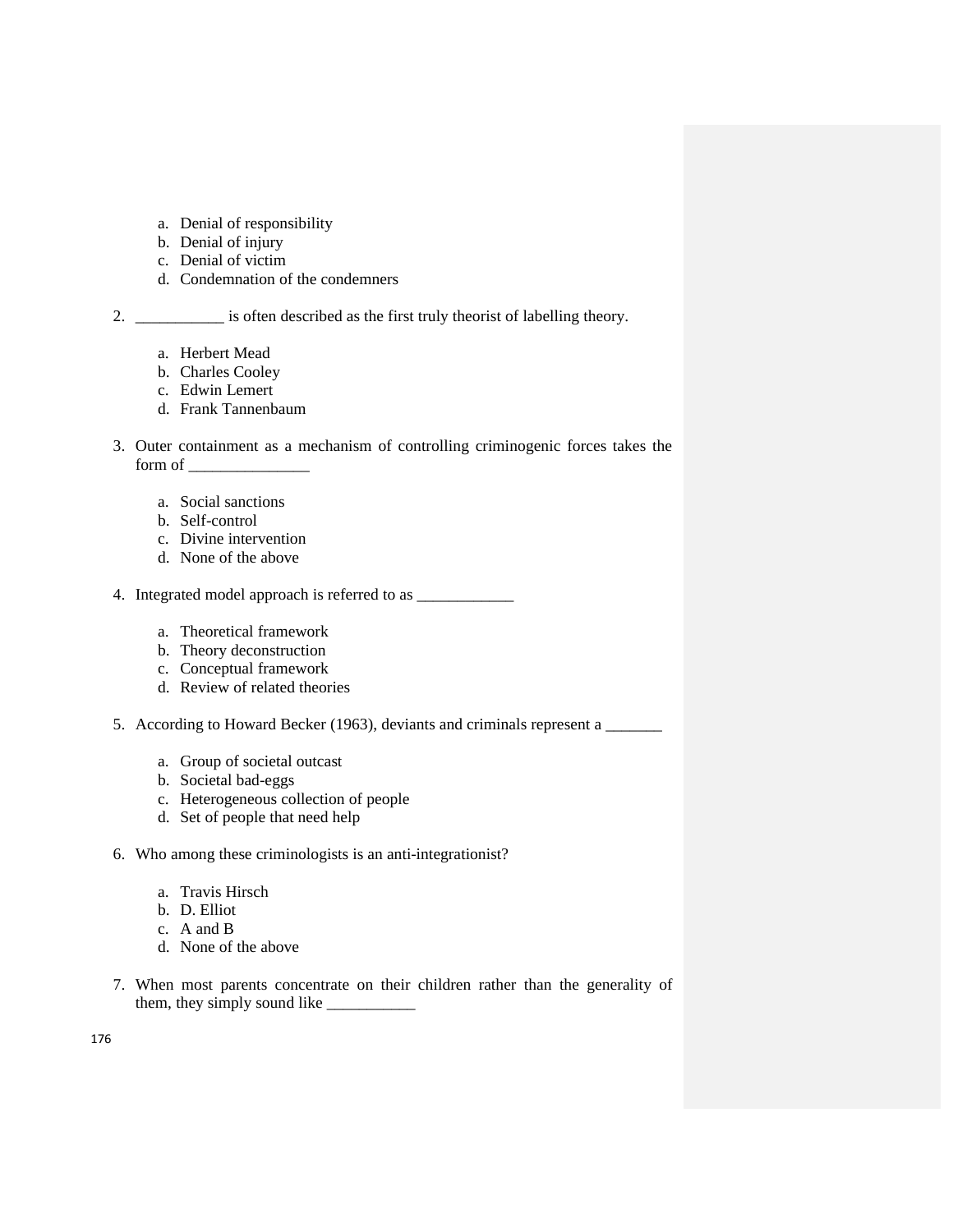a. Denial of responsibility
b. Denial of injury
c. Denial of victim
d. Condemnation of the condemners

2. ___________ is often described as the first truly theorist of labelling theory.

    a. Herbert Mead
    b. Charles Cooley
    c. Edwin Lemert
    d. Frank Tannenbaum

3. Outer containment as a mechanism of controlling criminogenic forces takes the form of _______________

    a. Social sanctions
    b. Self-control
    c. Divine intervention
    d. None of the above

4. Integrated model approach is referred to as ____________

    a. Theoretical framework
    b. Theory deconstruction
    c. Conceptual framework
    d. Review of related theories

5. According to Howard Becker (1963), deviants and criminals represent a _______

    a. Group of societal outcast
    b. Societal bad-eggs
    c. Heterogeneous collection of people
    d. Set of people that need help

6. Who among these criminologists is an anti-integrationist?

    a. Travis Hirsch
    b. D. Elliot
    c. A and B
    d. None of the above

7. When most parents concentrate on their children rather than the generality of them, they simply sound like ___________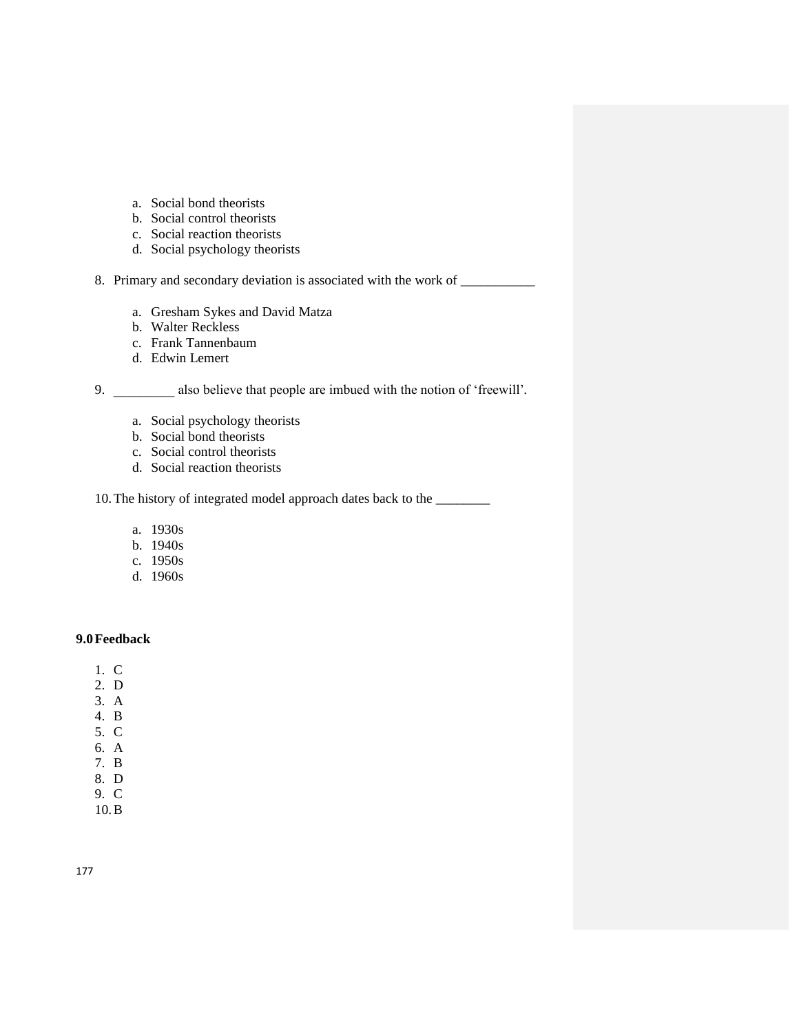a. Social bond theorists
   b. Social control theorists
   c. Social reaction theorists
   d. Social psychology theorists

8. Primary and secondary deviation is associated with the work of ___________

   a. Gresham Sykes and David Matza
   b. Walter Reckless
   c. Frank Tannenbaum
   d. Edwin Lemert

9. _________ also believe that people are imbued with the notion of 'freewill'.

   a. Social psychology theorists
   b. Social bond theorists
   c. Social control theorists
   d. Social reaction theorists

10. The history of integrated model approach dates back to the ________

   a. 1930s
   b. 1940s
   c. 1950s
   d. 1960s

## 9.0 Feedback

1. C
2. D
3. A
4. B
5. C
6. A
7. B
8. D
9. C
10. B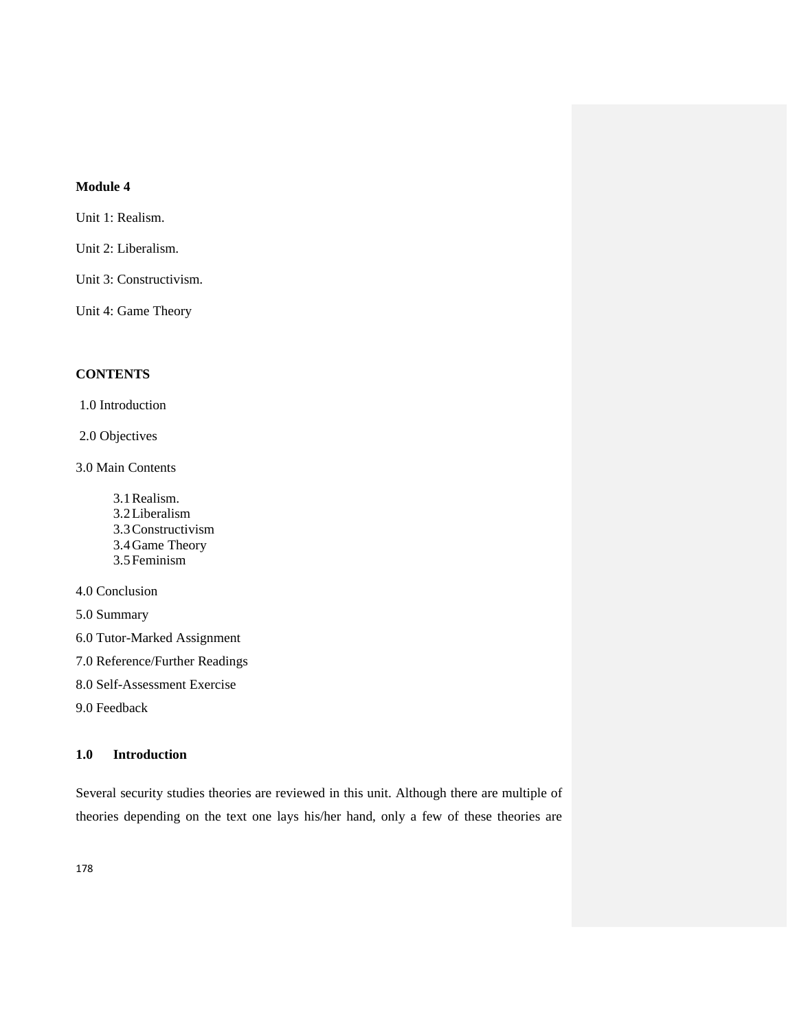**Module 4**

Unit 1: Realism.

Unit 2: Liberalism.

Unit 3: Constructivism.

Unit 4: Game Theory

**CONTENTS**

1.0 Introduction

2.0 Objectives

3.0 Main Contents

- 3.1 Realism.
- 3.2 Liberalism
- 3.3 Constructivism
- 3.4 Game Theory
- 3.5 Feminism

4.0 Conclusion

5.0 Summary

6.0 Tutor-Marked Assignment

7.0 Reference/Further Readings

8.0 Self-Assessment Exercise

9.0 Feedback

## 1.0 Introduction

Several security studies theories are reviewed in this unit. Although there are multiple of theories depending on the text one lays his/her hand, only a few of these theories are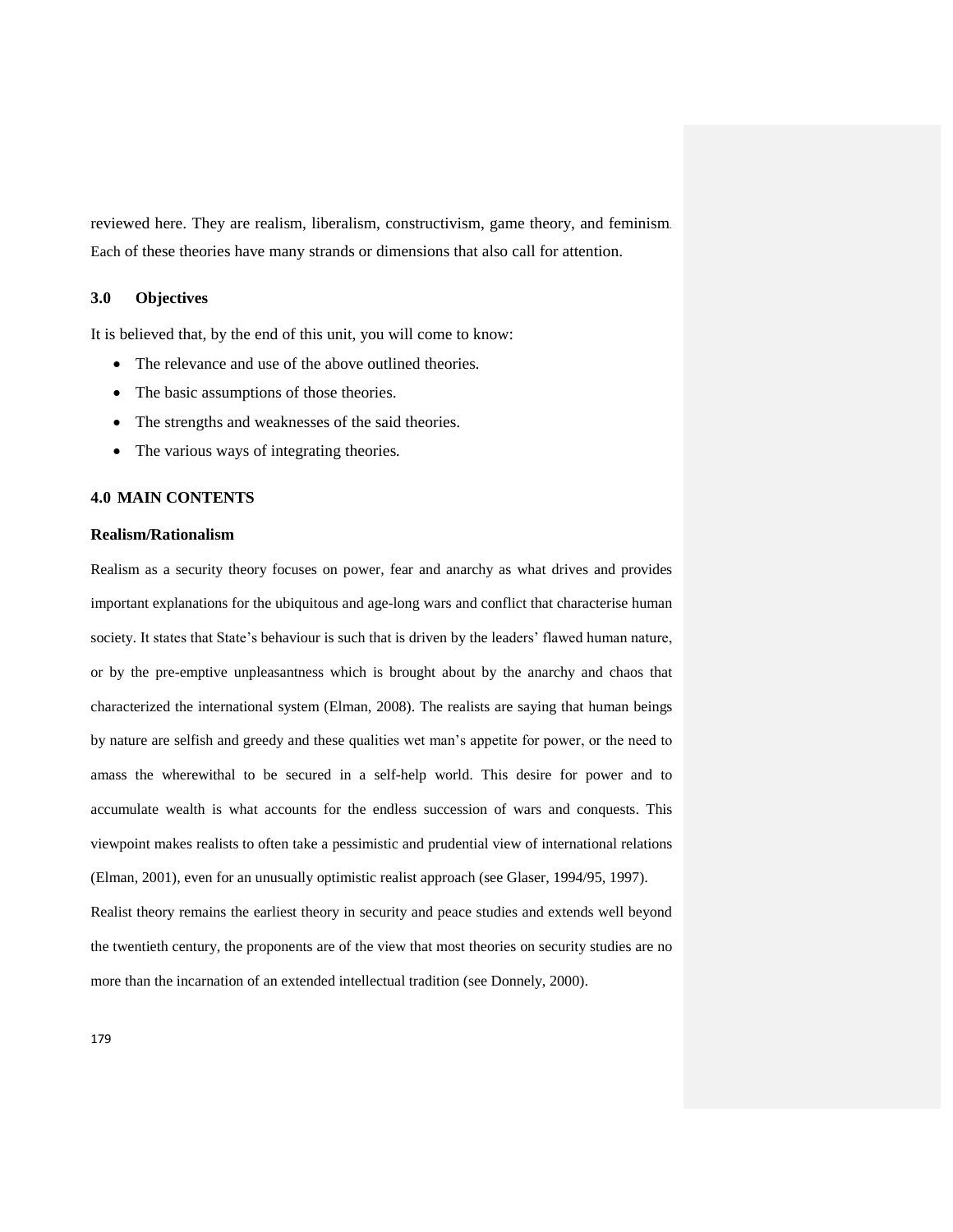reviewed here. They are realism, liberalism, constructivism, game theory, and feminism. Each of these theories have many strands or dimensions that also call for attention.

## 3.0 Objectives

It is believed that, by the end of this unit, you will come to know:

- The relevance and use of the above outlined theories.
- The basic assumptions of those theories.
- The strengths and weaknesses of the said theories.
- The various ways of integrating theories.

## 4.0 MAIN CONTENTS

### Realism/Rationalism

Realism as a security theory focuses on power, fear and anarchy as what drives and provides important explanations for the ubiquitous and age-long wars and conflict that characterise human society. It states that State's behaviour is such that is driven by the leaders' flawed human nature, or by the pre-emptive unpleasantness which is brought about by the anarchy and chaos that characterized the international system (Elman, 2008). The realists are saying that human beings by nature are selfish and greedy and these qualities wet man's appetite for power, or the need to amass the wherewithal to be secured in a self-help world. This desire for power and to accumulate wealth is what accounts for the endless succession of wars and conquests. This viewpoint makes realists to often take a pessimistic and prudential view of international relations (Elman, 2001), even for an unusually optimistic realist approach (see Glaser, 1994/95, 1997).

Realist theory remains the earliest theory in security and peace studies and extends well beyond the twentieth century, the proponents are of the view that most theories on security studies are no more than the incarnation of an extended intellectual tradition (see Donnely, 2000).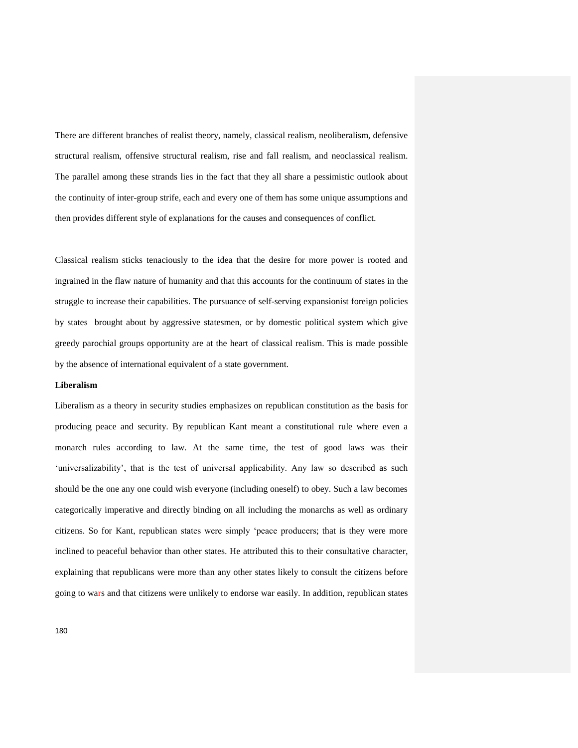There are different branches of realist theory, namely, classical realism, neoliberalism, defensive structural realism, offensive structural realism, rise and fall realism, and neoclassical realism. The parallel among these strands lies in the fact that they all share a pessimistic outlook about the continuity of inter-group strife, each and every one of them has some unique assumptions and then provides different style of explanations for the causes and consequences of conflict.

Classical realism sticks tenaciously to the idea that the desire for more power is rooted and ingrained in the flaw nature of humanity and that this accounts for the continuum of states in the struggle to increase their capabilities. The pursuance of self-serving expansionist foreign policies by states brought about by aggressive statesmen, or by domestic political system which give greedy parochial groups opportunity are at the heart of classical realism. This is made possible by the absence of international equivalent of a state government.

**Liberalism**

Liberalism as a theory in security studies emphasizes on republican constitution as the basis for producing peace and security. By republican Kant meant a constitutional rule where even a monarch rules according to law. At the same time, the test of good laws was their 'universalizability', that is the test of universal applicability. Any law so described as such should be the one any one could wish everyone (including oneself) to obey. Such a law becomes categorically imperative and directly binding on all including the monarchs as well as ordinary citizens. So for Kant, republican states were simply 'peace producers; that is they were more inclined to peaceful behavior than other states. He attributed this to their consultative character, explaining that republicans were more than any other states likely to consult the citizens before going to wars and that citizens were unlikely to endorse war easily. In addition, republican states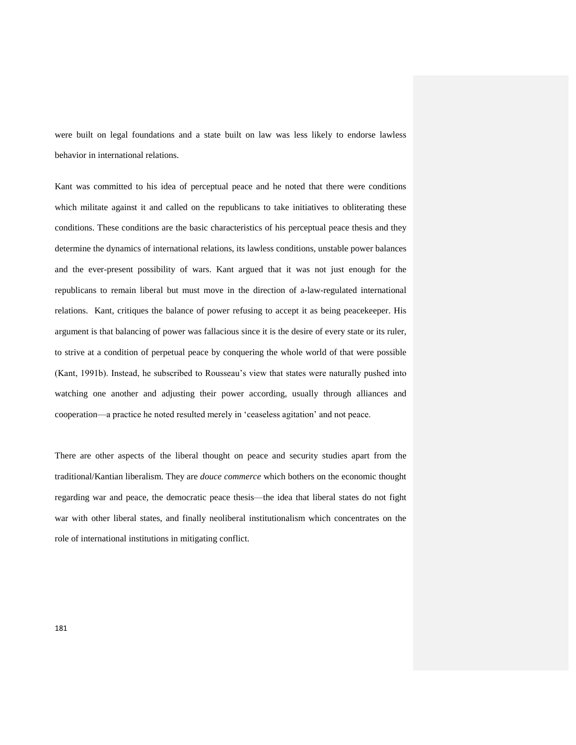were built on legal foundations and a state built on law was less likely to endorse lawless behavior in international relations.

Kant was committed to his idea of perceptual peace and he noted that there were conditions which militate against it and called on the republicans to take initiatives to obliterating these conditions. These conditions are the basic characteristics of his perceptual peace thesis and they determine the dynamics of international relations, its lawless conditions, unstable power balances and the ever-present possibility of wars. Kant argued that it was not just enough for the republicans to remain liberal but must move in the direction of a-law-regulated international relations. Kant, critiques the balance of power refusing to accept it as being peacekeeper. His argument is that balancing of power was fallacious since it is the desire of every state or its ruler, to strive at a condition of perpetual peace by conquering the whole world of that were possible (Kant, 1991b). Instead, he subscribed to Rousseau's view that states were naturally pushed into watching one another and adjusting their power according, usually through alliances and cooperation—a practice he noted resulted merely in 'ceaseless agitation' and not peace.

There are other aspects of the liberal thought on peace and security studies apart from the traditional/Kantian liberalism. They are *douce commerce* which bothers on the economic thought regarding war and peace, the democratic peace thesis—the idea that liberal states do not fight war with other liberal states, and finally neoliberal institutionalism which concentrates on the role of international institutions in mitigating conflict.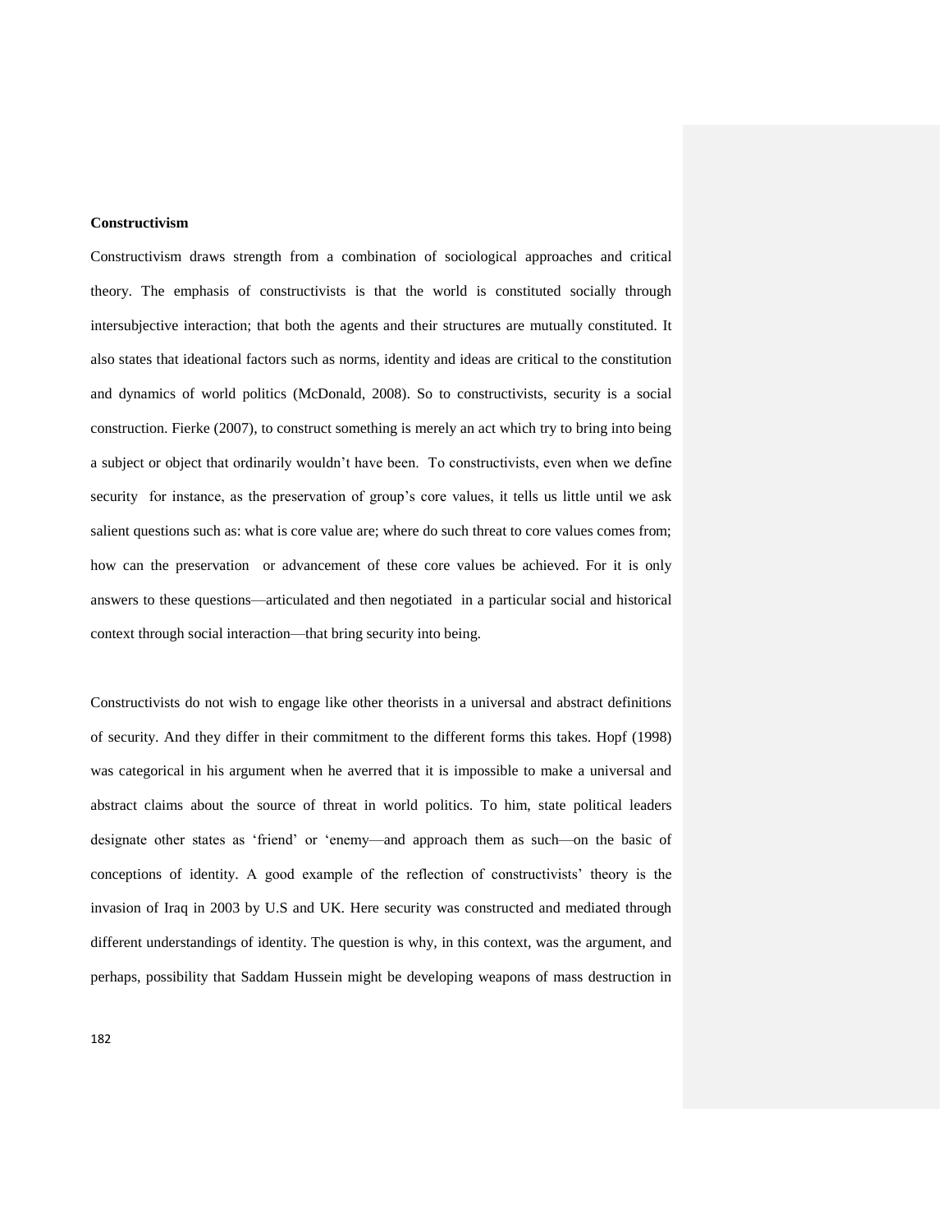**Constructivism**

Constructivism draws strength from a combination of sociological approaches and critical theory. The emphasis of constructivists is that the world is constituted socially through intersubjective interaction; that both the agents and their structures are mutually constituted. It also states that ideational factors such as norms, identity and ideas are critical to the constitution and dynamics of world politics (McDonald, 2008). So to constructivists, security is a social construction. Fierke (2007), to construct something is merely an act which try to bring into being a subject or object that ordinarily wouldn't have been. To constructivists, even when we define security for instance, as the preservation of group's core values, it tells us little until we ask salient questions such as: what is core value are; where do such threat to core values comes from; how can the preservation or advancement of these core values be achieved. For it is only answers to these questions—articulated and then negotiated in a particular social and historical context through social interaction—that bring security into being.

Constructivists do not wish to engage like other theorists in a universal and abstract definitions of security. And they differ in their commitment to the different forms this takes. Hopf (1998) was categorical in his argument when he averred that it is impossible to make a universal and abstract claims about the source of threat in world politics. To him, state political leaders designate other states as 'friend' or 'enemy—and approach them as such—on the basic of conceptions of identity. A good example of the reflection of constructivists' theory is the invasion of Iraq in 2003 by U.S and UK. Here security was constructed and mediated through different understandings of identity. The question is why, in this context, was the argument, and perhaps, possibility that Saddam Hussein might be developing weapons of mass destruction in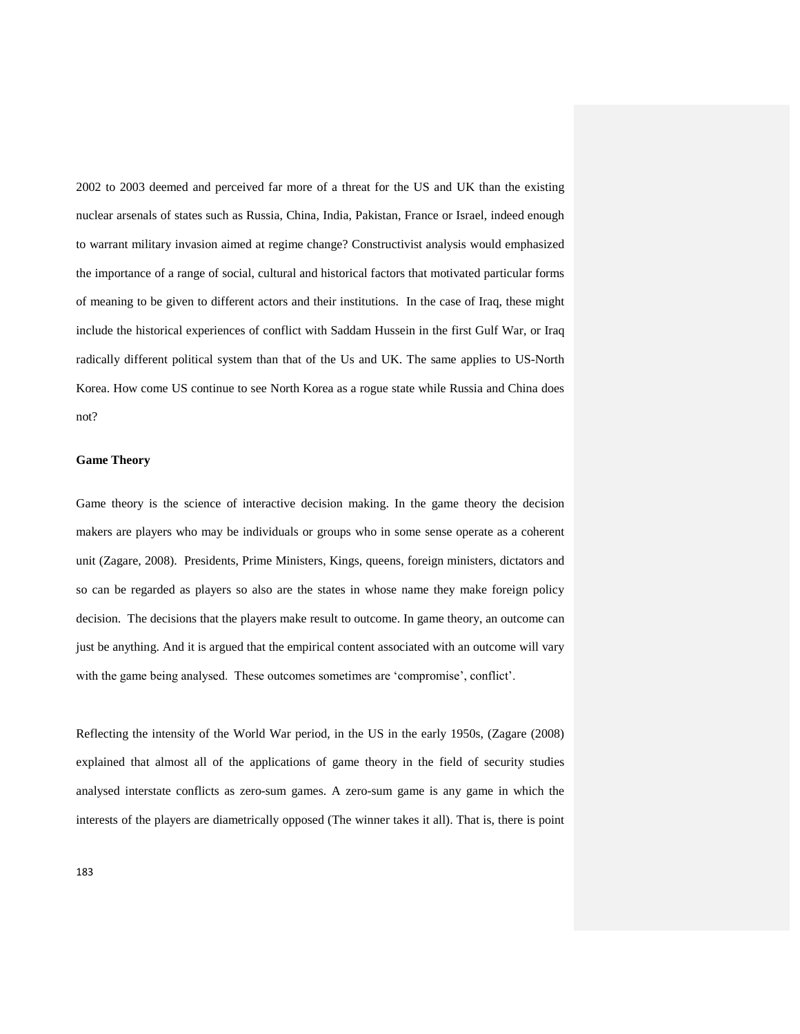2002 to 2003 deemed and perceived far more of a threat for the US and UK than the existing nuclear arsenals of states such as Russia, China, India, Pakistan, France or Israel, indeed enough to warrant military invasion aimed at regime change? Constructivist analysis would emphasized the importance of a range of social, cultural and historical factors that motivated particular forms of meaning to be given to different actors and their institutions. In the case of Iraq, these might include the historical experiences of conflict with Saddam Hussein in the first Gulf War, or Iraq radically different political system than that of the Us and UK. The same applies to US-North Korea. How come US continue to see North Korea as a rogue state while Russia and China does not?

**Game Theory**

Game theory is the science of interactive decision making. In the game theory the decision makers are players who may be individuals or groups who in some sense operate as a coherent unit (Zagare, 2008). Presidents, Prime Ministers, Kings, queens, foreign ministers, dictators and so can be regarded as players so also are the states in whose name they make foreign policy decision. The decisions that the players make result to outcome. In game theory, an outcome can just be anything. And it is argued that the empirical content associated with an outcome will vary with the game being analysed. These outcomes sometimes are 'compromise', conflict'.

Reflecting the intensity of the World War period, in the US in the early 1950s, (Zagare (2008) explained that almost all of the applications of game theory in the field of security studies analysed interstate conflicts as zero-sum games. A zero-sum game is any game in which the interests of the players are diametrically opposed (The winner takes it all). That is, there is point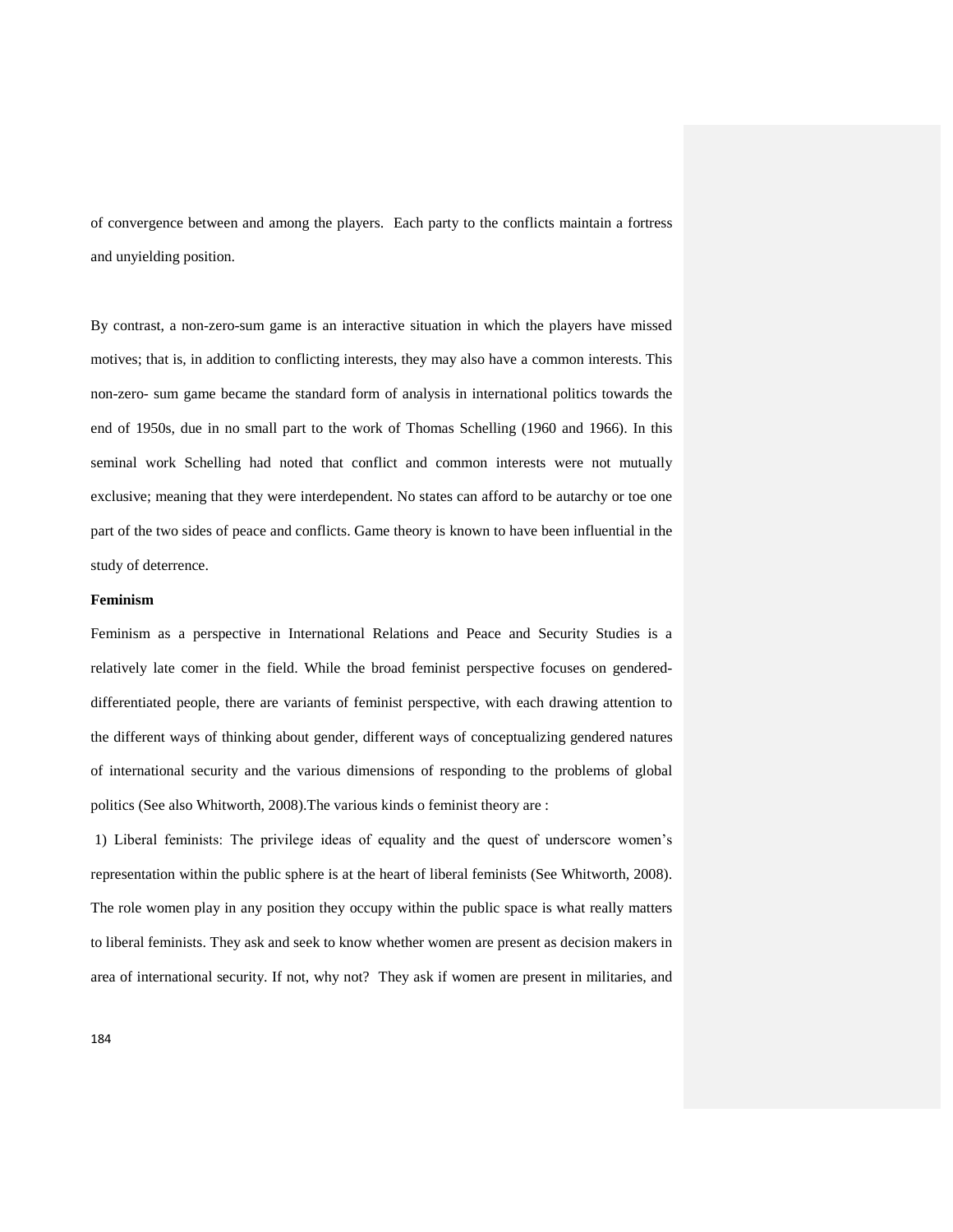of convergence between and among the players. Each party to the conflicts maintain a fortress and unyielding position.

By contrast, a non-zero-sum game is an interactive situation in which the players have missed motives; that is, in addition to conflicting interests, they may also have a common interests. This non-zero- sum game became the standard form of analysis in international politics towards the end of 1950s, due in no small part to the work of Thomas Schelling (1960 and 1966). In this seminal work Schelling had noted that conflict and common interests were not mutually exclusive; meaning that they were interdependent. No states can afford to be autarchy or toe one part of the two sides of peace and conflicts. Game theory is known to have been influential in the study of deterrence.

**Feminism**

Feminism as a perspective in International Relations and Peace and Security Studies is a relatively late comer in the field. While the broad feminist perspective focuses on gendered-differentiated people, there are variants of feminist perspective, with each drawing attention to the different ways of thinking about gender, different ways of conceptualizing gendered natures of international security and the various dimensions of responding to the problems of global politics (See also Whitworth, 2008).The various kinds o feminist theory are :

1) Liberal feminists: The privilege ideas of equality and the quest of underscore women's representation within the public sphere is at the heart of liberal feminists (See Whitworth, 2008). The role women play in any position they occupy within the public space is what really matters to liberal feminists. They ask and seek to know whether women are present as decision makers in area of international security. If not, why not? They ask if women are present in militaries, and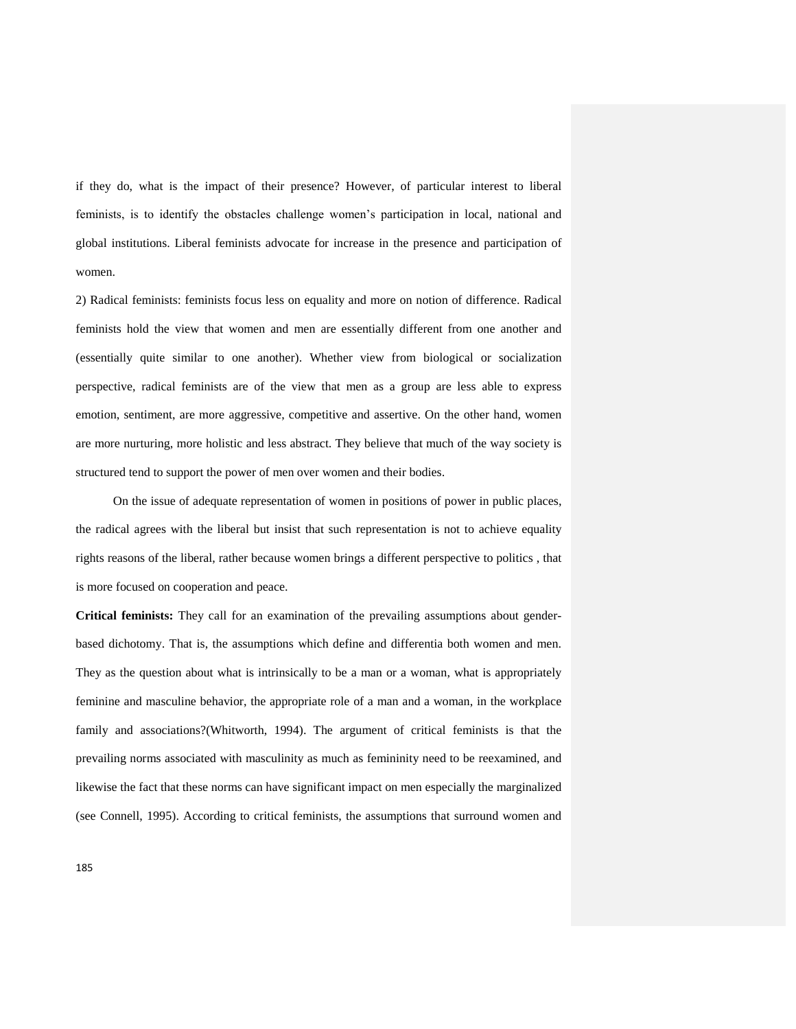if they do, what is the impact of their presence? However, of particular interest to liberal feminists, is to identify the obstacles challenge women's participation in local, national and global institutions. Liberal feminists advocate for increase in the presence and participation of women.

2) Radical feminists: feminists focus less on equality and more on notion of difference. Radical feminists hold the view that women and men are essentially different from one another and (essentially quite similar to one another). Whether view from biological or socialization perspective, radical feminists are of the view that men as a group are less able to express emotion, sentiment, are more aggressive, competitive and assertive. On the other hand, women are more nurturing, more holistic and less abstract. They believe that much of the way society is structured tend to support the power of men over women and their bodies.

On the issue of adequate representation of women in positions of power in public places, the radical agrees with the liberal but insist that such representation is not to achieve equality rights reasons of the liberal, rather because women brings a different perspective to politics , that is more focused on cooperation and peace.

**Critical feminists:** They call for an examination of the prevailing assumptions about gender-based dichotomy. That is, the assumptions which define and differentia both women and men. They as the question about what is intrinsically to be a man or a woman, what is appropriately feminine and masculine behavior, the appropriate role of a man and a woman, in the workplace family and associations?(Whitworth, 1994). The argument of critical feminists is that the prevailing norms associated with masculinity as much as femininity need to be reexamined, and likewise the fact that these norms can have significant impact on men especially the marginalized (see Connell, 1995). According to critical feminists, the assumptions that surround women and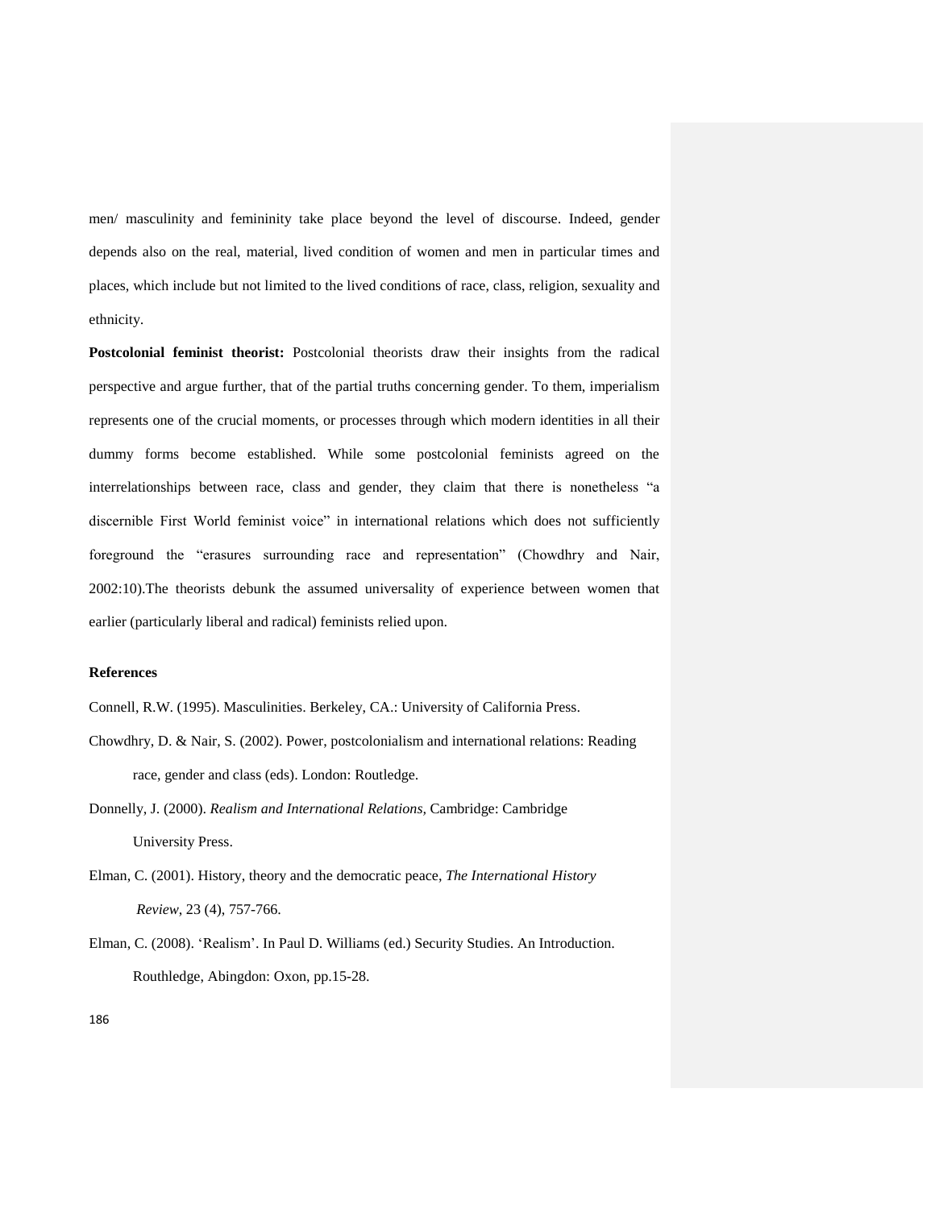men/ masculinity and femininity take place beyond the level of discourse. Indeed, gender depends also on the real, material, lived condition of women and men in particular times and places, which include but not limited to the lived conditions of race, class, religion, sexuality and ethnicity.

**Postcolonial feminist theorist:** Postcolonial theorists draw their insights from the radical perspective and argue further, that of the partial truths concerning gender. To them, imperialism represents one of the crucial moments, or processes through which modern identities in all their dummy forms become established. While some postcolonial feminists agreed on the interrelationships between race, class and gender, they claim that there is nonetheless "a discernible First World feminist voice" in international relations which does not sufficiently foreground the "erasures surrounding race and representation" (Chowdhry and Nair, 2002:10).The theorists debunk the assumed universality of experience between women that earlier (particularly liberal and radical) feminists relied upon.

**References**

Connell, R.W. (1995). Masculinities. Berkeley, CA.: University of California Press.

Chowdhry, D. & Nair, S. (2002). Power, postcolonialism and international relations: Reading race, gender and class (eds). London: Routledge.

Donnelly, J. (2000). *Realism and International Relations,* Cambridge: Cambridge University Press.

Elman, C. (2001). History, theory and the democratic peace, *The International History Review*, 23 (4), 757-766.

Elman, C. (2008). 'Realism'. In Paul D. Williams (ed.) Security Studies. An Introduction. Routhledge, Abingdon: Oxon, pp.15-28.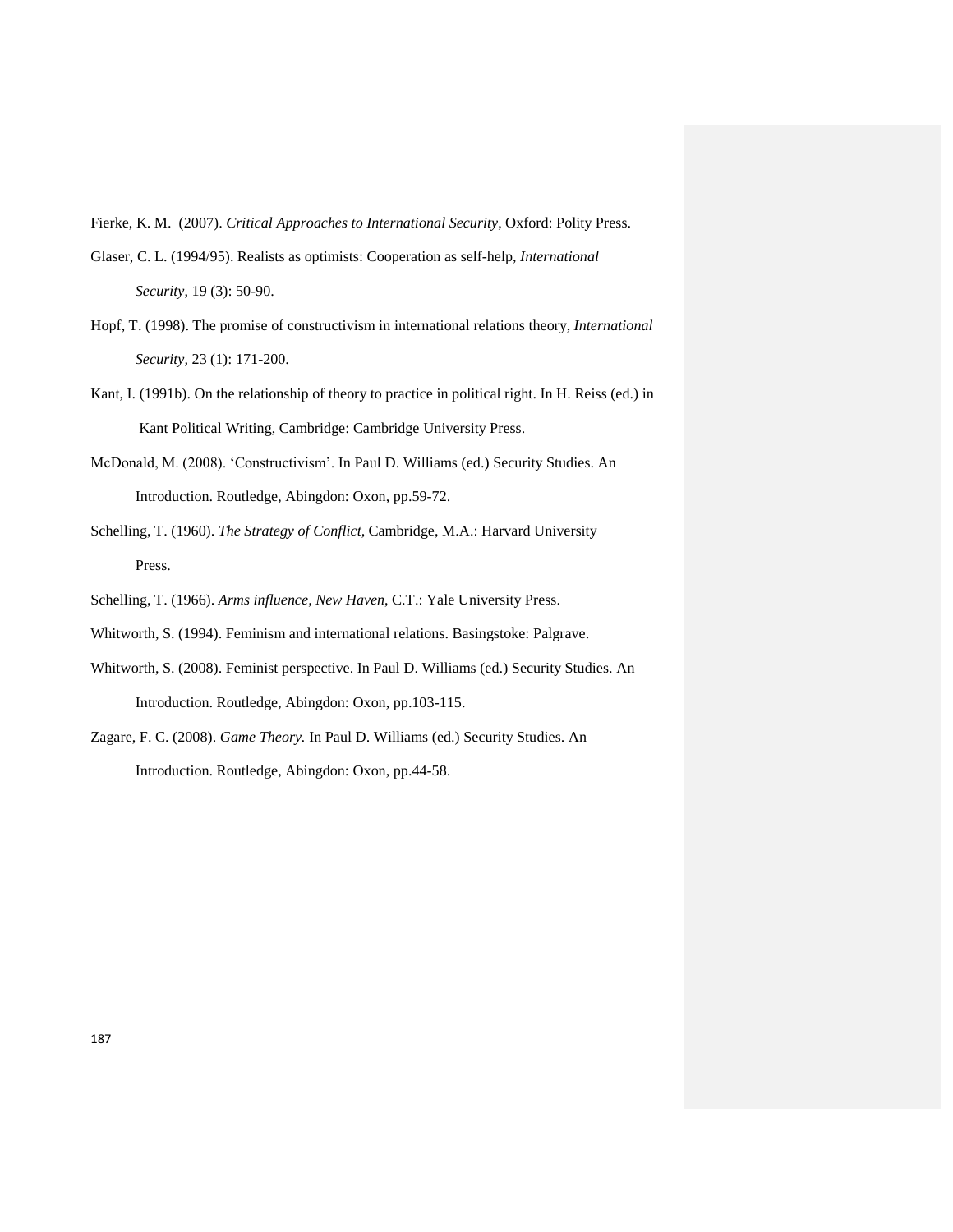Fierke, K. M. (2007). *Critical Approaches to International Security*, Oxford: Polity Press.

Glaser, C. L. (1994/95). Realists as optimists: Cooperation as self-help, *International Security*, 19 (3): 50-90.

Hopf, T. (1998). The promise of constructivism in international relations theory, *International Security*, 23 (1): 171-200.

Kant, I. (1991b). On the relationship of theory to practice in political right. In H. Reiss (ed.) in Kant Political Writing, Cambridge: Cambridge University Press.

McDonald, M. (2008). 'Constructivism'. In Paul D. Williams (ed.) Security Studies. An Introduction. Routledge, Abingdon: Oxon, pp.59-72.

Schelling, T. (1960). *The Strategy of Conflict*, Cambridge, M.A.: Harvard University Press.

Schelling, T. (1966). *Arms influence, New Haven*, C.T.: Yale University Press.

Whitworth, S. (1994). Feminism and international relations. Basingstoke: Palgrave.

Whitworth, S. (2008). Feminist perspective. In Paul D. Williams (ed.) Security Studies. An Introduction. Routledge, Abingdon: Oxon, pp.103-115.

Zagare, F. C. (2008). *Game Theory.* In Paul D. Williams (ed.) Security Studies. An Introduction. Routledge, Abingdon: Oxon, pp.44-58.